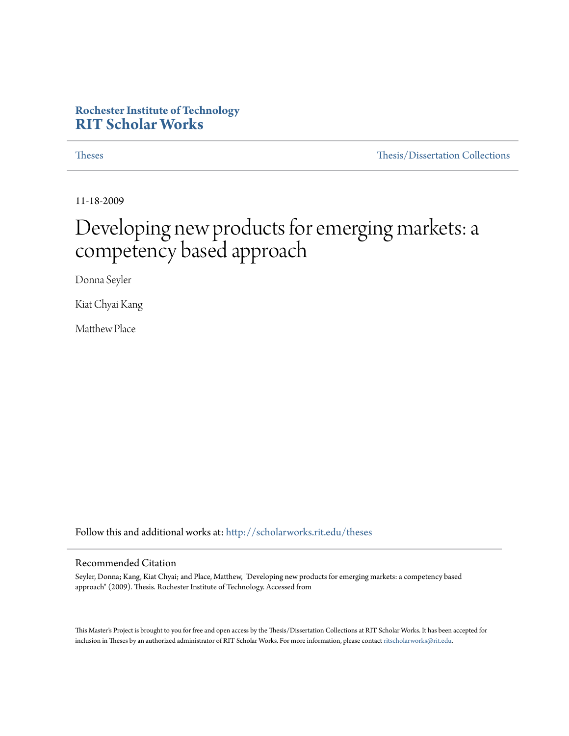Rochester Institute of Technology
**RIT Scholar Works**

Theses | Thesis/Dissertation Collections

11-18-2009

# Developing new products for emerging markets: a competency based approach

Donna Seyler

Kiat Chyai Kang

Matthew Place

Follow this and additional works at: http://scholarworks.rit.edu/theses

## Recommended Citation

Seyler, Donna; Kang, Kiat Chyai; and Place, Matthew, "Developing new products for emerging markets: a competency based approach" (2009). Thesis. Rochester Institute of Technology. Accessed from

This Master's Project is brought to you for free and open access by the Thesis/Dissertation Collections at RIT Scholar Works. It has been accepted for inclusion in Theses by an authorized administrator of RIT Scholar Works. For more information, please contact ritscholarworks@rit.edu.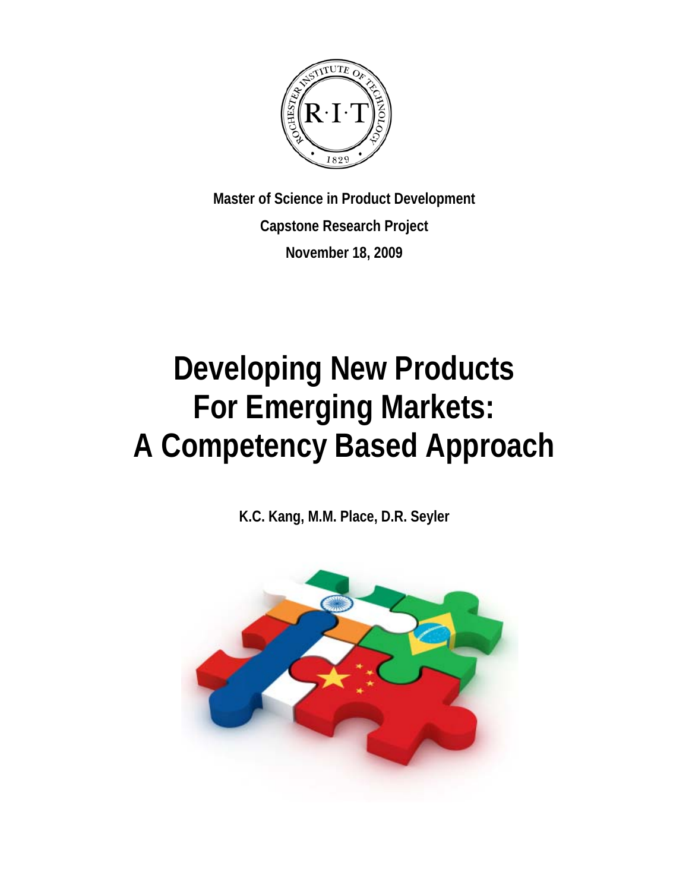**Master of Science in Product Development**

**Capstone Research Project**

**November 18, 2009**

# Developing New Products For Emerging Markets: A Competency Based Approach

**K.C. Kang, M.M. Place, D.R. Seyler**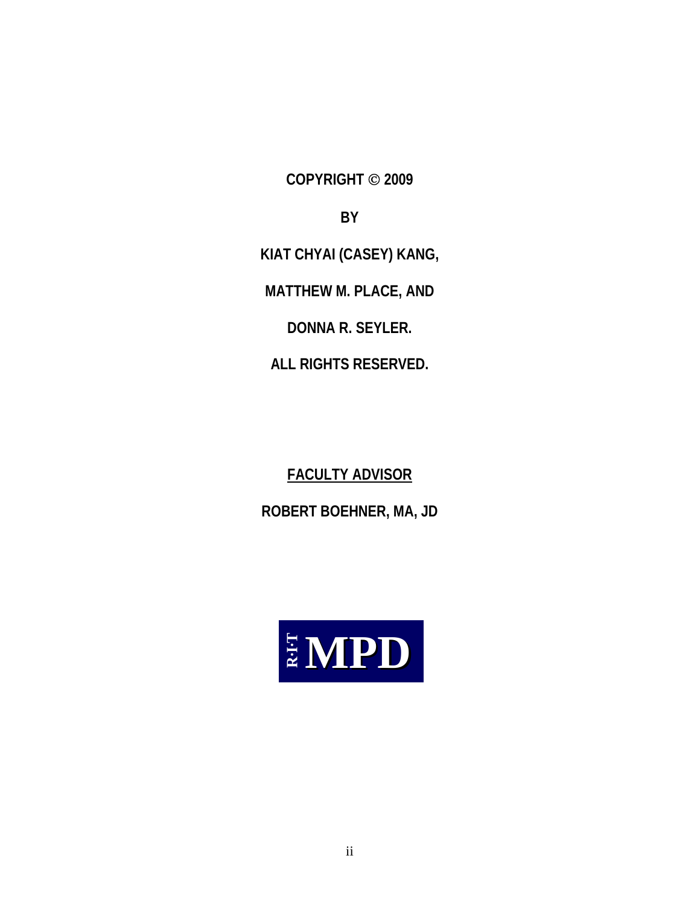**COPYRIGHT © 2009**

**BY**

**KIAT CHYAI (CASEY) KANG,**

**MATTHEW M. PLACE, AND**

**DONNA R. SEYLER.**

**ALL RIGHTS RESERVED.**

**FACULTY ADVISOR**

**ROBERT BOEHNER, MA, JD**

R·I·T MPD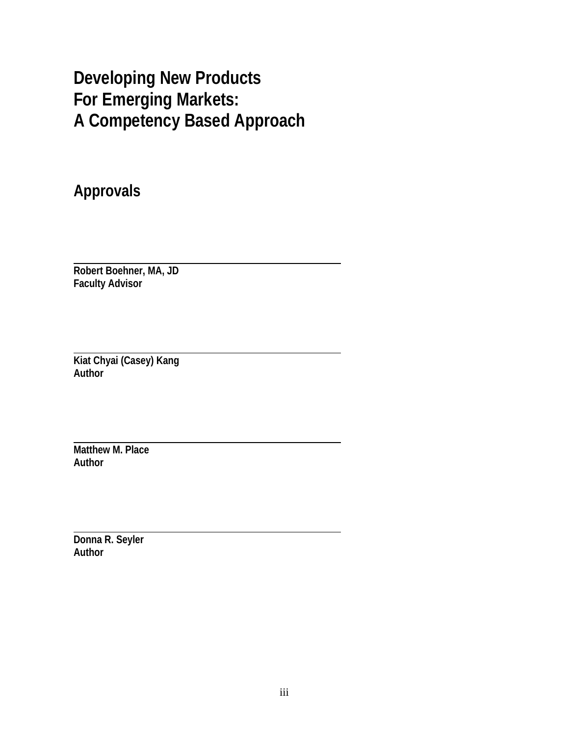# Developing New Products For Emerging Markets: A Competency Based Approach

## Approvals

---

**Robert Boehner, MA, JD**
**Faculty Advisor**

---

**Kiat Chyai (Casey) Kang**
**Author**

---

**Matthew M. Place**
**Author**

---

**Donna R. Seyler**
**Author**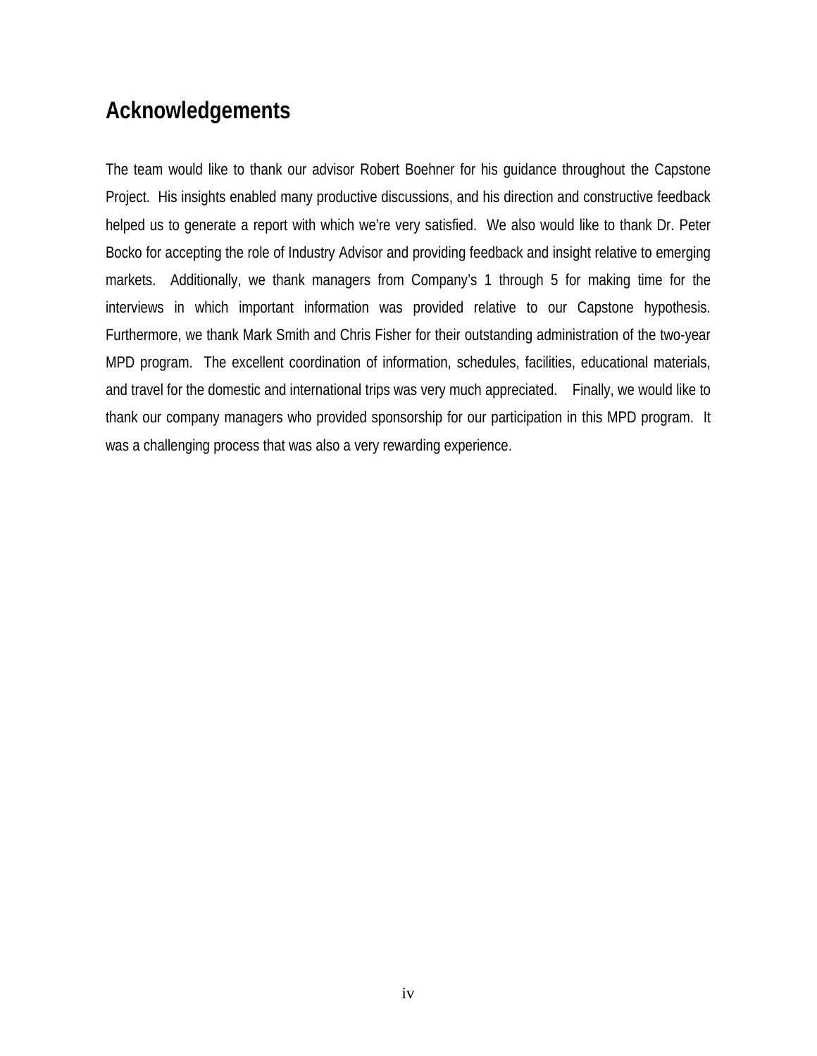## Acknowledgements

The team would like to thank our advisor Robert Boehner for his guidance throughout the Capstone Project. His insights enabled many productive discussions, and his direction and constructive feedback helped us to generate a report with which we're very satisfied. We also would like to thank Dr. Peter Bocko for accepting the role of Industry Advisor and providing feedback and insight relative to emerging markets. Additionally, we thank managers from Company's 1 through 5 for making time for the interviews in which important information was provided relative to our Capstone hypothesis. Furthermore, we thank Mark Smith and Chris Fisher for their outstanding administration of the two-year MPD program. The excellent coordination of information, schedules, facilities, educational materials, and travel for the domestic and international trips was very much appreciated. Finally, we would like to thank our company managers who provided sponsorship for our participation in this MPD program. It was a challenging process that was also a very rewarding experience.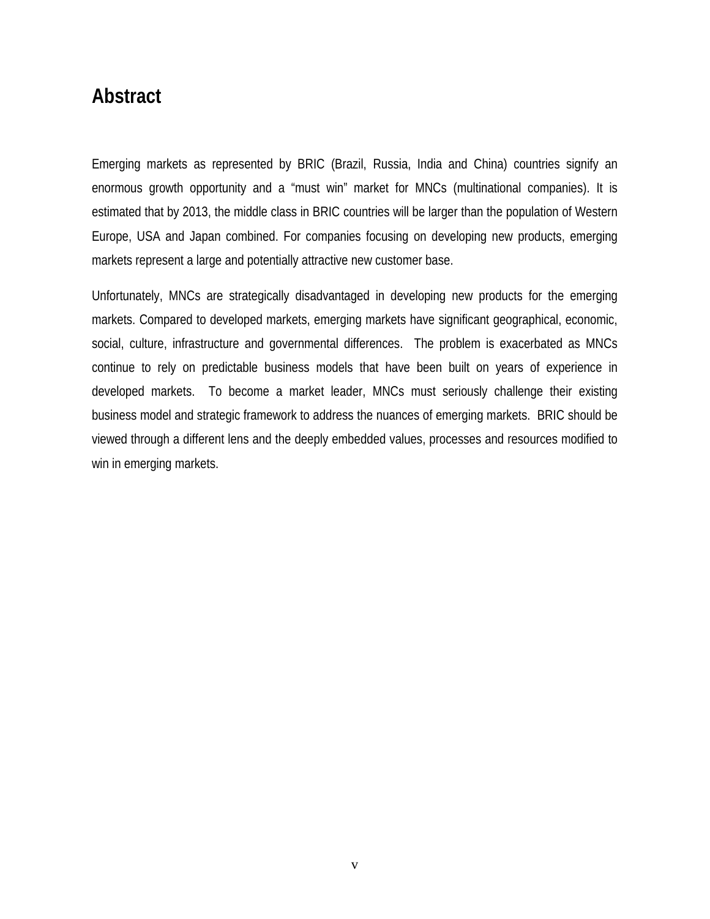# Abstract

Emerging markets as represented by BRIC (Brazil, Russia, India and China) countries signify an enormous growth opportunity and a “must win” market for MNCs (multinational companies). It is estimated that by 2013, the middle class in BRIC countries will be larger than the population of Western Europe, USA and Japan combined. For companies focusing on developing new products, emerging markets represent a large and potentially attractive new customer base.

Unfortunately, MNCs are strategically disadvantaged in developing new products for the emerging markets. Compared to developed markets, emerging markets have significant geographical, economic, social, culture, infrastructure and governmental differences. The problem is exacerbated as MNCs continue to rely on predictable business models that have been built on years of experience in developed markets. To become a market leader, MNCs must seriously challenge their existing business model and strategic framework to address the nuances of emerging markets. BRIC should be viewed through a different lens and the deeply embedded values, processes and resources modified to win in emerging markets.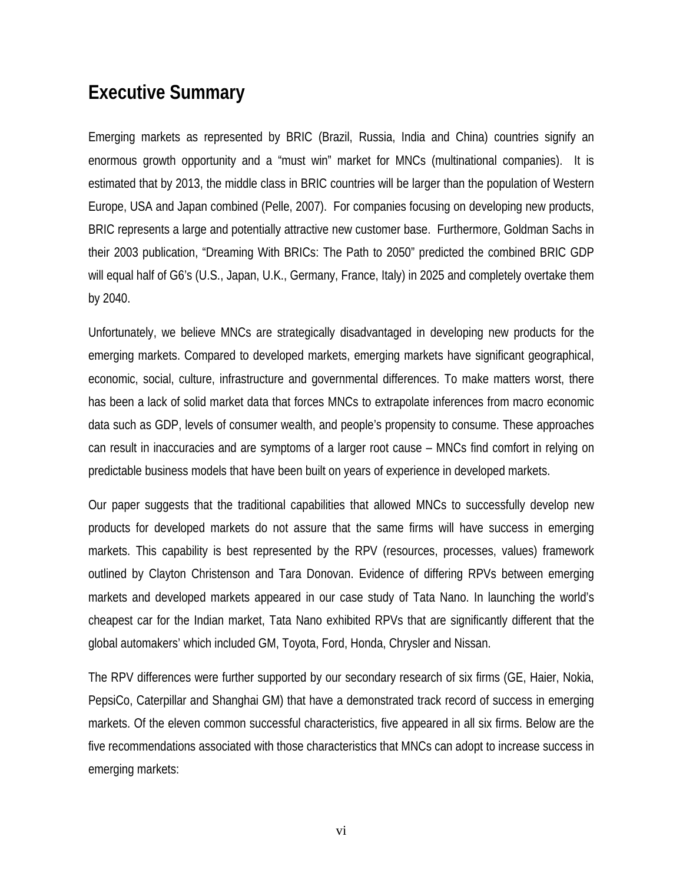# Executive Summary

Emerging markets as represented by BRIC (Brazil, Russia, India and China) countries signify an enormous growth opportunity and a "must win" market for MNCs (multinational companies). It is estimated that by 2013, the middle class in BRIC countries will be larger than the population of Western Europe, USA and Japan combined (Pelle, 2007). For companies focusing on developing new products, BRIC represents a large and potentially attractive new customer base. Furthermore, Goldman Sachs in their 2003 publication, "Dreaming With BRICs: The Path to 2050" predicted the combined BRIC GDP will equal half of G6's (U.S., Japan, U.K., Germany, France, Italy) in 2025 and completely overtake them by 2040.

Unfortunately, we believe MNCs are strategically disadvantaged in developing new products for the emerging markets. Compared to developed markets, emerging markets have significant geographical, economic, social, culture, infrastructure and governmental differences. To make matters worst, there has been a lack of solid market data that forces MNCs to extrapolate inferences from macro economic data such as GDP, levels of consumer wealth, and people's propensity to consume. These approaches can result in inaccuracies and are symptoms of a larger root cause – MNCs find comfort in relying on predictable business models that have been built on years of experience in developed markets.

Our paper suggests that the traditional capabilities that allowed MNCs to successfully develop new products for developed markets do not assure that the same firms will have success in emerging markets. This capability is best represented by the RPV (resources, processes, values) framework outlined by Clayton Christenson and Tara Donovan. Evidence of differing RPVs between emerging markets and developed markets appeared in our case study of Tata Nano. In launching the world's cheapest car for the Indian market, Tata Nano exhibited RPVs that are significantly different that the global automakers' which included GM, Toyota, Ford, Honda, Chrysler and Nissan.

The RPV differences were further supported by our secondary research of six firms (GE, Haier, Nokia, PepsiCo, Caterpillar and Shanghai GM) that have a demonstrated track record of success in emerging markets. Of the eleven common successful characteristics, five appeared in all six firms. Below are the five recommendations associated with those characteristics that MNCs can adopt to increase success in emerging markets: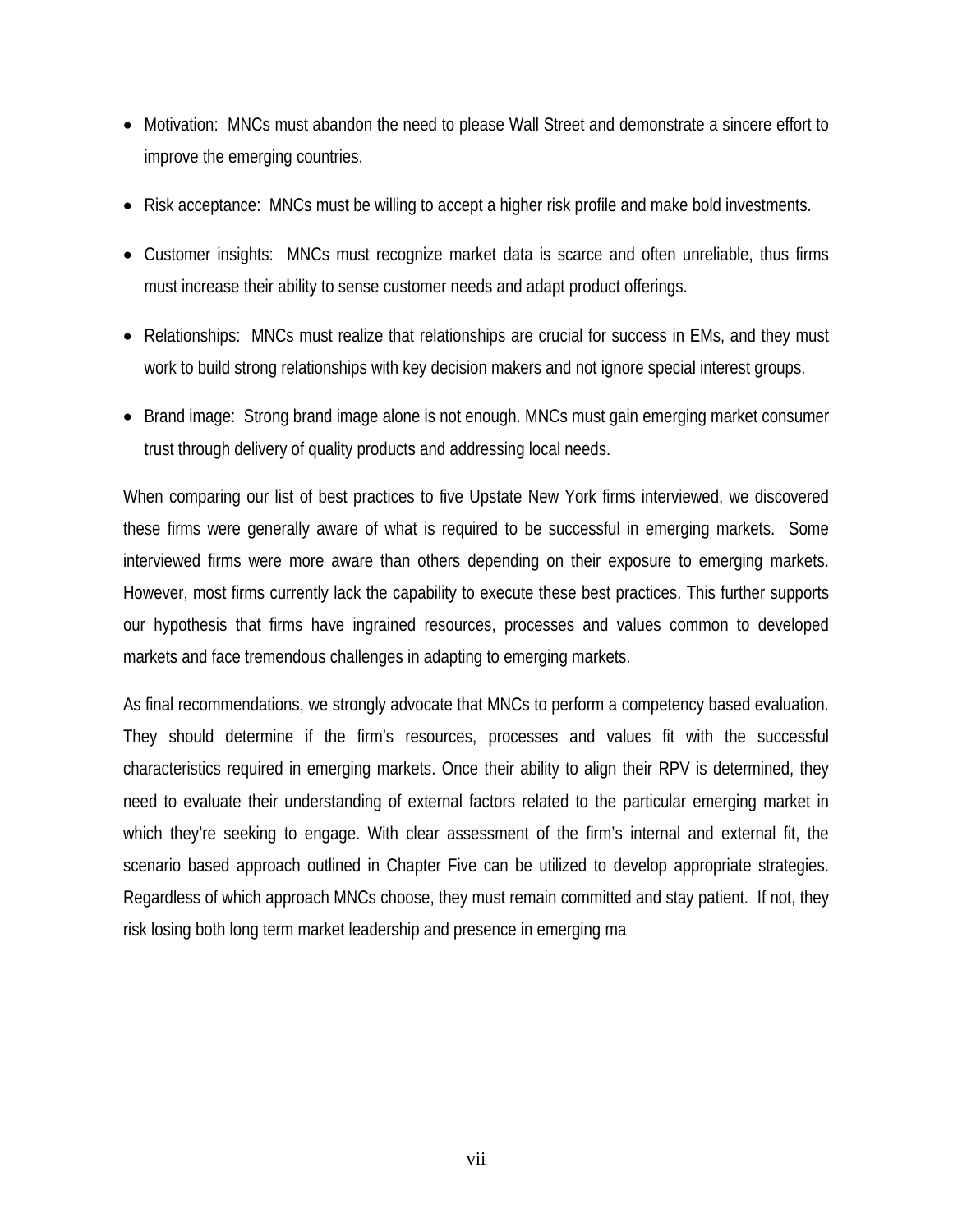- Motivation:  MNCs must abandon the need to please Wall Street and demonstrate a sincere effort to improve the emerging countries.
- Risk acceptance:  MNCs must be willing to accept a higher risk profile and make bold investments.
- Customer insights:  MNCs must recognize market data is scarce and often unreliable, thus firms must increase their ability to sense customer needs and adapt product offerings.
- Relationships:  MNCs must realize that relationships are crucial for success in EMs, and they must work to build strong relationships with key decision makers and not ignore special interest groups.
- Brand image:  Strong brand image alone is not enough. MNCs must gain emerging market consumer trust through delivery of quality products and addressing local needs.

When comparing our list of best practices to five Upstate New York firms interviewed, we discovered these firms were generally aware of what is required to be successful in emerging markets.  Some interviewed firms were more aware than others depending on their exposure to emerging markets. However, most firms currently lack the capability to execute these best practices. This further supports our hypothesis that firms have ingrained resources, processes and values common to developed markets and face tremendous challenges in adapting to emerging markets.

As final recommendations, we strongly advocate that MNCs to perform a competency based evaluation. They should determine if the firm's resources, processes and values fit with the successful characteristics required in emerging markets. Once their ability to align their RPV is determined, they need to evaluate their understanding of external factors related to the particular emerging market in which they're seeking to engage. With clear assessment of the firm's internal and external fit, the scenario based approach outlined in Chapter Five can be utilized to develop appropriate strategies. Regardless of which approach MNCs choose, they must remain committed and stay patient.  If not, they risk losing both long term market leadership and presence in emerging ma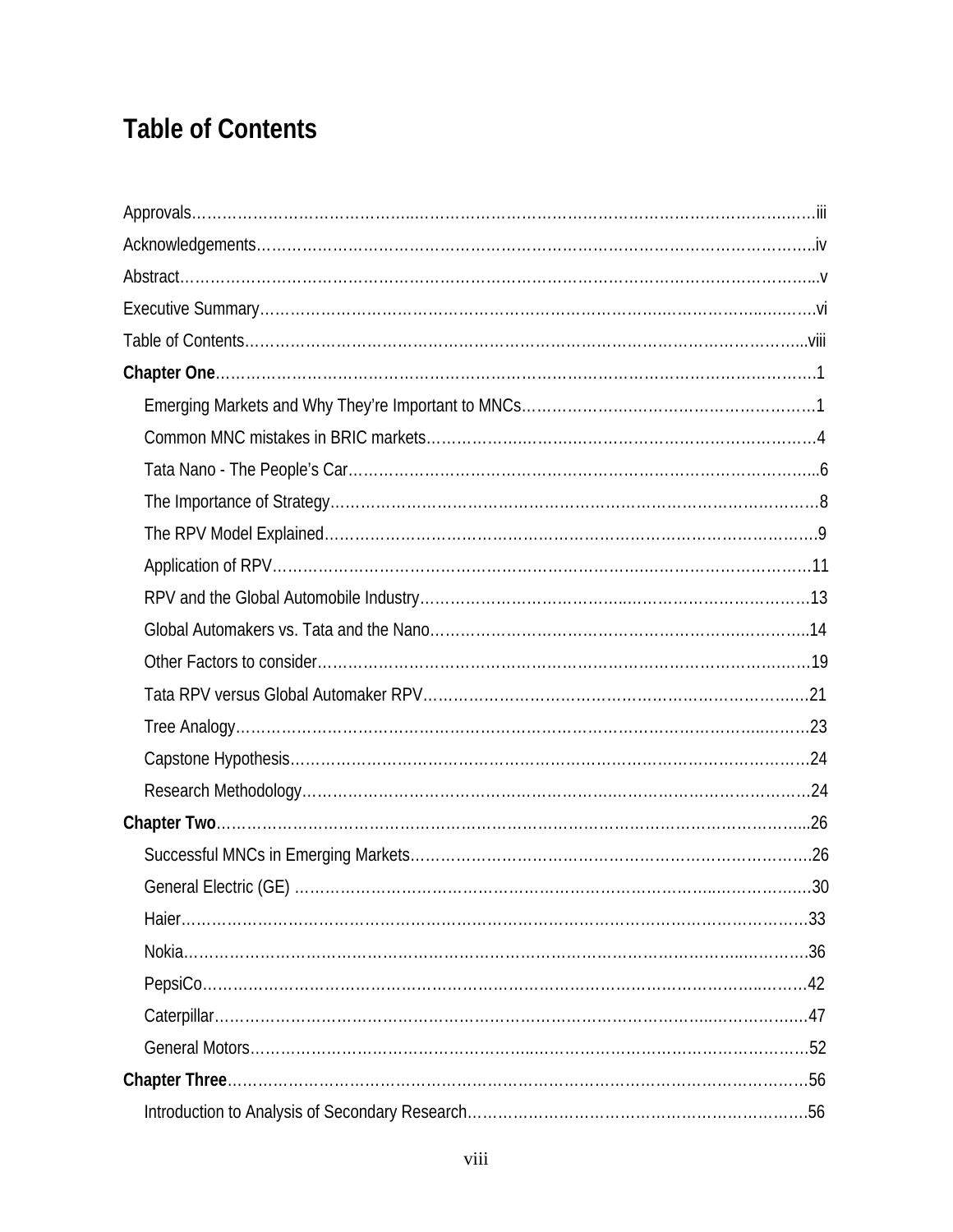# Table of Contents

Approvals……………………………………………………………………………………………………iii

Acknowledgements……………………………………………………………………………………………iv

Abstract……………………………………………………………………………………………………v

Executive Summary……………………………………………………………………………………………vi

Table of Contents……………………………………………………………………………………………viii

**Chapter One**……………………………………………………………………………………………1

- Emerging Markets and Why They're Important to MNCs……………………………………………1
- Common MNC mistakes in BRIC markets…………………………………………………………4
- Tata Nano - The People's Car……………………………………………………………………6
- The Importance of Strategy………………………………………………………………………8
- The RPV Model Explained………………………………………………………………………9
- Application of RPV………………………………………………………………………………11
- RPV and the Global Automobile Industry…………………………………………………………13
- Global Automakers vs. Tata and the Nano…………………………………………………………14
- Other Factors to consider…………………………………………………………………………19
- Tata RPV versus Global Automaker RPV…………………………………………………………21
- Tree Analogy……………………………………………………………………………………23
- Capstone Hypothesis……………………………………………………………………………24
- Research Methodology……………………………………………………………………………24

**Chapter Two**……………………………………………………………………………………………26

- Successful MNCs in Emerging Markets……………………………………………………………26
- General Electric (GE) ……………………………………………………………………………30
- Haier……………………………………………………………………………………………33
- Nokia……………………………………………………………………………………………36
- PepsiCo…………………………………………………………………………………………42
- Caterpillar………………………………………………………………………………………47
- General Motors…………………………………………………………………………………52

**Chapter Three**…………………………………………………………………………………………56

- Introduction to Analysis of Secondary Research…………………………………………………56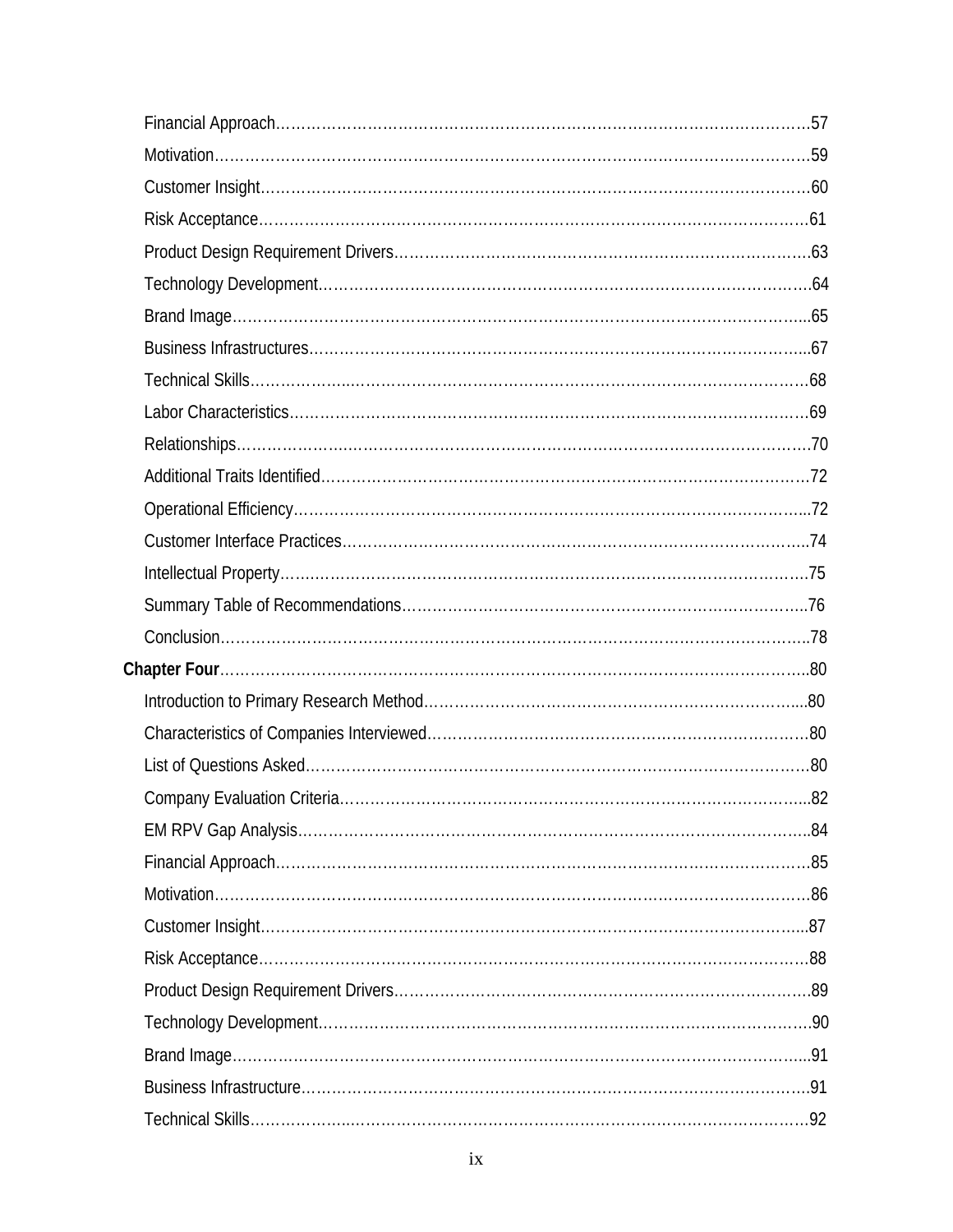Financial Approach……………………………………………………………………………………………57

Motivation…………………………………………………………………………………………………59

Customer Insight……………………………………………………………………………………………60

Risk Acceptance……………………………………………………………………………………………61

Product Design Requirement Drivers………………………………………………………………………63

Technology Development……………………………………………………………………………………64

Brand Image…………………………………………………………………………………………………65

Business Infrastructures……………………………………………………………………………………67

Technical Skills………………………………………………………………………………………………68

Labor Characteristics………………………………………………………………………………………69

Relationships…………………………………………………………………………………………………70

Additional Traits Identified…………………………………………………………………………………72

Operational Efficiency………………………………………………………………………………………72

Customer Interface Practices………………………………………………………………………………74

Intellectual Property…………………………………………………………………………………………75

Summary Table of Recommendations………………………………………………………………………76

Conclusion……………………………………………………………………………………………………78

**Chapter Four**………………………………………………………………………………………………80

Introduction to Primary Research Method…………………………………………………………………80

Characteristics of Companies Interviewed…………………………………………………………………80

List of Questions Asked……………………………………………………………………………………80

Company Evaluation Criteria………………………………………………………………………………82

EM RPV Gap Analysis………………………………………………………………………………………84

Financial Approach……………………………………………………………………………………………85

Motivation……………………………………………………………………………………………………86

Customer Insight………………………………………………………………………………………………87

Risk Acceptance………………………………………………………………………………………………88

Product Design Requirement Drivers…………………………………………………………………………89

Technology Development……………………………………………………………………………………90

Brand Image…………………………………………………………………………………………………91

Business Infrastructure………………………………………………………………………………………91

Technical Skills………………………………………………………………………………………………92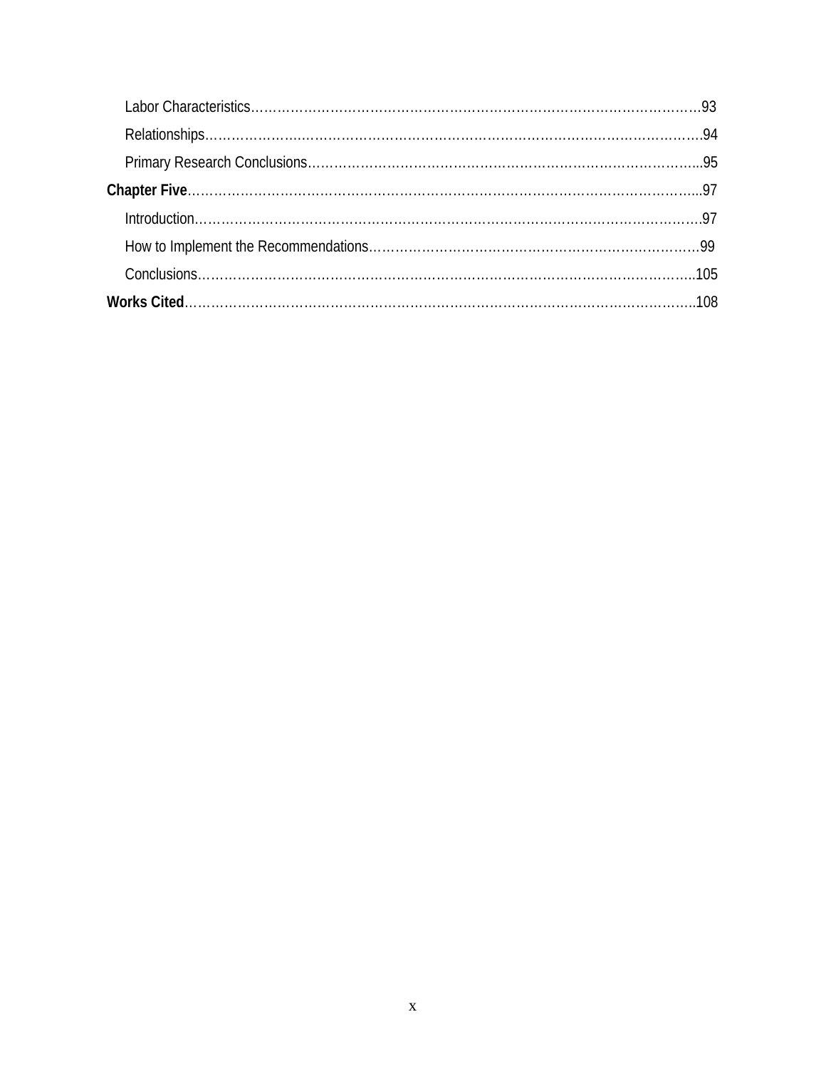Labor Characteristics……………………………………………………………………………………93

Relationships……………………………………………………………………………………………94

Primary Research Conclusions…………………………………………………………………………95

**Chapter Five**………………………………………………………………………………………………97

Introduction………………………………………………………………………………………………97

How to Implement the Recommendations………………………………………………………………99

Conclusions………………………………………………………………………………………………105

**Works Cited**………………………………………………………………………………………………108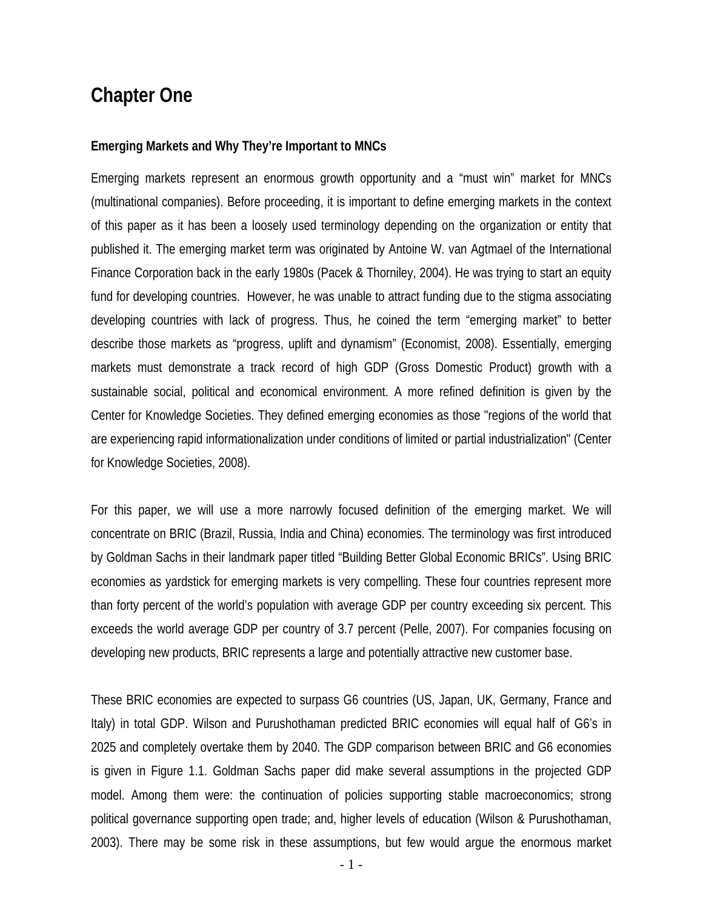# Chapter One

### Emerging Markets and Why They're Important to MNCs

Emerging markets represent an enormous growth opportunity and a "must win" market for MNCs (multinational companies). Before proceeding, it is important to define emerging markets in the context of this paper as it has been a loosely used terminology depending on the organization or entity that published it. The emerging market term was originated by Antoine W. van Agtmael of the International Finance Corporation back in the early 1980s (Pacek & Thorniley, 2004). He was trying to start an equity fund for developing countries. However, he was unable to attract funding due to the stigma associating developing countries with lack of progress. Thus, he coined the term "emerging market" to better describe those markets as "progress, uplift and dynamism" (Economist, 2008). Essentially, emerging markets must demonstrate a track record of high GDP (Gross Domestic Product) growth with a sustainable social, political and economical environment. A more refined definition is given by the Center for Knowledge Societies. They defined emerging economies as those "regions of the world that are experiencing rapid informationalization under conditions of limited or partial industrialization" (Center for Knowledge Societies, 2008).

For this paper, we will use a more narrowly focused definition of the emerging market. We will concentrate on BRIC (Brazil, Russia, India and China) economies. The terminology was first introduced by Goldman Sachs in their landmark paper titled "Building Better Global Economic BRICs". Using BRIC economies as yardstick for emerging markets is very compelling. These four countries represent more than forty percent of the world's population with average GDP per country exceeding six percent. This exceeds the world average GDP per country of 3.7 percent (Pelle, 2007). For companies focusing on developing new products, BRIC represents a large and potentially attractive new customer base.

These BRIC economies are expected to surpass G6 countries (US, Japan, UK, Germany, France and Italy) in total GDP. Wilson and Purushothaman predicted BRIC economies will equal half of G6's in 2025 and completely overtake them by 2040. The GDP comparison between BRIC and G6 economies is given in Figure 1.1. Goldman Sachs paper did make several assumptions in the projected GDP model. Among them were: the continuation of policies supporting stable macroeconomics; strong political governance supporting open trade; and, higher levels of education (Wilson & Purushothaman, 2003). There may be some risk in these assumptions, but few would argue the enormous market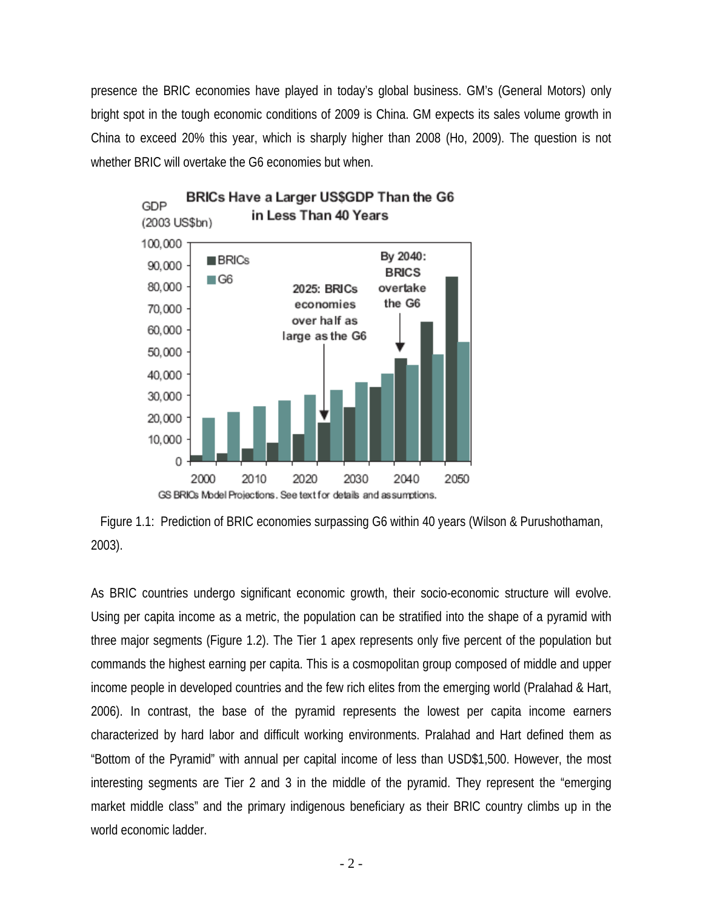presence the BRIC economies have played in today's global business. GM's (General Motors) only bright spot in the tough economic conditions of 2009 is China. GM expects its sales volume growth in China to exceed 20% this year, which is sharply higher than 2008 (Ho, 2009). The question is not whether BRIC will overtake the G6 economies but when.

BRICs Have a Larger US$GDP Than the G6 in Less Than 40 Years

GDP (2003 US$bn)

100,000
90,000
80,000
70,000
60,000
50,000
40,000
30,000
20,000
10,000
0

BRICs
G6

2025: BRICs economies over half as large as the G6

By 2040: BRICS overtake the G6

2000 2010 2020 2030 2040 2050

GS BRICs Model Projections. See text for details and assumptions.

Figure 1.1: Prediction of BRIC economies surpassing G6 within 40 years (Wilson & Purushothaman, 2003).

As BRIC countries undergo significant economic growth, their socio-economic structure will evolve. Using per capita income as a metric, the population can be stratified into the shape of a pyramid with three major segments (Figure 1.2). The Tier 1 apex represents only five percent of the population but commands the highest earning per capita. This is a cosmopolitan group composed of middle and upper income people in developed countries and the few rich elites from the emerging world (Pralahad & Hart, 2006). In contrast, the base of the pyramid represents the lowest per capita income earners characterized by hard labor and difficult working environments. Pralahad and Hart defined them as "Bottom of the Pyramid" with annual per capital income of less than USD$1,500. However, the most interesting segments are Tier 2 and 3 in the middle of the pyramid. They represent the "emerging market middle class" and the primary indigenous beneficiary as their BRIC country climbs up in the world economic ladder.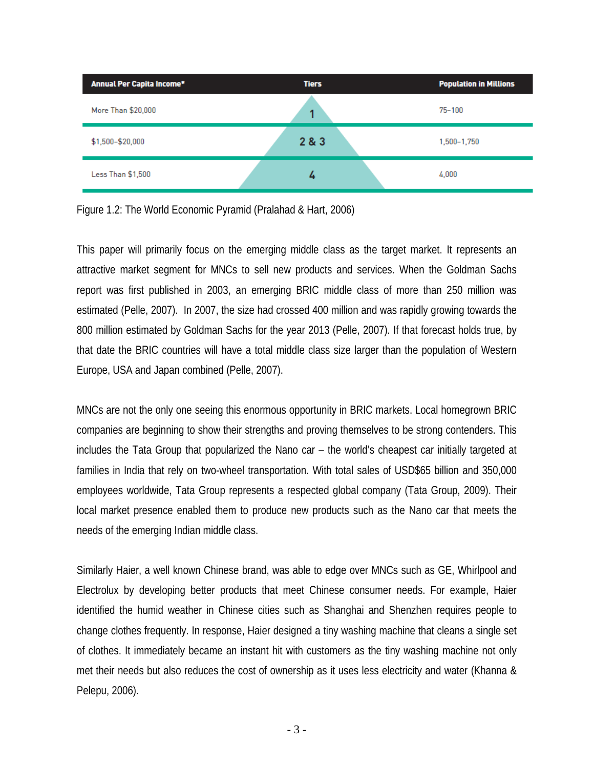| Annual Per Capita Income* | Tiers | Population in Millions |
| --- | --- | --- |
| More Than $20,000 | 1 | 75–100 |
| $1,500–$20,000 | 2 & 3 | 1,500–1,750 |
| Less Than $1,500 | 4 | 4,000 |

Figure 1.2: The World Economic Pyramid (Pralahad & Hart, 2006)

This paper will primarily focus on the emerging middle class as the target market. It represents an attractive market segment for MNCs to sell new products and services. When the Goldman Sachs report was first published in 2003, an emerging BRIC middle class of more than 250 million was estimated (Pelle, 2007). In 2007, the size had crossed 400 million and was rapidly growing towards the 800 million estimated by Goldman Sachs for the year 2013 (Pelle, 2007). If that forecast holds true, by that date the BRIC countries will have a total middle class size larger than the population of Western Europe, USA and Japan combined (Pelle, 2007).

MNCs are not the only one seeing this enormous opportunity in BRIC markets. Local homegrown BRIC companies are beginning to show their strengths and proving themselves to be strong contenders. This includes the Tata Group that popularized the Nano car – the world's cheapest car initially targeted at families in India that rely on two-wheel transportation. With total sales of USD$65 billion and 350,000 employees worldwide, Tata Group represents a respected global company (Tata Group, 2009). Their local market presence enabled them to produce new products such as the Nano car that meets the needs of the emerging Indian middle class.

Similarly Haier, a well known Chinese brand, was able to edge over MNCs such as GE, Whirlpool and Electrolux by developing better products that meet Chinese consumer needs. For example, Haier identified the humid weather in Chinese cities such as Shanghai and Shenzhen requires people to change clothes frequently. In response, Haier designed a tiny washing machine that cleans a single set of clothes. It immediately became an instant hit with customers as the tiny washing machine not only met their needs but also reduces the cost of ownership as it uses less electricity and water (Khanna & Pelepu, 2006).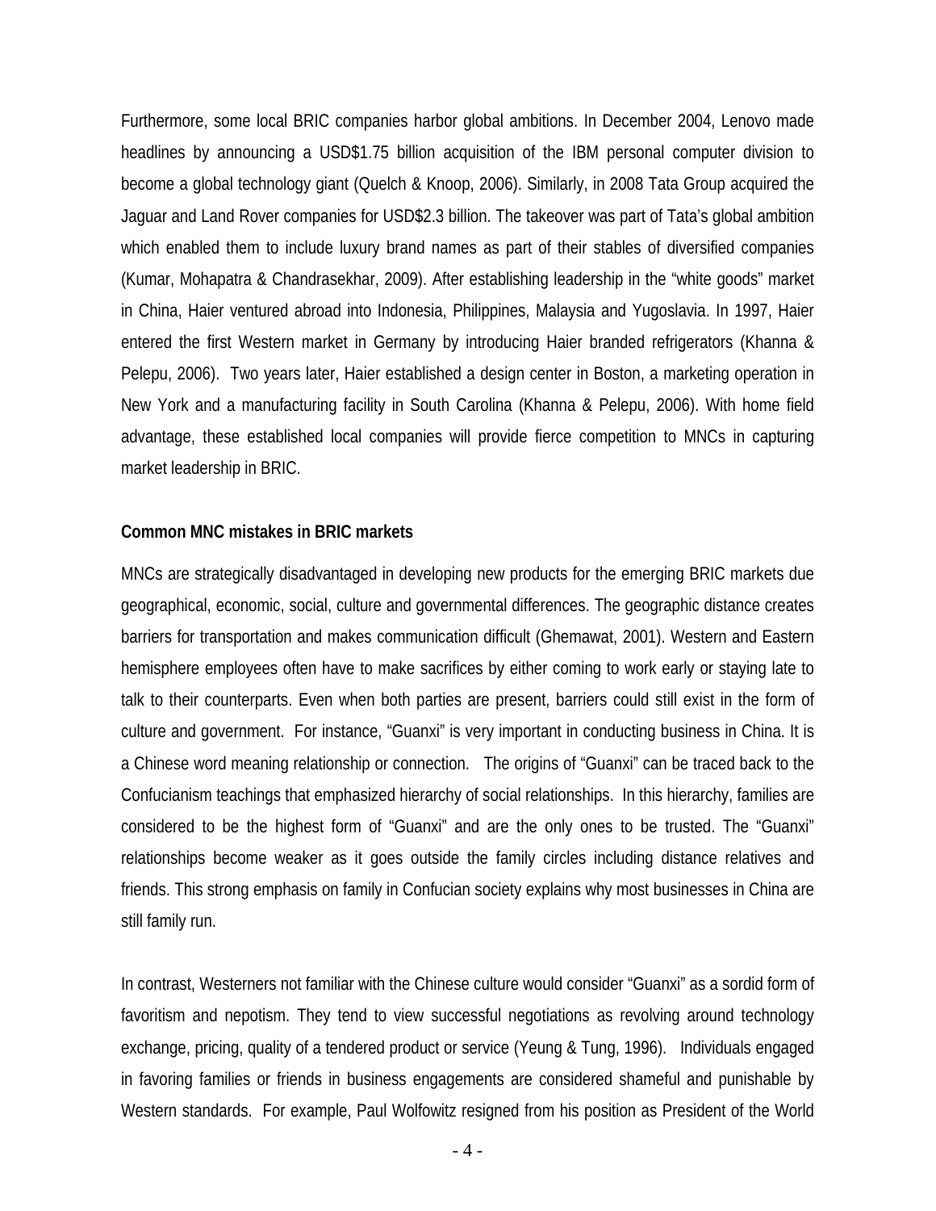Furthermore, some local BRIC companies harbor global ambitions. In December 2004, Lenovo made headlines by announcing a USD$1.75 billion acquisition of the IBM personal computer division to become a global technology giant (Quelch & Knoop, 2006). Similarly, in 2008 Tata Group acquired the Jaguar and Land Rover companies for USD$2.3 billion. The takeover was part of Tata's global ambition which enabled them to include luxury brand names as part of their stables of diversified companies (Kumar, Mohapatra & Chandrasekhar, 2009). After establishing leadership in the "white goods" market in China, Haier ventured abroad into Indonesia, Philippines, Malaysia and Yugoslavia. In 1997, Haier entered the first Western market in Germany by introducing Haier branded refrigerators (Khanna & Pelepu, 2006). Two years later, Haier established a design center in Boston, a marketing operation in New York and a manufacturing facility in South Carolina (Khanna & Pelepu, 2006). With home field advantage, these established local companies will provide fierce competition to MNCs in capturing market leadership in BRIC.

**Common MNC mistakes in BRIC markets**

MNCs are strategically disadvantaged in developing new products for the emerging BRIC markets due geographical, economic, social, culture and governmental differences. The geographic distance creates barriers for transportation and makes communication difficult (Ghemawat, 2001). Western and Eastern hemisphere employees often have to make sacrifices by either coming to work early or staying late to talk to their counterparts. Even when both parties are present, barriers could still exist in the form of culture and government. For instance, "Guanxi" is very important in conducting business in China. It is a Chinese word meaning relationship or connection. The origins of "Guanxi" can be traced back to the Confucianism teachings that emphasized hierarchy of social relationships. In this hierarchy, families are considered to be the highest form of "Guanxi" and are the only ones to be trusted. The "Guanxi" relationships become weaker as it goes outside the family circles including distance relatives and friends. This strong emphasis on family in Confucian society explains why most businesses in China are still family run.

In contrast, Westerners not familiar with the Chinese culture would consider "Guanxi" as a sordid form of favoritism and nepotism. They tend to view successful negotiations as revolving around technology exchange, pricing, quality of a tendered product or service (Yeung & Tung, 1996). Individuals engaged in favoring families or friends in business engagements are considered shameful and punishable by Western standards. For example, Paul Wolfowitz resigned from his position as President of the World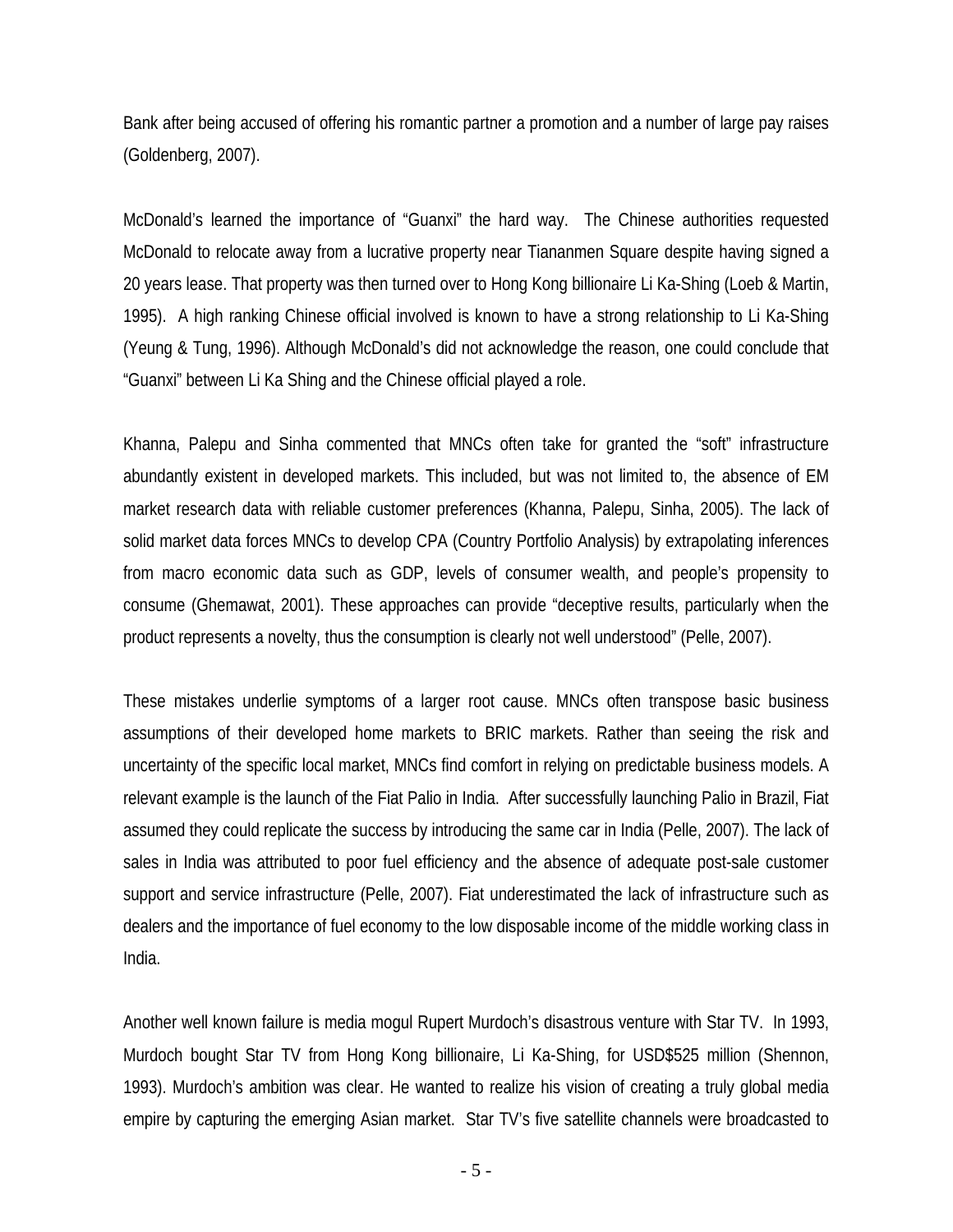Bank after being accused of offering his romantic partner a promotion and a number of large pay raises (Goldenberg, 2007).

McDonald's learned the importance of "Guanxi" the hard way. The Chinese authorities requested McDonald to relocate away from a lucrative property near Tiananmen Square despite having signed a 20 years lease. That property was then turned over to Hong Kong billionaire Li Ka-Shing (Loeb & Martin, 1995). A high ranking Chinese official involved is known to have a strong relationship to Li Ka-Shing (Yeung & Tung, 1996). Although McDonald's did not acknowledge the reason, one could conclude that "Guanxi" between Li Ka Shing and the Chinese official played a role.

Khanna, Palepu and Sinha commented that MNCs often take for granted the "soft" infrastructure abundantly existent in developed markets. This included, but was not limited to, the absence of EM market research data with reliable customer preferences (Khanna, Palepu, Sinha, 2005). The lack of solid market data forces MNCs to develop CPA (Country Portfolio Analysis) by extrapolating inferences from macro economic data such as GDP, levels of consumer wealth, and people's propensity to consume (Ghemawat, 2001). These approaches can provide "deceptive results, particularly when the product represents a novelty, thus the consumption is clearly not well understood" (Pelle, 2007).

These mistakes underlie symptoms of a larger root cause. MNCs often transpose basic business assumptions of their developed home markets to BRIC markets. Rather than seeing the risk and uncertainty of the specific local market, MNCs find comfort in relying on predictable business models. A relevant example is the launch of the Fiat Palio in India. After successfully launching Palio in Brazil, Fiat assumed they could replicate the success by introducing the same car in India (Pelle, 2007). The lack of sales in India was attributed to poor fuel efficiency and the absence of adequate post-sale customer support and service infrastructure (Pelle, 2007). Fiat underestimated the lack of infrastructure such as dealers and the importance of fuel economy to the low disposable income of the middle working class in India.

Another well known failure is media mogul Rupert Murdoch's disastrous venture with Star TV. In 1993, Murdoch bought Star TV from Hong Kong billionaire, Li Ka-Shing, for USD$525 million (Shennon, 1993). Murdoch's ambition was clear. He wanted to realize his vision of creating a truly global media empire by capturing the emerging Asian market. Star TV's five satellite channels were broadcasted to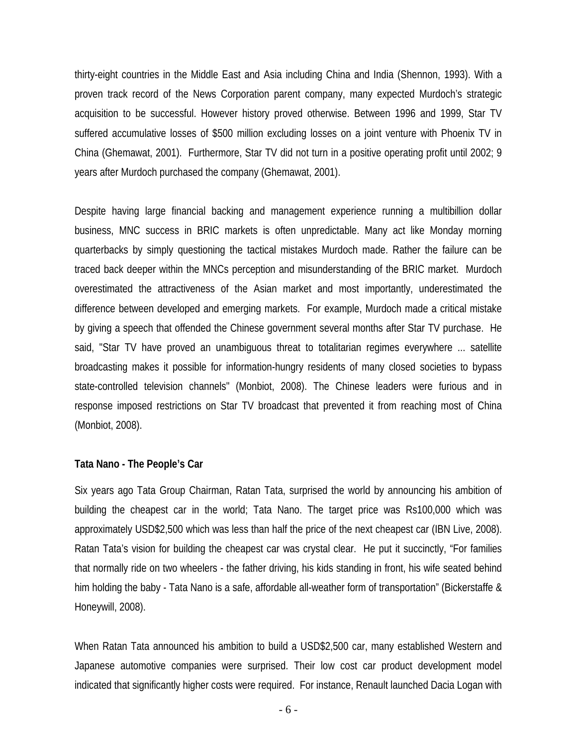thirty-eight countries in the Middle East and Asia including China and India (Shennon, 1993). With a proven track record of the News Corporation parent company, many expected Murdoch's strategic acquisition to be successful. However history proved otherwise. Between 1996 and 1999, Star TV suffered accumulative losses of $500 million excluding losses on a joint venture with Phoenix TV in China (Ghemawat, 2001). Furthermore, Star TV did not turn in a positive operating profit until 2002; 9 years after Murdoch purchased the company (Ghemawat, 2001).

Despite having large financial backing and management experience running a multibillion dollar business, MNC success in BRIC markets is often unpredictable. Many act like Monday morning quarterbacks by simply questioning the tactical mistakes Murdoch made. Rather the failure can be traced back deeper within the MNCs perception and misunderstanding of the BRIC market. Murdoch overestimated the attractiveness of the Asian market and most importantly, underestimated the difference between developed and emerging markets. For example, Murdoch made a critical mistake by giving a speech that offended the Chinese government several months after Star TV purchase. He said, "Star TV have proved an unambiguous threat to totalitarian regimes everywhere ... satellite broadcasting makes it possible for information-hungry residents of many closed societies to bypass state-controlled television channels" (Monbiot, 2008). The Chinese leaders were furious and in response imposed restrictions on Star TV broadcast that prevented it from reaching most of China (Monbiot, 2008).

**Tata Nano - The People's Car**

Six years ago Tata Group Chairman, Ratan Tata, surprised the world by announcing his ambition of building the cheapest car in the world; Tata Nano. The target price was Rs100,000 which was approximately USD$2,500 which was less than half the price of the next cheapest car (IBN Live, 2008). Ratan Tata's vision for building the cheapest car was crystal clear. He put it succinctly, "For families that normally ride on two wheelers - the father driving, his kids standing in front, his wife seated behind him holding the baby - Tata Nano is a safe, affordable all-weather form of transportation" (Bickerstaffe & Honeywill, 2008).

When Ratan Tata announced his ambition to build a USD$2,500 car, many established Western and Japanese automotive companies were surprised. Their low cost car product development model indicated that significantly higher costs were required. For instance, Renault launched Dacia Logan with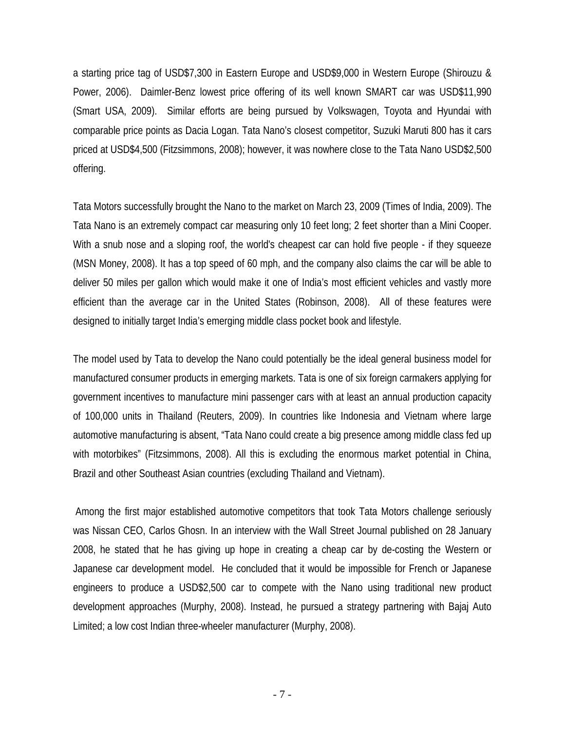a starting price tag of USD$7,300 in Eastern Europe and USD$9,000 in Western Europe (Shirouzu & Power, 2006). Daimler-Benz lowest price offering of its well known SMART car was USD$11,990 (Smart USA, 2009). Similar efforts are being pursued by Volkswagen, Toyota and Hyundai with comparable price points as Dacia Logan. Tata Nano's closest competitor, Suzuki Maruti 800 has it cars priced at USD$4,500 (Fitzsimmons, 2008); however, it was nowhere close to the Tata Nano USD$2,500 offering.

Tata Motors successfully brought the Nano to the market on March 23, 2009 (Times of India, 2009). The Tata Nano is an extremely compact car measuring only 10 feet long; 2 feet shorter than a Mini Cooper. With a snub nose and a sloping roof, the world's cheapest car can hold five people - if they squeeze (MSN Money, 2008). It has a top speed of 60 mph, and the company also claims the car will be able to deliver 50 miles per gallon which would make it one of India's most efficient vehicles and vastly more efficient than the average car in the United States (Robinson, 2008). All of these features were designed to initially target India's emerging middle class pocket book and lifestyle.

The model used by Tata to develop the Nano could potentially be the ideal general business model for manufactured consumer products in emerging markets. Tata is one of six foreign carmakers applying for government incentives to manufacture mini passenger cars with at least an annual production capacity of 100,000 units in Thailand (Reuters, 2009). In countries like Indonesia and Vietnam where large automotive manufacturing is absent, "Tata Nano could create a big presence among middle class fed up with motorbikes" (Fitzsimmons, 2008). All this is excluding the enormous market potential in China, Brazil and other Southeast Asian countries (excluding Thailand and Vietnam).

Among the first major established automotive competitors that took Tata Motors challenge seriously was Nissan CEO, Carlos Ghosn. In an interview with the Wall Street Journal published on 28 January 2008, he stated that he has giving up hope in creating a cheap car by de-costing the Western or Japanese car development model. He concluded that it would be impossible for French or Japanese engineers to produce a USD$2,500 car to compete with the Nano using traditional new product development approaches (Murphy, 2008). Instead, he pursued a strategy partnering with Bajaj Auto Limited; a low cost Indian three-wheeler manufacturer (Murphy, 2008).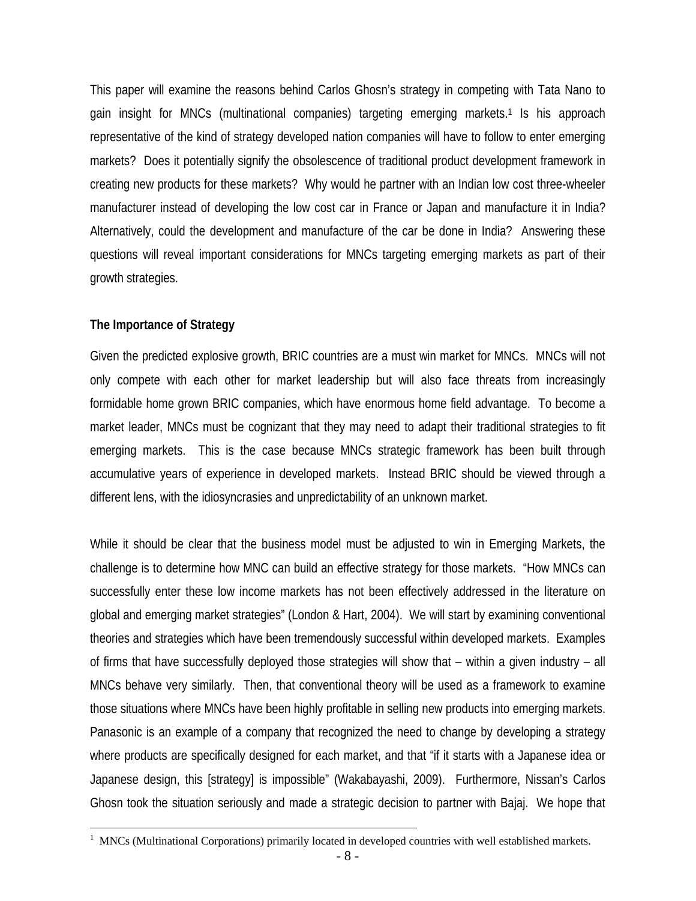This paper will examine the reasons behind Carlos Ghosn's strategy in competing with Tata Nano to gain insight for MNCs (multinational companies) targeting emerging markets.[1] Is his approach representative of the kind of strategy developed nation companies will have to follow to enter emerging markets? Does it potentially signify the obsolescence of traditional product development framework in creating new products for these markets? Why would he partner with an Indian low cost three-wheeler manufacturer instead of developing the low cost car in France or Japan and manufacture it in India? Alternatively, could the development and manufacture of the car be done in India? Answering these questions will reveal important considerations for MNCs targeting emerging markets as part of their growth strategies.

**The Importance of Strategy**

Given the predicted explosive growth, BRIC countries are a must win market for MNCs. MNCs will not only compete with each other for market leadership but will also face threats from increasingly formidable home grown BRIC companies, which have enormous home field advantage. To become a market leader, MNCs must be cognizant that they may need to adapt their traditional strategies to fit emerging markets. This is the case because MNCs strategic framework has been built through accumulative years of experience in developed markets. Instead BRIC should be viewed through a different lens, with the idiosyncrasies and unpredictability of an unknown market.

While it should be clear that the business model must be adjusted to win in Emerging Markets, the challenge is to determine how MNC can build an effective strategy for those markets. "How MNCs can successfully enter these low income markets has not been effectively addressed in the literature on global and emerging market strategies" (London & Hart, 2004). We will start by examining conventional theories and strategies which have been tremendously successful within developed markets. Examples of firms that have successfully deployed those strategies will show that – within a given industry – all MNCs behave very similarly. Then, that conventional theory will be used as a framework to examine those situations where MNCs have been highly profitable in selling new products into emerging markets. Panasonic is an example of a company that recognized the need to change by developing a strategy where products are specifically designed for each market, and that "if it starts with a Japanese idea or Japanese design, this [strategy] is impossible" (Wakabayashi, 2009). Furthermore, Nissan's Carlos Ghosn took the situation seriously and made a strategic decision to partner with Bajaj. We hope that

[1] MNCs (Multinational Corporations) primarily located in developed countries with well established markets.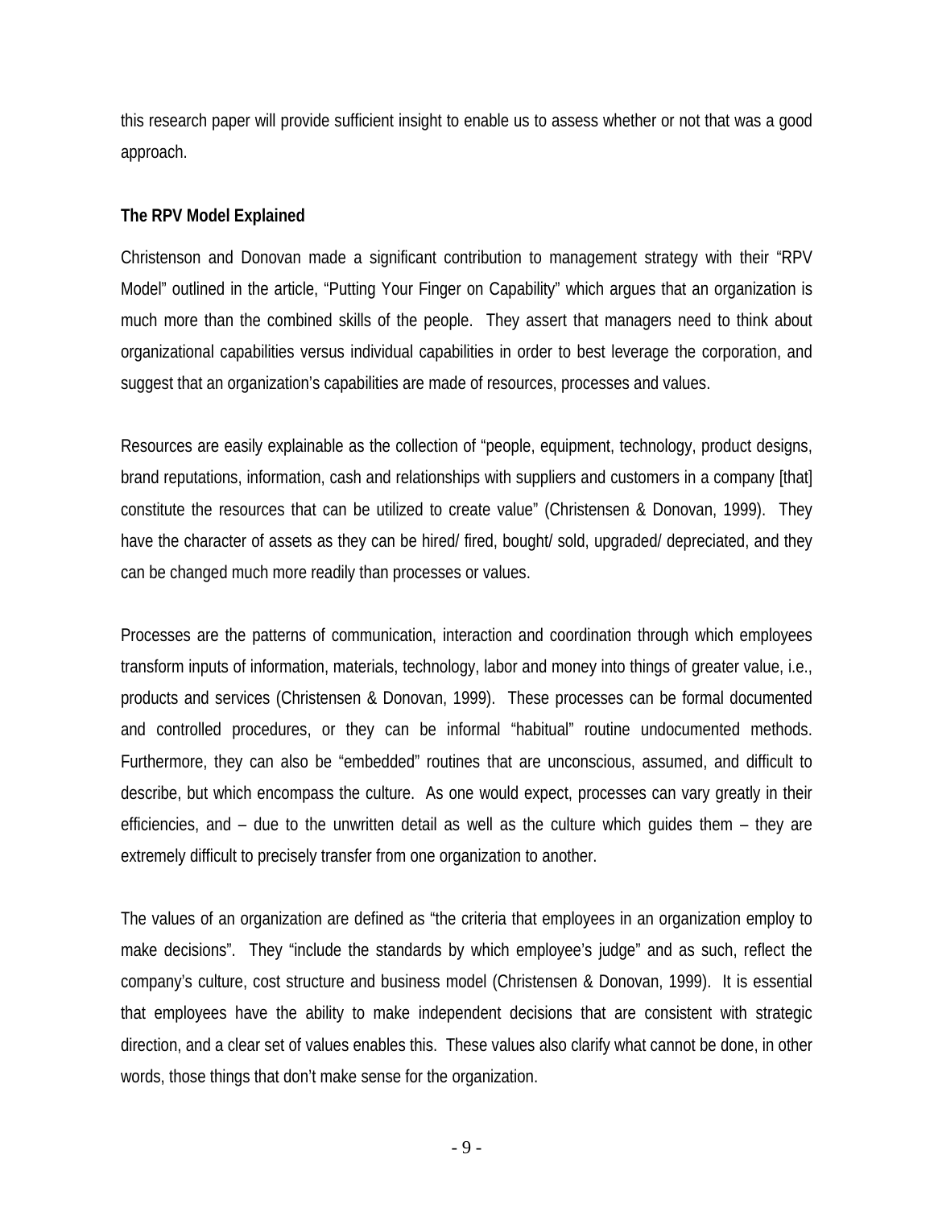this research paper will provide sufficient insight to enable us to assess whether or not that was a good approach.

**The RPV Model Explained**

Christenson and Donovan made a significant contribution to management strategy with their "RPV Model" outlined in the article, "Putting Your Finger on Capability" which argues that an organization is much more than the combined skills of the people. They assert that managers need to think about organizational capabilities versus individual capabilities in order to best leverage the corporation, and suggest that an organization's capabilities are made of resources, processes and values.

Resources are easily explainable as the collection of "people, equipment, technology, product designs, brand reputations, information, cash and relationships with suppliers and customers in a company [that] constitute the resources that can be utilized to create value" (Christensen & Donovan, 1999). They have the character of assets as they can be hired/ fired, bought/ sold, upgraded/ depreciated, and they can be changed much more readily than processes or values.

Processes are the patterns of communication, interaction and coordination through which employees transform inputs of information, materials, technology, labor and money into things of greater value, i.e., products and services (Christensen & Donovan, 1999). These processes can be formal documented and controlled procedures, or they can be informal "habitual" routine undocumented methods. Furthermore, they can also be "embedded" routines that are unconscious, assumed, and difficult to describe, but which encompass the culture. As one would expect, processes can vary greatly in their efficiencies, and – due to the unwritten detail as well as the culture which guides them – they are extremely difficult to precisely transfer from one organization to another.

The values of an organization are defined as "the criteria that employees in an organization employ to make decisions". They "include the standards by which employee's judge" and as such, reflect the company's culture, cost structure and business model (Christensen & Donovan, 1999). It is essential that employees have the ability to make independent decisions that are consistent with strategic direction, and a clear set of values enables this. These values also clarify what cannot be done, in other words, those things that don't make sense for the organization.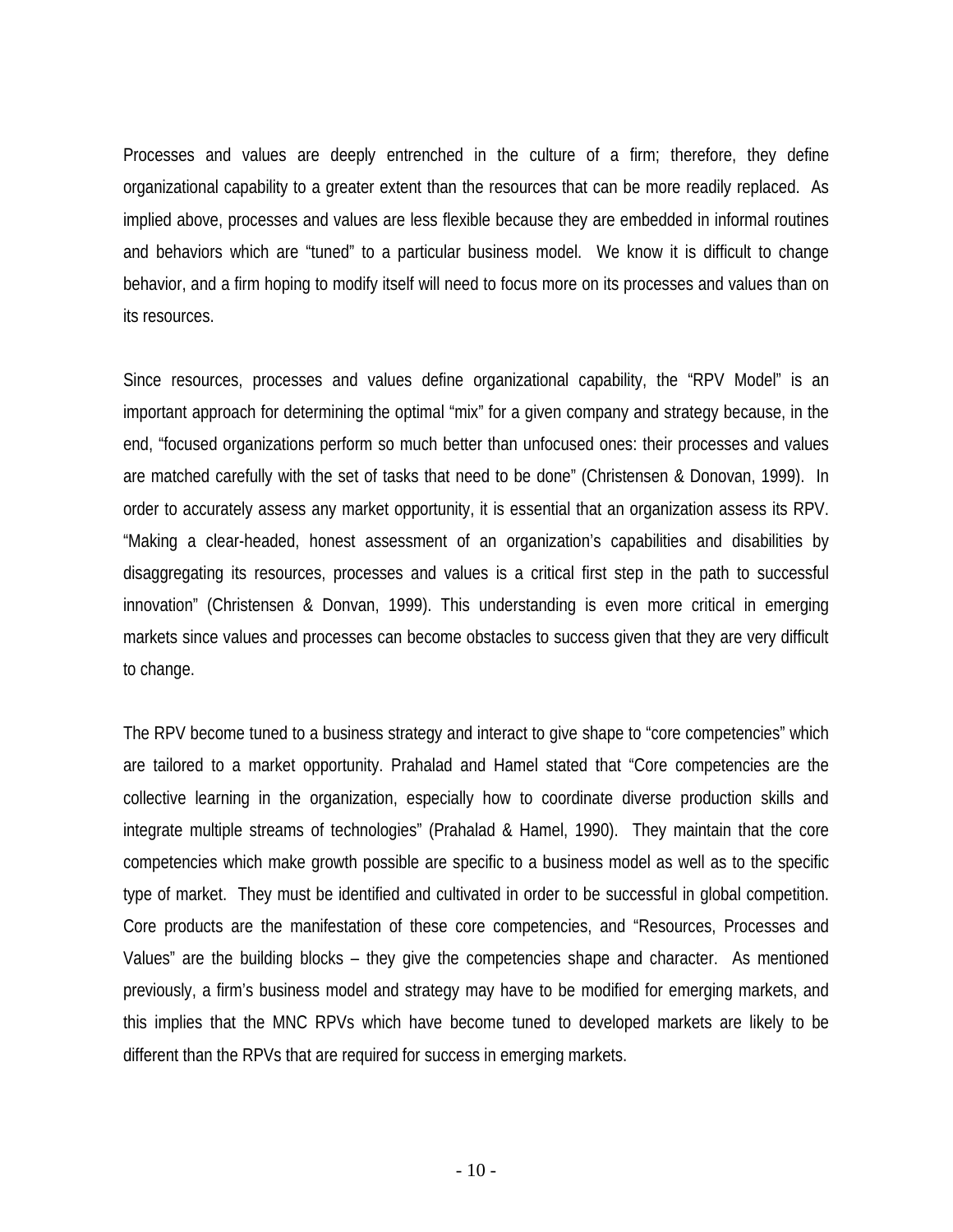Processes and values are deeply entrenched in the culture of a firm; therefore, they define organizational capability to a greater extent than the resources that can be more readily replaced. As implied above, processes and values are less flexible because they are embedded in informal routines and behaviors which are "tuned" to a particular business model. We know it is difficult to change behavior, and a firm hoping to modify itself will need to focus more on its processes and values than on its resources.

Since resources, processes and values define organizational capability, the "RPV Model" is an important approach for determining the optimal "mix" for a given company and strategy because, in the end, "focused organizations perform so much better than unfocused ones: their processes and values are matched carefully with the set of tasks that need to be done" (Christensen & Donovan, 1999). In order to accurately assess any market opportunity, it is essential that an organization assess its RPV. "Making a clear-headed, honest assessment of an organization's capabilities and disabilities by disaggregating its resources, processes and values is a critical first step in the path to successful innovation" (Christensen & Donvan, 1999). This understanding is even more critical in emerging markets since values and processes can become obstacles to success given that they are very difficult to change.

The RPV become tuned to a business strategy and interact to give shape to "core competencies" which are tailored to a market opportunity. Prahalad and Hamel stated that "Core competencies are the collective learning in the organization, especially how to coordinate diverse production skills and integrate multiple streams of technologies" (Prahalad & Hamel, 1990). They maintain that the core competencies which make growth possible are specific to a business model as well as to the specific type of market. They must be identified and cultivated in order to be successful in global competition. Core products are the manifestation of these core competencies, and "Resources, Processes and Values" are the building blocks – they give the competencies shape and character. As mentioned previously, a firm's business model and strategy may have to be modified for emerging markets, and this implies that the MNC RPVs which have become tuned to developed markets are likely to be different than the RPVs that are required for success in emerging markets.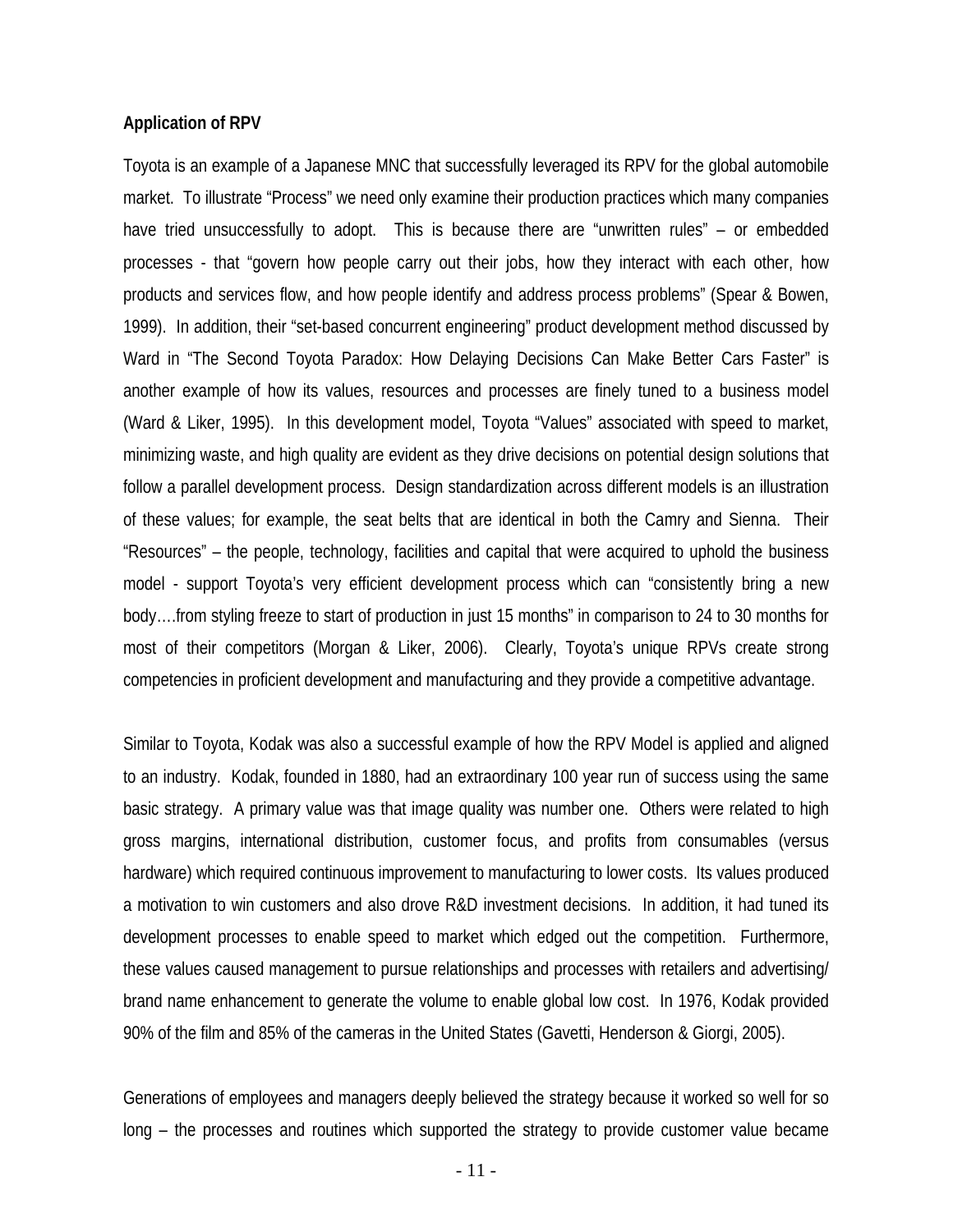**Application of RPV**

Toyota is an example of a Japanese MNC that successfully leveraged its RPV for the global automobile market. To illustrate "Process" we need only examine their production practices which many companies have tried unsuccessfully to adopt. This is because there are "unwritten rules" – or embedded processes - that "govern how people carry out their jobs, how they interact with each other, how products and services flow, and how people identify and address process problems" (Spear & Bowen, 1999). In addition, their "set-based concurrent engineering" product development method discussed by Ward in "The Second Toyota Paradox: How Delaying Decisions Can Make Better Cars Faster" is another example of how its values, resources and processes are finely tuned to a business model (Ward & Liker, 1995). In this development model, Toyota "Values" associated with speed to market, minimizing waste, and high quality are evident as they drive decisions on potential design solutions that follow a parallel development process. Design standardization across different models is an illustration of these values; for example, the seat belts that are identical in both the Camry and Sienna. Their "Resources" – the people, technology, facilities and capital that were acquired to uphold the business model - support Toyota's very efficient development process which can "consistently bring a new body….from styling freeze to start of production in just 15 months" in comparison to 24 to 30 months for most of their competitors (Morgan & Liker, 2006). Clearly, Toyota's unique RPVs create strong competencies in proficient development and manufacturing and they provide a competitive advantage.

Similar to Toyota, Kodak was also a successful example of how the RPV Model is applied and aligned to an industry. Kodak, founded in 1880, had an extraordinary 100 year run of success using the same basic strategy. A primary value was that image quality was number one. Others were related to high gross margins, international distribution, customer focus, and profits from consumables (versus hardware) which required continuous improvement to manufacturing to lower costs. Its values produced a motivation to win customers and also drove R&D investment decisions. In addition, it had tuned its development processes to enable speed to market which edged out the competition. Furthermore, these values caused management to pursue relationships and processes with retailers and advertising/ brand name enhancement to generate the volume to enable global low cost. In 1976, Kodak provided 90% of the film and 85% of the cameras in the United States (Gavetti, Henderson & Giorgi, 2005).

Generations of employees and managers deeply believed the strategy because it worked so well for so long – the processes and routines which supported the strategy to provide customer value became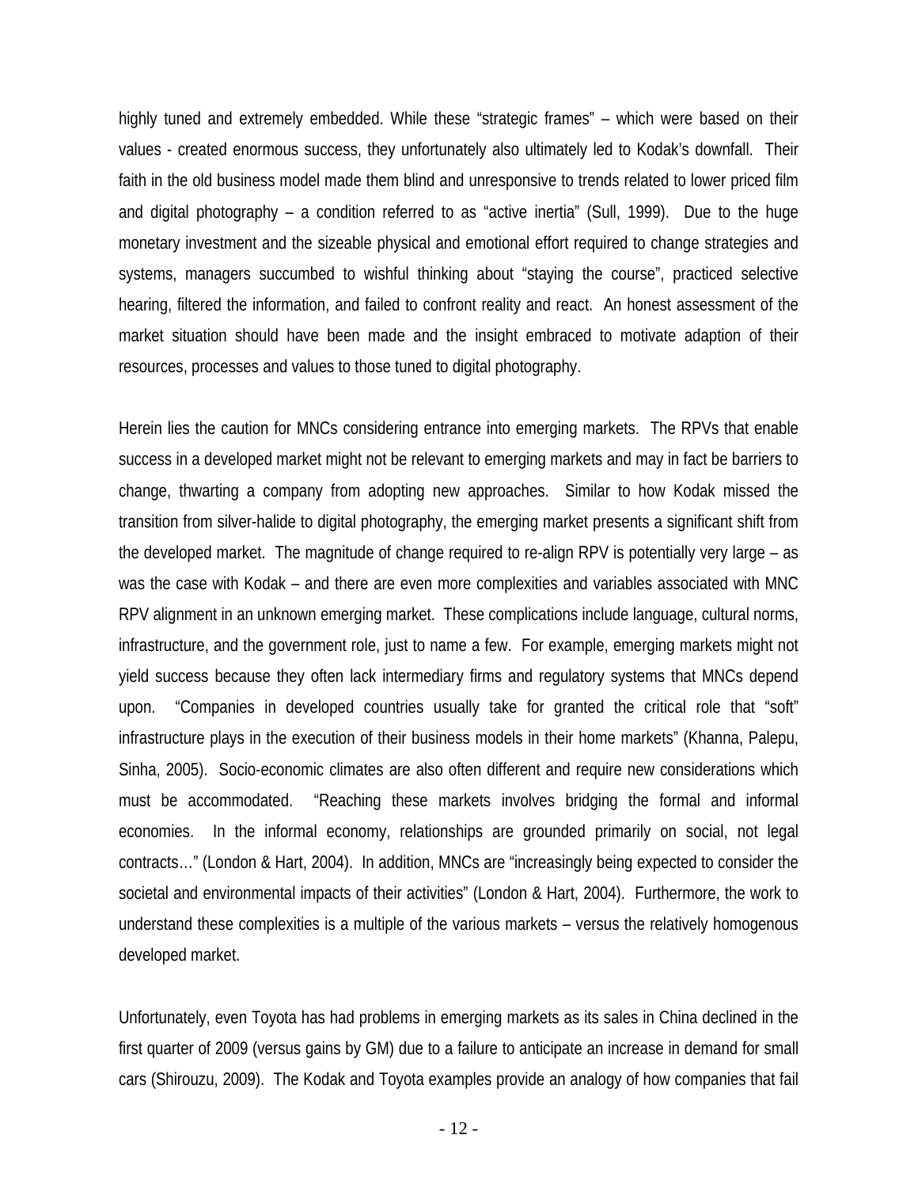highly tuned and extremely embedded. While these "strategic frames" – which were based on their values - created enormous success, they unfortunately also ultimately led to Kodak's downfall. Their faith in the old business model made them blind and unresponsive to trends related to lower priced film and digital photography – a condition referred to as "active inertia" (Sull, 1999). Due to the huge monetary investment and the sizeable physical and emotional effort required to change strategies and systems, managers succumbed to wishful thinking about "staying the course", practiced selective hearing, filtered the information, and failed to confront reality and react. An honest assessment of the market situation should have been made and the insight embraced to motivate adaption of their resources, processes and values to those tuned to digital photography.

Herein lies the caution for MNCs considering entrance into emerging markets. The RPVs that enable success in a developed market might not be relevant to emerging markets and may in fact be barriers to change, thwarting a company from adopting new approaches. Similar to how Kodak missed the transition from silver-halide to digital photography, the emerging market presents a significant shift from the developed market. The magnitude of change required to re-align RPV is potentially very large – as was the case with Kodak – and there are even more complexities and variables associated with MNC RPV alignment in an unknown emerging market. These complications include language, cultural norms, infrastructure, and the government role, just to name a few. For example, emerging markets might not yield success because they often lack intermediary firms and regulatory systems that MNCs depend upon. "Companies in developed countries usually take for granted the critical role that "soft" infrastructure plays in the execution of their business models in their home markets" (Khanna, Palepu, Sinha, 2005). Socio-economic climates are also often different and require new considerations which must be accommodated. "Reaching these markets involves bridging the formal and informal economies. In the informal economy, relationships are grounded primarily on social, not legal contracts…" (London & Hart, 2004). In addition, MNCs are "increasingly being expected to consider the societal and environmental impacts of their activities" (London & Hart, 2004). Furthermore, the work to understand these complexities is a multiple of the various markets – versus the relatively homogenous developed market.

Unfortunately, even Toyota has had problems in emerging markets as its sales in China declined in the first quarter of 2009 (versus gains by GM) due to a failure to anticipate an increase in demand for small cars (Shirouzu, 2009). The Kodak and Toyota examples provide an analogy of how companies that fail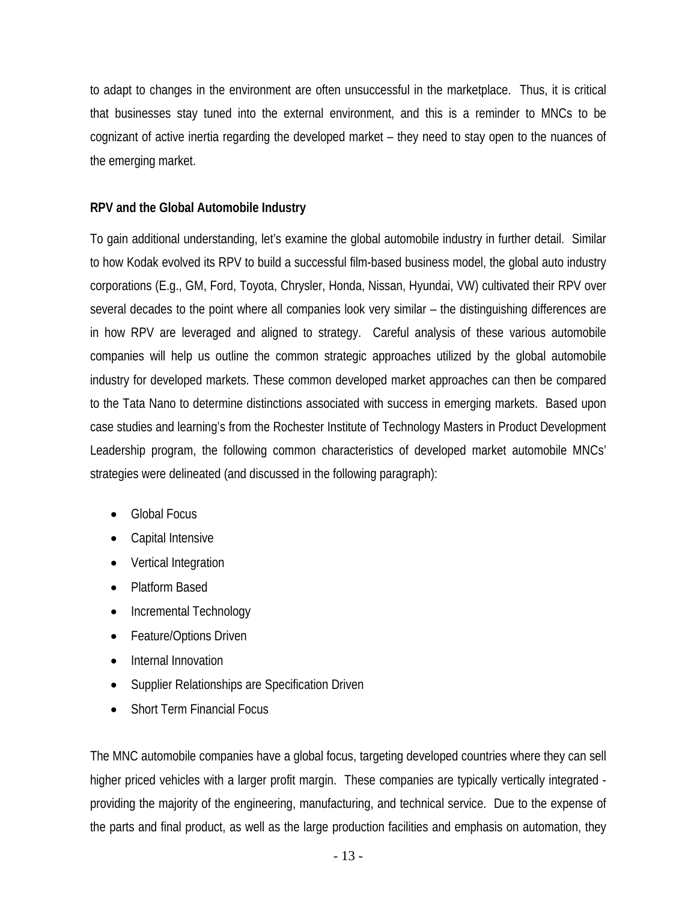to adapt to changes in the environment are often unsuccessful in the marketplace. Thus, it is critical that businesses stay tuned into the external environment, and this is a reminder to MNCs to be cognizant of active inertia regarding the developed market – they need to stay open to the nuances of the emerging market.

**RPV and the Global Automobile Industry**

To gain additional understanding, let's examine the global automobile industry in further detail. Similar to how Kodak evolved its RPV to build a successful film-based business model, the global auto industry corporations (E.g., GM, Ford, Toyota, Chrysler, Honda, Nissan, Hyundai, VW) cultivated their RPV over several decades to the point where all companies look very similar – the distinguishing differences are in how RPV are leveraged and aligned to strategy. Careful analysis of these various automobile companies will help us outline the common strategic approaches utilized by the global automobile industry for developed markets. These common developed market approaches can then be compared to the Tata Nano to determine distinctions associated with success in emerging markets. Based upon case studies and learning's from the Rochester Institute of Technology Masters in Product Development Leadership program, the following common characteristics of developed market automobile MNCs' strategies were delineated (and discussed in the following paragraph):

- Global Focus
- Capital Intensive
- Vertical Integration
- Platform Based
- Incremental Technology
- Feature/Options Driven
- Internal Innovation
- Supplier Relationships are Specification Driven
- Short Term Financial Focus

The MNC automobile companies have a global focus, targeting developed countries where they can sell higher priced vehicles with a larger profit margin. These companies are typically vertically integrated - providing the majority of the engineering, manufacturing, and technical service. Due to the expense of the parts and final product, as well as the large production facilities and emphasis on automation, they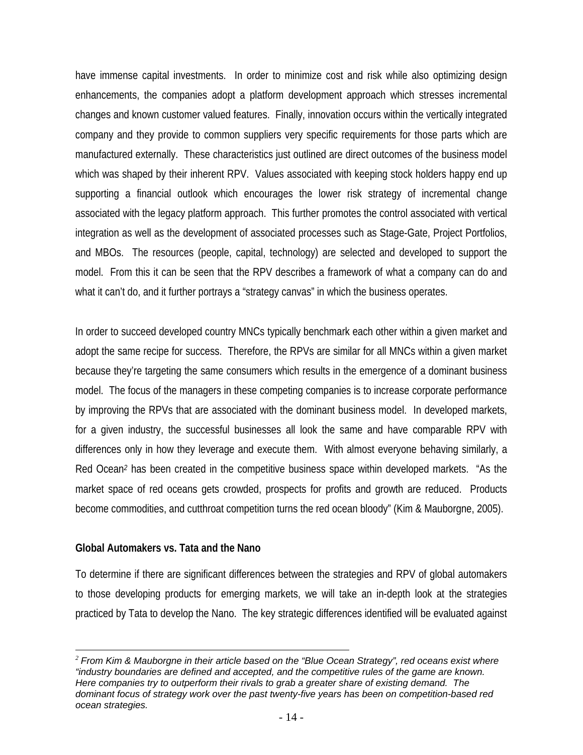have immense capital investments. In order to minimize cost and risk while also optimizing design enhancements, the companies adopt a platform development approach which stresses incremental changes and known customer valued features. Finally, innovation occurs within the vertically integrated company and they provide to common suppliers very specific requirements for those parts which are manufactured externally. These characteristics just outlined are direct outcomes of the business model which was shaped by their inherent RPV. Values associated with keeping stock holders happy end up supporting a financial outlook which encourages the lower risk strategy of incremental change associated with the legacy platform approach. This further promotes the control associated with vertical integration as well as the development of associated processes such as Stage-Gate, Project Portfolios, and MBOs. The resources (people, capital, technology) are selected and developed to support the model. From this it can be seen that the RPV describes a framework of what a company can do and what it can't do, and it further portrays a "strategy canvas" in which the business operates.

In order to succeed developed country MNCs typically benchmark each other within a given market and adopt the same recipe for success. Therefore, the RPVs are similar for all MNCs within a given market because they're targeting the same consumers which results in the emergence of a dominant business model. The focus of the managers in these competing companies is to increase corporate performance by improving the RPVs that are associated with the dominant business model. In developed markets, for a given industry, the successful businesses all look the same and have comparable RPV with differences only in how they leverage and execute them. With almost everyone behaving similarly, a Red Ocean[2] has been created in the competitive business space within developed markets. "As the market space of red oceans gets crowded, prospects for profits and growth are reduced. Products become commodities, and cutthroat competition turns the red ocean bloody" (Kim & Mauborgne, 2005).

**Global Automakers vs. Tata and the Nano**

To determine if there are significant differences between the strategies and RPV of global automakers to those developing products for emerging markets, we will take an in-depth look at the strategies practiced by Tata to develop the Nano. The key strategic differences identified will be evaluated against

*[2] From Kim & Mauborgne in their article based on the "Blue Ocean Strategy", red oceans exist where "industry boundaries are defined and accepted, and the competitive rules of the game are known. Here companies try to outperform their rivals to grab a greater share of existing demand. The dominant focus of strategy work over the past twenty-five years has been on competition-based red ocean strategies.*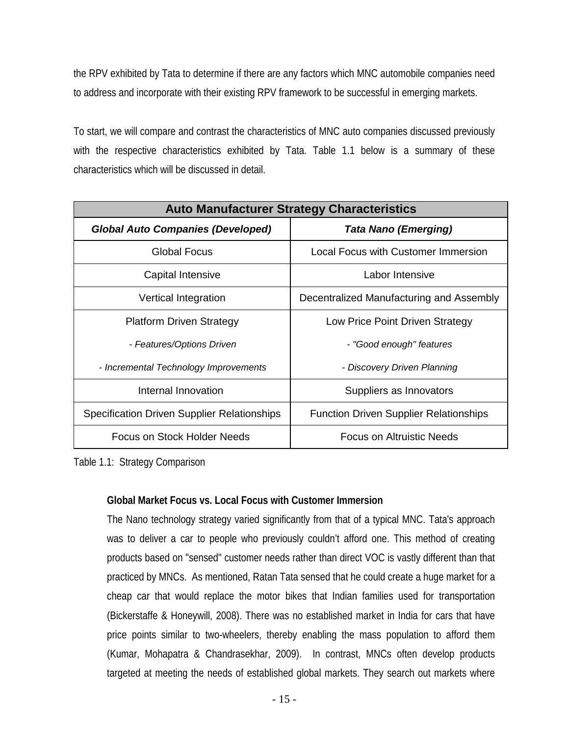the RPV exhibited by Tata to determine if there are any factors which MNC automobile companies need to address and incorporate with their existing RPV framework to be successful in emerging markets.

To start, we will compare and contrast the characteristics of MNC auto companies discussed previously with the respective characteristics exhibited by Tata. Table 1.1 below is a summary of these characteristics which will be discussed in detail.

| Auto Manufacturer Strategy Characteristics | |
|---|---|
| ***Global Auto Companies (Developed)*** | ***Tata Nano (Emerging)*** |
| Global Focus | Local Focus with Customer Immersion |
| Capital Intensive | Labor Intensive |
| Vertical Integration | Decentralized Manufacturing and Assembly |
| Platform Driven Strategy<br>*- Features/Options Driven*<br>*- Incremental Technology Improvements* | Low Price Point Driven Strategy<br>*- "Good enough" features*<br>*- Discovery Driven Planning* |
| Internal Innovation | Suppliers as Innovators |
| Specification Driven Supplier Relationships | Function Driven Supplier Relationships |
| Focus on Stock Holder Needs | Focus on Altruistic Needs |

Table 1.1: Strategy Comparison

**Global Market Focus vs. Local Focus with Customer Immersion**

The Nano technology strategy varied significantly from that of a typical MNC. Tata's approach was to deliver a car to people who previously couldn't afford one. This method of creating products based on "sensed" customer needs rather than direct VOC is vastly different than that practiced by MNCs. As mentioned, Ratan Tata sensed that he could create a huge market for a cheap car that would replace the motor bikes that Indian families used for transportation (Bickerstaffe & Honeywill, 2008). There was no established market in India for cars that have price points similar to two-wheelers, thereby enabling the mass population to afford them (Kumar, Mohapatra & Chandrasekhar, 2009). In contrast, MNCs often develop products targeted at meeting the needs of established global markets. They search out markets where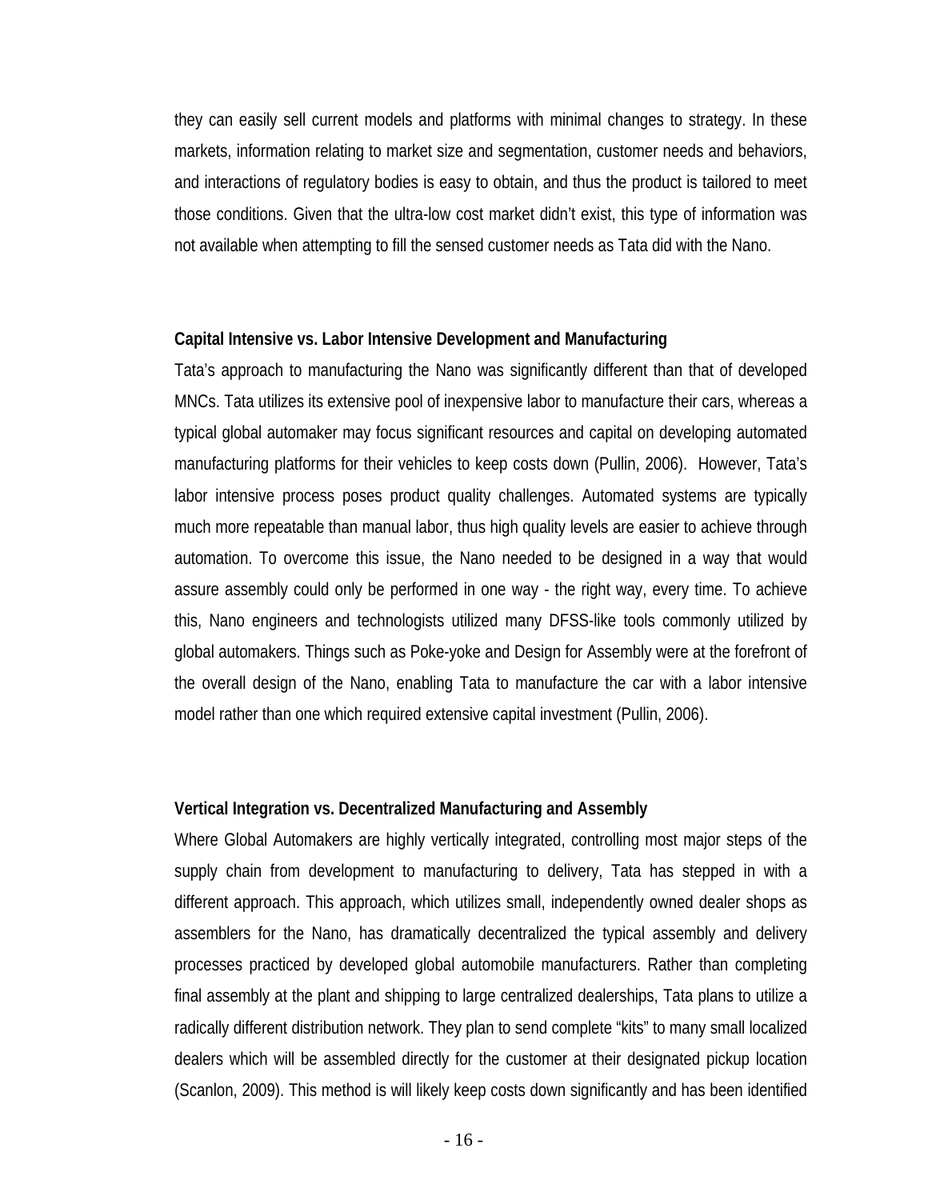they can easily sell current models and platforms with minimal changes to strategy. In these markets, information relating to market size and segmentation, customer needs and behaviors, and interactions of regulatory bodies is easy to obtain, and thus the product is tailored to meet those conditions. Given that the ultra-low cost market didn't exist, this type of information was not available when attempting to fill the sensed customer needs as Tata did with the Nano.

**Capital Intensive vs. Labor Intensive Development and Manufacturing**

Tata's approach to manufacturing the Nano was significantly different than that of developed MNCs. Tata utilizes its extensive pool of inexpensive labor to manufacture their cars, whereas a typical global automaker may focus significant resources and capital on developing automated manufacturing platforms for their vehicles to keep costs down (Pullin, 2006). However, Tata's labor intensive process poses product quality challenges. Automated systems are typically much more repeatable than manual labor, thus high quality levels are easier to achieve through automation. To overcome this issue, the Nano needed to be designed in a way that would assure assembly could only be performed in one way - the right way, every time. To achieve this, Nano engineers and technologists utilized many DFSS-like tools commonly utilized by global automakers. Things such as Poke-yoke and Design for Assembly were at the forefront of the overall design of the Nano, enabling Tata to manufacture the car with a labor intensive model rather than one which required extensive capital investment (Pullin, 2006).

**Vertical Integration vs. Decentralized Manufacturing and Assembly**

Where Global Automakers are highly vertically integrated, controlling most major steps of the supply chain from development to manufacturing to delivery, Tata has stepped in with a different approach. This approach, which utilizes small, independently owned dealer shops as assemblers for the Nano, has dramatically decentralized the typical assembly and delivery processes practiced by developed global automobile manufacturers. Rather than completing final assembly at the plant and shipping to large centralized dealerships, Tata plans to utilize a radically different distribution network. They plan to send complete "kits" to many small localized dealers which will be assembled directly for the customer at their designated pickup location (Scanlon, 2009). This method is will likely keep costs down significantly and has been identified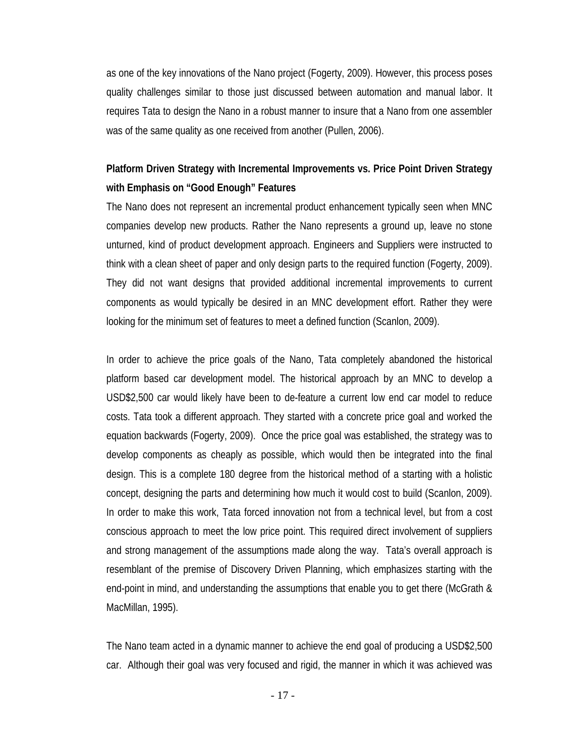as one of the key innovations of the Nano project (Fogerty, 2009). However, this process poses quality challenges similar to those just discussed between automation and manual labor. It requires Tata to design the Nano in a robust manner to insure that a Nano from one assembler was of the same quality as one received from another (Pullen, 2006).

**Platform Driven Strategy with Incremental Improvements vs. Price Point Driven Strategy with Emphasis on "Good Enough" Features**

The Nano does not represent an incremental product enhancement typically seen when MNC companies develop new products. Rather the Nano represents a ground up, leave no stone unturned, kind of product development approach. Engineers and Suppliers were instructed to think with a clean sheet of paper and only design parts to the required function (Fogerty, 2009). They did not want designs that provided additional incremental improvements to current components as would typically be desired in an MNC development effort. Rather they were looking for the minimum set of features to meet a defined function (Scanlon, 2009).

In order to achieve the price goals of the Nano, Tata completely abandoned the historical platform based car development model. The historical approach by an MNC to develop a USD$2,500 car would likely have been to de-feature a current low end car model to reduce costs. Tata took a different approach. They started with a concrete price goal and worked the equation backwards (Fogerty, 2009). Once the price goal was established, the strategy was to develop components as cheaply as possible, which would then be integrated into the final design. This is a complete 180 degree from the historical method of a starting with a holistic concept, designing the parts and determining how much it would cost to build (Scanlon, 2009). In order to make this work, Tata forced innovation not from a technical level, but from a cost conscious approach to meet the low price point. This required direct involvement of suppliers and strong management of the assumptions made along the way. Tata's overall approach is resemblant of the premise of Discovery Driven Planning, which emphasizes starting with the end-point in mind, and understanding the assumptions that enable you to get there (McGrath & MacMillan, 1995).

The Nano team acted in a dynamic manner to achieve the end goal of producing a USD$2,500 car. Although their goal was very focused and rigid, the manner in which it was achieved was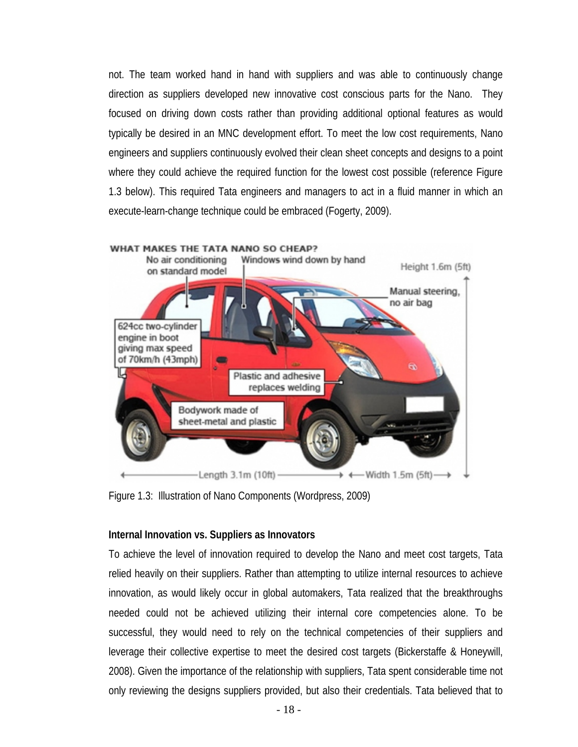not. The team worked hand in hand with suppliers and was able to continuously change direction as suppliers developed new innovative cost conscious parts for the Nano. They focused on driving down costs rather than providing additional optional features as would typically be desired in an MNC development effort. To meet the low cost requirements, Nano engineers and suppliers continuously evolved their clean sheet concepts and designs to a point where they could achieve the required function for the lowest cost possible (reference Figure 1.3 below). This required Tata engineers and managers to act in a fluid manner in which an execute-learn-change technique could be embraced (Fogerty, 2009).

Figure 1.3: Illustration of Nano Components (Wordpress, 2009)

**Internal Innovation vs. Suppliers as Innovators**

To achieve the level of innovation required to develop the Nano and meet cost targets, Tata relied heavily on their suppliers. Rather than attempting to utilize internal resources to achieve innovation, as would likely occur in global automakers, Tata realized that the breakthroughs needed could not be achieved utilizing their internal core competencies alone. To be successful, they would need to rely on the technical competencies of their suppliers and leverage their collective expertise to meet the desired cost targets (Bickerstaffe & Honeywill, 2008). Given the importance of the relationship with suppliers, Tata spent considerable time not only reviewing the designs suppliers provided, but also their credentials. Tata believed that to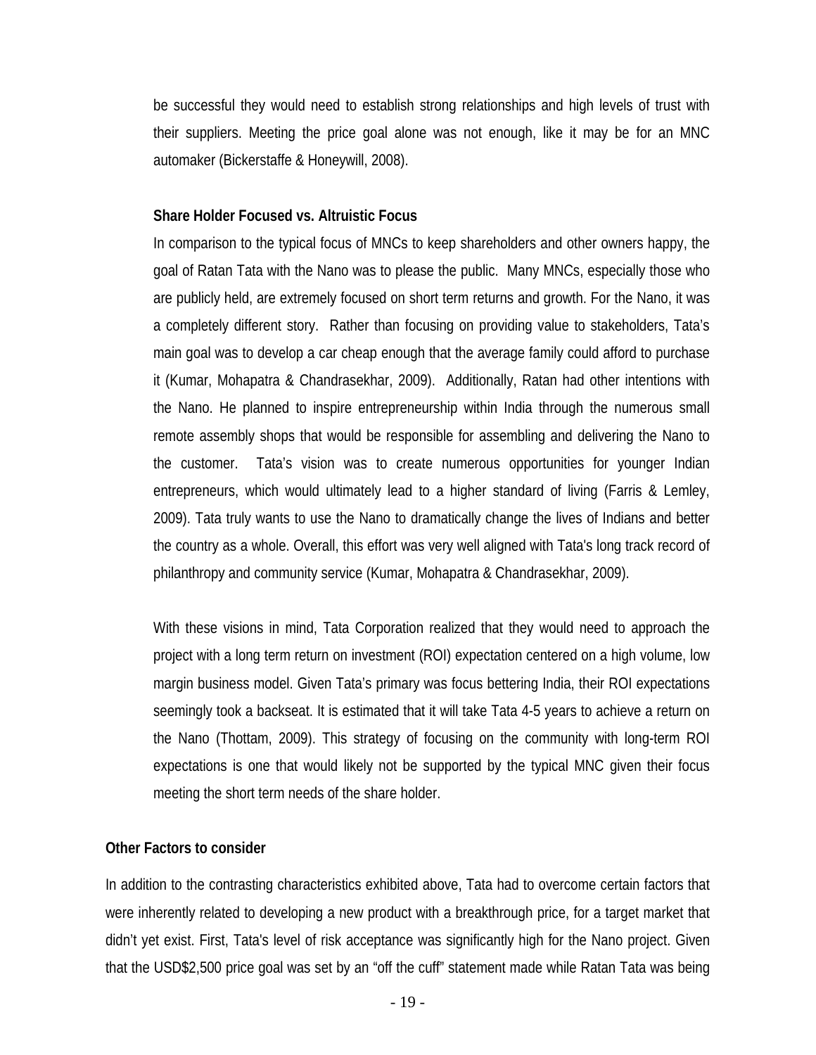be successful they would need to establish strong relationships and high levels of trust with their suppliers. Meeting the price goal alone was not enough, like it may be for an MNC automaker (Bickerstaffe & Honeywill, 2008).

**Share Holder Focused vs. Altruistic Focus**

In comparison to the typical focus of MNCs to keep shareholders and other owners happy, the goal of Ratan Tata with the Nano was to please the public. Many MNCs, especially those who are publicly held, are extremely focused on short term returns and growth. For the Nano, it was a completely different story. Rather than focusing on providing value to stakeholders, Tata's main goal was to develop a car cheap enough that the average family could afford to purchase it (Kumar, Mohapatra & Chandrasekhar, 2009). Additionally, Ratan had other intentions with the Nano. He planned to inspire entrepreneurship within India through the numerous small remote assembly shops that would be responsible for assembling and delivering the Nano to the customer. Tata's vision was to create numerous opportunities for younger Indian entrepreneurs, which would ultimately lead to a higher standard of living (Farris & Lemley, 2009). Tata truly wants to use the Nano to dramatically change the lives of Indians and better the country as a whole. Overall, this effort was very well aligned with Tata's long track record of philanthropy and community service (Kumar, Mohapatra & Chandrasekhar, 2009).

With these visions in mind, Tata Corporation realized that they would need to approach the project with a long term return on investment (ROI) expectation centered on a high volume, low margin business model. Given Tata's primary was focus bettering India, their ROI expectations seemingly took a backseat. It is estimated that it will take Tata 4-5 years to achieve a return on the Nano (Thottam, 2009). This strategy of focusing on the community with long-term ROI expectations is one that would likely not be supported by the typical MNC given their focus meeting the short term needs of the share holder.

**Other Factors to consider**

In addition to the contrasting characteristics exhibited above, Tata had to overcome certain factors that were inherently related to developing a new product with a breakthrough price, for a target market that didn't yet exist. First, Tata's level of risk acceptance was significantly high for the Nano project. Given that the USD$2,500 price goal was set by an "off the cuff" statement made while Ratan Tata was being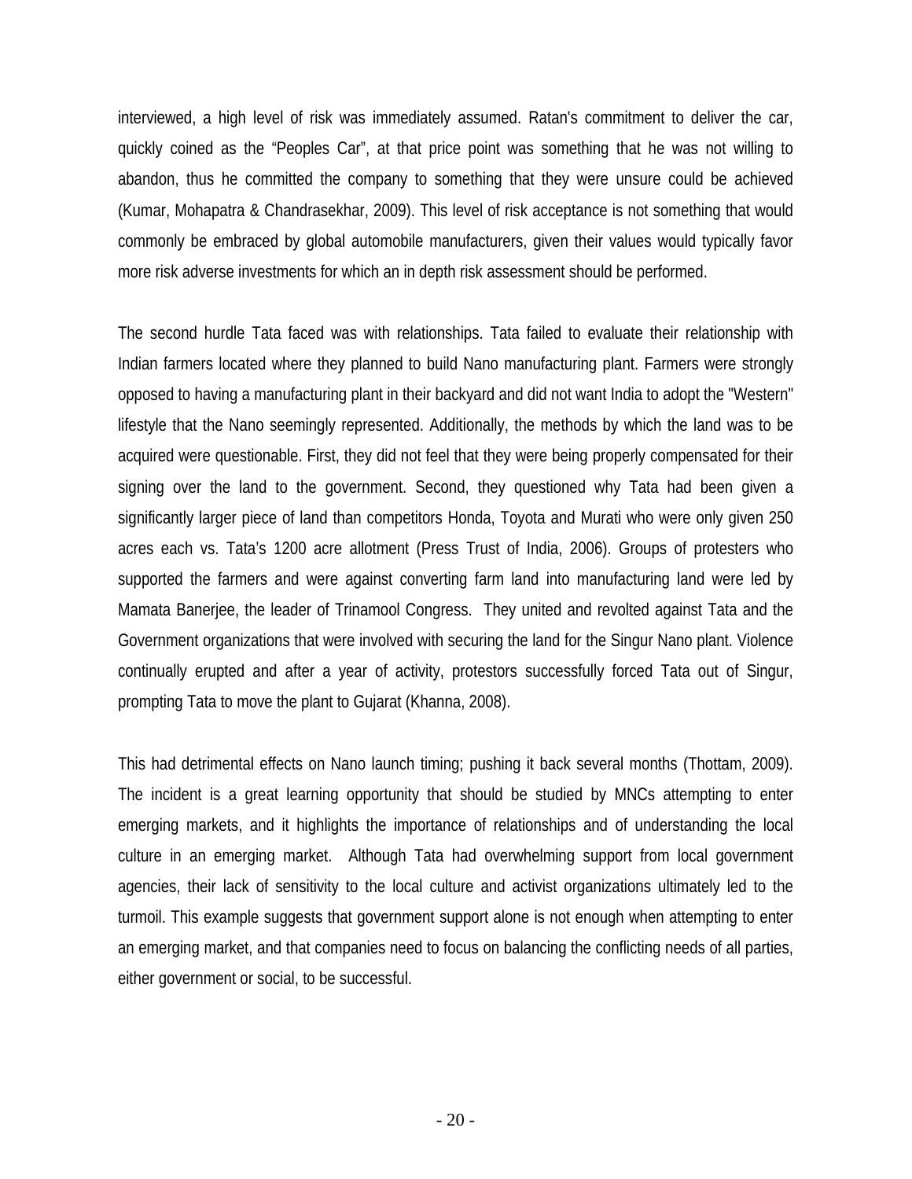interviewed, a high level of risk was immediately assumed. Ratan's commitment to deliver the car, quickly coined as the "Peoples Car", at that price point was something that he was not willing to abandon, thus he committed the company to something that they were unsure could be achieved (Kumar, Mohapatra & Chandrasekhar, 2009). This level of risk acceptance is not something that would commonly be embraced by global automobile manufacturers, given their values would typically favor more risk adverse investments for which an in depth risk assessment should be performed.

The second hurdle Tata faced was with relationships. Tata failed to evaluate their relationship with Indian farmers located where they planned to build Nano manufacturing plant. Farmers were strongly opposed to having a manufacturing plant in their backyard and did not want India to adopt the "Western" lifestyle that the Nano seemingly represented. Additionally, the methods by which the land was to be acquired were questionable. First, they did not feel that they were being properly compensated for their signing over the land to the government. Second, they questioned why Tata had been given a significantly larger piece of land than competitors Honda, Toyota and Murati who were only given 250 acres each vs. Tata's 1200 acre allotment (Press Trust of India, 2006). Groups of protesters who supported the farmers and were against converting farm land into manufacturing land were led by Mamata Banerjee, the leader of Trinamool Congress. They united and revolted against Tata and the Government organizations that were involved with securing the land for the Singur Nano plant. Violence continually erupted and after a year of activity, protestors successfully forced Tata out of Singur, prompting Tata to move the plant to Gujarat (Khanna, 2008).

This had detrimental effects on Nano launch timing; pushing it back several months (Thottam, 2009). The incident is a great learning opportunity that should be studied by MNCs attempting to enter emerging markets, and it highlights the importance of relationships and of understanding the local culture in an emerging market. Although Tata had overwhelming support from local government agencies, their lack of sensitivity to the local culture and activist organizations ultimately led to the turmoil. This example suggests that government support alone is not enough when attempting to enter an emerging market, and that companies need to focus on balancing the conflicting needs of all parties, either government or social, to be successful.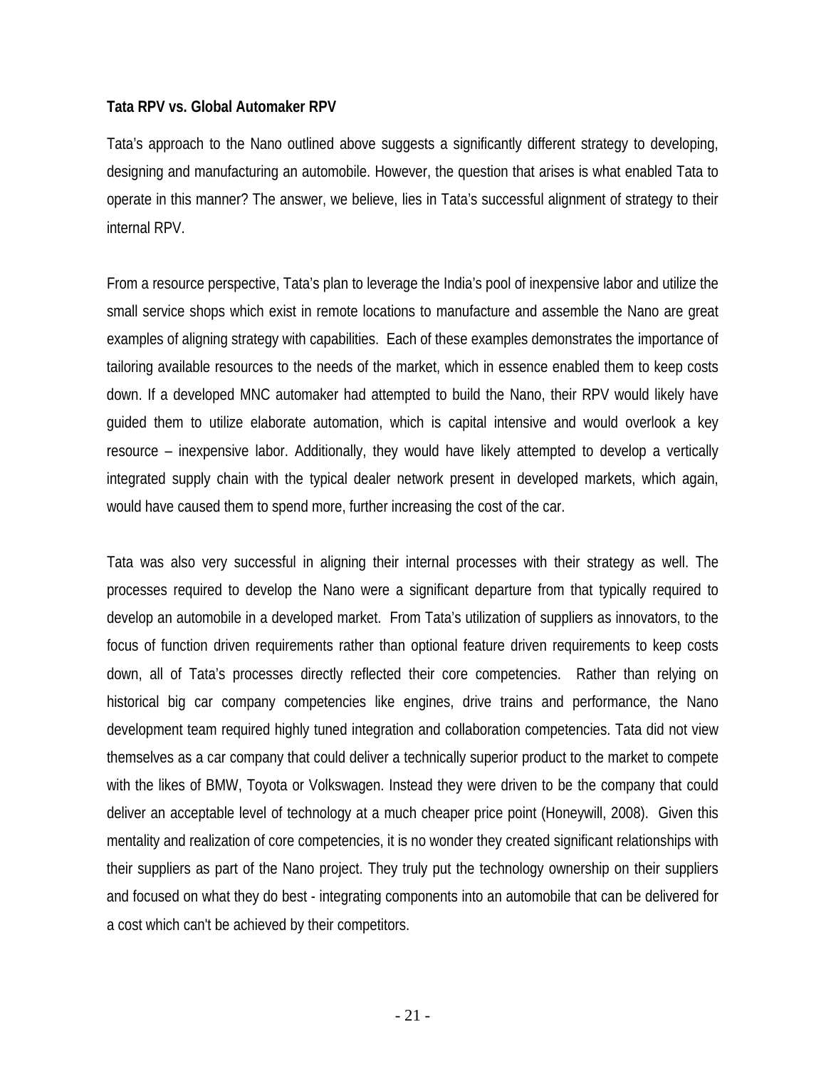**Tata RPV vs. Global Automaker RPV**

Tata's approach to the Nano outlined above suggests a significantly different strategy to developing, designing and manufacturing an automobile. However, the question that arises is what enabled Tata to operate in this manner? The answer, we believe, lies in Tata's successful alignment of strategy to their internal RPV.

From a resource perspective, Tata's plan to leverage the India's pool of inexpensive labor and utilize the small service shops which exist in remote locations to manufacture and assemble the Nano are great examples of aligning strategy with capabilities. Each of these examples demonstrates the importance of tailoring available resources to the needs of the market, which in essence enabled them to keep costs down. If a developed MNC automaker had attempted to build the Nano, their RPV would likely have guided them to utilize elaborate automation, which is capital intensive and would overlook a key resource – inexpensive labor. Additionally, they would have likely attempted to develop a vertically integrated supply chain with the typical dealer network present in developed markets, which again, would have caused them to spend more, further increasing the cost of the car.

Tata was also very successful in aligning their internal processes with their strategy as well. The processes required to develop the Nano were a significant departure from that typically required to develop an automobile in a developed market. From Tata's utilization of suppliers as innovators, to the focus of function driven requirements rather than optional feature driven requirements to keep costs down, all of Tata's processes directly reflected their core competencies. Rather than relying on historical big car company competencies like engines, drive trains and performance, the Nano development team required highly tuned integration and collaboration competencies. Tata did not view themselves as a car company that could deliver a technically superior product to the market to compete with the likes of BMW, Toyota or Volkswagen. Instead they were driven to be the company that could deliver an acceptable level of technology at a much cheaper price point (Honeywill, 2008). Given this mentality and realization of core competencies, it is no wonder they created significant relationships with their suppliers as part of the Nano project. They truly put the technology ownership on their suppliers and focused on what they do best - integrating components into an automobile that can be delivered for a cost which can't be achieved by their competitors.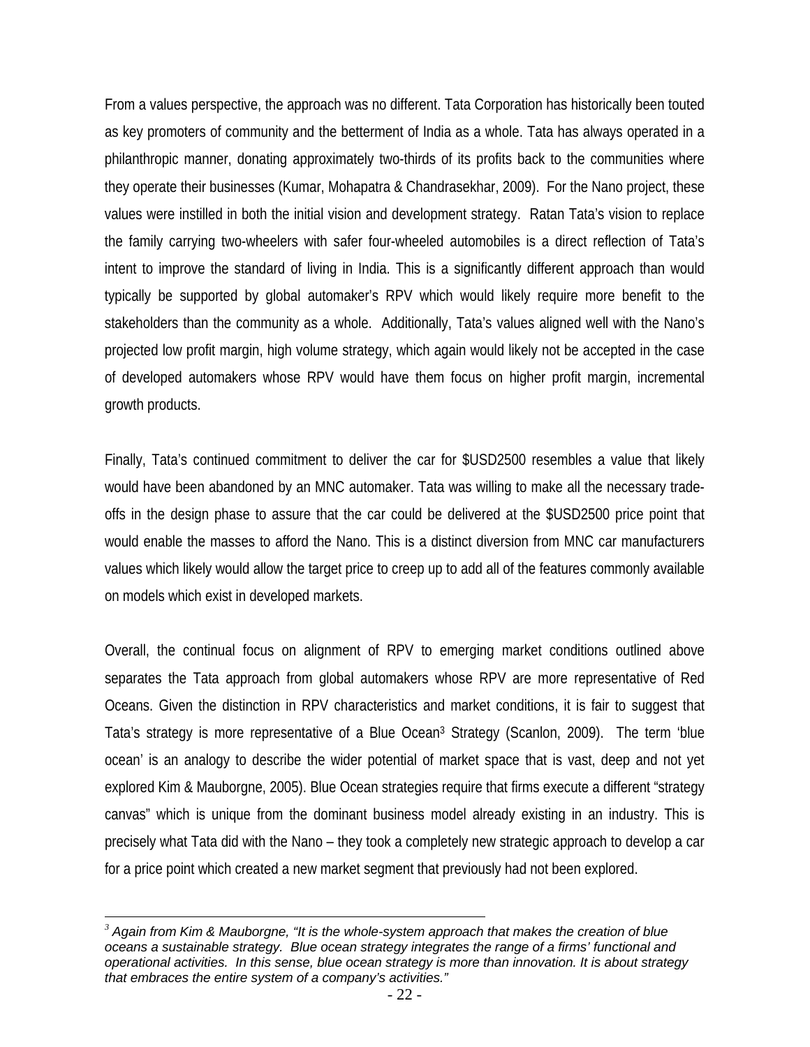From a values perspective, the approach was no different. Tata Corporation has historically been touted as key promoters of community and the betterment of India as a whole. Tata has always operated in a philanthropic manner, donating approximately two-thirds of its profits back to the communities where they operate their businesses (Kumar, Mohapatra & Chandrasekhar, 2009). For the Nano project, these values were instilled in both the initial vision and development strategy. Ratan Tata's vision to replace the family carrying two-wheelers with safer four-wheeled automobiles is a direct reflection of Tata's intent to improve the standard of living in India. This is a significantly different approach than would typically be supported by global automaker's RPV which would likely require more benefit to the stakeholders than the community as a whole. Additionally, Tata's values aligned well with the Nano's projected low profit margin, high volume strategy, which again would likely not be accepted in the case of developed automakers whose RPV would have them focus on higher profit margin, incremental growth products.

Finally, Tata's continued commitment to deliver the car for $USD2500 resembles a value that likely would have been abandoned by an MNC automaker. Tata was willing to make all the necessary trade-offs in the design phase to assure that the car could be delivered at the $USD2500 price point that would enable the masses to afford the Nano. This is a distinct diversion from MNC car manufacturers values which likely would allow the target price to creep up to add all of the features commonly available on models which exist in developed markets.

Overall, the continual focus on alignment of RPV to emerging market conditions outlined above separates the Tata approach from global automakers whose RPV are more representative of Red Oceans. Given the distinction in RPV characteristics and market conditions, it is fair to suggest that Tata's strategy is more representative of a Blue Ocean[3] Strategy (Scanlon, 2009). The term 'blue ocean' is an analogy to describe the wider potential of market space that is vast, deep and not yet explored Kim & Mauborgne, 2005). Blue Ocean strategies require that firms execute a different "strategy canvas" which is unique from the dominant business model already existing in an industry. This is precisely what Tata did with the Nano – they took a completely new strategic approach to develop a car for a price point which created a new market segment that previously had not been explored.

---

*[3] Again from Kim & Mauborgne, "It is the whole-system approach that makes the creation of blue oceans a sustainable strategy. Blue ocean strategy integrates the range of a firms' functional and operational activities. In this sense, blue ocean strategy is more than innovation. It is about strategy that embraces the entire system of a company's activities."*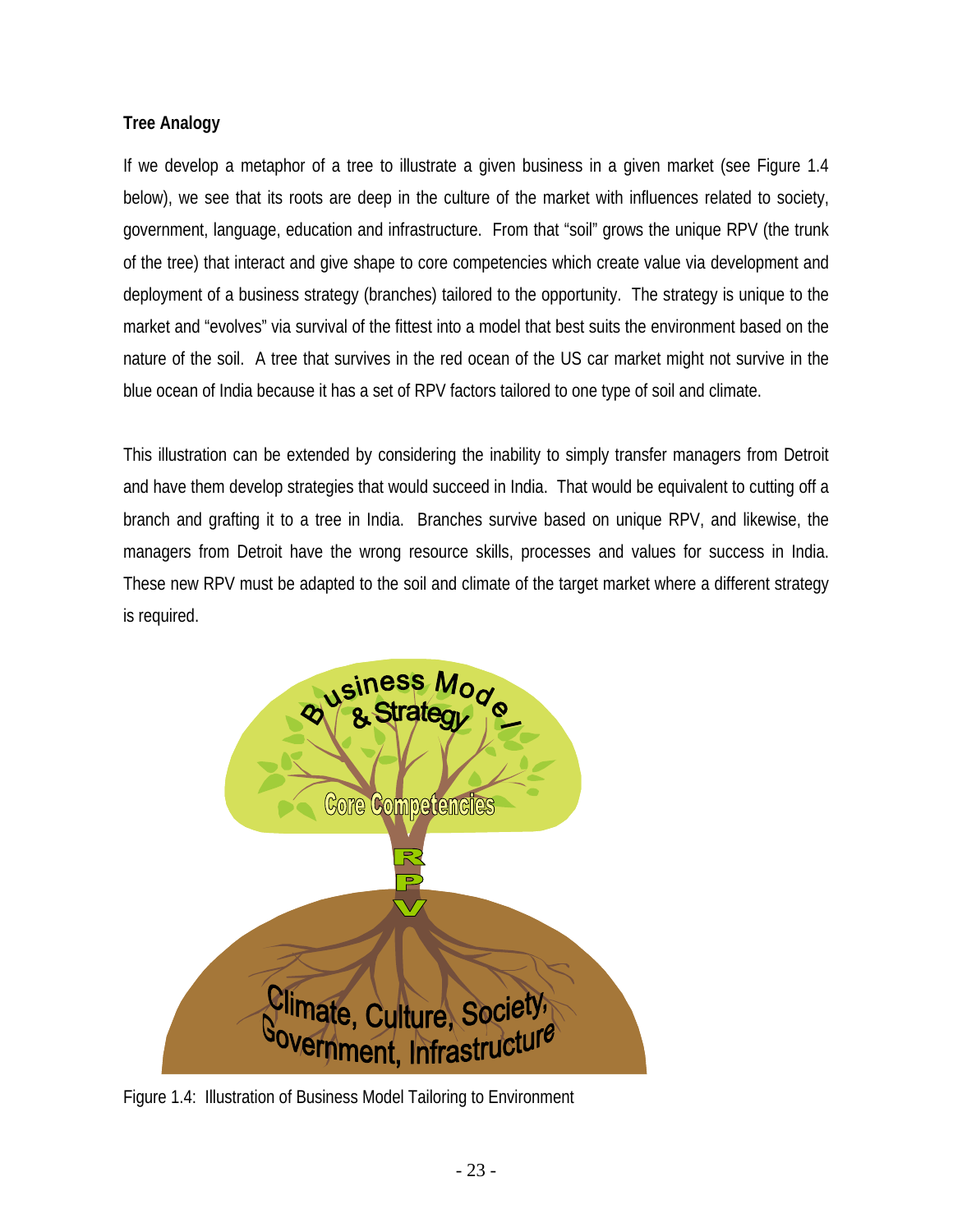**Tree Analogy**

If we develop a metaphor of a tree to illustrate a given business in a given market (see Figure 1.4 below), we see that its roots are deep in the culture of the market with influences related to society, government, language, education and infrastructure. From that "soil" grows the unique RPV (the trunk of the tree) that interact and give shape to core competencies which create value via development and deployment of a business strategy (branches) tailored to the opportunity. The strategy is unique to the market and "evolves" via survival of the fittest into a model that best suits the environment based on the nature of the soil. A tree that survives in the red ocean of the US car market might not survive in the blue ocean of India because it has a set of RPV factors tailored to one type of soil and climate.

This illustration can be extended by considering the inability to simply transfer managers from Detroit and have them develop strategies that would succeed in India. That would be equivalent to cutting off a branch and grafting it to a tree in India. Branches survive based on unique RPV, and likewise, the managers from Detroit have the wrong resource skills, processes and values for success in India. These new RPV must be adapted to the soil and climate of the target market where a different strategy is required.

Business Model
& Strategy
Core Competencies
RPV
Climate, Culture, Society,
Government, Infrastructure

Figure 1.4: Illustration of Business Model Tailoring to Environment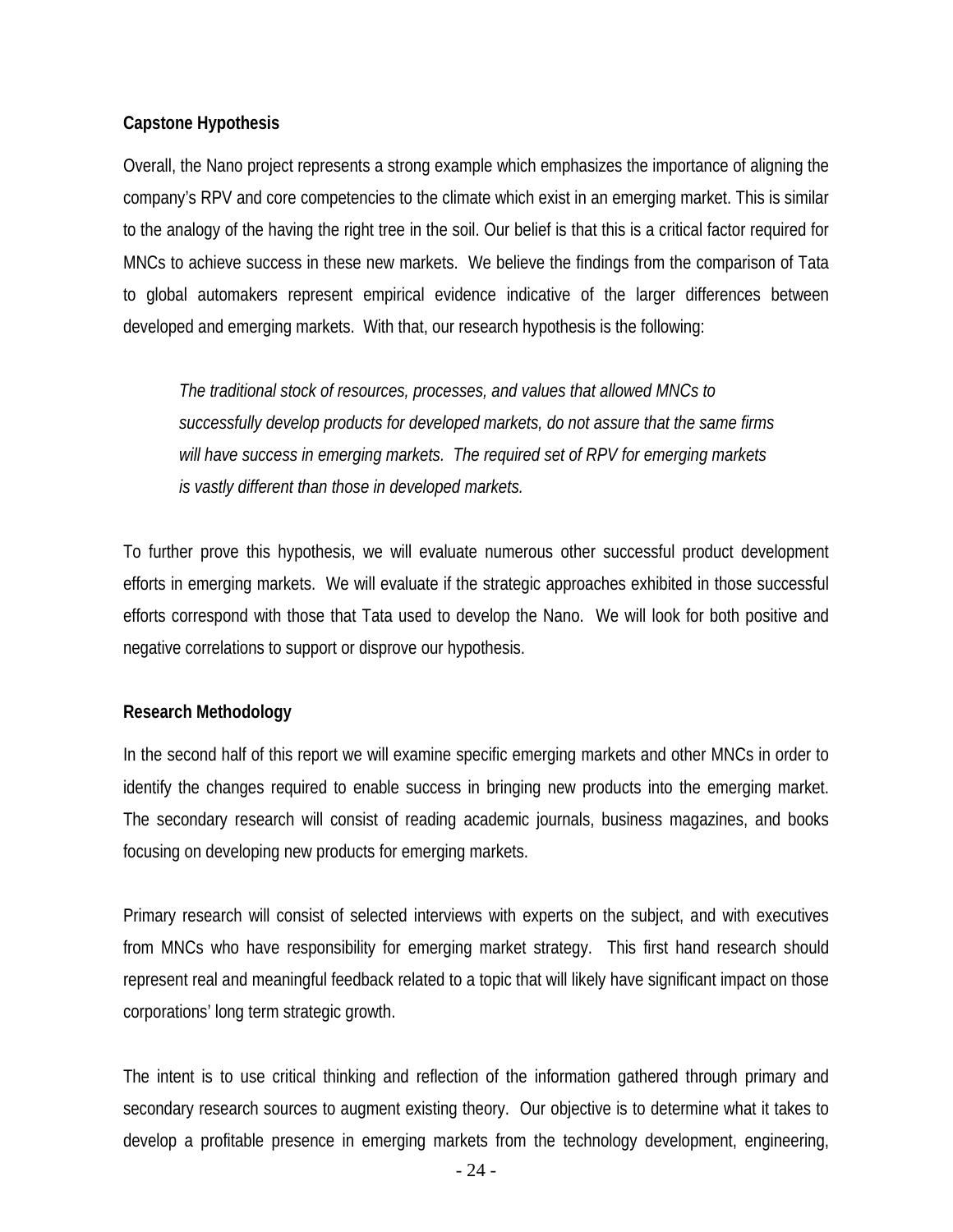**Capstone Hypothesis**

Overall, the Nano project represents a strong example which emphasizes the importance of aligning the company's RPV and core competencies to the climate which exist in an emerging market. This is similar to the analogy of the having the right tree in the soil. Our belief is that this is a critical factor required for MNCs to achieve success in these new markets. We believe the findings from the comparison of Tata to global automakers represent empirical evidence indicative of the larger differences between developed and emerging markets. With that, our research hypothesis is the following:

> *The traditional stock of resources, processes, and values that allowed MNCs to successfully develop products for developed markets, do not assure that the same firms will have success in emerging markets. The required set of RPV for emerging markets is vastly different than those in developed markets.*

To further prove this hypothesis, we will evaluate numerous other successful product development efforts in emerging markets. We will evaluate if the strategic approaches exhibited in those successful efforts correspond with those that Tata used to develop the Nano. We will look for both positive and negative correlations to support or disprove our hypothesis.

**Research Methodology**

In the second half of this report we will examine specific emerging markets and other MNCs in order to identify the changes required to enable success in bringing new products into the emerging market. The secondary research will consist of reading academic journals, business magazines, and books focusing on developing new products for emerging markets.

Primary research will consist of selected interviews with experts on the subject, and with executives from MNCs who have responsibility for emerging market strategy. This first hand research should represent real and meaningful feedback related to a topic that will likely have significant impact on those corporations' long term strategic growth.

The intent is to use critical thinking and reflection of the information gathered through primary and secondary research sources to augment existing theory. Our objective is to determine what it takes to develop a profitable presence in emerging markets from the technology development, engineering,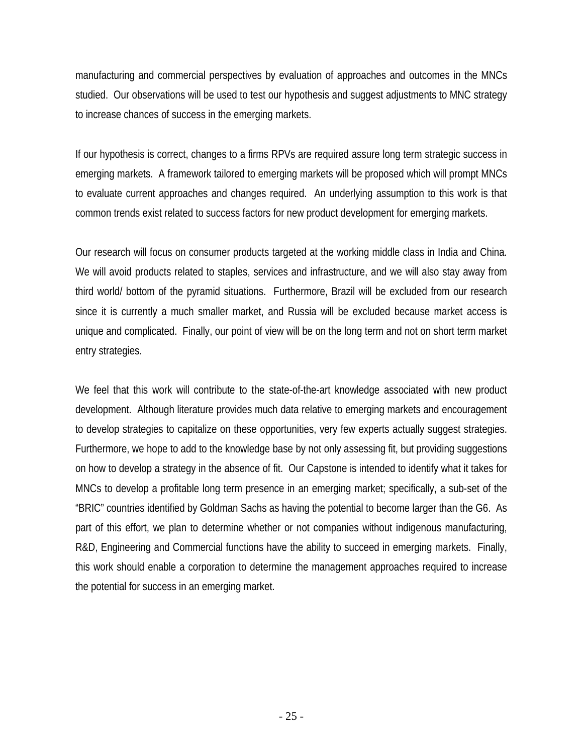manufacturing and commercial perspectives by evaluation of approaches and outcomes in the MNCs studied. Our observations will be used to test our hypothesis and suggest adjustments to MNC strategy to increase chances of success in the emerging markets.

If our hypothesis is correct, changes to a firms RPVs are required assure long term strategic success in emerging markets. A framework tailored to emerging markets will be proposed which will prompt MNCs to evaluate current approaches and changes required. An underlying assumption to this work is that common trends exist related to success factors for new product development for emerging markets.

Our research will focus on consumer products targeted at the working middle class in India and China. We will avoid products related to staples, services and infrastructure, and we will also stay away from third world/ bottom of the pyramid situations. Furthermore, Brazil will be excluded from our research since it is currently a much smaller market, and Russia will be excluded because market access is unique and complicated. Finally, our point of view will be on the long term and not on short term market entry strategies.

We feel that this work will contribute to the state-of-the-art knowledge associated with new product development. Although literature provides much data relative to emerging markets and encouragement to develop strategies to capitalize on these opportunities, very few experts actually suggest strategies. Furthermore, we hope to add to the knowledge base by not only assessing fit, but providing suggestions on how to develop a strategy in the absence of fit. Our Capstone is intended to identify what it takes for MNCs to develop a profitable long term presence in an emerging market; specifically, a sub-set of the "BRIC" countries identified by Goldman Sachs as having the potential to become larger than the G6. As part of this effort, we plan to determine whether or not companies without indigenous manufacturing, R&D, Engineering and Commercial functions have the ability to succeed in emerging markets. Finally, this work should enable a corporation to determine the management approaches required to increase the potential for success in an emerging market.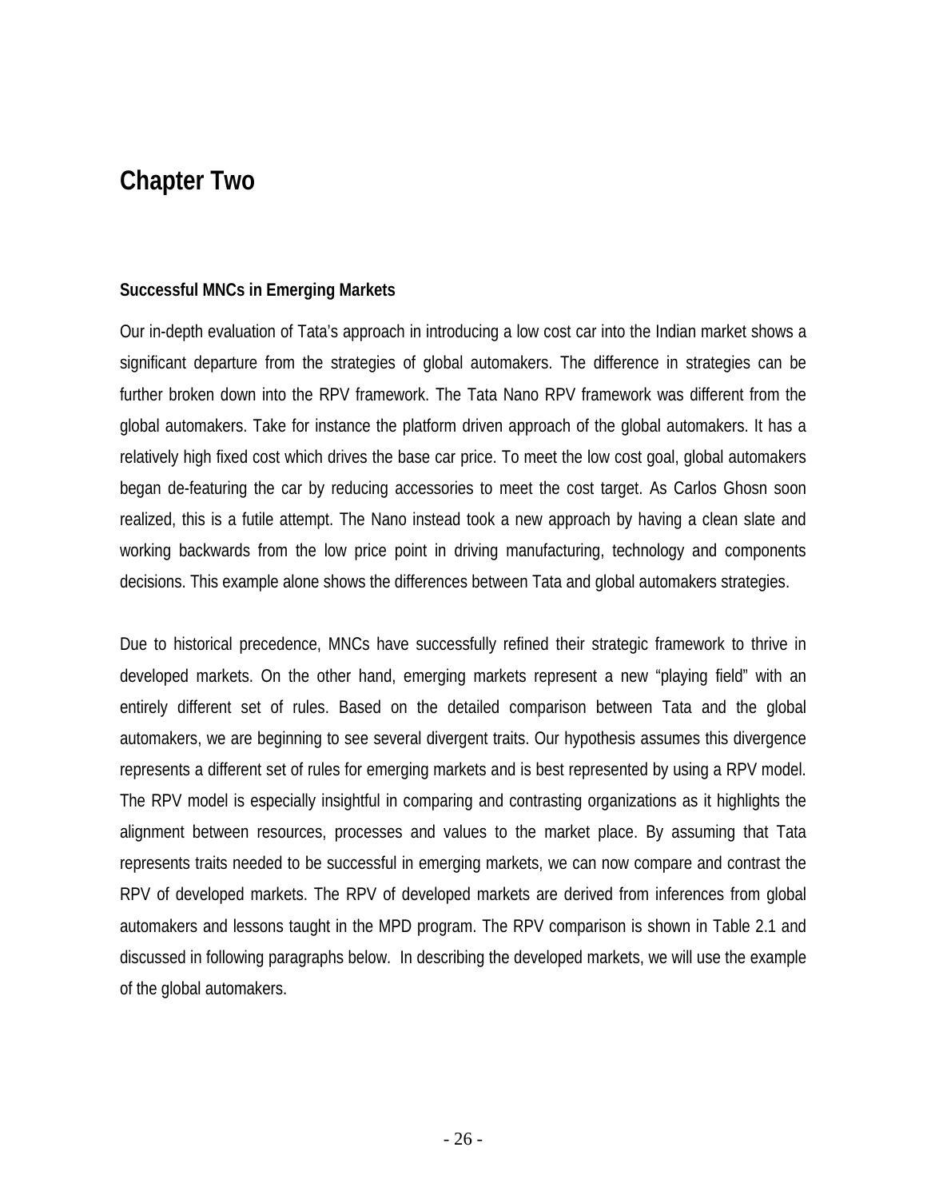# Chapter Two

### Successful MNCs in Emerging Markets

Our in-depth evaluation of Tata's approach in introducing a low cost car into the Indian market shows a significant departure from the strategies of global automakers. The difference in strategies can be further broken down into the RPV framework. The Tata Nano RPV framework was different from the global automakers. Take for instance the platform driven approach of the global automakers. It has a relatively high fixed cost which drives the base car price. To meet the low cost goal, global automakers began de-featuring the car by reducing accessories to meet the cost target. As Carlos Ghosn soon realized, this is a futile attempt. The Nano instead took a new approach by having a clean slate and working backwards from the low price point in driving manufacturing, technology and components decisions. This example alone shows the differences between Tata and global automakers strategies.

Due to historical precedence, MNCs have successfully refined their strategic framework to thrive in developed markets. On the other hand, emerging markets represent a new "playing field" with an entirely different set of rules. Based on the detailed comparison between Tata and the global automakers, we are beginning to see several divergent traits. Our hypothesis assumes this divergence represents a different set of rules for emerging markets and is best represented by using a RPV model. The RPV model is especially insightful in comparing and contrasting organizations as it highlights the alignment between resources, processes and values to the market place. By assuming that Tata represents traits needed to be successful in emerging markets, we can now compare and contrast the RPV of developed markets. The RPV of developed markets are derived from inferences from global automakers and lessons taught in the MPD program. The RPV comparison is shown in Table 2.1 and discussed in following paragraphs below. In describing the developed markets, we will use the example of the global automakers.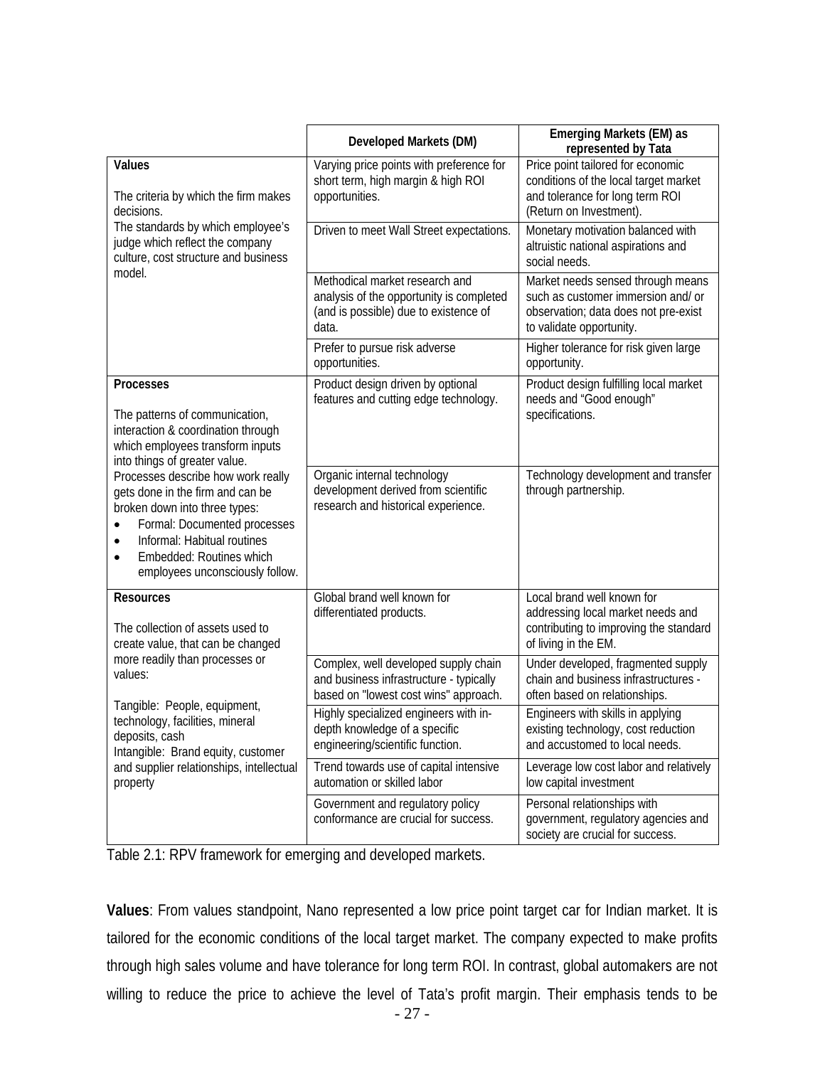| | Developed Markets (DM) | Emerging Markets (EM) as represented by Tata |
|---|---|---|
| **Values**<br><br>The criteria by which the firm makes decisions.<br>The standards by which employee's judge which reflect the company culture, cost structure and business model. | Varying price points with preference for short term, high margin & high ROI opportunities. | Price point tailored for economic conditions of the local target market and tolerance for long term ROI (Return on Investment). |
| | Driven to meet Wall Street expectations. | Monetary motivation balanced with altruistic national aspirations and social needs. |
| | Methodical market research and analysis of the opportunity is completed (and is possible) due to existence of data. | Market needs sensed through means such as customer immersion and/ or observation; data does not pre-exist to validate opportunity. |
| | Prefer to pursue risk adverse opportunities. | Higher tolerance for risk given large opportunity. |
| **Processes**<br><br>The patterns of communication, interaction & coordination through which employees transform inputs into things of greater value.<br>Processes describe how work really gets done in the firm and can be broken down into three types:<br>• Formal: Documented processes<br>• Informal: Habitual routines<br>• Embedded: Routines which employees unconsciously follow. | Product design driven by optional features and cutting edge technology. | Product design fulfilling local market needs and "Good enough" specifications. |
| | Organic internal technology development derived from scientific research and historical experience. | Technology development and transfer through partnership. |
| **Resources**<br><br>The collection of assets used to create value, that can be changed more readily than processes or values:<br><br>Tangible: People, equipment, technology, facilities, mineral deposits, cash<br>Intangible: Brand equity, customer and supplier relationships, intellectual property | Global brand well known for differentiated products. | Local brand well known for addressing local market needs and contributing to improving the standard of living in the EM. |
| | Complex, well developed supply chain and business infrastructure - typically based on "lowest cost wins" approach. | Under developed, fragmented supply chain and business infrastructures - often based on relationships. |
| | Highly specialized engineers with in-depth knowledge of a specific engineering/scientific function. | Engineers with skills in applying existing technology, cost reduction and accustomed to local needs. |
| | Trend towards use of capital intensive automation or skilled labor | Leverage low cost labor and relatively low capital investment |
| | Government and regulatory policy conformance are crucial for success. | Personal relationships with government, regulatory agencies and society are crucial for success. |

Table 2.1: RPV framework for emerging and developed markets.

**Values**: From values standpoint, Nano represented a low price point target car for Indian market. It is tailored for the economic conditions of the local target market. The company expected to make profits through high sales volume and have tolerance for long term ROI. In contrast, global automakers are not willing to reduce the price to achieve the level of Tata's profit margin. Their emphasis tends to be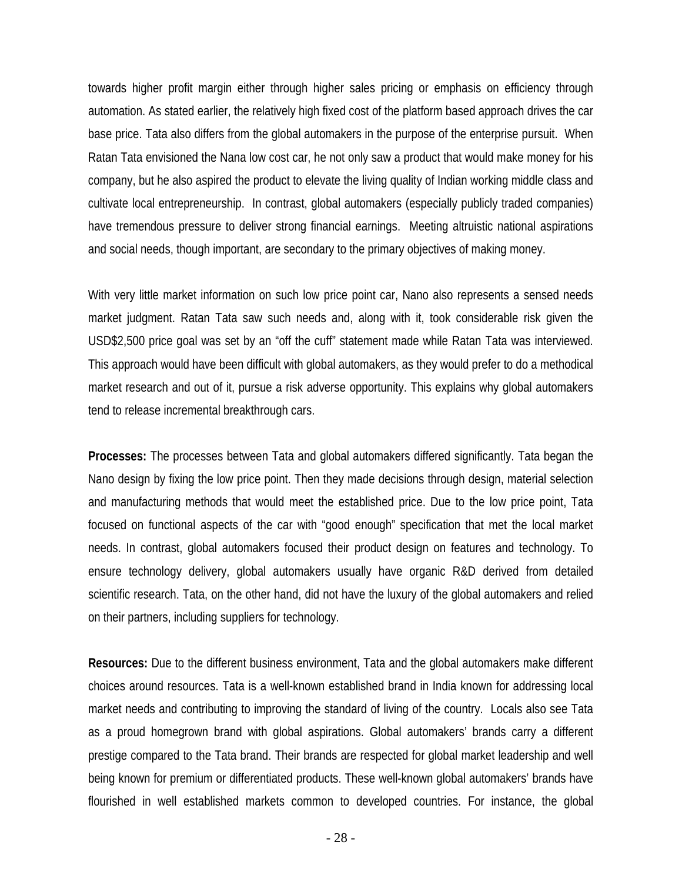towards higher profit margin either through higher sales pricing or emphasis on efficiency through automation. As stated earlier, the relatively high fixed cost of the platform based approach drives the car base price. Tata also differs from the global automakers in the purpose of the enterprise pursuit. When Ratan Tata envisioned the Nana low cost car, he not only saw a product that would make money for his company, but he also aspired the product to elevate the living quality of Indian working middle class and cultivate local entrepreneurship. In contrast, global automakers (especially publicly traded companies) have tremendous pressure to deliver strong financial earnings. Meeting altruistic national aspirations and social needs, though important, are secondary to the primary objectives of making money.

With very little market information on such low price point car, Nano also represents a sensed needs market judgment. Ratan Tata saw such needs and, along with it, took considerable risk given the USD$2,500 price goal was set by an "off the cuff" statement made while Ratan Tata was interviewed. This approach would have been difficult with global automakers, as they would prefer to do a methodical market research and out of it, pursue a risk adverse opportunity. This explains why global automakers tend to release incremental breakthrough cars.

**Processes:** The processes between Tata and global automakers differed significantly. Tata began the Nano design by fixing the low price point. Then they made decisions through design, material selection and manufacturing methods that would meet the established price. Due to the low price point, Tata focused on functional aspects of the car with "good enough" specification that met the local market needs. In contrast, global automakers focused their product design on features and technology. To ensure technology delivery, global automakers usually have organic R&D derived from detailed scientific research. Tata, on the other hand, did not have the luxury of the global automakers and relied on their partners, including suppliers for technology.

**Resources:** Due to the different business environment, Tata and the global automakers make different choices around resources. Tata is a well-known established brand in India known for addressing local market needs and contributing to improving the standard of living of the country. Locals also see Tata as a proud homegrown brand with global aspirations. Global automakers' brands carry a different prestige compared to the Tata brand. Their brands are respected for global market leadership and well being known for premium or differentiated products. These well-known global automakers' brands have flourished in well established markets common to developed countries. For instance, the global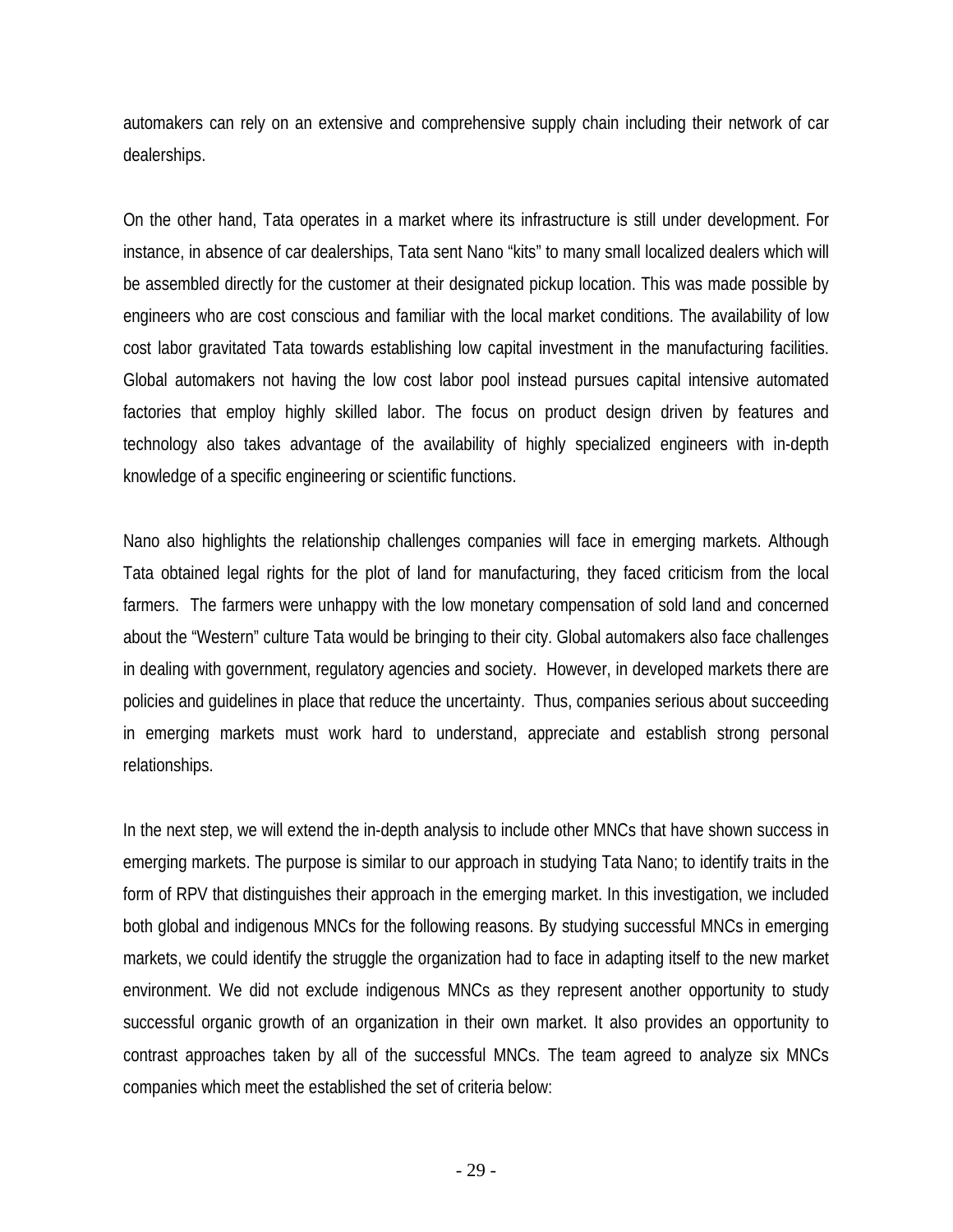automakers can rely on an extensive and comprehensive supply chain including their network of car dealerships.

On the other hand, Tata operates in a market where its infrastructure is still under development. For instance, in absence of car dealerships, Tata sent Nano "kits" to many small localized dealers which will be assembled directly for the customer at their designated pickup location. This was made possible by engineers who are cost conscious and familiar with the local market conditions. The availability of low cost labor gravitated Tata towards establishing low capital investment in the manufacturing facilities. Global automakers not having the low cost labor pool instead pursues capital intensive automated factories that employ highly skilled labor. The focus on product design driven by features and technology also takes advantage of the availability of highly specialized engineers with in-depth knowledge of a specific engineering or scientific functions.

Nano also highlights the relationship challenges companies will face in emerging markets. Although Tata obtained legal rights for the plot of land for manufacturing, they faced criticism from the local farmers. The farmers were unhappy with the low monetary compensation of sold land and concerned about the "Western" culture Tata would be bringing to their city. Global automakers also face challenges in dealing with government, regulatory agencies and society. However, in developed markets there are policies and guidelines in place that reduce the uncertainty. Thus, companies serious about succeeding in emerging markets must work hard to understand, appreciate and establish strong personal relationships.

In the next step, we will extend the in-depth analysis to include other MNCs that have shown success in emerging markets. The purpose is similar to our approach in studying Tata Nano; to identify traits in the form of RPV that distinguishes their approach in the emerging market. In this investigation, we included both global and indigenous MNCs for the following reasons. By studying successful MNCs in emerging markets, we could identify the struggle the organization had to face in adapting itself to the new market environment. We did not exclude indigenous MNCs as they represent another opportunity to study successful organic growth of an organization in their own market. It also provides an opportunity to contrast approaches taken by all of the successful MNCs. The team agreed to analyze six MNCs companies which meet the established the set of criteria below: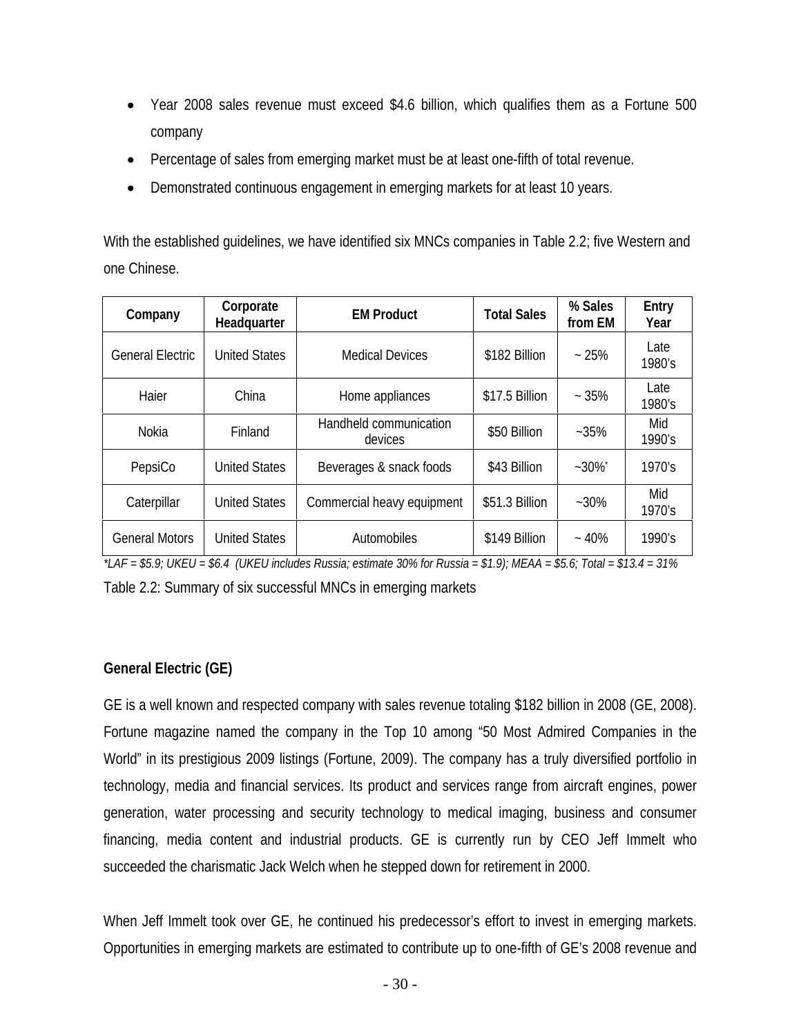- Year 2008 sales revenue must exceed $4.6 billion, which qualifies them as a Fortune 500 company
- Percentage of sales from emerging market must be at least one-fifth of total revenue.
- Demonstrated continuous engagement in emerging markets for at least 10 years.

With the established guidelines, we have identified six MNCs companies in Table 2.2; five Western and one Chinese.

| Company | Corporate Headquarter | EM Product | Total Sales | % Sales from EM | Entry Year |
|---|---|---|---|---|---|
| General Electric | United States | Medical Devices | $182 Billion | ~ 25% | Late 1980's |
| Haier | China | Home appliances | $17.5 Billion | ~ 35% | Late 1980's |
| Nokia | Finland | Handheld communication devices | $50 Billion | ~35% | Mid 1990's |
| PepsiCo | United States | Beverages & snack foods | $43 Billion | ~30%* | 1970's |
| Caterpillar | United States | Commercial heavy equipment | $51.3 Billion | ~30% | Mid 1970's |
| General Motors | United States | Automobiles | $149 Billion | ~ 40% | 1990's |

*\*LAF = $5.9; UKEU = $6.4 (UKEU includes Russia; estimate 30% for Russia = $1.9); MEAA = $5.6; Total = $13.4 = 31%*

Table 2.2: Summary of six successful MNCs in emerging markets

**General Electric (GE)**

GE is a well known and respected company with sales revenue totaling $182 billion in 2008 (GE, 2008). Fortune magazine named the company in the Top 10 among "50 Most Admired Companies in the World" in its prestigious 2009 listings (Fortune, 2009). The company has a truly diversified portfolio in technology, media and financial services. Its product and services range from aircraft engines, power generation, water processing and security technology to medical imaging, business and consumer financing, media content and industrial products. GE is currently run by CEO Jeff Immelt who succeeded the charismatic Jack Welch when he stepped down for retirement in 2000.

When Jeff Immelt took over GE, he continued his predecessor's effort to invest in emerging markets. Opportunities in emerging markets are estimated to contribute up to one-fifth of GE's 2008 revenue and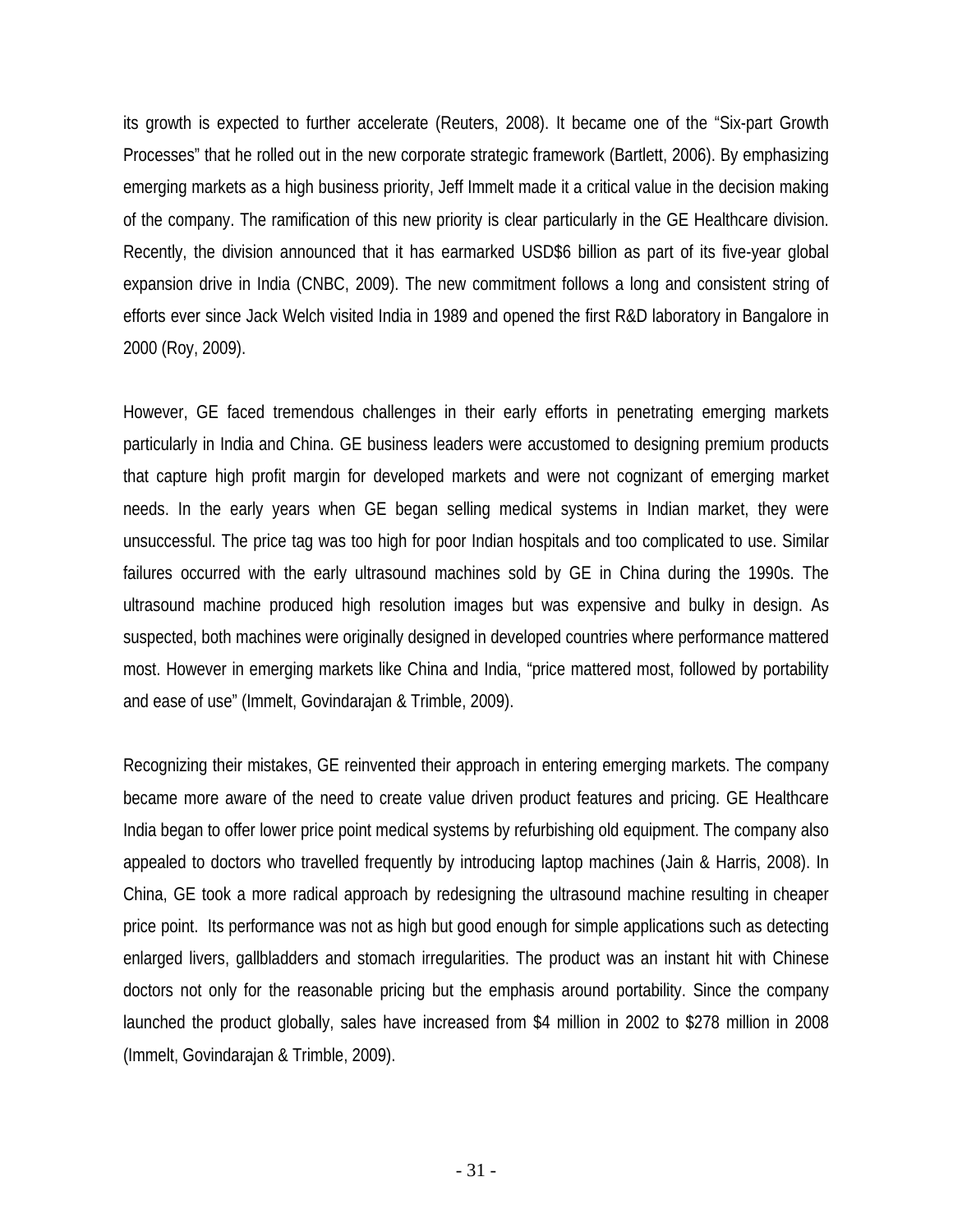its growth is expected to further accelerate (Reuters, 2008). It became one of the "Six-part Growth Processes" that he rolled out in the new corporate strategic framework (Bartlett, 2006). By emphasizing emerging markets as a high business priority, Jeff Immelt made it a critical value in the decision making of the company. The ramification of this new priority is clear particularly in the GE Healthcare division. Recently, the division announced that it has earmarked USD$6 billion as part of its five-year global expansion drive in India (CNBC, 2009). The new commitment follows a long and consistent string of efforts ever since Jack Welch visited India in 1989 and opened the first R&D laboratory in Bangalore in 2000 (Roy, 2009).

However, GE faced tremendous challenges in their early efforts in penetrating emerging markets particularly in India and China. GE business leaders were accustomed to designing premium products that capture high profit margin for developed markets and were not cognizant of emerging market needs. In the early years when GE began selling medical systems in Indian market, they were unsuccessful. The price tag was too high for poor Indian hospitals and too complicated to use. Similar failures occurred with the early ultrasound machines sold by GE in China during the 1990s. The ultrasound machine produced high resolution images but was expensive and bulky in design. As suspected, both machines were originally designed in developed countries where performance mattered most. However in emerging markets like China and India, "price mattered most, followed by portability and ease of use" (Immelt, Govindarajan & Trimble, 2009).

Recognizing their mistakes, GE reinvented their approach in entering emerging markets. The company became more aware of the need to create value driven product features and pricing. GE Healthcare India began to offer lower price point medical systems by refurbishing old equipment. The company also appealed to doctors who travelled frequently by introducing laptop machines (Jain & Harris, 2008). In China, GE took a more radical approach by redesigning the ultrasound machine resulting in cheaper price point. Its performance was not as high but good enough for simple applications such as detecting enlarged livers, gallbladders and stomach irregularities. The product was an instant hit with Chinese doctors not only for the reasonable pricing but the emphasis around portability. Since the company launched the product globally, sales have increased from $4 million in 2002 to $278 million in 2008 (Immelt, Govindarajan & Trimble, 2009).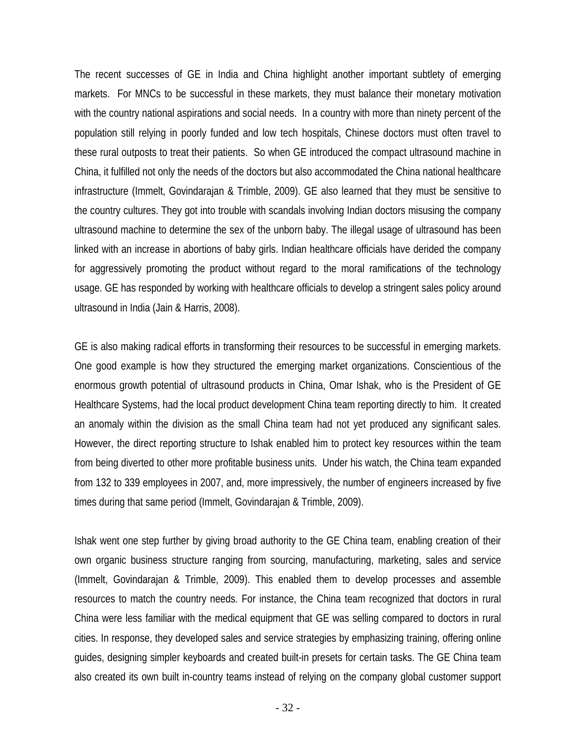The recent successes of GE in India and China highlight another important subtlety of emerging markets. For MNCs to be successful in these markets, they must balance their monetary motivation with the country national aspirations and social needs. In a country with more than ninety percent of the population still relying in poorly funded and low tech hospitals, Chinese doctors must often travel to these rural outposts to treat their patients. So when GE introduced the compact ultrasound machine in China, it fulfilled not only the needs of the doctors but also accommodated the China national healthcare infrastructure (Immelt, Govindarajan & Trimble, 2009). GE also learned that they must be sensitive to the country cultures. They got into trouble with scandals involving Indian doctors misusing the company ultrasound machine to determine the sex of the unborn baby. The illegal usage of ultrasound has been linked with an increase in abortions of baby girls. Indian healthcare officials have derided the company for aggressively promoting the product without regard to the moral ramifications of the technology usage. GE has responded by working with healthcare officials to develop a stringent sales policy around ultrasound in India (Jain & Harris, 2008).

GE is also making radical efforts in transforming their resources to be successful in emerging markets. One good example is how they structured the emerging market organizations. Conscientious of the enormous growth potential of ultrasound products in China, Omar Ishak, who is the President of GE Healthcare Systems, had the local product development China team reporting directly to him. It created an anomaly within the division as the small China team had not yet produced any significant sales. However, the direct reporting structure to Ishak enabled him to protect key resources within the team from being diverted to other more profitable business units. Under his watch, the China team expanded from 132 to 339 employees in 2007, and, more impressively, the number of engineers increased by five times during that same period (Immelt, Govindarajan & Trimble, 2009).

Ishak went one step further by giving broad authority to the GE China team, enabling creation of their own organic business structure ranging from sourcing, manufacturing, marketing, sales and service (Immelt, Govindarajan & Trimble, 2009). This enabled them to develop processes and assemble resources to match the country needs. For instance, the China team recognized that doctors in rural China were less familiar with the medical equipment that GE was selling compared to doctors in rural cities. In response, they developed sales and service strategies by emphasizing training, offering online guides, designing simpler keyboards and created built-in presets for certain tasks. The GE China team also created its own built in-country teams instead of relying on the company global customer support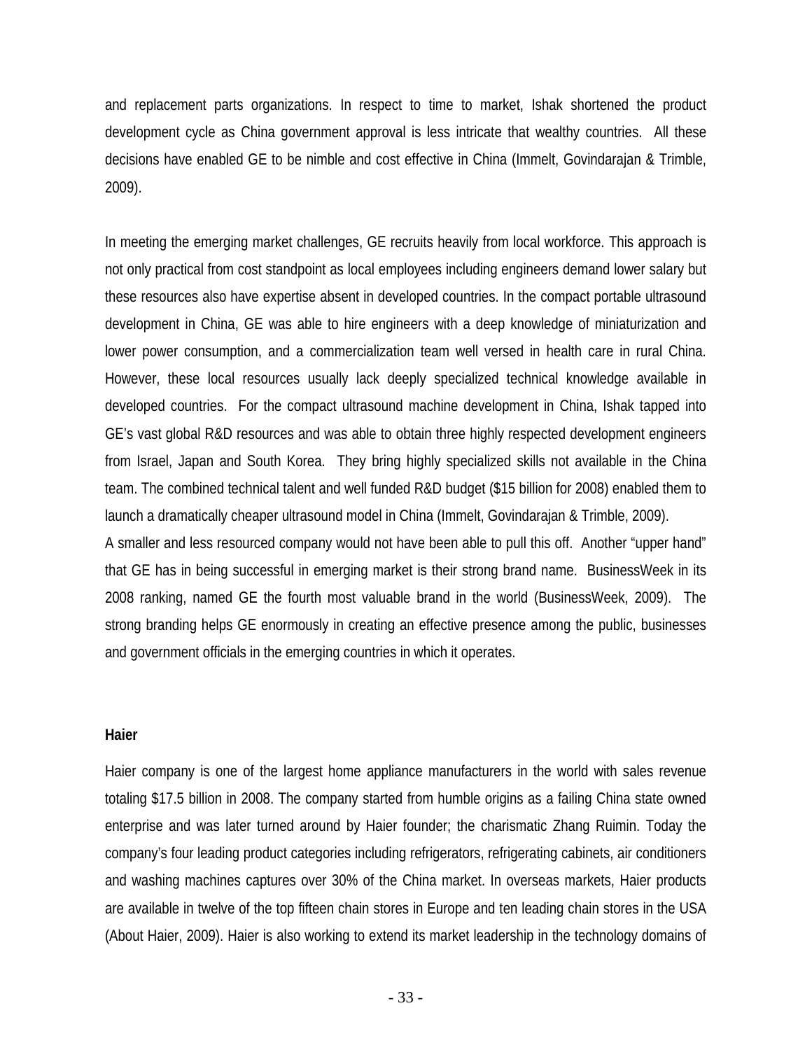and replacement parts organizations. In respect to time to market, Ishak shortened the product development cycle as China government approval is less intricate that wealthy countries. All these decisions have enabled GE to be nimble and cost effective in China (Immelt, Govindarajan & Trimble, 2009).

In meeting the emerging market challenges, GE recruits heavily from local workforce. This approach is not only practical from cost standpoint as local employees including engineers demand lower salary but these resources also have expertise absent in developed countries. In the compact portable ultrasound development in China, GE was able to hire engineers with a deep knowledge of miniaturization and lower power consumption, and a commercialization team well versed in health care in rural China. However, these local resources usually lack deeply specialized technical knowledge available in developed countries. For the compact ultrasound machine development in China, Ishak tapped into GE's vast global R&D resources and was able to obtain three highly respected development engineers from Israel, Japan and South Korea. They bring highly specialized skills not available in the China team. The combined technical talent and well funded R&D budget ($15 billion for 2008) enabled them to launch a dramatically cheaper ultrasound model in China (Immelt, Govindarajan & Trimble, 2009).
A smaller and less resourced company would not have been able to pull this off. Another "upper hand" that GE has in being successful in emerging market is their strong brand name. BusinessWeek in its 2008 ranking, named GE the fourth most valuable brand in the world (BusinessWeek, 2009). The strong branding helps GE enormously in creating an effective presence among the public, businesses and government officials in the emerging countries in which it operates.

**Haier**

Haier company is one of the largest home appliance manufacturers in the world with sales revenue totaling $17.5 billion in 2008. The company started from humble origins as a failing China state owned enterprise and was later turned around by Haier founder; the charismatic Zhang Ruimin. Today the company's four leading product categories including refrigerators, refrigerating cabinets, air conditioners and washing machines captures over 30% of the China market. In overseas markets, Haier products are available in twelve of the top fifteen chain stores in Europe and ten leading chain stores in the USA (About Haier, 2009). Haier is also working to extend its market leadership in the technology domains of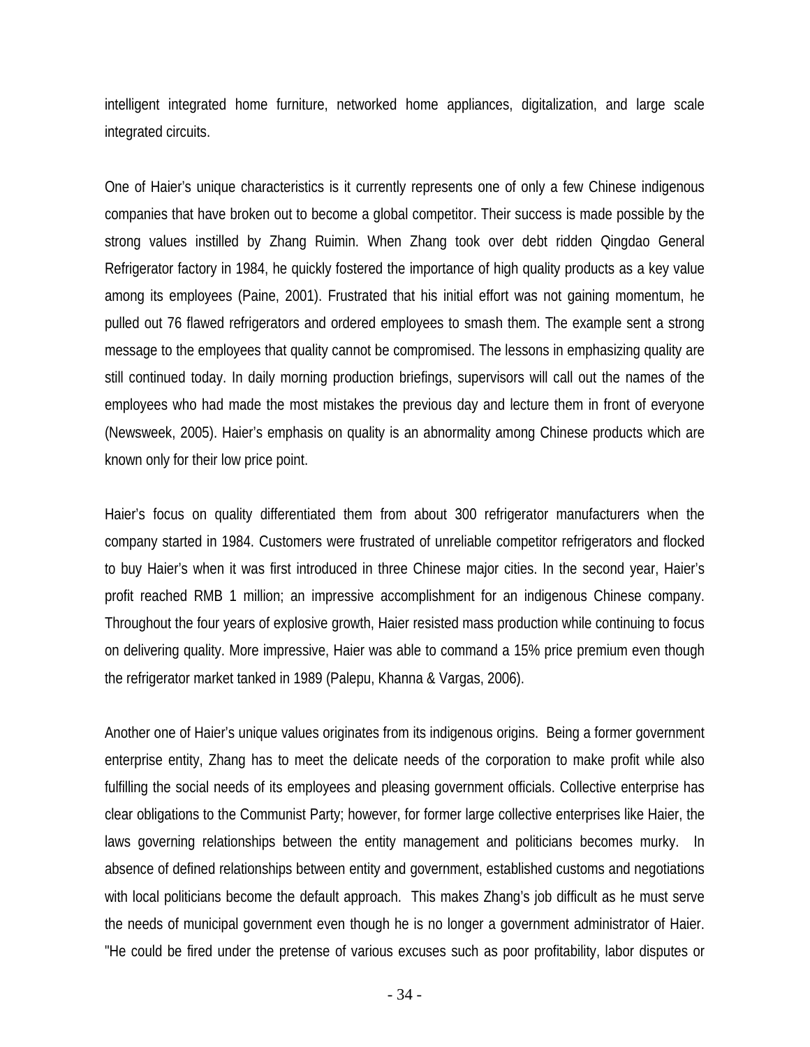intelligent integrated home furniture, networked home appliances, digitalization, and large scale integrated circuits.

One of Haier's unique characteristics is it currently represents one of only a few Chinese indigenous companies that have broken out to become a global competitor. Their success is made possible by the strong values instilled by Zhang Ruimin. When Zhang took over debt ridden Qingdao General Refrigerator factory in 1984, he quickly fostered the importance of high quality products as a key value among its employees (Paine, 2001). Frustrated that his initial effort was not gaining momentum, he pulled out 76 flawed refrigerators and ordered employees to smash them. The example sent a strong message to the employees that quality cannot be compromised. The lessons in emphasizing quality are still continued today. In daily morning production briefings, supervisors will call out the names of the employees who had made the most mistakes the previous day and lecture them in front of everyone (Newsweek, 2005). Haier's emphasis on quality is an abnormality among Chinese products which are known only for their low price point.

Haier's focus on quality differentiated them from about 300 refrigerator manufacturers when the company started in 1984. Customers were frustrated of unreliable competitor refrigerators and flocked to buy Haier's when it was first introduced in three Chinese major cities. In the second year, Haier's profit reached RMB 1 million; an impressive accomplishment for an indigenous Chinese company. Throughout the four years of explosive growth, Haier resisted mass production while continuing to focus on delivering quality. More impressive, Haier was able to command a 15% price premium even though the refrigerator market tanked in 1989 (Palepu, Khanna & Vargas, 2006).

Another one of Haier's unique values originates from its indigenous origins. Being a former government enterprise entity, Zhang has to meet the delicate needs of the corporation to make profit while also fulfilling the social needs of its employees and pleasing government officials. Collective enterprise has clear obligations to the Communist Party; however, for former large collective enterprises like Haier, the laws governing relationships between the entity management and politicians becomes murky. In absence of defined relationships between entity and government, established customs and negotiations with local politicians become the default approach. This makes Zhang's job difficult as he must serve the needs of municipal government even though he is no longer a government administrator of Haier. "He could be fired under the pretense of various excuses such as poor profitability, labor disputes or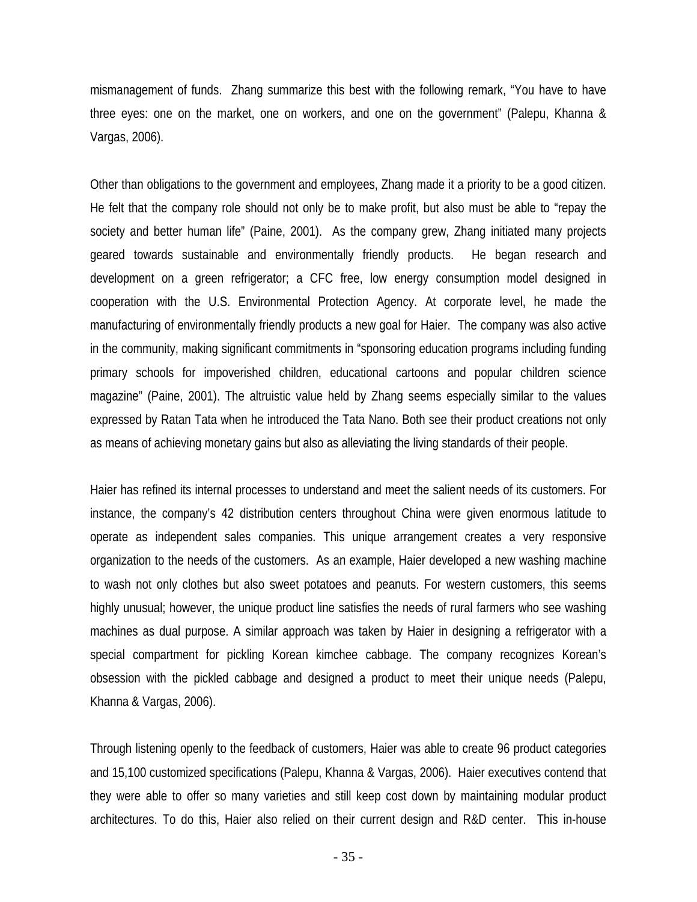mismanagement of funds. Zhang summarize this best with the following remark, "You have to have three eyes: one on the market, one on workers, and one on the government" (Palepu, Khanna & Vargas, 2006).

Other than obligations to the government and employees, Zhang made it a priority to be a good citizen. He felt that the company role should not only be to make profit, but also must be able to "repay the society and better human life" (Paine, 2001). As the company grew, Zhang initiated many projects geared towards sustainable and environmentally friendly products. He began research and development on a green refrigerator; a CFC free, low energy consumption model designed in cooperation with the U.S. Environmental Protection Agency. At corporate level, he made the manufacturing of environmentally friendly products a new goal for Haier. The company was also active in the community, making significant commitments in "sponsoring education programs including funding primary schools for impoverished children, educational cartoons and popular children science magazine" (Paine, 2001). The altruistic value held by Zhang seems especially similar to the values expressed by Ratan Tata when he introduced the Tata Nano. Both see their product creations not only as means of achieving monetary gains but also as alleviating the living standards of their people.

Haier has refined its internal processes to understand and meet the salient needs of its customers. For instance, the company's 42 distribution centers throughout China were given enormous latitude to operate as independent sales companies. This unique arrangement creates a very responsive organization to the needs of the customers. As an example, Haier developed a new washing machine to wash not only clothes but also sweet potatoes and peanuts. For western customers, this seems highly unusual; however, the unique product line satisfies the needs of rural farmers who see washing machines as dual purpose. A similar approach was taken by Haier in designing a refrigerator with a special compartment for pickling Korean kimchee cabbage. The company recognizes Korean's obsession with the pickled cabbage and designed a product to meet their unique needs (Palepu, Khanna & Vargas, 2006).

Through listening openly to the feedback of customers, Haier was able to create 96 product categories and 15,100 customized specifications (Palepu, Khanna & Vargas, 2006). Haier executives contend that they were able to offer so many varieties and still keep cost down by maintaining modular product architectures. To do this, Haier also relied on their current design and R&D center. This in-house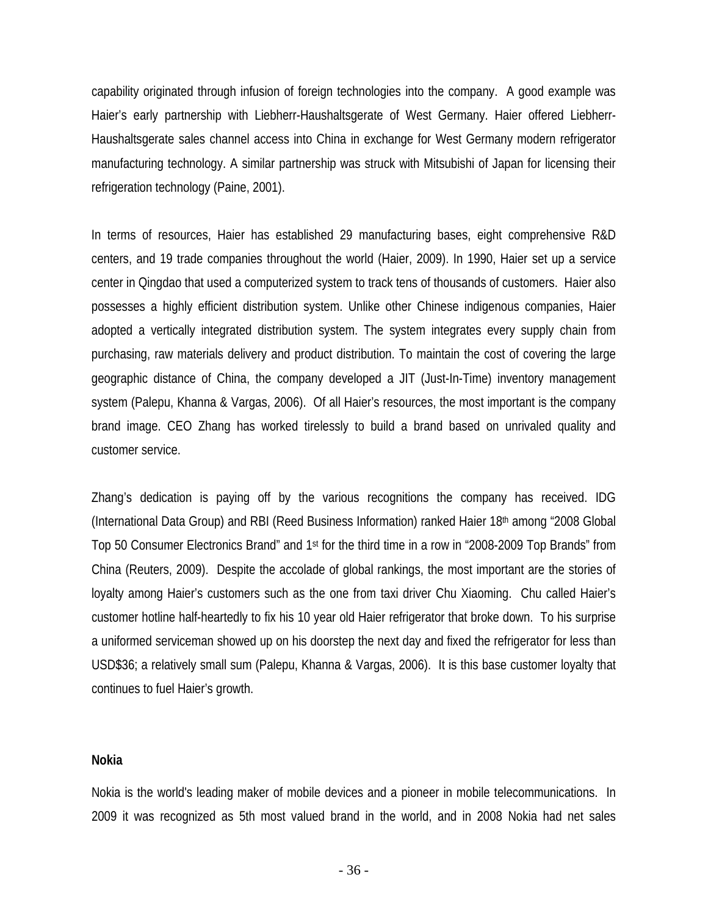capability originated through infusion of foreign technologies into the company. A good example was Haier's early partnership with Liebherr-Haushaltsgerate of West Germany. Haier offered Liebherr-Haushaltsgerate sales channel access into China in exchange for West Germany modern refrigerator manufacturing technology. A similar partnership was struck with Mitsubishi of Japan for licensing their refrigeration technology (Paine, 2001).

In terms of resources, Haier has established 29 manufacturing bases, eight comprehensive R&D centers, and 19 trade companies throughout the world (Haier, 2009). In 1990, Haier set up a service center in Qingdao that used a computerized system to track tens of thousands of customers. Haier also possesses a highly efficient distribution system. Unlike other Chinese indigenous companies, Haier adopted a vertically integrated distribution system. The system integrates every supply chain from purchasing, raw materials delivery and product distribution. To maintain the cost of covering the large geographic distance of China, the company developed a JIT (Just-In-Time) inventory management system (Palepu, Khanna & Vargas, 2006). Of all Haier's resources, the most important is the company brand image. CEO Zhang has worked tirelessly to build a brand based on unrivaled quality and customer service.

Zhang's dedication is paying off by the various recognitions the company has received. IDG (International Data Group) and RBI (Reed Business Information) ranked Haier 18th among "2008 Global Top 50 Consumer Electronics Brand" and 1st for the third time in a row in "2008-2009 Top Brands" from China (Reuters, 2009). Despite the accolade of global rankings, the most important are the stories of loyalty among Haier's customers such as the one from taxi driver Chu Xiaoming. Chu called Haier's customer hotline half-heartedly to fix his 10 year old Haier refrigerator that broke down. To his surprise a uniformed serviceman showed up on his doorstep the next day and fixed the refrigerator for less than USD$36; a relatively small sum (Palepu, Khanna & Vargas, 2006). It is this base customer loyalty that continues to fuel Haier's growth.

**Nokia**

Nokia is the world's leading maker of mobile devices and a pioneer in mobile telecommunications. In 2009 it was recognized as 5th most valued brand in the world, and in 2008 Nokia had net sales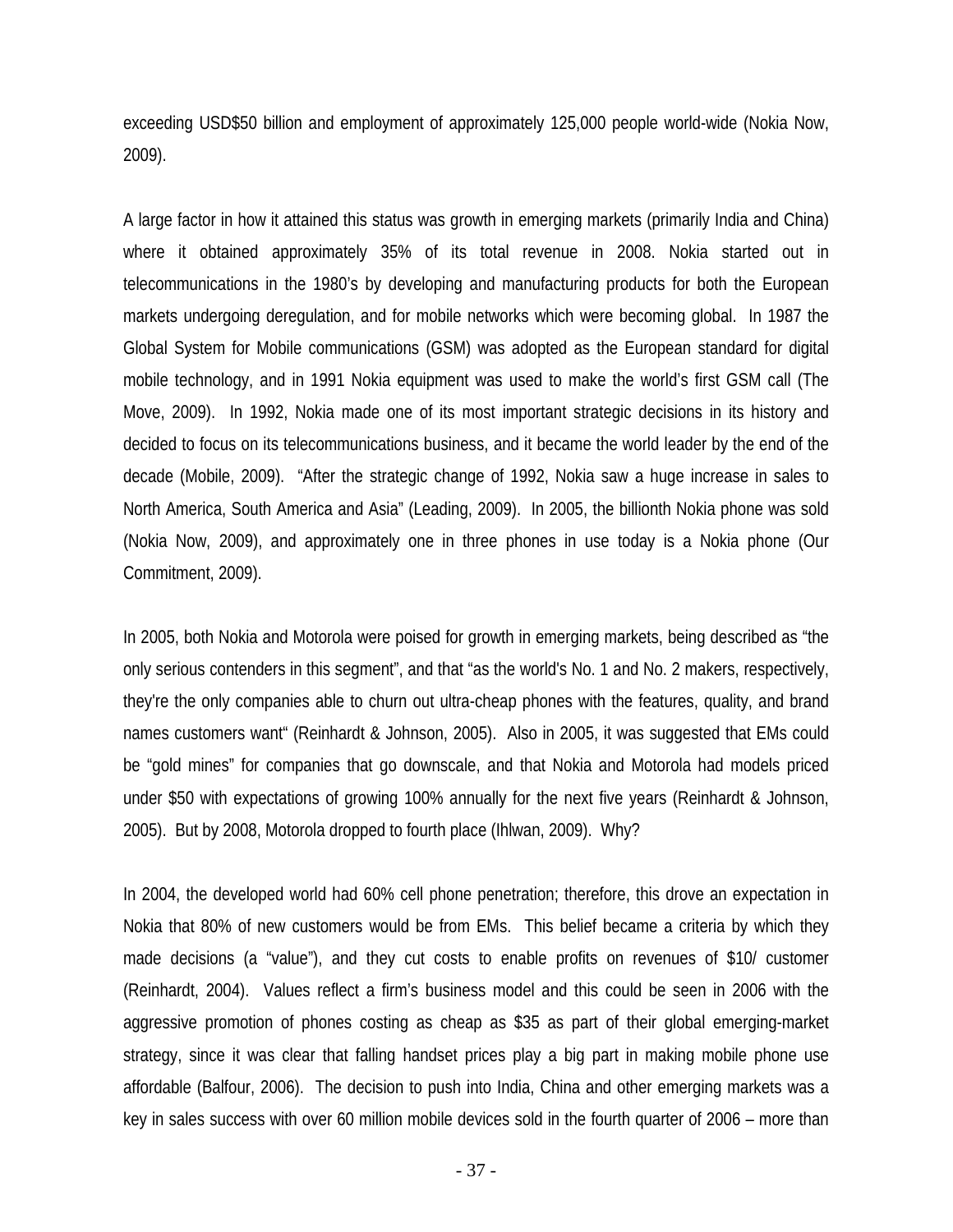exceeding USD$50 billion and employment of approximately 125,000 people world-wide (Nokia Now, 2009).

A large factor in how it attained this status was growth in emerging markets (primarily India and China) where it obtained approximately 35% of its total revenue in 2008. Nokia started out in telecommunications in the 1980's by developing and manufacturing products for both the European markets undergoing deregulation, and for mobile networks which were becoming global. In 1987 the Global System for Mobile communications (GSM) was adopted as the European standard for digital mobile technology, and in 1991 Nokia equipment was used to make the world's first GSM call (The Move, 2009). In 1992, Nokia made one of its most important strategic decisions in its history and decided to focus on its telecommunications business, and it became the world leader by the end of the decade (Mobile, 2009). "After the strategic change of 1992, Nokia saw a huge increase in sales to North America, South America and Asia" (Leading, 2009). In 2005, the billionth Nokia phone was sold (Nokia Now, 2009), and approximately one in three phones in use today is a Nokia phone (Our Commitment, 2009).

In 2005, both Nokia and Motorola were poised for growth in emerging markets, being described as "the only serious contenders in this segment", and that "as the world's No. 1 and No. 2 makers, respectively, they're the only companies able to churn out ultra-cheap phones with the features, quality, and brand names customers want" (Reinhardt & Johnson, 2005). Also in 2005, it was suggested that EMs could be "gold mines" for companies that go downscale, and that Nokia and Motorola had models priced under $50 with expectations of growing 100% annually for the next five years (Reinhardt & Johnson, 2005). But by 2008, Motorola dropped to fourth place (Ihlwan, 2009). Why?

In 2004, the developed world had 60% cell phone penetration; therefore, this drove an expectation in Nokia that 80% of new customers would be from EMs. This belief became a criteria by which they made decisions (a "value"), and they cut costs to enable profits on revenues of $10/ customer (Reinhardt, 2004). Values reflect a firm's business model and this could be seen in 2006 with the aggressive promotion of phones costing as cheap as $35 as part of their global emerging-market strategy, since it was clear that falling handset prices play a big part in making mobile phone use affordable (Balfour, 2006). The decision to push into India, China and other emerging markets was a key in sales success with over 60 million mobile devices sold in the fourth quarter of 2006 – more than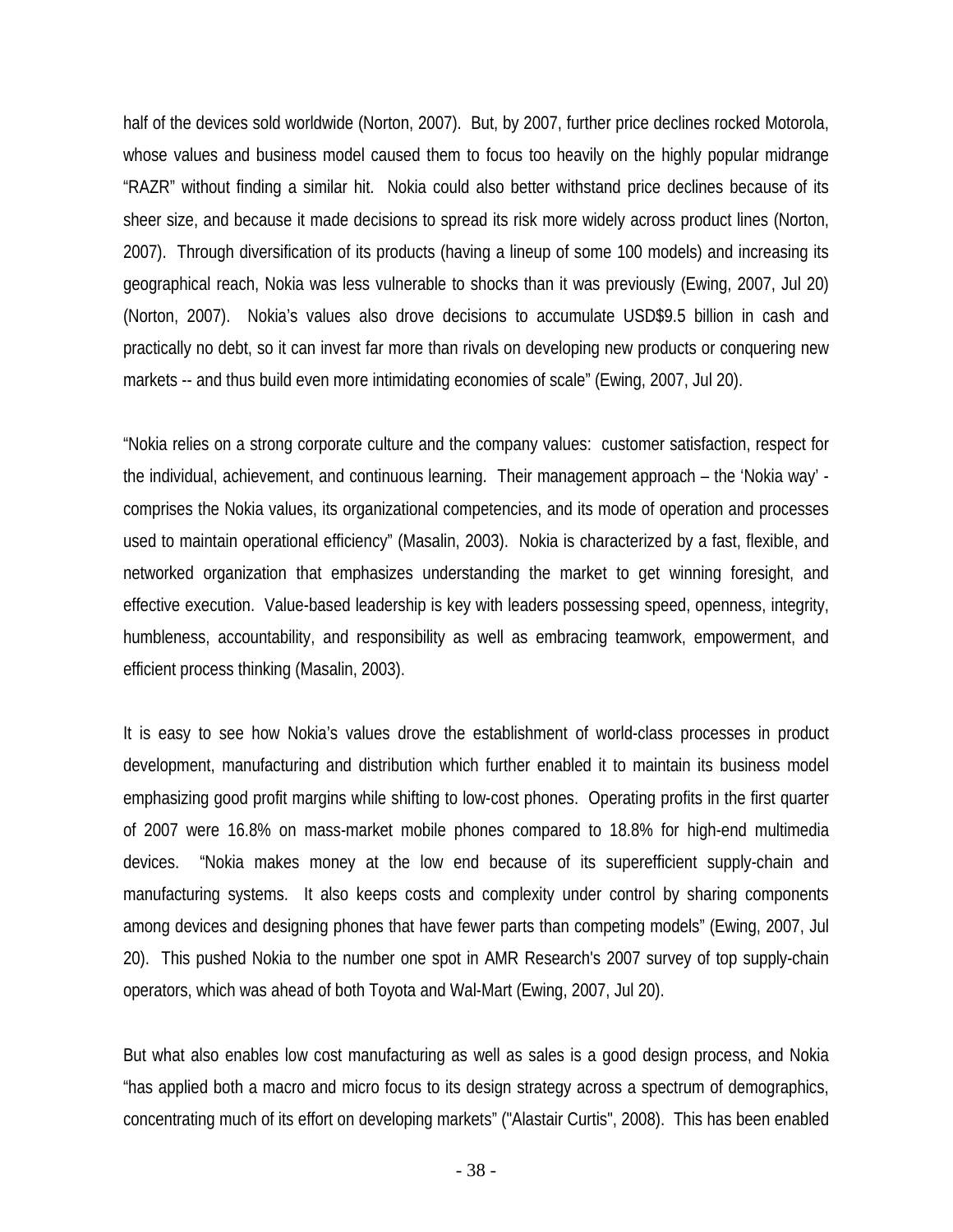half of the devices sold worldwide (Norton, 2007). But, by 2007, further price declines rocked Motorola, whose values and business model caused them to focus too heavily on the highly popular midrange "RAZR" without finding a similar hit. Nokia could also better withstand price declines because of its sheer size, and because it made decisions to spread its risk more widely across product lines (Norton, 2007). Through diversification of its products (having a lineup of some 100 models) and increasing its geographical reach, Nokia was less vulnerable to shocks than it was previously (Ewing, 2007, Jul 20) (Norton, 2007). Nokia's values also drove decisions to accumulate USD$9.5 billion in cash and practically no debt, so it can invest far more than rivals on developing new products or conquering new markets -- and thus build even more intimidating economies of scale" (Ewing, 2007, Jul 20).

"Nokia relies on a strong corporate culture and the company values: customer satisfaction, respect for the individual, achievement, and continuous learning. Their management approach – the 'Nokia way' - comprises the Nokia values, its organizational competencies, and its mode of operation and processes used to maintain operational efficiency" (Masalin, 2003). Nokia is characterized by a fast, flexible, and networked organization that emphasizes understanding the market to get winning foresight, and effective execution. Value-based leadership is key with leaders possessing speed, openness, integrity, humbleness, accountability, and responsibility as well as embracing teamwork, empowerment, and efficient process thinking (Masalin, 2003).

It is easy to see how Nokia's values drove the establishment of world-class processes in product development, manufacturing and distribution which further enabled it to maintain its business model emphasizing good profit margins while shifting to low-cost phones. Operating profits in the first quarter of 2007 were 16.8% on mass-market mobile phones compared to 18.8% for high-end multimedia devices. "Nokia makes money at the low end because of its superefficient supply-chain and manufacturing systems. It also keeps costs and complexity under control by sharing components among devices and designing phones that have fewer parts than competing models" (Ewing, 2007, Jul 20). This pushed Nokia to the number one spot in AMR Research's 2007 survey of top supply-chain operators, which was ahead of both Toyota and Wal-Mart (Ewing, 2007, Jul 20).

But what also enables low cost manufacturing as well as sales is a good design process, and Nokia "has applied both a macro and micro focus to its design strategy across a spectrum of demographics, concentrating much of its effort on developing markets" ("Alastair Curtis", 2008). This has been enabled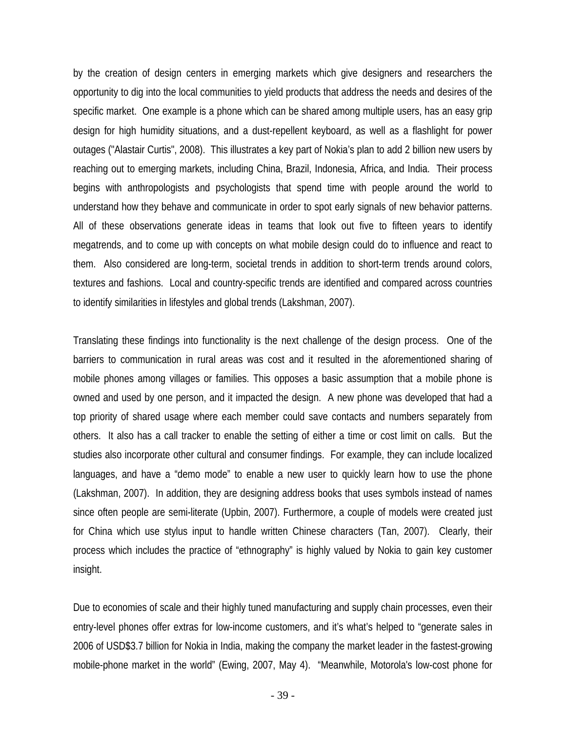by the creation of design centers in emerging markets which give designers and researchers the opportunity to dig into the local communities to yield products that address the needs and desires of the specific market. One example is a phone which can be shared among multiple users, has an easy grip design for high humidity situations, and a dust-repellent keyboard, as well as a flashlight for power outages ("Alastair Curtis", 2008). This illustrates a key part of Nokia's plan to add 2 billion new users by reaching out to emerging markets, including China, Brazil, Indonesia, Africa, and India. Their process begins with anthropologists and psychologists that spend time with people around the world to understand how they behave and communicate in order to spot early signals of new behavior patterns. All of these observations generate ideas in teams that look out five to fifteen years to identify megatrends, and to come up with concepts on what mobile design could do to influence and react to them. Also considered are long-term, societal trends in addition to short-term trends around colors, textures and fashions. Local and country-specific trends are identified and compared across countries to identify similarities in lifestyles and global trends (Lakshman, 2007).

Translating these findings into functionality is the next challenge of the design process. One of the barriers to communication in rural areas was cost and it resulted in the aforementioned sharing of mobile phones among villages or families. This opposes a basic assumption that a mobile phone is owned and used by one person, and it impacted the design. A new phone was developed that had a top priority of shared usage where each member could save contacts and numbers separately from others. It also has a call tracker to enable the setting of either a time or cost limit on calls. But the studies also incorporate other cultural and consumer findings. For example, they can include localized languages, and have a "demo mode" to enable a new user to quickly learn how to use the phone (Lakshman, 2007). In addition, they are designing address books that uses symbols instead of names since often people are semi-literate (Upbin, 2007). Furthermore, a couple of models were created just for China which use stylus input to handle written Chinese characters (Tan, 2007). Clearly, their process which includes the practice of "ethnography" is highly valued by Nokia to gain key customer insight.

Due to economies of scale and their highly tuned manufacturing and supply chain processes, even their entry-level phones offer extras for low-income customers, and it's what's helped to "generate sales in 2006 of USD$3.7 billion for Nokia in India, making the company the market leader in the fastest-growing mobile-phone market in the world" (Ewing, 2007, May 4). "Meanwhile, Motorola's low-cost phone for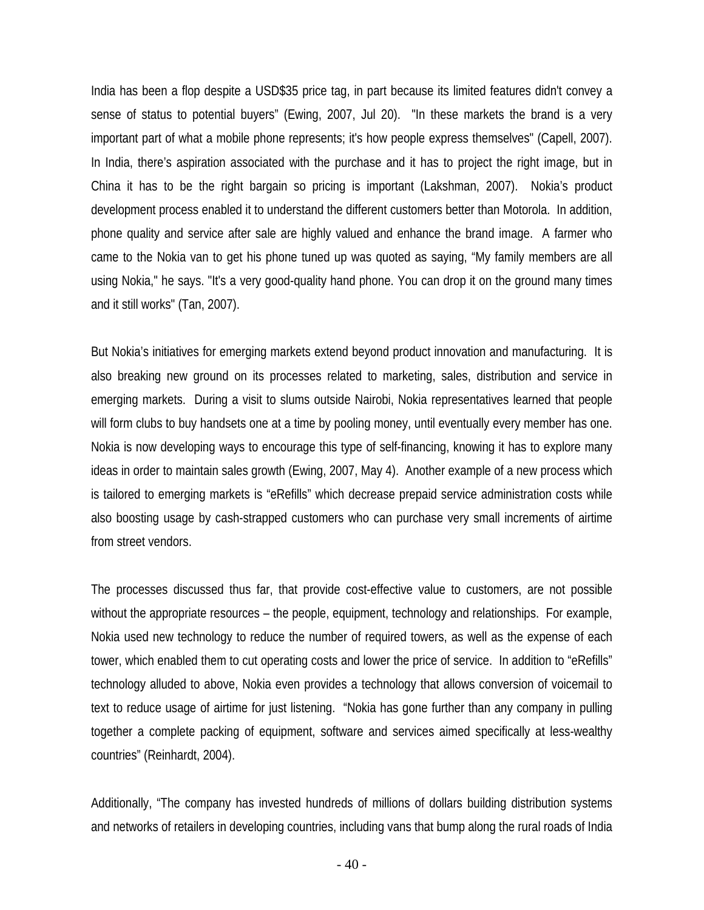India has been a flop despite a USD$35 price tag, in part because its limited features didn't convey a sense of status to potential buyers" (Ewing, 2007, Jul 20). "In these markets the brand is a very important part of what a mobile phone represents; it's how people express themselves" (Capell, 2007). In India, there's aspiration associated with the purchase and it has to project the right image, but in China it has to be the right bargain so pricing is important (Lakshman, 2007). Nokia's product development process enabled it to understand the different customers better than Motorola. In addition, phone quality and service after sale are highly valued and enhance the brand image. A farmer who came to the Nokia van to get his phone tuned up was quoted as saying, "My family members are all using Nokia," he says. "It's a very good-quality hand phone. You can drop it on the ground many times and it still works" (Tan, 2007).

But Nokia's initiatives for emerging markets extend beyond product innovation and manufacturing. It is also breaking new ground on its processes related to marketing, sales, distribution and service in emerging markets. During a visit to slums outside Nairobi, Nokia representatives learned that people will form clubs to buy handsets one at a time by pooling money, until eventually every member has one. Nokia is now developing ways to encourage this type of self-financing, knowing it has to explore many ideas in order to maintain sales growth (Ewing, 2007, May 4). Another example of a new process which is tailored to emerging markets is "eRefills" which decrease prepaid service administration costs while also boosting usage by cash-strapped customers who can purchase very small increments of airtime from street vendors.

The processes discussed thus far, that provide cost-effective value to customers, are not possible without the appropriate resources – the people, equipment, technology and relationships. For example, Nokia used new technology to reduce the number of required towers, as well as the expense of each tower, which enabled them to cut operating costs and lower the price of service. In addition to "eRefills" technology alluded to above, Nokia even provides a technology that allows conversion of voicemail to text to reduce usage of airtime for just listening. "Nokia has gone further than any company in pulling together a complete packing of equipment, software and services aimed specifically at less-wealthy countries" (Reinhardt, 2004).

Additionally, "The company has invested hundreds of millions of dollars building distribution systems and networks of retailers in developing countries, including vans that bump along the rural roads of India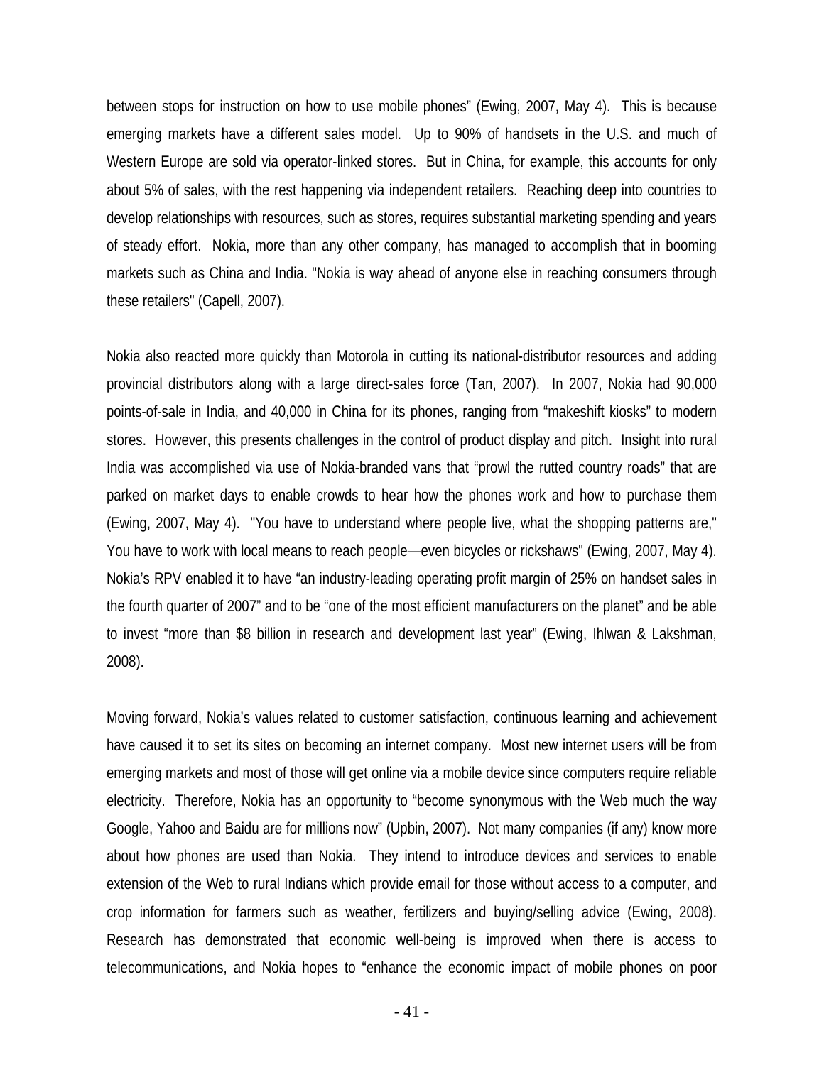between stops for instruction on how to use mobile phones" (Ewing, 2007, May 4). This is because emerging markets have a different sales model. Up to 90% of handsets in the U.S. and much of Western Europe are sold via operator-linked stores. But in China, for example, this accounts for only about 5% of sales, with the rest happening via independent retailers. Reaching deep into countries to develop relationships with resources, such as stores, requires substantial marketing spending and years of steady effort. Nokia, more than any other company, has managed to accomplish that in booming markets such as China and India. "Nokia is way ahead of anyone else in reaching consumers through these retailers" (Capell, 2007).

Nokia also reacted more quickly than Motorola in cutting its national-distributor resources and adding provincial distributors along with a large direct-sales force (Tan, 2007). In 2007, Nokia had 90,000 points-of-sale in India, and 40,000 in China for its phones, ranging from "makeshift kiosks" to modern stores. However, this presents challenges in the control of product display and pitch. Insight into rural India was accomplished via use of Nokia-branded vans that "prowl the rutted country roads" that are parked on market days to enable crowds to hear how the phones work and how to purchase them (Ewing, 2007, May 4). "You have to understand where people live, what the shopping patterns are," You have to work with local means to reach people—even bicycles or rickshaws" (Ewing, 2007, May 4). Nokia's RPV enabled it to have "an industry-leading operating profit margin of 25% on handset sales in the fourth quarter of 2007" and to be "one of the most efficient manufacturers on the planet" and be able to invest "more than $8 billion in research and development last year" (Ewing, Ihlwan & Lakshman, 2008).

Moving forward, Nokia's values related to customer satisfaction, continuous learning and achievement have caused it to set its sites on becoming an internet company. Most new internet users will be from emerging markets and most of those will get online via a mobile device since computers require reliable electricity. Therefore, Nokia has an opportunity to "become synonymous with the Web much the way Google, Yahoo and Baidu are for millions now" (Upbin, 2007). Not many companies (if any) know more about how phones are used than Nokia. They intend to introduce devices and services to enable extension of the Web to rural Indians which provide email for those without access to a computer, and crop information for farmers such as weather, fertilizers and buying/selling advice (Ewing, 2008). Research has demonstrated that economic well-being is improved when there is access to telecommunications, and Nokia hopes to "enhance the economic impact of mobile phones on poor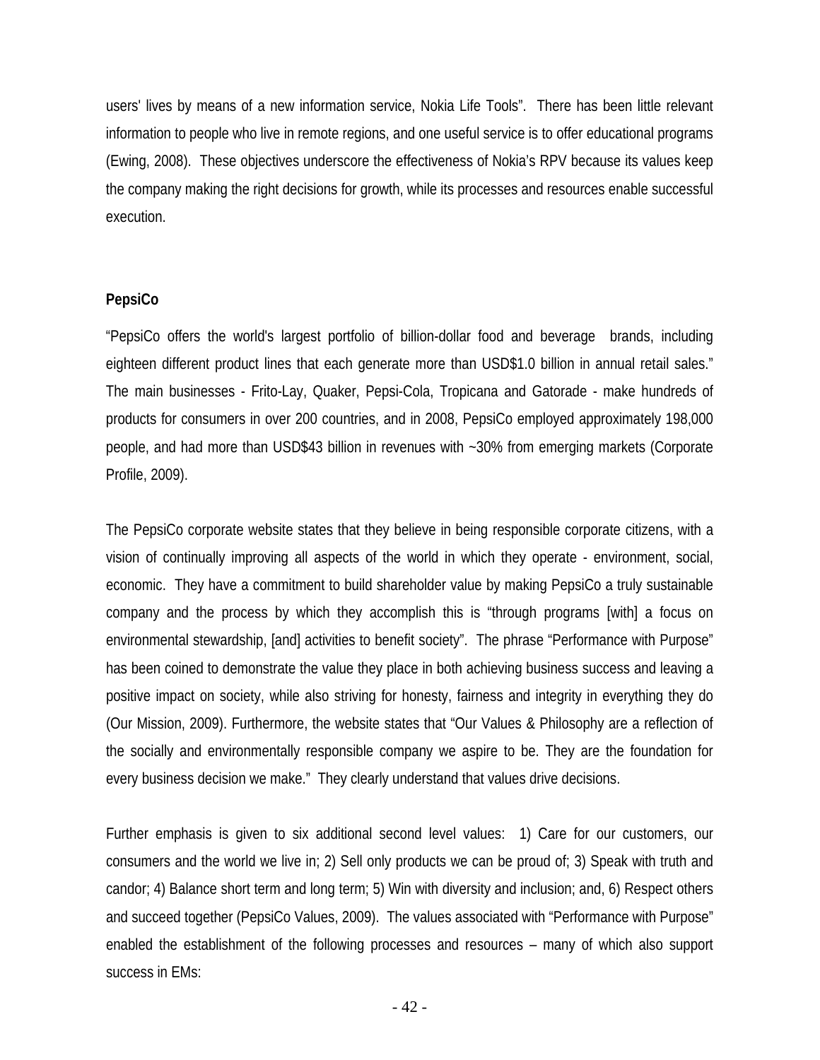users' lives by means of a new information service, Nokia Life Tools". There has been little relevant information to people who live in remote regions, and one useful service is to offer educational programs (Ewing, 2008). These objectives underscore the effectiveness of Nokia's RPV because its values keep the company making the right decisions for growth, while its processes and resources enable successful execution.

**PepsiCo**

"PepsiCo offers the world's largest portfolio of billion-dollar food and beverage brands, including eighteen different product lines that each generate more than USD$1.0 billion in annual retail sales." The main businesses - Frito-Lay, Quaker, Pepsi-Cola, Tropicana and Gatorade - make hundreds of products for consumers in over 200 countries, and in 2008, PepsiCo employed approximately 198,000 people, and had more than USD$43 billion in revenues with ~30% from emerging markets (Corporate Profile, 2009).

The PepsiCo corporate website states that they believe in being responsible corporate citizens, with a vision of continually improving all aspects of the world in which they operate - environment, social, economic. They have a commitment to build shareholder value by making PepsiCo a truly sustainable company and the process by which they accomplish this is "through programs [with] a focus on environmental stewardship, [and] activities to benefit society". The phrase "Performance with Purpose" has been coined to demonstrate the value they place in both achieving business success and leaving a positive impact on society, while also striving for honesty, fairness and integrity in everything they do (Our Mission, 2009). Furthermore, the website states that "Our Values & Philosophy are a reflection of the socially and environmentally responsible company we aspire to be. They are the foundation for every business decision we make." They clearly understand that values drive decisions.

Further emphasis is given to six additional second level values: 1) Care for our customers, our consumers and the world we live in; 2) Sell only products we can be proud of; 3) Speak with truth and candor; 4) Balance short term and long term; 5) Win with diversity and inclusion; and, 6) Respect others and succeed together (PepsiCo Values, 2009). The values associated with "Performance with Purpose" enabled the establishment of the following processes and resources – many of which also support success in EMs: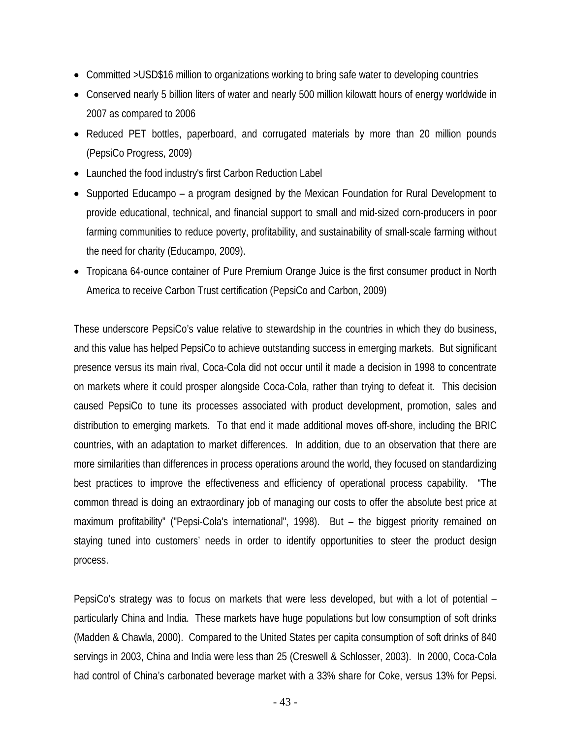- Committed >USD$16 million to organizations working to bring safe water to developing countries
- Conserved nearly 5 billion liters of water and nearly 500 million kilowatt hours of energy worldwide in 2007 as compared to 2006
- Reduced PET bottles, paperboard, and corrugated materials by more than 20 million pounds (PepsiCo Progress, 2009)
- Launched the food industry's first Carbon Reduction Label
- Supported Educampo – a program designed by the Mexican Foundation for Rural Development to provide educational, technical, and financial support to small and mid-sized corn-producers in poor farming communities to reduce poverty, profitability, and sustainability of small-scale farming without the need for charity (Educampo, 2009).
- Tropicana 64-ounce container of Pure Premium Orange Juice is the first consumer product in North America to receive Carbon Trust certification (PepsiCo and Carbon, 2009)

These underscore PepsiCo's value relative to stewardship in the countries in which they do business, and this value has helped PepsiCo to achieve outstanding success in emerging markets. But significant presence versus its main rival, Coca-Cola did not occur until it made a decision in 1998 to concentrate on markets where it could prosper alongside Coca-Cola, rather than trying to defeat it. This decision caused PepsiCo to tune its processes associated with product development, promotion, sales and distribution to emerging markets. To that end it made additional moves off-shore, including the BRIC countries, with an adaptation to market differences. In addition, due to an observation that there are more similarities than differences in process operations around the world, they focused on standardizing best practices to improve the effectiveness and efficiency of operational process capability. "The common thread is doing an extraordinary job of managing our costs to offer the absolute best price at maximum profitability" ("Pepsi-Cola's international", 1998). But – the biggest priority remained on staying tuned into customers' needs in order to identify opportunities to steer the product design process.

PepsiCo's strategy was to focus on markets that were less developed, but with a lot of potential – particularly China and India. These markets have huge populations but low consumption of soft drinks (Madden & Chawla, 2000). Compared to the United States per capita consumption of soft drinks of 840 servings in 2003, China and India were less than 25 (Creswell & Schlosser, 2003). In 2000, Coca-Cola had control of China's carbonated beverage market with a 33% share for Coke, versus 13% for Pepsi.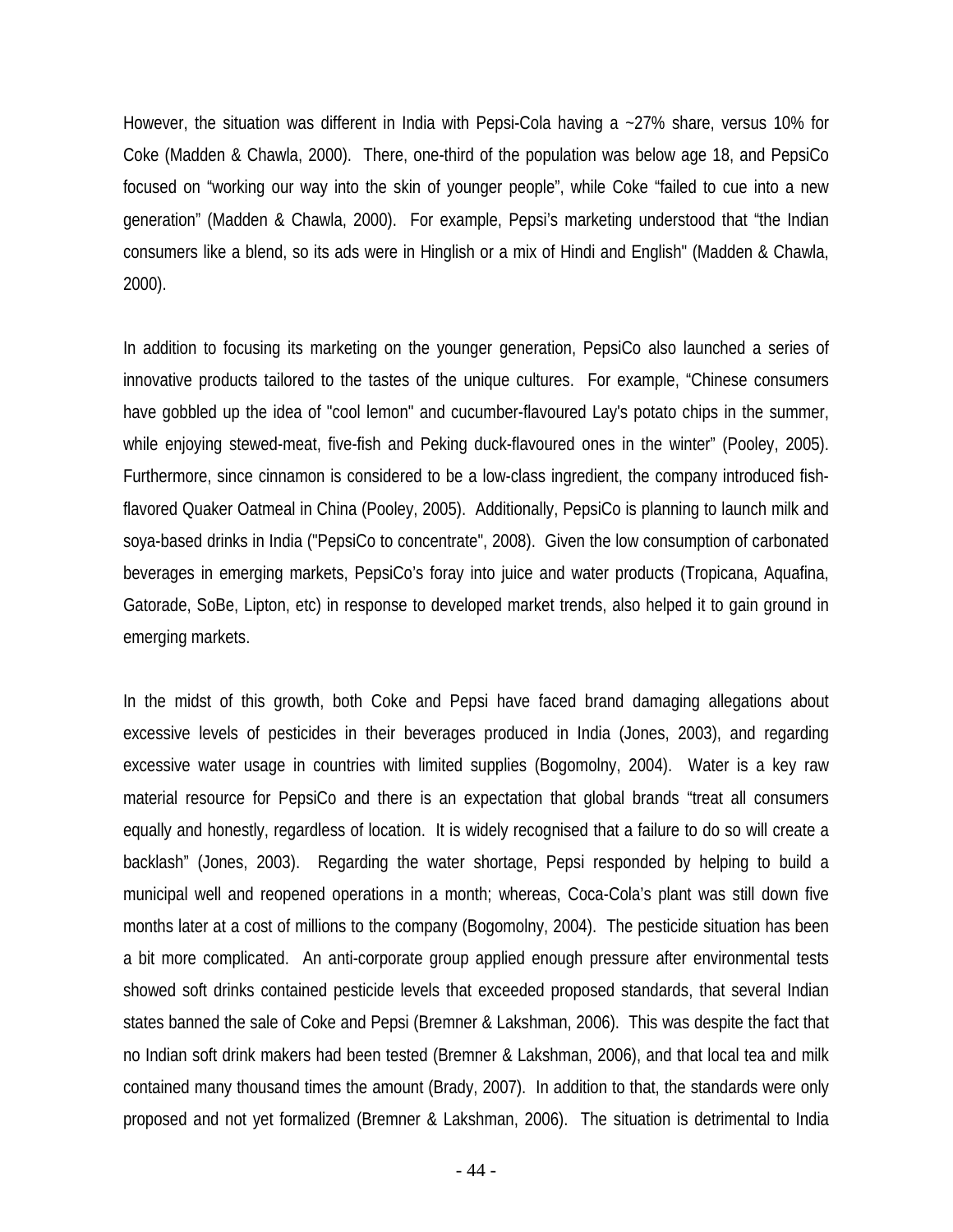However, the situation was different in India with Pepsi-Cola having a ~27% share, versus 10% for Coke (Madden & Chawla, 2000). There, one-third of the population was below age 18, and PepsiCo focused on "working our way into the skin of younger people", while Coke "failed to cue into a new generation" (Madden & Chawla, 2000). For example, Pepsi's marketing understood that "the Indian consumers like a blend, so its ads were in Hinglish or a mix of Hindi and English" (Madden & Chawla, 2000).

In addition to focusing its marketing on the younger generation, PepsiCo also launched a series of innovative products tailored to the tastes of the unique cultures. For example, "Chinese consumers have gobbled up the idea of "cool lemon" and cucumber-flavoured Lay's potato chips in the summer, while enjoying stewed-meat, five-fish and Peking duck-flavoured ones in the winter" (Pooley, 2005). Furthermore, since cinnamon is considered to be a low-class ingredient, the company introduced fish-flavored Quaker Oatmeal in China (Pooley, 2005). Additionally, PepsiCo is planning to launch milk and soya-based drinks in India ("PepsiCo to concentrate", 2008). Given the low consumption of carbonated beverages in emerging markets, PepsiCo's foray into juice and water products (Tropicana, Aquafina, Gatorade, SoBe, Lipton, etc) in response to developed market trends, also helped it to gain ground in emerging markets.

In the midst of this growth, both Coke and Pepsi have faced brand damaging allegations about excessive levels of pesticides in their beverages produced in India (Jones, 2003), and regarding excessive water usage in countries with limited supplies (Bogomolny, 2004). Water is a key raw material resource for PepsiCo and there is an expectation that global brands "treat all consumers equally and honestly, regardless of location. It is widely recognised that a failure to do so will create a backlash" (Jones, 2003). Regarding the water shortage, Pepsi responded by helping to build a municipal well and reopened operations in a month; whereas, Coca-Cola's plant was still down five months later at a cost of millions to the company (Bogomolny, 2004). The pesticide situation has been a bit more complicated. An anti-corporate group applied enough pressure after environmental tests showed soft drinks contained pesticide levels that exceeded proposed standards, that several Indian states banned the sale of Coke and Pepsi (Bremner & Lakshman, 2006). This was despite the fact that no Indian soft drink makers had been tested (Bremner & Lakshman, 2006), and that local tea and milk contained many thousand times the amount (Brady, 2007). In addition to that, the standards were only proposed and not yet formalized (Bremner & Lakshman, 2006). The situation is detrimental to India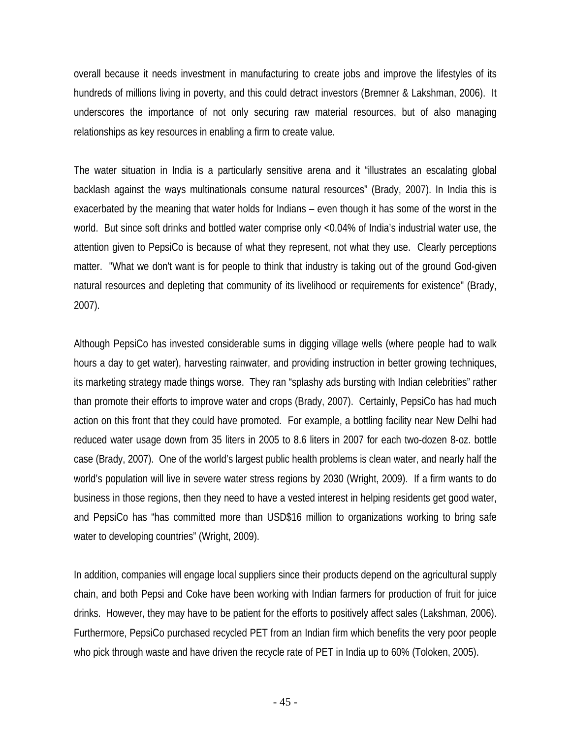overall because it needs investment in manufacturing to create jobs and improve the lifestyles of its hundreds of millions living in poverty, and this could detract investors (Bremner & Lakshman, 2006). It underscores the importance of not only securing raw material resources, but of also managing relationships as key resources in enabling a firm to create value.

The water situation in India is a particularly sensitive arena and it "illustrates an escalating global backlash against the ways multinationals consume natural resources" (Brady, 2007). In India this is exacerbated by the meaning that water holds for Indians – even though it has some of the worst in the world. But since soft drinks and bottled water comprise only <0.04% of India's industrial water use, the attention given to PepsiCo is because of what they represent, not what they use. Clearly perceptions matter. "What we don't want is for people to think that industry is taking out of the ground God-given natural resources and depleting that community of its livelihood or requirements for existence" (Brady, 2007).

Although PepsiCo has invested considerable sums in digging village wells (where people had to walk hours a day to get water), harvesting rainwater, and providing instruction in better growing techniques, its marketing strategy made things worse. They ran "splashy ads bursting with Indian celebrities" rather than promote their efforts to improve water and crops (Brady, 2007). Certainly, PepsiCo has had much action on this front that they could have promoted. For example, a bottling facility near New Delhi had reduced water usage down from 35 liters in 2005 to 8.6 liters in 2007 for each two-dozen 8-oz. bottle case (Brady, 2007). One of the world's largest public health problems is clean water, and nearly half the world's population will live in severe water stress regions by 2030 (Wright, 2009). If a firm wants to do business in those regions, then they need to have a vested interest in helping residents get good water, and PepsiCo has "has committed more than USD$16 million to organizations working to bring safe water to developing countries" (Wright, 2009).

In addition, companies will engage local suppliers since their products depend on the agricultural supply chain, and both Pepsi and Coke have been working with Indian farmers for production of fruit for juice drinks. However, they may have to be patient for the efforts to positively affect sales (Lakshman, 2006). Furthermore, PepsiCo purchased recycled PET from an Indian firm which benefits the very poor people who pick through waste and have driven the recycle rate of PET in India up to 60% (Toloken, 2005).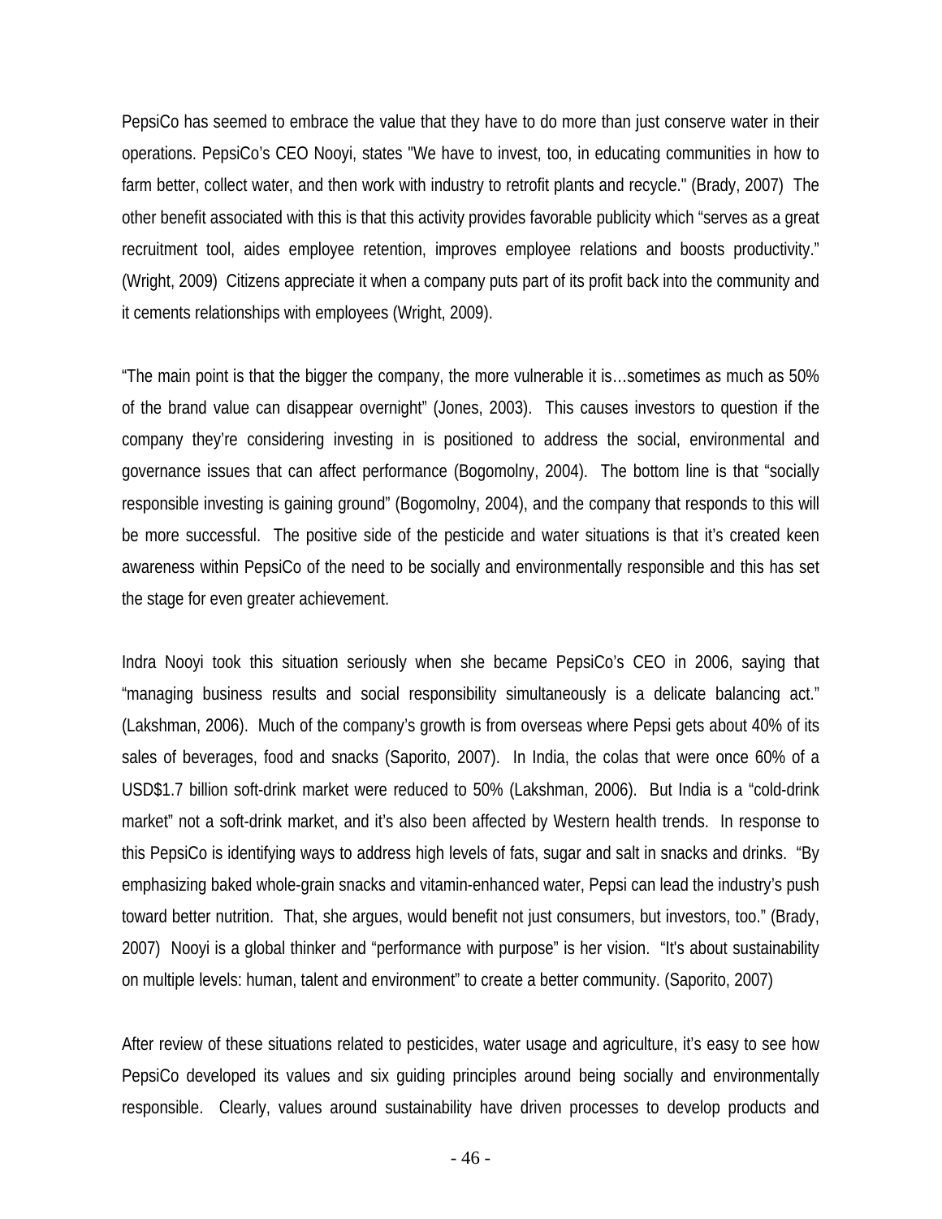PepsiCo has seemed to embrace the value that they have to do more than just conserve water in their operations. PepsiCo's CEO Nooyi, states "We have to invest, too, in educating communities in how to farm better, collect water, and then work with industry to retrofit plants and recycle." (Brady, 2007) The other benefit associated with this is that this activity provides favorable publicity which "serves as a great recruitment tool, aides employee retention, improves employee relations and boosts productivity." (Wright, 2009) Citizens appreciate it when a company puts part of its profit back into the community and it cements relationships with employees (Wright, 2009).

"The main point is that the bigger the company, the more vulnerable it is…sometimes as much as 50% of the brand value can disappear overnight" (Jones, 2003). This causes investors to question if the company they're considering investing in is positioned to address the social, environmental and governance issues that can affect performance (Bogomolny, 2004). The bottom line is that "socially responsible investing is gaining ground" (Bogomolny, 2004), and the company that responds to this will be more successful. The positive side of the pesticide and water situations is that it's created keen awareness within PepsiCo of the need to be socially and environmentally responsible and this has set the stage for even greater achievement.

Indra Nooyi took this situation seriously when she became PepsiCo's CEO in 2006, saying that "managing business results and social responsibility simultaneously is a delicate balancing act." (Lakshman, 2006). Much of the company's growth is from overseas where Pepsi gets about 40% of its sales of beverages, food and snacks (Saporito, 2007). In India, the colas that were once 60% of a USD$1.7 billion soft-drink market were reduced to 50% (Lakshman, 2006). But India is a "cold-drink market" not a soft-drink market, and it's also been affected by Western health trends. In response to this PepsiCo is identifying ways to address high levels of fats, sugar and salt in snacks and drinks. "By emphasizing baked whole-grain snacks and vitamin-enhanced water, Pepsi can lead the industry's push toward better nutrition. That, she argues, would benefit not just consumers, but investors, too." (Brady, 2007) Nooyi is a global thinker and "performance with purpose" is her vision. "It's about sustainability on multiple levels: human, talent and environment" to create a better community. (Saporito, 2007)

After review of these situations related to pesticides, water usage and agriculture, it's easy to see how PepsiCo developed its values and six guiding principles around being socially and environmentally responsible. Clearly, values around sustainability have driven processes to develop products and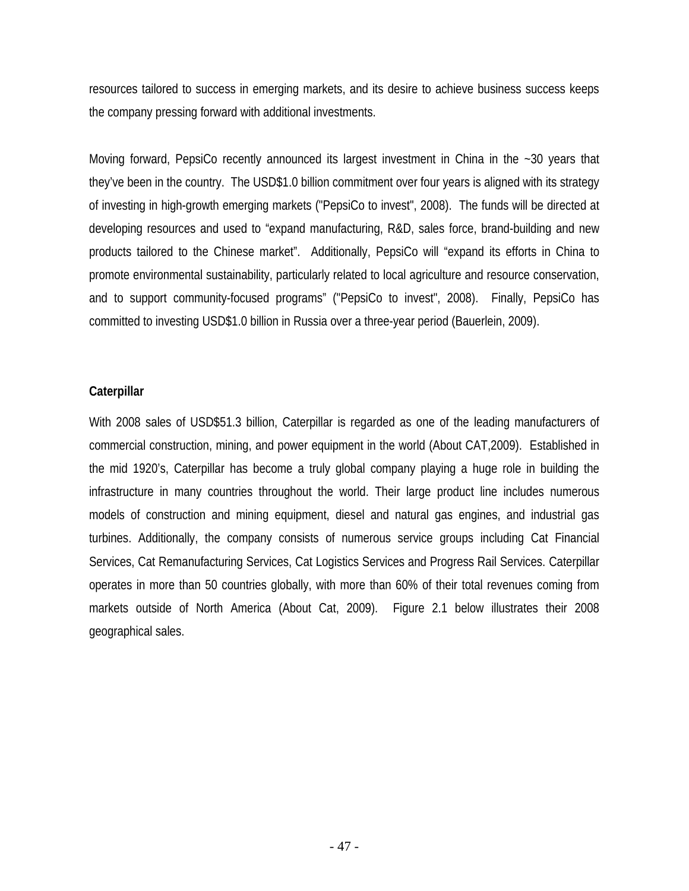resources tailored to success in emerging markets, and its desire to achieve business success keeps the company pressing forward with additional investments.

Moving forward, PepsiCo recently announced its largest investment in China in the ~30 years that they've been in the country. The USD$1.0 billion commitment over four years is aligned with its strategy of investing in high-growth emerging markets ("PepsiCo to invest", 2008). The funds will be directed at developing resources and used to "expand manufacturing, R&D, sales force, brand-building and new products tailored to the Chinese market". Additionally, PepsiCo will "expand its efforts in China to promote environmental sustainability, particularly related to local agriculture and resource conservation, and to support community-focused programs" ("PepsiCo to invest", 2008). Finally, PepsiCo has committed to investing USD$1.0 billion in Russia over a three-year period (Bauerlein, 2009).

**Caterpillar**

With 2008 sales of USD$51.3 billion, Caterpillar is regarded as one of the leading manufacturers of commercial construction, mining, and power equipment in the world (About CAT,2009). Established in the mid 1920's, Caterpillar has become a truly global company playing a huge role in building the infrastructure in many countries throughout the world. Their large product line includes numerous models of construction and mining equipment, diesel and natural gas engines, and industrial gas turbines. Additionally, the company consists of numerous service groups including Cat Financial Services, Cat Remanufacturing Services, Cat Logistics Services and Progress Rail Services. Caterpillar operates in more than 50 countries globally, with more than 60% of their total revenues coming from markets outside of North America (About Cat, 2009). Figure 2.1 below illustrates their 2008 geographical sales.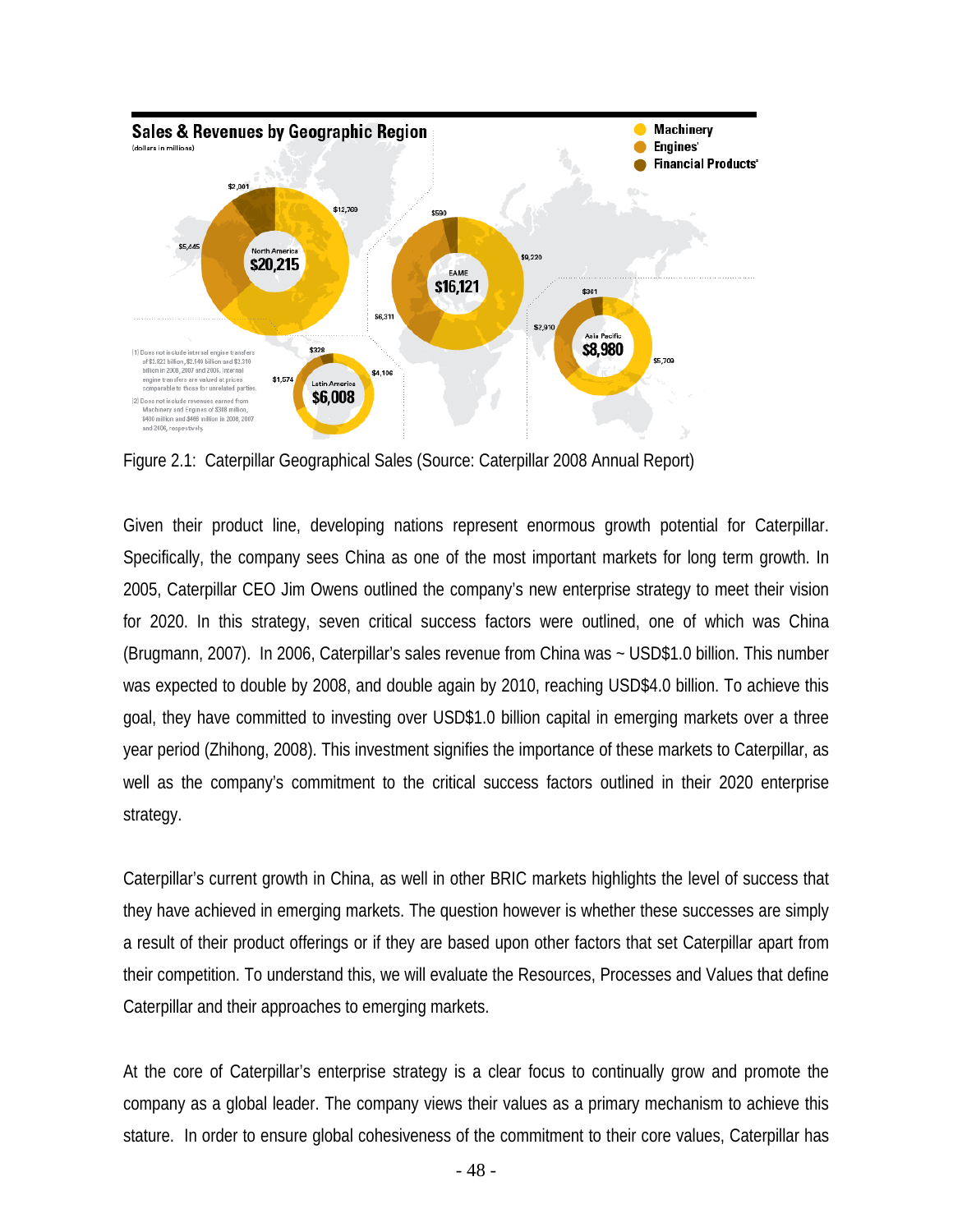Sales & Revenues by Geographic Region

(dollars in millions)

Machinery

Engines[1]

Financial Products[2]

North America $20,215

$2,001

$12,769

$5,445

EAME $16,121

$590

$9,220

$6,311

Asia Pacific $8,980

$361

$2,910

$5,709

Latin America $6,008

$328

$1,574

$4,106

(1) Does not include internal engine transfers of $2.822 billion, $2.140 billion and $2.310 billion in 2008, 2007 and 2006. Internal engine transfers are valued at prices comparable to those for unrelated parties.

(2) Does not include revenues earned from Machinery and Engines of $318 million, $400 million and $468 million in 2008, 2007 and 2006, respectively.

Figure 2.1: Caterpillar Geographical Sales (Source: Caterpillar 2008 Annual Report)

Given their product line, developing nations represent enormous growth potential for Caterpillar. Specifically, the company sees China as one of the most important markets for long term growth. In 2005, Caterpillar CEO Jim Owens outlined the company's new enterprise strategy to meet their vision for 2020. In this strategy, seven critical success factors were outlined, one of which was China (Brugmann, 2007). In 2006, Caterpillar's sales revenue from China was ~ USD$1.0 billion. This number was expected to double by 2008, and double again by 2010, reaching USD$4.0 billion. To achieve this goal, they have committed to investing over USD$1.0 billion capital in emerging markets over a three year period (Zhihong, 2008). This investment signifies the importance of these markets to Caterpillar, as well as the company's commitment to the critical success factors outlined in their 2020 enterprise strategy.

Caterpillar's current growth in China, as well in other BRIC markets highlights the level of success that they have achieved in emerging markets. The question however is whether these successes are simply a result of their product offerings or if they are based upon other factors that set Caterpillar apart from their competition. To understand this, we will evaluate the Resources, Processes and Values that define Caterpillar and their approaches to emerging markets.

At the core of Caterpillar's enterprise strategy is a clear focus to continually grow and promote the company as a global leader. The company views their values as a primary mechanism to achieve this stature. In order to ensure global cohesiveness of the commitment to their core values, Caterpillar has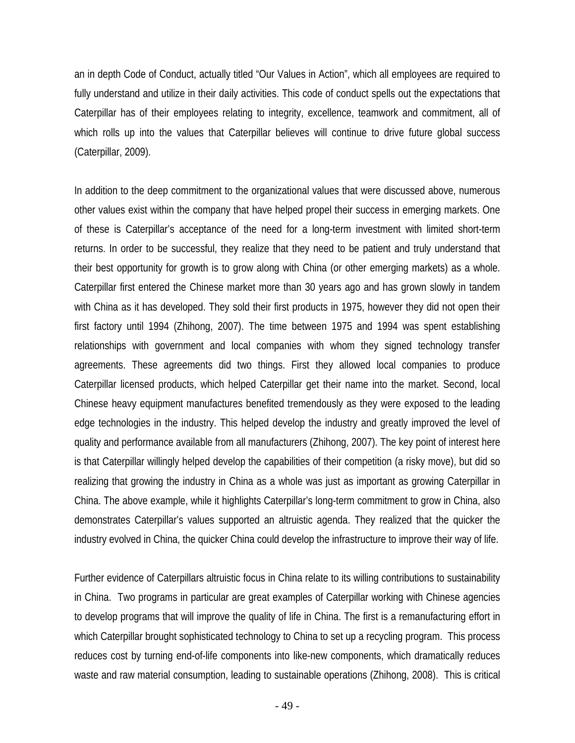an in depth Code of Conduct, actually titled "Our Values in Action", which all employees are required to fully understand and utilize in their daily activities. This code of conduct spells out the expectations that Caterpillar has of their employees relating to integrity, excellence, teamwork and commitment, all of which rolls up into the values that Caterpillar believes will continue to drive future global success (Caterpillar, 2009).

In addition to the deep commitment to the organizational values that were discussed above, numerous other values exist within the company that have helped propel their success in emerging markets. One of these is Caterpillar's acceptance of the need for a long-term investment with limited short-term returns. In order to be successful, they realize that they need to be patient and truly understand that their best opportunity for growth is to grow along with China (or other emerging markets) as a whole. Caterpillar first entered the Chinese market more than 30 years ago and has grown slowly in tandem with China as it has developed. They sold their first products in 1975, however they did not open their first factory until 1994 (Zhihong, 2007). The time between 1975 and 1994 was spent establishing relationships with government and local companies with whom they signed technology transfer agreements. These agreements did two things. First they allowed local companies to produce Caterpillar licensed products, which helped Caterpillar get their name into the market. Second, local Chinese heavy equipment manufactures benefited tremendously as they were exposed to the leading edge technologies in the industry. This helped develop the industry and greatly improved the level of quality and performance available from all manufacturers (Zhihong, 2007). The key point of interest here is that Caterpillar willingly helped develop the capabilities of their competition (a risky move), but did so realizing that growing the industry in China as a whole was just as important as growing Caterpillar in China. The above example, while it highlights Caterpillar's long-term commitment to grow in China, also demonstrates Caterpillar's values supported an altruistic agenda. They realized that the quicker the industry evolved in China, the quicker China could develop the infrastructure to improve their way of life.

Further evidence of Caterpillars altruistic focus in China relate to its willing contributions to sustainability in China. Two programs in particular are great examples of Caterpillar working with Chinese agencies to develop programs that will improve the quality of life in China. The first is a remanufacturing effort in which Caterpillar brought sophisticated technology to China to set up a recycling program. This process reduces cost by turning end-of-life components into like-new components, which dramatically reduces waste and raw material consumption, leading to sustainable operations (Zhihong, 2008). This is critical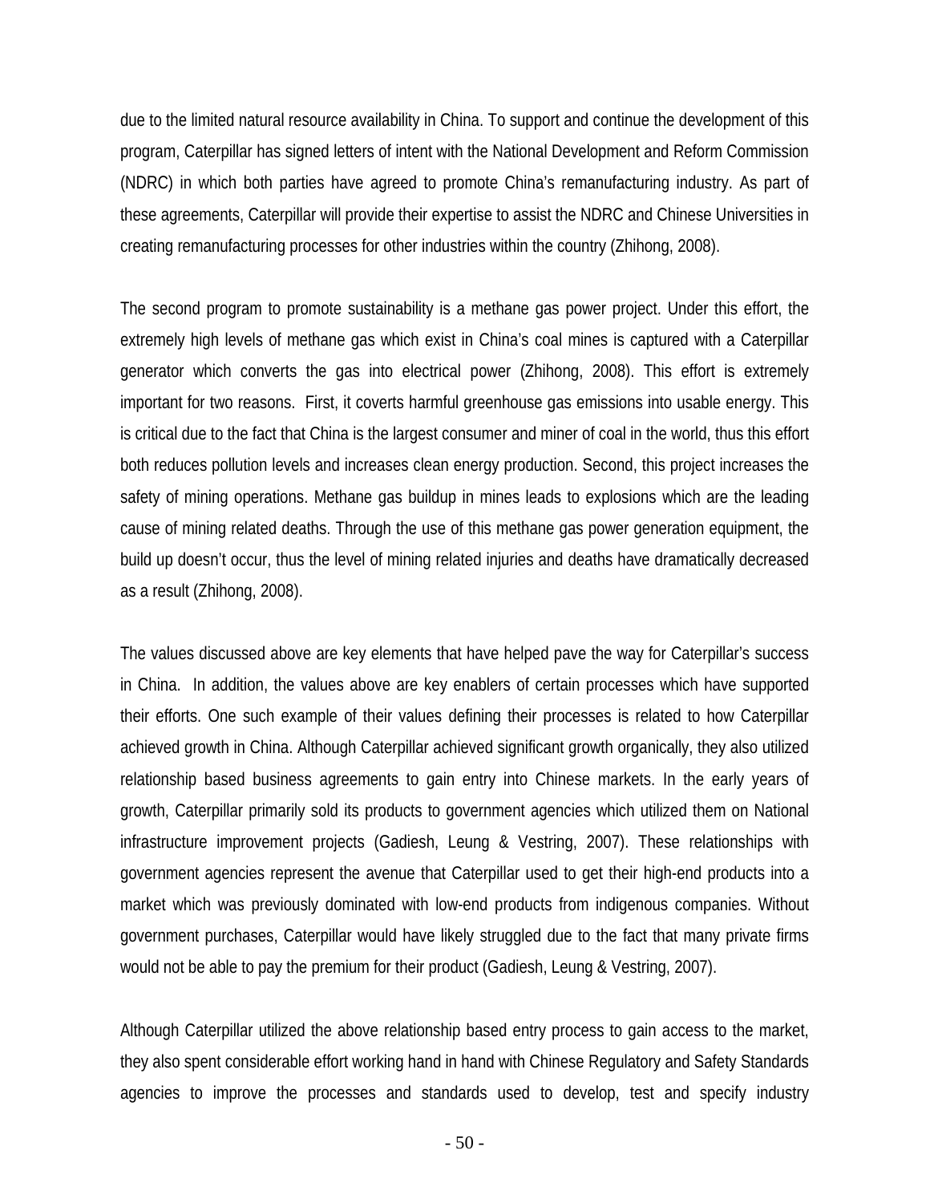due to the limited natural resource availability in China. To support and continue the development of this program, Caterpillar has signed letters of intent with the National Development and Reform Commission (NDRC) in which both parties have agreed to promote China's remanufacturing industry. As part of these agreements, Caterpillar will provide their expertise to assist the NDRC and Chinese Universities in creating remanufacturing processes for other industries within the country (Zhihong, 2008).

The second program to promote sustainability is a methane gas power project. Under this effort, the extremely high levels of methane gas which exist in China's coal mines is captured with a Caterpillar generator which converts the gas into electrical power (Zhihong, 2008). This effort is extremely important for two reasons. First, it coverts harmful greenhouse gas emissions into usable energy. This is critical due to the fact that China is the largest consumer and miner of coal in the world, thus this effort both reduces pollution levels and increases clean energy production. Second, this project increases the safety of mining operations. Methane gas buildup in mines leads to explosions which are the leading cause of mining related deaths. Through the use of this methane gas power generation equipment, the build up doesn't occur, thus the level of mining related injuries and deaths have dramatically decreased as a result (Zhihong, 2008).

The values discussed above are key elements that have helped pave the way for Caterpillar's success in China. In addition, the values above are key enablers of certain processes which have supported their efforts. One such example of their values defining their processes is related to how Caterpillar achieved growth in China. Although Caterpillar achieved significant growth organically, they also utilized relationship based business agreements to gain entry into Chinese markets. In the early years of growth, Caterpillar primarily sold its products to government agencies which utilized them on National infrastructure improvement projects (Gadiesh, Leung & Vestring, 2007). These relationships with government agencies represent the avenue that Caterpillar used to get their high-end products into a market which was previously dominated with low-end products from indigenous companies. Without government purchases, Caterpillar would have likely struggled due to the fact that many private firms would not be able to pay the premium for their product (Gadiesh, Leung & Vestring, 2007).

Although Caterpillar utilized the above relationship based entry process to gain access to the market, they also spent considerable effort working hand in hand with Chinese Regulatory and Safety Standards agencies to improve the processes and standards used to develop, test and specify industry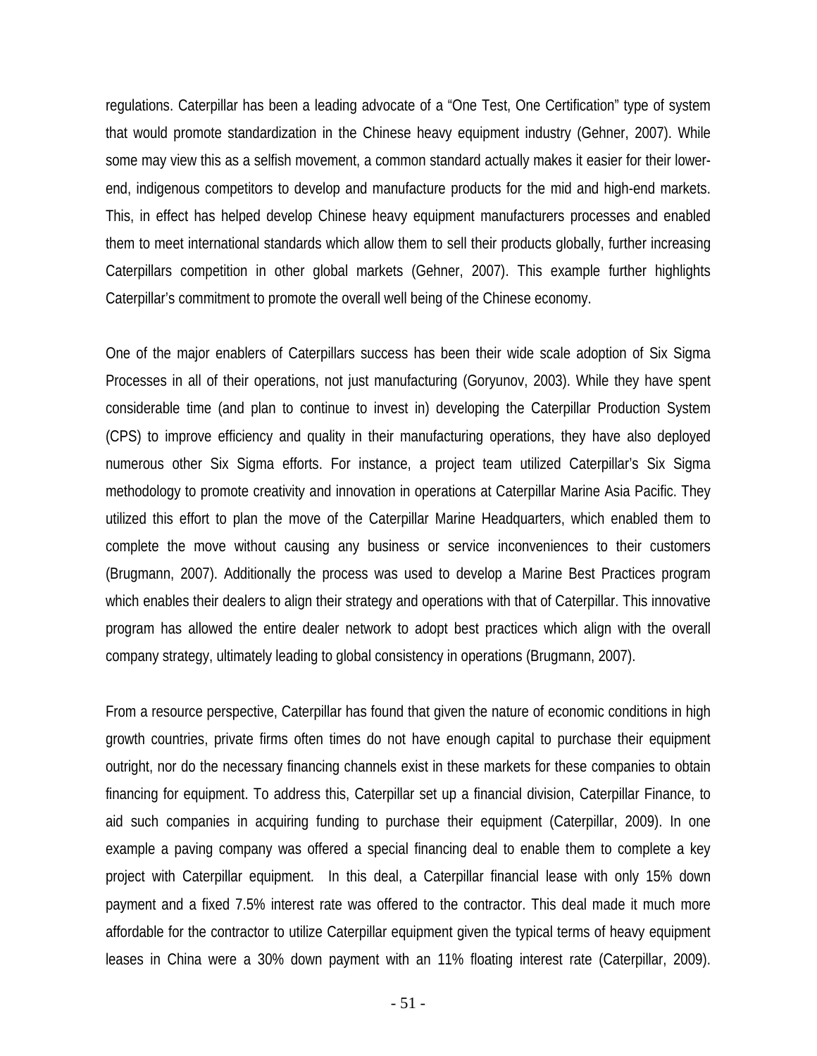regulations. Caterpillar has been a leading advocate of a "One Test, One Certification" type of system that would promote standardization in the Chinese heavy equipment industry (Gehner, 2007). While some may view this as a selfish movement, a common standard actually makes it easier for their lower-end, indigenous competitors to develop and manufacture products for the mid and high-end markets. This, in effect has helped develop Chinese heavy equipment manufacturers processes and enabled them to meet international standards which allow them to sell their products globally, further increasing Caterpillars competition in other global markets (Gehner, 2007). This example further highlights Caterpillar's commitment to promote the overall well being of the Chinese economy.

One of the major enablers of Caterpillars success has been their wide scale adoption of Six Sigma Processes in all of their operations, not just manufacturing (Goryunov, 2003). While they have spent considerable time (and plan to continue to invest in) developing the Caterpillar Production System (CPS) to improve efficiency and quality in their manufacturing operations, they have also deployed numerous other Six Sigma efforts. For instance, a project team utilized Caterpillar's Six Sigma methodology to promote creativity and innovation in operations at Caterpillar Marine Asia Pacific. They utilized this effort to plan the move of the Caterpillar Marine Headquarters, which enabled them to complete the move without causing any business or service inconveniences to their customers (Brugmann, 2007). Additionally the process was used to develop a Marine Best Practices program which enables their dealers to align their strategy and operations with that of Caterpillar. This innovative program has allowed the entire dealer network to adopt best practices which align with the overall company strategy, ultimately leading to global consistency in operations (Brugmann, 2007).

From a resource perspective, Caterpillar has found that given the nature of economic conditions in high growth countries, private firms often times do not have enough capital to purchase their equipment outright, nor do the necessary financing channels exist in these markets for these companies to obtain financing for equipment. To address this, Caterpillar set up a financial division, Caterpillar Finance, to aid such companies in acquiring funding to purchase their equipment (Caterpillar, 2009). In one example a paving company was offered a special financing deal to enable them to complete a key project with Caterpillar equipment. In this deal, a Caterpillar financial lease with only 15% down payment and a fixed 7.5% interest rate was offered to the contractor. This deal made it much more affordable for the contractor to utilize Caterpillar equipment given the typical terms of heavy equipment leases in China were a 30% down payment with an 11% floating interest rate (Caterpillar, 2009).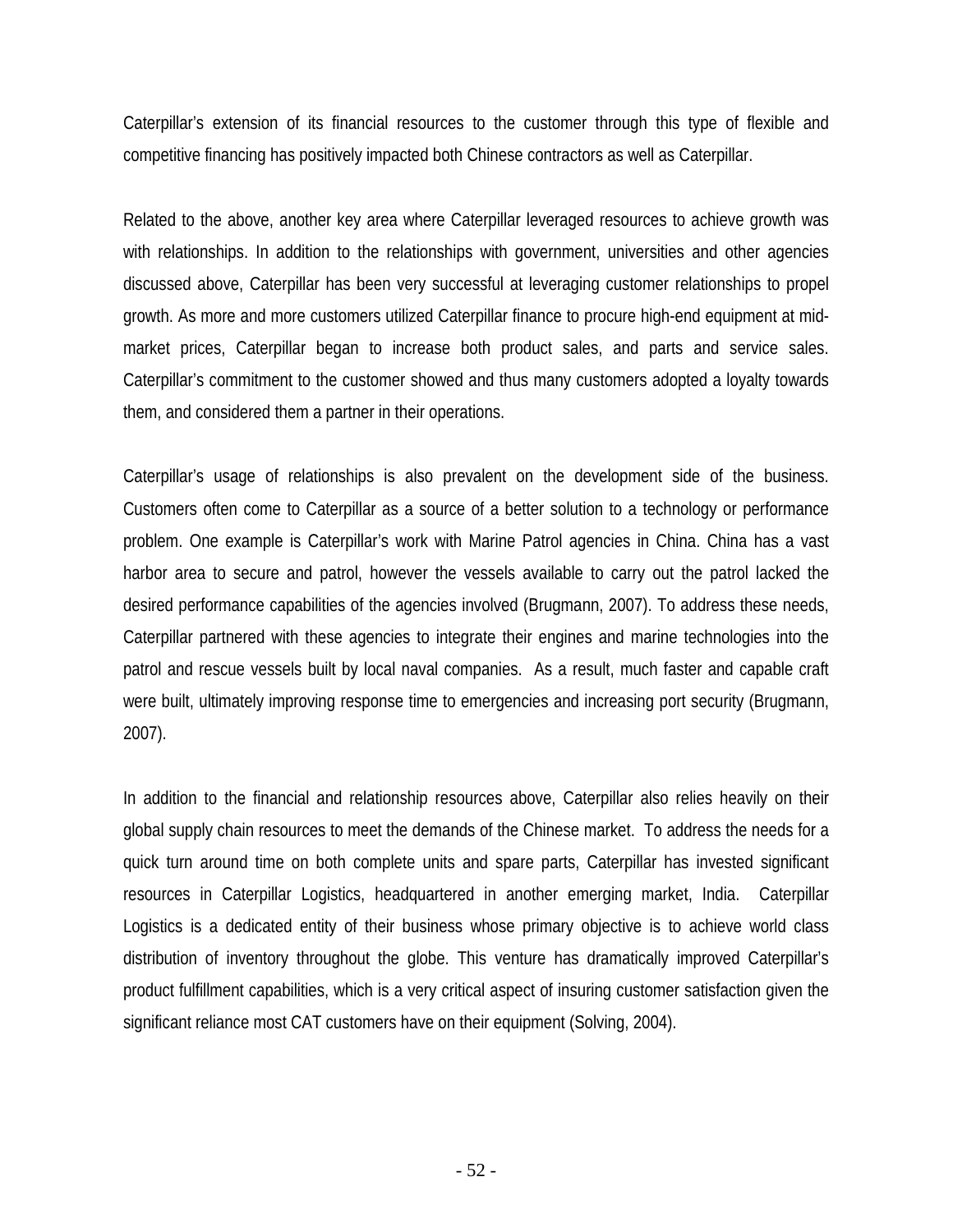Caterpillar's extension of its financial resources to the customer through this type of flexible and competitive financing has positively impacted both Chinese contractors as well as Caterpillar.

Related to the above, another key area where Caterpillar leveraged resources to achieve growth was with relationships. In addition to the relationships with government, universities and other agencies discussed above, Caterpillar has been very successful at leveraging customer relationships to propel growth. As more and more customers utilized Caterpillar finance to procure high-end equipment at mid-market prices, Caterpillar began to increase both product sales, and parts and service sales. Caterpillar's commitment to the customer showed and thus many customers adopted a loyalty towards them, and considered them a partner in their operations.

Caterpillar's usage of relationships is also prevalent on the development side of the business. Customers often come to Caterpillar as a source of a better solution to a technology or performance problem. One example is Caterpillar's work with Marine Patrol agencies in China. China has a vast harbor area to secure and patrol, however the vessels available to carry out the patrol lacked the desired performance capabilities of the agencies involved (Brugmann, 2007). To address these needs, Caterpillar partnered with these agencies to integrate their engines and marine technologies into the patrol and rescue vessels built by local naval companies. As a result, much faster and capable craft were built, ultimately improving response time to emergencies and increasing port security (Brugmann, 2007).

In addition to the financial and relationship resources above, Caterpillar also relies heavily on their global supply chain resources to meet the demands of the Chinese market. To address the needs for a quick turn around time on both complete units and spare parts, Caterpillar has invested significant resources in Caterpillar Logistics, headquartered in another emerging market, India. Caterpillar Logistics is a dedicated entity of their business whose primary objective is to achieve world class distribution of inventory throughout the globe. This venture has dramatically improved Caterpillar's product fulfillment capabilities, which is a very critical aspect of insuring customer satisfaction given the significant reliance most CAT customers have on their equipment (Solving, 2004).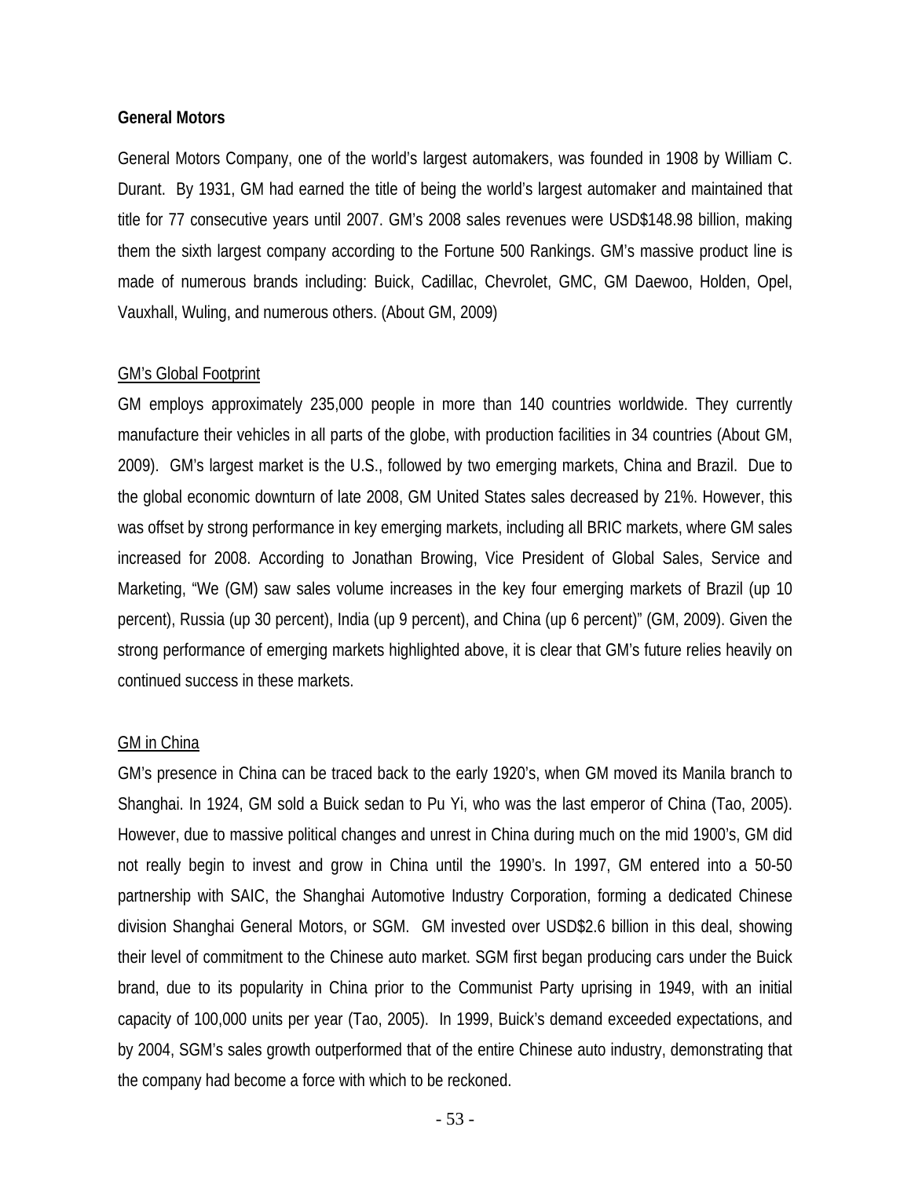**General Motors**

General Motors Company, one of the world's largest automakers, was founded in 1908 by William C. Durant. By 1931, GM had earned the title of being the world's largest automaker and maintained that title for 77 consecutive years until 2007. GM's 2008 sales revenues were USD$148.98 billion, making them the sixth largest company according to the Fortune 500 Rankings. GM's massive product line is made of numerous brands including: Buick, Cadillac, Chevrolet, GMC, GM Daewoo, Holden, Opel, Vauxhall, Wuling, and numerous others. (About GM, 2009)

GM's Global Footprint

GM employs approximately 235,000 people in more than 140 countries worldwide. They currently manufacture their vehicles in all parts of the globe, with production facilities in 34 countries (About GM, 2009). GM's largest market is the U.S., followed by two emerging markets, China and Brazil. Due to the global economic downturn of late 2008, GM United States sales decreased by 21%. However, this was offset by strong performance in key emerging markets, including all BRIC markets, where GM sales increased for 2008. According to Jonathan Browing, Vice President of Global Sales, Service and Marketing, "We (GM) saw sales volume increases in the key four emerging markets of Brazil (up 10 percent), Russia (up 30 percent), India (up 9 percent), and China (up 6 percent)" (GM, 2009). Given the strong performance of emerging markets highlighted above, it is clear that GM's future relies heavily on continued success in these markets.

GM in China

GM's presence in China can be traced back to the early 1920's, when GM moved its Manila branch to Shanghai. In 1924, GM sold a Buick sedan to Pu Yi, who was the last emperor of China (Tao, 2005). However, due to massive political changes and unrest in China during much on the mid 1900's, GM did not really begin to invest and grow in China until the 1990's. In 1997, GM entered into a 50-50 partnership with SAIC, the Shanghai Automotive Industry Corporation, forming a dedicated Chinese division Shanghai General Motors, or SGM. GM invested over USD$2.6 billion in this deal, showing their level of commitment to the Chinese auto market. SGM first began producing cars under the Buick brand, due to its popularity in China prior to the Communist Party uprising in 1949, with an initial capacity of 100,000 units per year (Tao, 2005). In 1999, Buick's demand exceeded expectations, and by 2004, SGM's sales growth outperformed that of the entire Chinese auto industry, demonstrating that the company had become a force with which to be reckoned.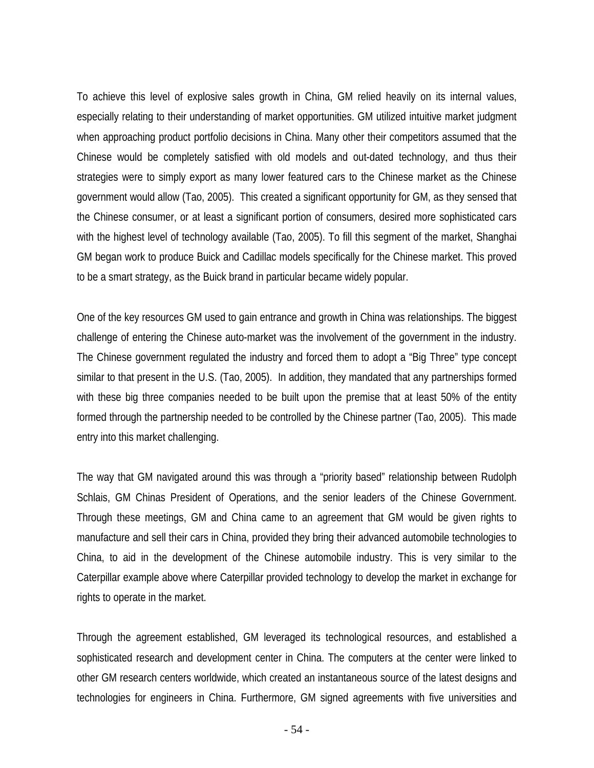To achieve this level of explosive sales growth in China, GM relied heavily on its internal values, especially relating to their understanding of market opportunities. GM utilized intuitive market judgment when approaching product portfolio decisions in China. Many other their competitors assumed that the Chinese would be completely satisfied with old models and out-dated technology, and thus their strategies were to simply export as many lower featured cars to the Chinese market as the Chinese government would allow (Tao, 2005). This created a significant opportunity for GM, as they sensed that the Chinese consumer, or at least a significant portion of consumers, desired more sophisticated cars with the highest level of technology available (Tao, 2005). To fill this segment of the market, Shanghai GM began work to produce Buick and Cadillac models specifically for the Chinese market. This proved to be a smart strategy, as the Buick brand in particular became widely popular.

One of the key resources GM used to gain entrance and growth in China was relationships. The biggest challenge of entering the Chinese auto-market was the involvement of the government in the industry. The Chinese government regulated the industry and forced them to adopt a "Big Three" type concept similar to that present in the U.S. (Tao, 2005). In addition, they mandated that any partnerships formed with these big three companies needed to be built upon the premise that at least 50% of the entity formed through the partnership needed to be controlled by the Chinese partner (Tao, 2005). This made entry into this market challenging.

The way that GM navigated around this was through a "priority based" relationship between Rudolph Schlais, GM Chinas President of Operations, and the senior leaders of the Chinese Government. Through these meetings, GM and China came to an agreement that GM would be given rights to manufacture and sell their cars in China, provided they bring their advanced automobile technologies to China, to aid in the development of the Chinese automobile industry. This is very similar to the Caterpillar example above where Caterpillar provided technology to develop the market in exchange for rights to operate in the market.

Through the agreement established, GM leveraged its technological resources, and established a sophisticated research and development center in China. The computers at the center were linked to other GM research centers worldwide, which created an instantaneous source of the latest designs and technologies for engineers in China. Furthermore, GM signed agreements with five universities and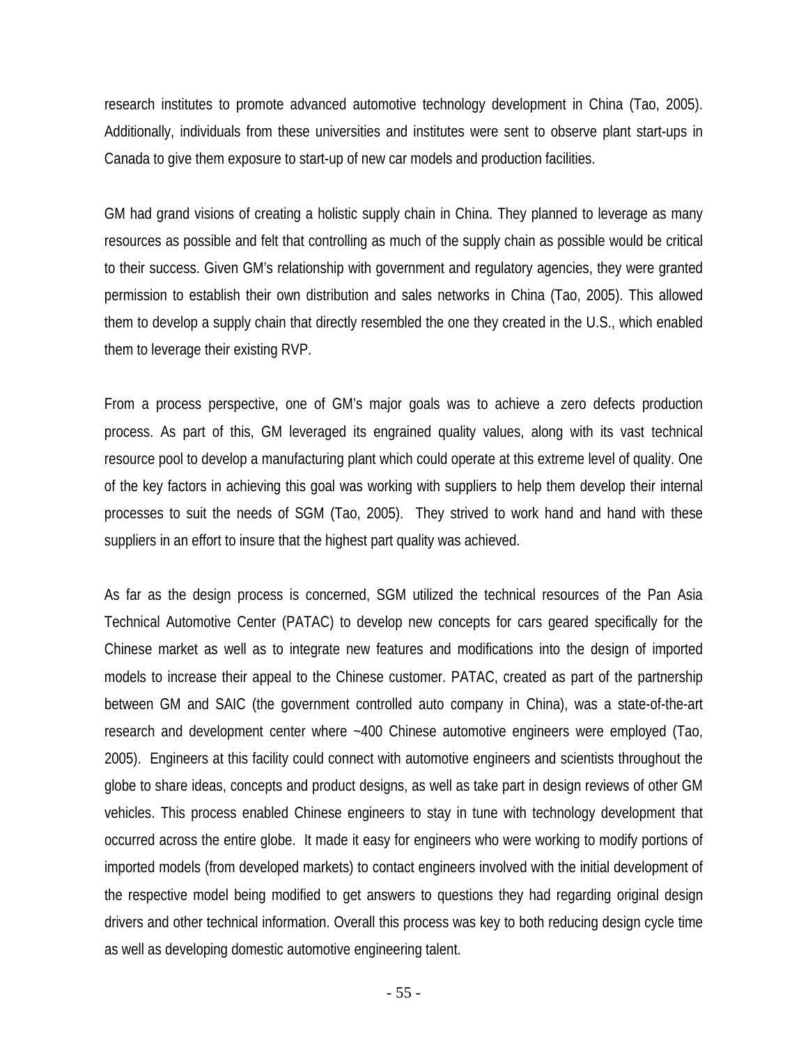research institutes to promote advanced automotive technology development in China (Tao, 2005). Additionally, individuals from these universities and institutes were sent to observe plant start-ups in Canada to give them exposure to start-up of new car models and production facilities.

GM had grand visions of creating a holistic supply chain in China. They planned to leverage as many resources as possible and felt that controlling as much of the supply chain as possible would be critical to their success. Given GM's relationship with government and regulatory agencies, they were granted permission to establish their own distribution and sales networks in China (Tao, 2005). This allowed them to develop a supply chain that directly resembled the one they created in the U.S., which enabled them to leverage their existing RVP.

From a process perspective, one of GM's major goals was to achieve a zero defects production process. As part of this, GM leveraged its engrained quality values, along with its vast technical resource pool to develop a manufacturing plant which could operate at this extreme level of quality. One of the key factors in achieving this goal was working with suppliers to help them develop their internal processes to suit the needs of SGM (Tao, 2005). They strived to work hand and hand with these suppliers in an effort to insure that the highest part quality was achieved.

As far as the design process is concerned, SGM utilized the technical resources of the Pan Asia Technical Automotive Center (PATAC) to develop new concepts for cars geared specifically for the Chinese market as well as to integrate new features and modifications into the design of imported models to increase their appeal to the Chinese customer. PATAC, created as part of the partnership between GM and SAIC (the government controlled auto company in China), was a state-of-the-art research and development center where ~400 Chinese automotive engineers were employed (Tao, 2005). Engineers at this facility could connect with automotive engineers and scientists throughout the globe to share ideas, concepts and product designs, as well as take part in design reviews of other GM vehicles. This process enabled Chinese engineers to stay in tune with technology development that occurred across the entire globe. It made it easy for engineers who were working to modify portions of imported models (from developed markets) to contact engineers involved with the initial development of the respective model being modified to get answers to questions they had regarding original design drivers and other technical information. Overall this process was key to both reducing design cycle time as well as developing domestic automotive engineering talent.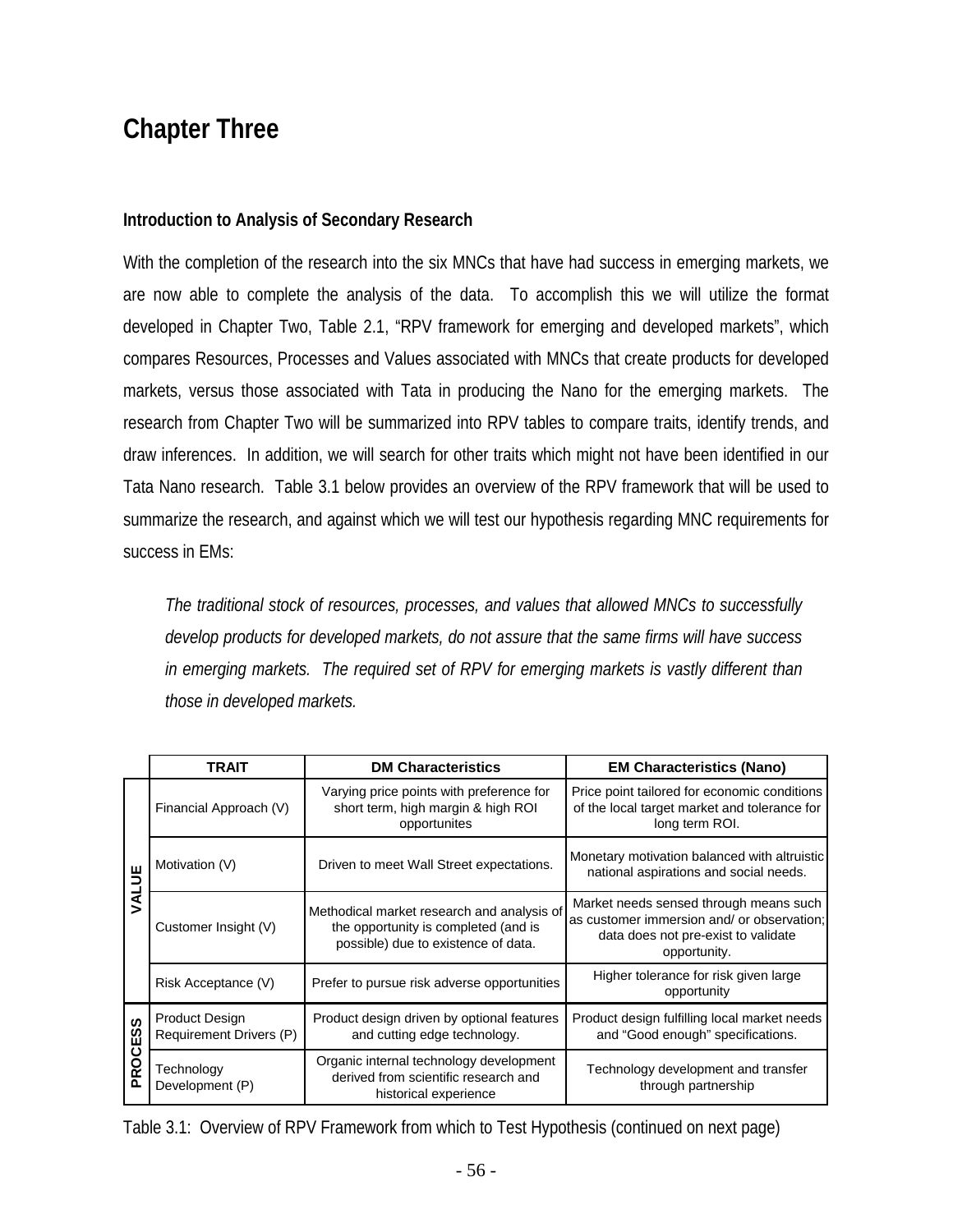# Chapter Three

### Introduction to Analysis of Secondary Research

With the completion of the research into the six MNCs that have had success in emerging markets, we are now able to complete the analysis of the data. To accomplish this we will utilize the format developed in Chapter Two, Table 2.1, "RPV framework for emerging and developed markets", which compares Resources, Processes and Values associated with MNCs that create products for developed markets, versus those associated with Tata in producing the Nano for the emerging markets. The research from Chapter Two will be summarized into RPV tables to compare traits, identify trends, and draw inferences. In addition, we will search for other traits which might not have been identified in our Tata Nano research. Table 3.1 below provides an overview of the RPV framework that will be used to summarize the research, and against which we will test our hypothesis regarding MNC requirements for success in EMs:

> *The traditional stock of resources, processes, and values that allowed MNCs to successfully develop products for developed markets, do not assure that the same firms will have success in emerging markets. The required set of RPV for emerging markets is vastly different than those in developed markets.*

| | TRAIT | DM Characteristics | EM Characteristics (Nano) |
|---|---|---|---|
| VALUE | Financial Approach (V) | Varying price points with preference for short term, high margin & high ROI opportunites | Price point tailored for economic conditions of the local target market and tolerance for long term ROI. |
| | Motivation (V) | Driven to meet Wall Street expectations. | Monetary motivation balanced with altruistic national aspirations and social needs. |
| | Customer Insight (V) | Methodical market research and analysis of the opportunity is completed (and is possible) due to existence of data. | Market needs sensed through means such as customer immersion and/ or observation; data does not pre-exist to validate opportunity. |
| | Risk Acceptance (V) | Prefer to pursue risk adverse opportunities | Higher tolerance for risk given large opportunity |
| PROCESS | Product Design Requirement Drivers (P) | Product design driven by optional features and cutting edge technology. | Product design fulfilling local market needs and "Good enough" specifications. |
| | Technology Development (P) | Organic internal technology development derived from scientific research and historical experience | Technology development and transfer through partnership |

Table 3.1: Overview of RPV Framework from which to Test Hypothesis (continued on next page)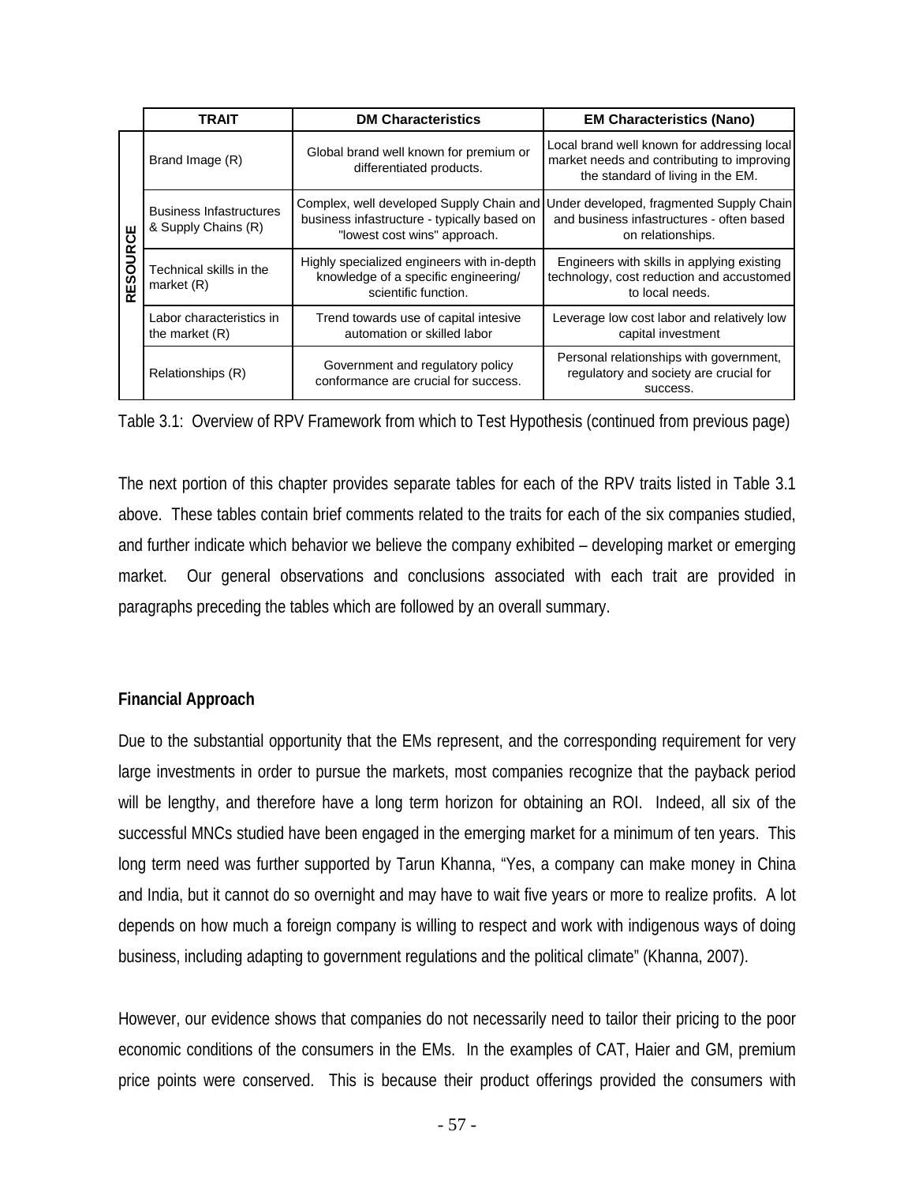| | TRAIT | DM Characteristics | EM Characteristics (Nano) |
|---|---|---|---|
| RESOURCE | Brand Image (R) | Global brand well known for premium or differentiated products. | Local brand well known for addressing local market needs and contributing to improving the standard of living in the EM. |
| | Business Infastructures & Supply Chains (R) | Complex, well developed Supply Chain and business infastructure - typically based on "lowest cost wins" approach. | Under developed, fragmented Supply Chain and business infastructures - often based on relationships. |
| | Technical skills in the market (R) | Highly specialized engineers with in-depth knowledge of a specific engineering/ scientific function. | Engineers with skills in applying existing technology, cost reduction and accustomed to local needs. |
| | Labor characteristics in the market (R) | Trend towards use of capital intesive automation or skilled labor | Leverage low cost labor and relatively low capital investment |
| | Relationships (R) | Government and regulatory policy conformance are crucial for success. | Personal relationships with government, regulatory and society are crucial for success. |

Table 3.1: Overview of RPV Framework from which to Test Hypothesis (continued from previous page)

The next portion of this chapter provides separate tables for each of the RPV traits listed in Table 3.1 above. These tables contain brief comments related to the traits for each of the six companies studied, and further indicate which behavior we believe the company exhibited – developing market or emerging market. Our general observations and conclusions associated with each trait are provided in paragraphs preceding the tables which are followed by an overall summary.

**Financial Approach**

Due to the substantial opportunity that the EMs represent, and the corresponding requirement for very large investments in order to pursue the markets, most companies recognize that the payback period will be lengthy, and therefore have a long term horizon for obtaining an ROI. Indeed, all six of the successful MNCs studied have been engaged in the emerging market for a minimum of ten years. This long term need was further supported by Tarun Khanna, "Yes, a company can make money in China and India, but it cannot do so overnight and may have to wait five years or more to realize profits. A lot depends on how much a foreign company is willing to respect and work with indigenous ways of doing business, including adapting to government regulations and the political climate" (Khanna, 2007).

However, our evidence shows that companies do not necessarily need to tailor their pricing to the poor economic conditions of the consumers in the EMs. In the examples of CAT, Haier and GM, premium price points were conserved. This is because their product offerings provided the consumers with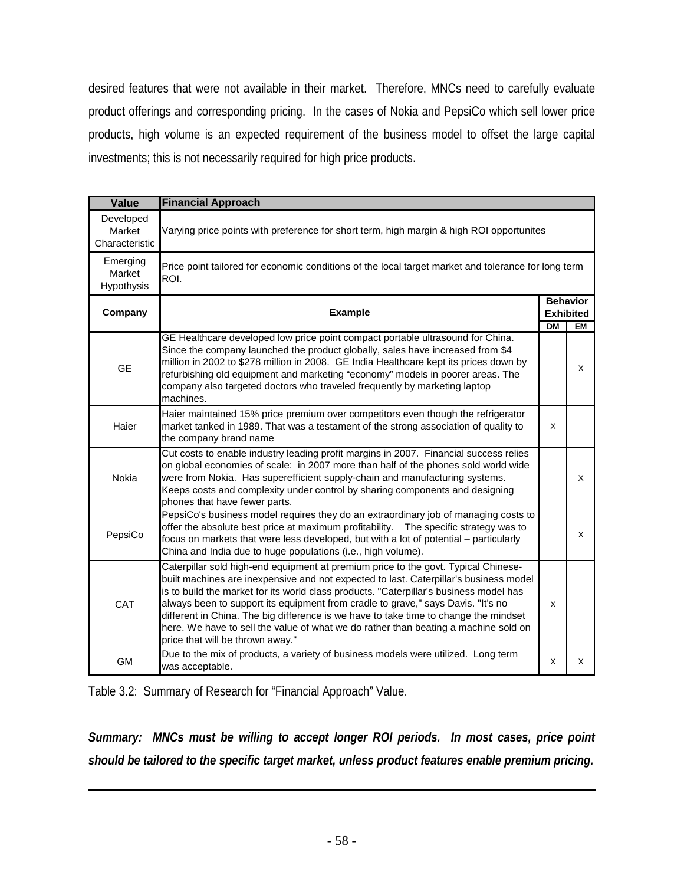desired features that were not available in their market. Therefore, MNCs need to carefully evaluate product offerings and corresponding pricing. In the cases of Nokia and PepsiCo which sell lower price products, high volume is an expected requirement of the business model to offset the large capital investments; this is not necessarily required for high price products.

| Value | Financial Approach | | |
|---|---|---|---|
| Developed Market Characteristic | Varying price points with preference for short term, high margin & high ROI opportunites | | |
| Emerging Market Hypothysis | Price point tailored for economic conditions of the local target market and tolerance for long term ROI. | | |
| **Company** | **Example** | **Behavior Exhibited** | |
| | | **DM** | **EM** |
| GE | GE Healthcare developed low price point compact portable ultrasound for China. Since the company launched the product globally, sales have increased from $4 million in 2002 to $278 million in 2008. GE India Healthcare kept its prices down by refurbishing old equipment and marketing "economy" models in poorer areas. The company also targeted doctors who traveled frequently by marketing laptop machines. | | X |
| Haier | Haier maintained 15% price premium over competitors even though the refrigerator market tanked in 1989. That was a testament of the strong association of quality to the company brand name | X | |
| Nokia | Cut costs to enable industry leading profit margins in 2007. Financial success relies on global economies of scale: in 2007 more than half of the phones sold world wide were from Nokia. Has superefficient supply-chain and manufacturing systems. Keeps costs and complexity under control by sharing components and designing phones that have fewer parts. | | X |
| PepsiCo | PepsiCo's business model requires they do an extraordinary job of managing costs to offer the absolute best price at maximum profitability. The specific strategy was to focus on markets that were less developed, but with a lot of potential – particularly China and India due to huge populations (i.e., high volume). | | X |
| CAT | Caterpillar sold high-end equipment at premium price to the govt. Typical Chinese-built machines are inexpensive and not expected to last. Caterpillar's business model is to build the market for its world class products. "Caterpillar's business model has always been to support its equipment from cradle to grave," says Davis. "It's no different in China. The big difference is we have to take time to change the mindset here. We have to sell the value of what we do rather than beating a machine sold on price that will be thrown away." | X | |
| GM | Due to the mix of products, a variety of business models were utilized. Long term was acceptable. | X | X |

Table 3.2: Summary of Research for "Financial Approach" Value.

***Summary: MNCs must be willing to accept longer ROI periods. In most cases, price point should be tailored to the specific target market, unless product features enable premium pricing.***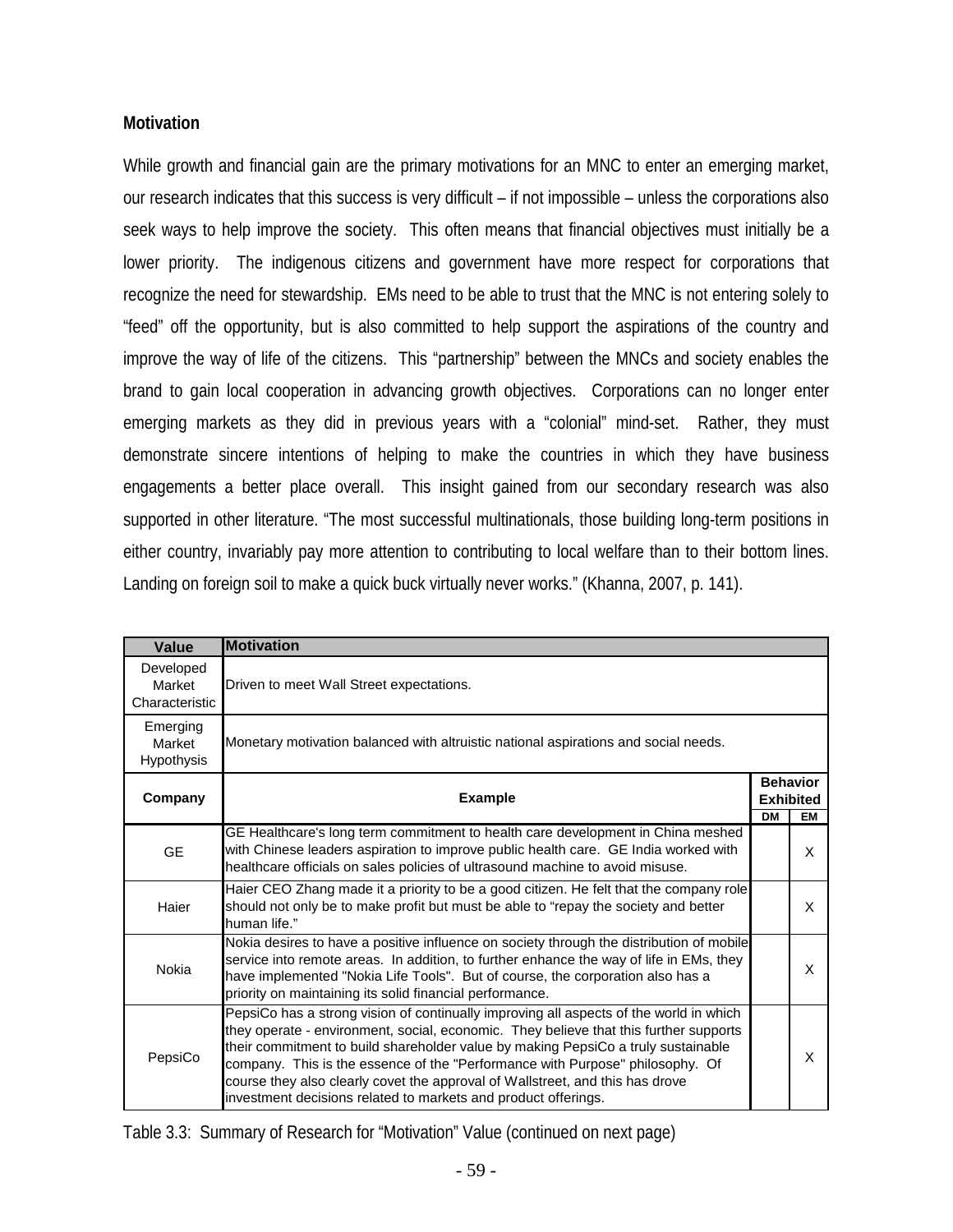### Motivation

While growth and financial gain are the primary motivations for an MNC to enter an emerging market, our research indicates that this success is very difficult – if not impossible – unless the corporations also seek ways to help improve the society. This often means that financial objectives must initially be a lower priority. The indigenous citizens and government have more respect for corporations that recognize the need for stewardship. EMs need to be able to trust that the MNC is not entering solely to "feed" off the opportunity, but is also committed to help support the aspirations of the country and improve the way of life of the citizens. This "partnership" between the MNCs and society enables the brand to gain local cooperation in advancing growth objectives. Corporations can no longer enter emerging markets as they did in previous years with a "colonial" mind-set. Rather, they must demonstrate sincere intentions of helping to make the countries in which they have business engagements a better place overall. This insight gained from our secondary research was also supported in other literature. "The most successful multinationals, those building long-term positions in either country, invariably pay more attention to contributing to local welfare than to their bottom lines. Landing on foreign soil to make a quick buck virtually never works." (Khanna, 2007, p. 141).

| Value | Motivation | | |
|---|---|---|---|
| Developed Market Characteristic | Driven to meet Wall Street expectations. | | |
| Emerging Market Hypothysis | Monetary motivation balanced with altruistic national aspirations and social needs. | | |
| Company | Example | Behavior Exhibited | |
| | | DM | EM |
| GE | GE Healthcare's long term commitment to health care development in China meshed with Chinese leaders aspiration to improve public health care. GE India worked with healthcare officials on sales policies of ultrasound machine to avoid misuse. | | X |
| Haier | Haier CEO Zhang made it a priority to be a good citizen. He felt that the company role should not only be to make profit but must be able to "repay the society and better human life." | | X |
| Nokia | Nokia desires to have a positive influence on society through the distribution of mobile service into remote areas. In addition, to further enhance the way of life in EMs, they have implemented "Nokia Life Tools". But of course, the corporation also has a priority on maintaining its solid financial performance. | | X |
| PepsiCo | PepsiCo has a strong vision of continually improving all aspects of the world in which they operate - environment, social, economic. They believe that this further supports their commitment to build shareholder value by making PepsiCo a truly sustainable company. This is the essence of the "Performance with Purpose" philosophy. Of course they also clearly covet the approval of Wallstreet, and this has drove investment decisions related to markets and product offerings. | | X |

Table 3.3: Summary of Research for "Motivation" Value (continued on next page)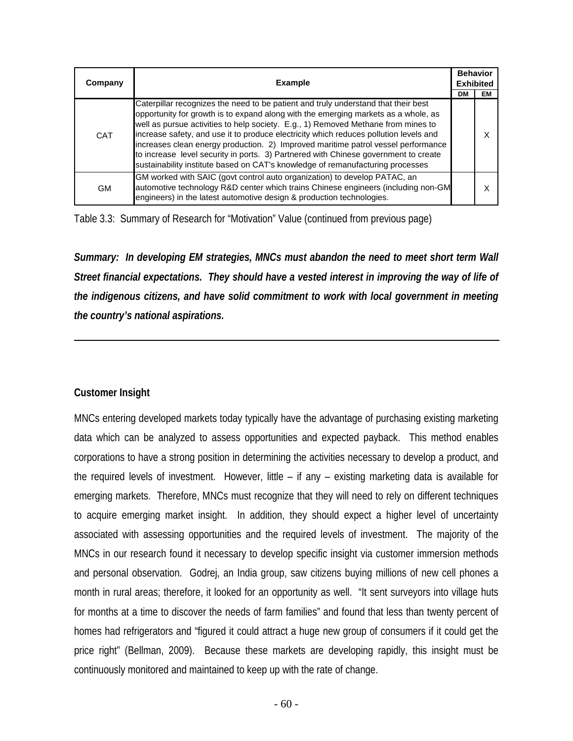| Company | Example | Behavior Exhibited | |
|---|---|---|---|
| | | DM | EM |
| CAT | Caterpillar recognizes the need to be patient and truly understand that their best opportunity for growth is to expand along with the emerging markets as a whole, as well as pursue activities to help society. E.g., 1) Removed Methane from mines to increase safety, and use it to produce electricity which reduces pollution levels and increases clean energy production. 2) Improved maritime patrol vessel performance to increase level security in ports. 3) Partnered with Chinese government to create sustainability institute based on CAT's knowledge of remanufacturing processes | | X |
| GM | GM worked with SAIC (govt control auto organization) to develop PATAC, an automotive technology R&D center which trains Chinese engineers (including non-GM engineers) in the latest automotive design & production technologies. | | X |

Table 3.3: Summary of Research for "Motivation" Value (continued from previous page)

***Summary: In developing EM strategies, MNCs must abandon the need to meet short term Wall Street financial expectations. They should have a vested interest in improving the way of life of the indigenous citizens, and have solid commitment to work with local government in meeting the country's national aspirations.***

---

**Customer Insight**

MNCs entering developed markets today typically have the advantage of purchasing existing marketing data which can be analyzed to assess opportunities and expected payback. This method enables corporations to have a strong position in determining the activities necessary to develop a product, and the required levels of investment. However, little – if any – existing marketing data is available for emerging markets. Therefore, MNCs must recognize that they will need to rely on different techniques to acquire emerging market insight. In addition, they should expect a higher level of uncertainty associated with assessing opportunities and the required levels of investment. The majority of the MNCs in our research found it necessary to develop specific insight via customer immersion methods and personal observation. Godrej, an India group, saw citizens buying millions of new cell phones a month in rural areas; therefore, it looked for an opportunity as well. "It sent surveyors into village huts for months at a time to discover the needs of farm families" and found that less than twenty percent of homes had refrigerators and "figured it could attract a huge new group of consumers if it could get the price right" (Bellman, 2009). Because these markets are developing rapidly, this insight must be continuously monitored and maintained to keep up with the rate of change.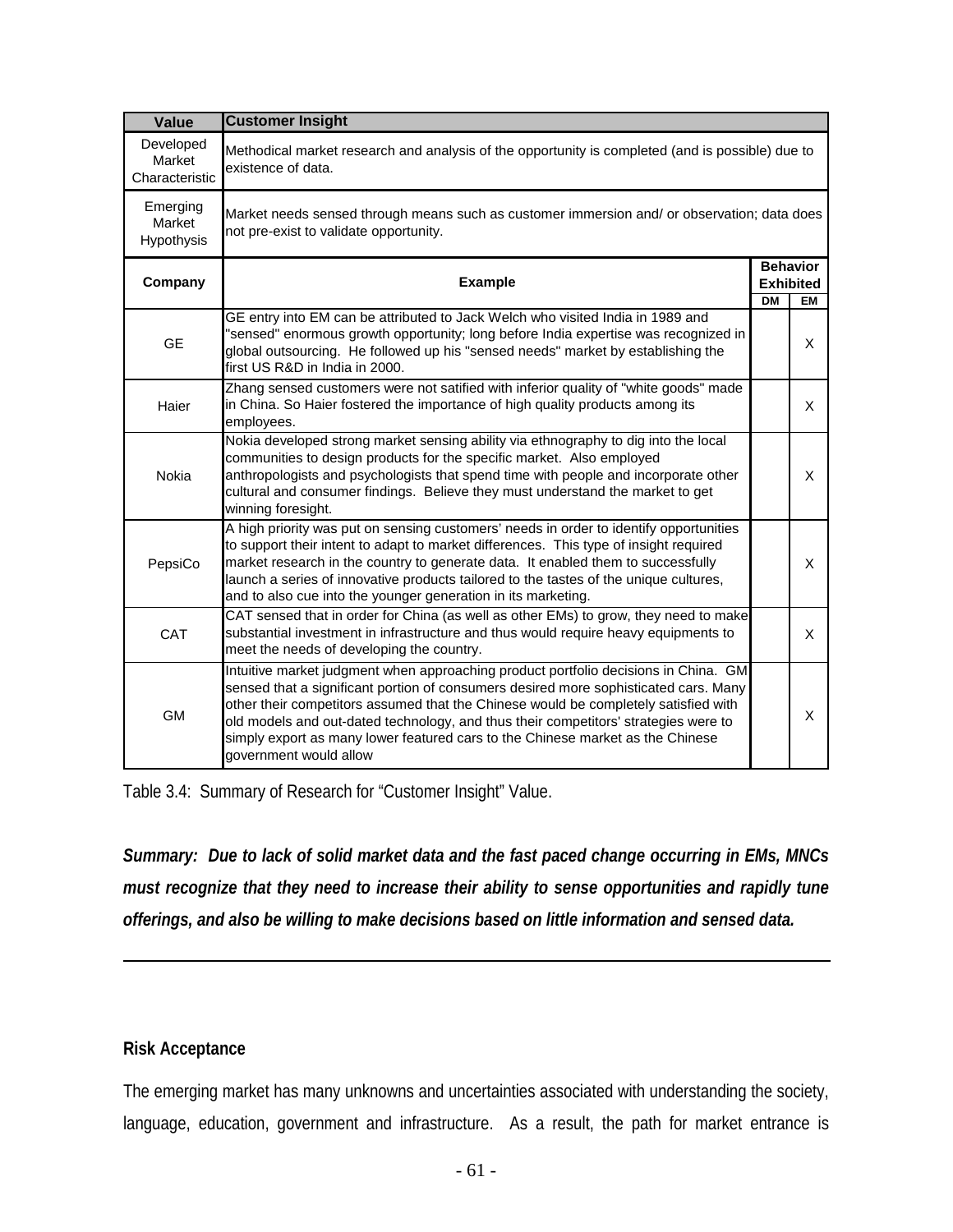| Value | Customer Insight | | |
|---|---|---|---|
| Developed Market Characteristic | Methodical market research and analysis of the opportunity is completed (and is possible) due to existence of data. | | |
| Emerging Market Hypothesis | Market needs sensed through means such as customer immersion and/ or observation; data does not pre-exist to validate opportunity. | | |
| Company | Example | Behavior Exhibited | |
| | | DM | EM |
| GE | GE entry into EM can be attributed to Jack Welch who visited India in 1989 and "sensed" enormous growth opportunity; long before India expertise was recognized in global outsourcing. He followed up his "sensed needs" market by establishing the first US R&D in India in 2000. | | X |
| Haier | Zhang sensed customers were not satified with inferior quality of "white goods" made in China. So Haier fostered the importance of high quality products among its employees. | | X |
| Nokia | Nokia developed strong market sensing ability via ethnography to dig into the local communities to design products for the specific market. Also employed anthropologists and psychologists that spend time with people and incorporate other cultural and consumer findings. Believe they must understand the market to get winning foresight. | | X |
| PepsiCo | A high priority was put on sensing customers' needs in order to identify opportunities to support their intent to adapt to market differences. This type of insight required market research in the country to generate data. It enabled them to successfully launch a series of innovative products tailored to the tastes of the unique cultures, and to also cue into the younger generation in its marketing. | | X |
| CAT | CAT sensed that in order for China (as well as other EMs) to grow, they need to make substantial investment in infrastructure and thus would require heavy equipments to meet the needs of developing the country. | | X |
| GM | Intuitive market judgment when approaching product portfolio decisions in China. GM sensed that a significant portion of consumers desired more sophisticated cars. Many other their competitors assumed that the Chinese would be completely satisfied with old models and out-dated technology, and thus their competitors' strategies were to simply export as many lower featured cars to the Chinese market as the Chinese government would allow | | X |

Table 3.4: Summary of Research for "Customer Insight" Value.

***Summary: Due to lack of solid market data and the fast paced change occurring in EMs, MNCs must recognize that they need to increase their ability to sense opportunities and rapidly tune offerings, and also be willing to make decisions based on little information and sensed data.***

---

### Risk Acceptance

The emerging market has many unknowns and uncertainties associated with understanding the society, language, education, government and infrastructure. As a result, the path for market entrance is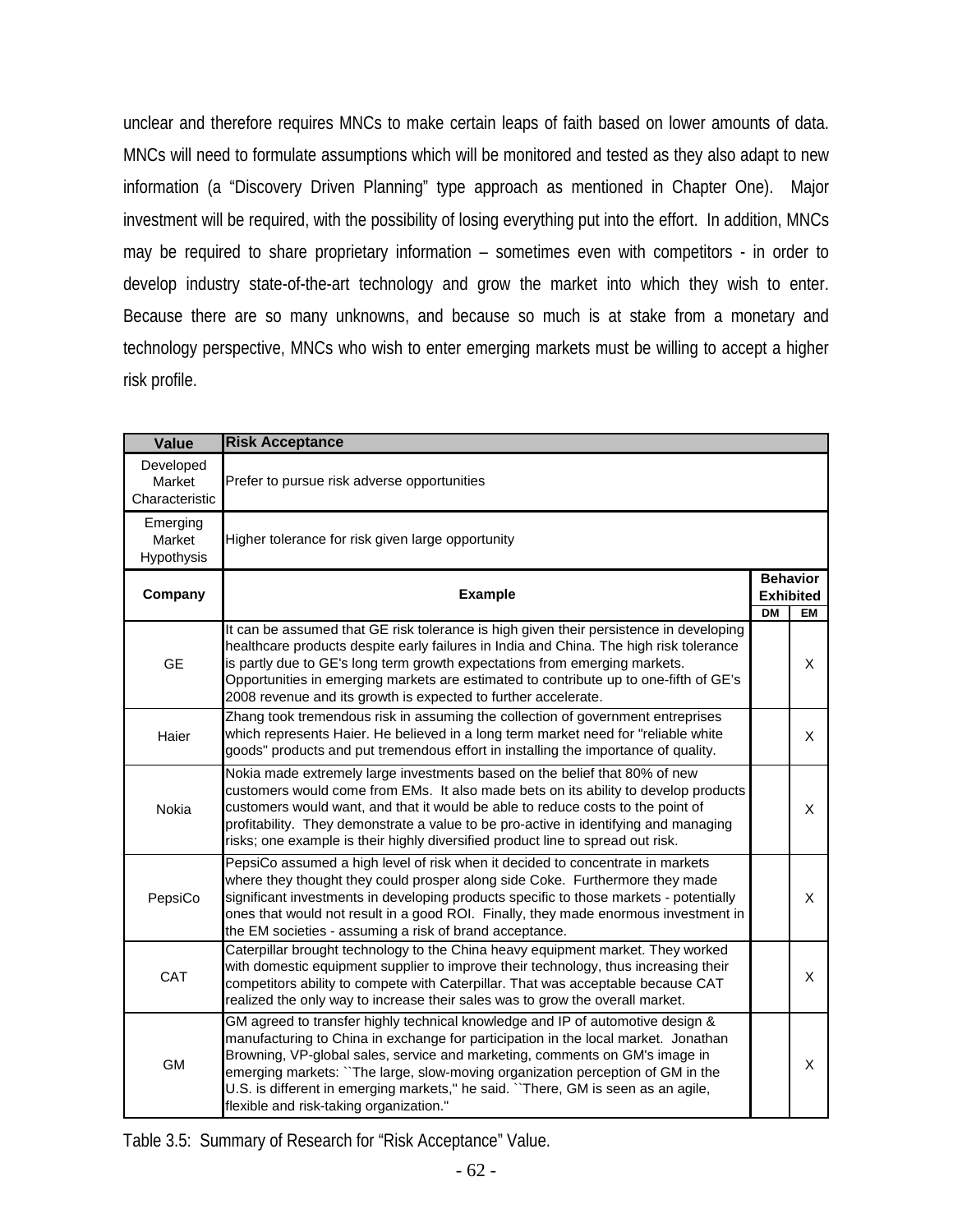unclear and therefore requires MNCs to make certain leaps of faith based on lower amounts of data. MNCs will need to formulate assumptions which will be monitored and tested as they also adapt to new information (a "Discovery Driven Planning" type approach as mentioned in Chapter One). Major investment will be required, with the possibility of losing everything put into the effort. In addition, MNCs may be required to share proprietary information – sometimes even with competitors - in order to develop industry state-of-the-art technology and grow the market into which they wish to enter. Because there are so many unknowns, and because so much is at stake from a monetary and technology perspective, MNCs who wish to enter emerging markets must be willing to accept a higher risk profile.

| Value | Risk Acceptance | | |
|---|---|---|---|
| Developed Market Characteristic | Prefer to pursue risk adverse opportunities | | |
| Emerging Market Hypothysis | Higher tolerance for risk given large opportunity | | |
| Company | Example | Behavior Exhibited | |
| | | DM | EM |
| GE | It can be assumed that GE risk tolerance is high given their persistence in developing healthcare products despite early failures in India and China. The high risk tolerance is partly due to GE's long term growth expectations from emerging markets. Opportunities in emerging markets are estimated to contribute up to one-fifth of GE's 2008 revenue and its growth is expected to further accelerate. | | X |
| Haier | Zhang took tremendous risk in assuming the collection of government entreprises which represents Haier. He believed in a long term market need for "reliable white goods" products and put tremendous effort in installing the importance of quality. | | X |
| Nokia | Nokia made extremely large investments based on the belief that 80% of new customers would come from EMs. It also made bets on its ability to develop products customers would want, and that it would be able to reduce costs to the point of profitability. They demonstrate a value to be pro-active in identifying and managing risks; one example is their highly diversified product line to spread out risk. | | X |
| PepsiCo | PepsiCo assumed a high level of risk when it decided to concentrate in markets where they thought they could prosper along side Coke. Furthermore they made significant investments in developing products specific to those markets - potentially ones that would not result in a good ROI. Finally, they made enormous investment in the EM societies - assuming a risk of brand acceptance. | | X |
| CAT | Caterpillar brought technology to the China heavy equipment market. They worked with domestic equipment supplier to improve their technology, thus increasing their competitors ability to compete with Caterpillar. That was acceptable because CAT realized the only way to increase their sales was to grow the overall market. | | X |
| GM | GM agreed to transfer highly technical knowledge and IP of automotive design & manufacturing to China in exchange for participation in the local market. Jonathan Browning, VP-global sales, service and marketing, comments on GM's image in emerging markets: ``The large, slow-moving organization perception of GM in the U.S. is different in emerging markets,'' he said. ``There, GM is seen as an agile, flexible and risk-taking organization." | | X |

Table 3.5: Summary of Research for "Risk Acceptance" Value.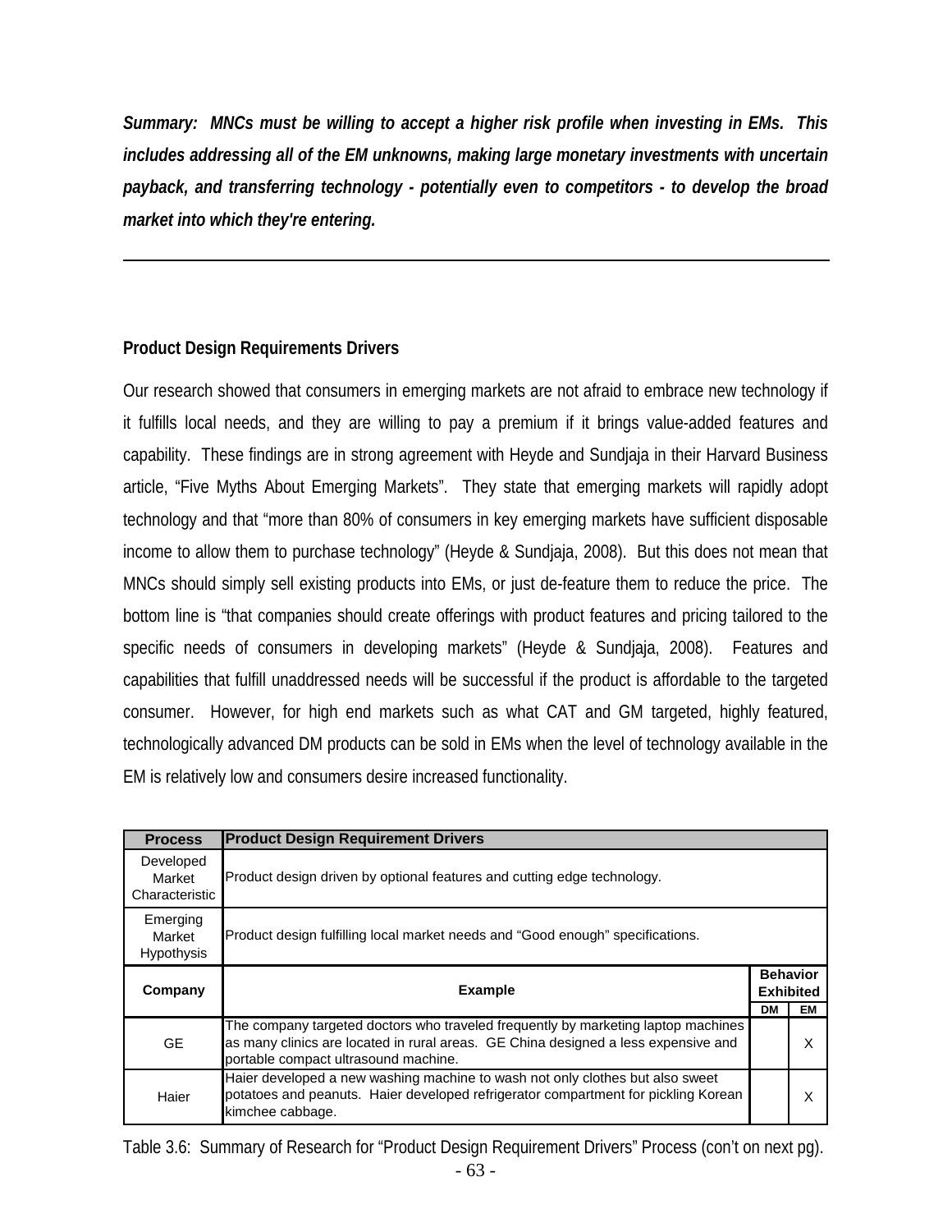***Summary: MNCs must be willing to accept a higher risk profile when investing in EMs. This includes addressing all of the EM unknowns, making large monetary investments with uncertain payback, and transferring technology - potentially even to competitors - to develop the broad market into which they're entering.***

---

**Product Design Requirements Drivers**

Our research showed that consumers in emerging markets are not afraid to embrace new technology if it fulfills local needs, and they are willing to pay a premium if it brings value-added features and capability. These findings are in strong agreement with Heyde and Sundjaja in their Harvard Business article, "Five Myths About Emerging Markets". They state that emerging markets will rapidly adopt technology and that "more than 80% of consumers in key emerging markets have sufficient disposable income to allow them to purchase technology" (Heyde & Sundjaja, 2008). But this does not mean that MNCs should simply sell existing products into EMs, or just de-feature them to reduce the price. The bottom line is "that companies should create offerings with product features and pricing tailored to the specific needs of consumers in developing markets" (Heyde & Sundjaja, 2008). Features and capabilities that fulfill unaddressed needs will be successful if the product is affordable to the targeted consumer. However, for high end markets such as what CAT and GM targeted, highly featured, technologically advanced DM products can be sold in EMs when the level of technology available in the EM is relatively low and consumers desire increased functionality.

| Process | Product Design Requirement Drivers | | |
|---|---|---|---|
| Developed Market Characteristic | Product design driven by optional features and cutting edge technology. | | |
| Emerging Market Hypothysis | Product design fulfilling local market needs and "Good enough" specifications. | | |
| **Company** | **Example** | **Behavior Exhibited** | |
| | | **DM** | **EM** |
| GE | The company targeted doctors who traveled frequently by marketing laptop machines as many clinics are located in rural areas. GE China designed a less expensive and portable compact ultrasound machine. | | X |
| Haier | Haier developed a new washing machine to wash not only clothes but also sweet potatoes and peanuts. Haier developed refrigerator compartment for pickling Korean kimchee cabbage. | | X |

Table 3.6: Summary of Research for "Product Design Requirement Drivers" Process (con't on next pg).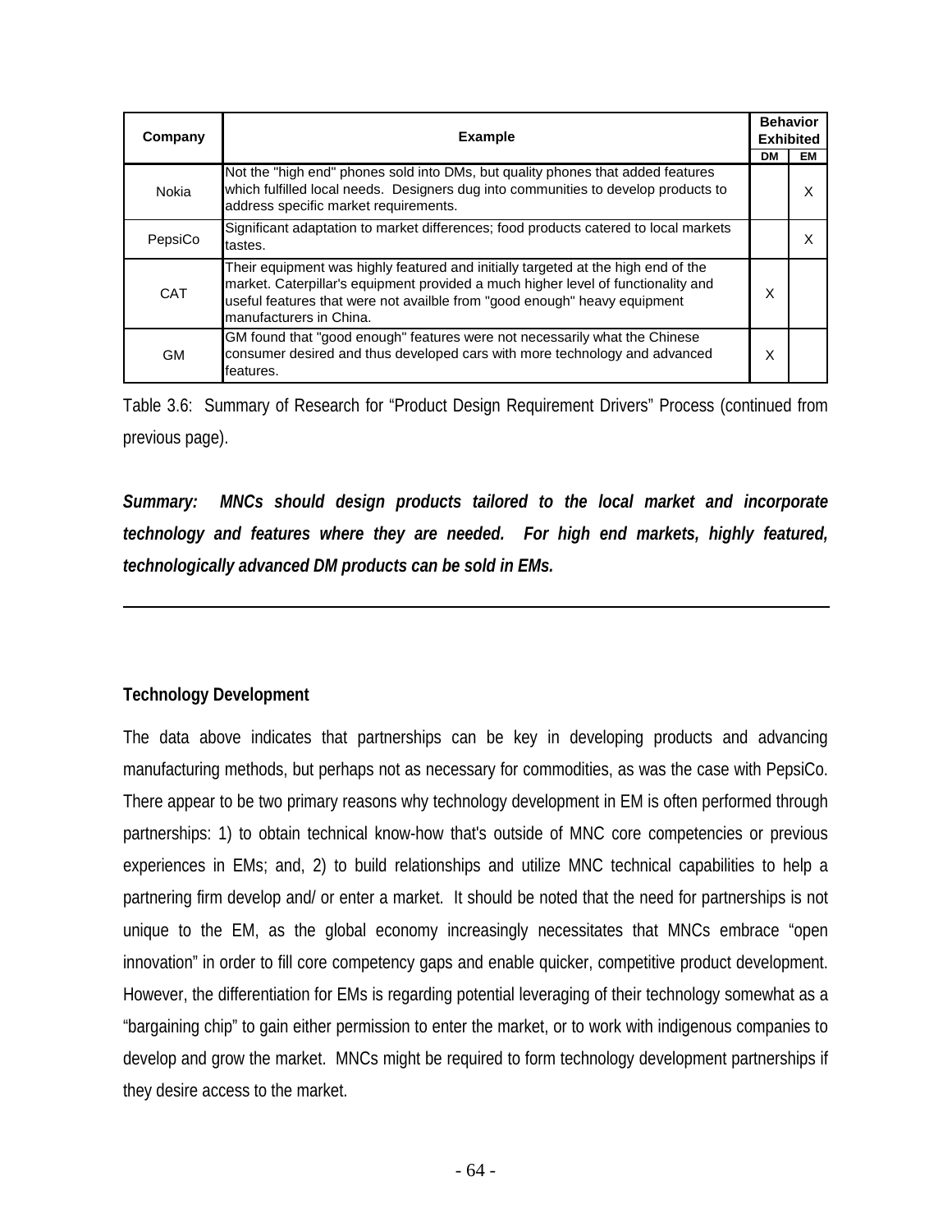| Company | Example | Behavior Exhibited | |
|---|---|---|---|
| | | DM | EM |
| Nokia | Not the "high end" phones sold into DMs, but quality phones that added features which fulfilled local needs. Designers dug into communities to develop products to address specific market requirements. | | X |
| PepsiCo | Significant adaptation to market differences; food products catered to local markets tastes. | | X |
| CAT | Their equipment was highly featured and initially targeted at the high end of the market. Caterpillar's equipment provided a much higher level of functionality and useful features that were not availble from "good enough" heavy equipment manufacturers in China. | X | |
| GM | GM found that "good enough" features were not necessarily what the Chinese consumer desired and thus developed cars with more technology and advanced features. | X | |

Table 3.6: Summary of Research for "Product Design Requirement Drivers" Process (continued from previous page).

***Summary: MNCs should design products tailored to the local market and incorporate technology and features where they are needed. For high end markets, highly featured, technologically advanced DM products can be sold in EMs.***

---

**Technology Development**

The data above indicates that partnerships can be key in developing products and advancing manufacturing methods, but perhaps not as necessary for commodities, as was the case with PepsiCo. There appear to be two primary reasons why technology development in EM is often performed through partnerships: 1) to obtain technical know-how that's outside of MNC core competencies or previous experiences in EMs; and, 2) to build relationships and utilize MNC technical capabilities to help a partnering firm develop and/ or enter a market. It should be noted that the need for partnerships is not unique to the EM, as the global economy increasingly necessitates that MNCs embrace "open innovation" in order to fill core competency gaps and enable quicker, competitive product development. However, the differentiation for EMs is regarding potential leveraging of their technology somewhat as a "bargaining chip" to gain either permission to enter the market, or to work with indigenous companies to develop and grow the market. MNCs might be required to form technology development partnerships if they desire access to the market.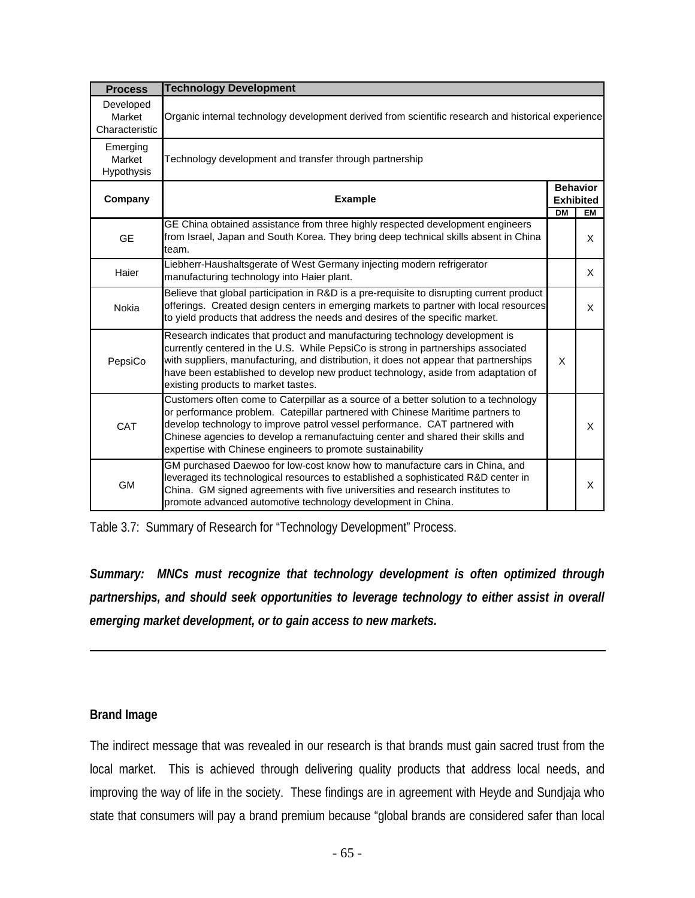| Process | Technology Development | | |
|---|---|---|---|
| Developed Market Characteristic | Organic internal technology development derived from scientific research and historical experience | | |
| Emerging Market Hypothesis | Technology development and transfer through partnership | | |
| Company | Example | Behavior Exhibited | |
| | | DM | EM |
| GE | GE China obtained assistance from three highly respected development engineers from Israel, Japan and South Korea. They bring deep technical skills absent in China team. | | X |
| Haier | Liebherr-Haushaltsgerate of West Germany injecting modern refrigerator manufacturing technology into Haier plant. | | X |
| Nokia | Believe that global participation in R&D is a pre-requisite to disrupting current product offerings. Created design centers in emerging markets to partner with local resources to yield products that address the needs and desires of the specific market. | | X |
| PepsiCo | Research indicates that product and manufacturing technology development is currently centered in the U.S. While PepsiCo is strong in partnerships associated with suppliers, manufacturing, and distribution, it does not appear that partnerships have been established to develop new product technology, aside from adaptation of existing products to market tastes. | X | |
| CAT | Customers often come to Caterpillar as a source of a better solution to a technology or performance problem. Catepillar partnered with Chinese Maritime partners to develop technology to improve patrol vessel performance. CAT partnered with Chinese agencies to develop a remanufactuing center and shared their skills and expertise with Chinese engineers to promote sustainability | | X |
| GM | GM purchased Daewoo for low-cost know how to manufacture cars in China, and leveraged its technological resources to established a sophisticated R&D center in China. GM signed agreements with five universities and research institutes to promote advanced automotive technology development in China. | | X |

Table 3.7: Summary of Research for "Technology Development" Process.

***Summary: MNCs must recognize that technology development is often optimized through partnerships, and should seek opportunities to leverage technology to either assist in overall emerging market development, or to gain access to new markets.***

---

### Brand Image

The indirect message that was revealed in our research is that brands must gain sacred trust from the local market. This is achieved through delivering quality products that address local needs, and improving the way of life in the society. These findings are in agreement with Heyde and Sundjaja who state that consumers will pay a brand premium because "global brands are considered safer than local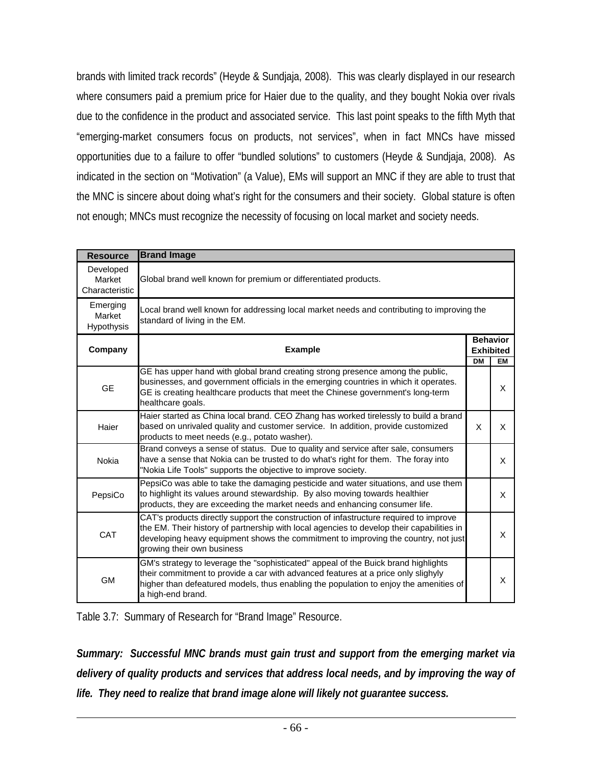brands with limited track records" (Heyde & Sundjaja, 2008). This was clearly displayed in our research where consumers paid a premium price for Haier due to the quality, and they bought Nokia over rivals due to the confidence in the product and associated service. This last point speaks to the fifth Myth that "emerging-market consumers focus on products, not services", when in fact MNCs have missed opportunities due to a failure to offer "bundled solutions" to customers (Heyde & Sundjaja, 2008). As indicated in the section on "Motivation" (a Value), EMs will support an MNC if they are able to trust that the MNC is sincere about doing what's right for the consumers and their society. Global stature is often not enough; MNCs must recognize the necessity of focusing on local market and society needs.

| Resource | Brand Image | | |
|---|---|---|---|
| Developed Market Characteristic | Global brand well known for premium or differentiated products. | | |
| Emerging Market Hypothysis | Local brand well known for addressing local market needs and contributing to improving the standard of living in the EM. | | |
| Company | Example | Behavior Exhibited | |
| | | DM | EM |
| GE | GE has upper hand with global brand creating strong presence among the public, businesses, and government officials in the emerging countries in which it operates. GE is creating healthcare products that meet the Chinese government's long-term healthcare goals. | | X |
| Haier | Haier started as China local brand. CEO Zhang has worked tirelessly to build a brand based on unrivaled quality and customer service. In addition, provide customized products to meet needs (e.g., potato washer). | X | X |
| Nokia | Brand conveys a sense of status. Due to quality and service after sale, consumers have a sense that Nokia can be trusted to do what's right for them. The foray into "Nokia Life Tools" supports the objective to improve society. | | X |
| PepsiCo | PepsiCo was able to take the damaging pesticide and water situations, and use them to highlight its values around stewardship. By also moving towards healthier products, they are exceeding the market needs and enhancing consumer life. | | X |
| CAT | CAT's products directly support the construction of infastructure required to improve the EM. Their history of partnership with local agencies to develop their capabilities in developing heavy equipment shows the commitment to improving the country, not just growing their own business | | X |
| GM | GM's strategy to leverage the "sophisticated" appeal of the Buick brand highlights their commitment to provide a car with advanced features at a price only slighyly higher than defeatured models, thus enabling the population to enjoy the amenities of a high-end brand. | | X |

Table 3.7: Summary of Research for "Brand Image" Resource.

***Summary: Successful MNC brands must gain trust and support from the emerging market via delivery of quality products and services that address local needs, and by improving the way of life. They need to realize that brand image alone will likely not guarantee success.***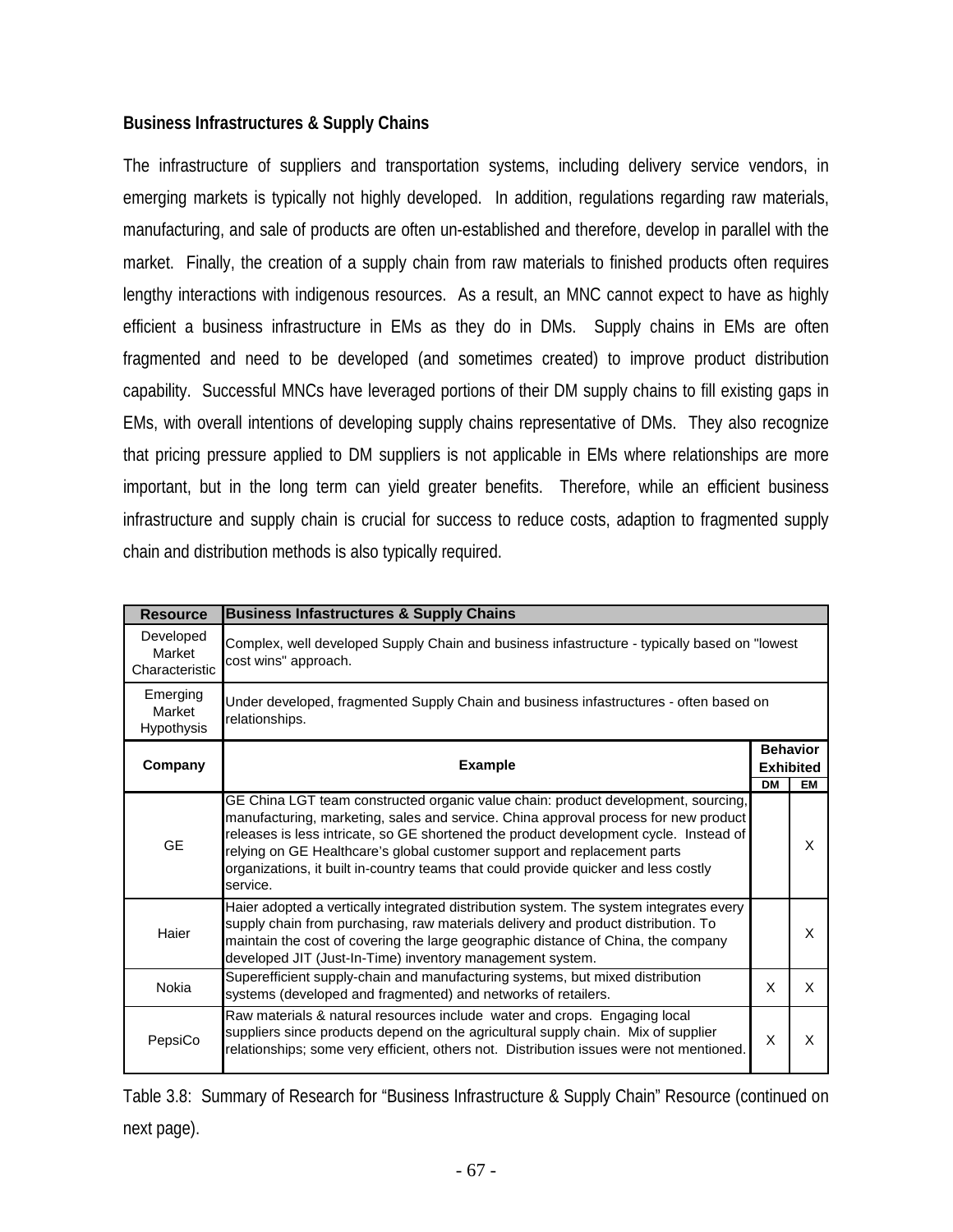### Business Infrastructures & Supply Chains

The infrastructure of suppliers and transportation systems, including delivery service vendors, in emerging markets is typically not highly developed. In addition, regulations regarding raw materials, manufacturing, and sale of products are often un-established and therefore, develop in parallel with the market. Finally, the creation of a supply chain from raw materials to finished products often requires lengthy interactions with indigenous resources. As a result, an MNC cannot expect to have as highly efficient a business infrastructure in EMs as they do in DMs. Supply chains in EMs are often fragmented and need to be developed (and sometimes created) to improve product distribution capability. Successful MNCs have leveraged portions of their DM supply chains to fill existing gaps in EMs, with overall intentions of developing supply chains representative of DMs. They also recognize that pricing pressure applied to DM suppliers is not applicable in EMs where relationships are more important, but in the long term can yield greater benefits. Therefore, while an efficient business infrastructure and supply chain is crucial for success to reduce costs, adaption to fragmented supply chain and distribution methods is also typically required.

| Resource | Business Infastructures & Supply Chains | | |
|---|---|---|---|
| Developed Market Characteristic | Complex, well developed Supply Chain and business infastructure - typically based on "lowest cost wins" approach. | | |
| Emerging Market Hypothysis | Under developed, fragmented Supply Chain and business infastructures - often based on relationships. | | |
| Company | Example | Behavior Exhibited | |
| | | DM | EM |
| GE | GE China LGT team constructed organic value chain: product development, sourcing, manufacturing, marketing, sales and service. China approval process for new product releases is less intricate, so GE shortened the product development cycle. Instead of relying on GE Healthcare's global customer support and replacement parts organizations, it built in-country teams that could provide quicker and less costly service. | | X |
| Haier | Haier adopted a vertically integrated distribution system. The system integrates every supply chain from purchasing, raw materials delivery and product distribution. To maintain the cost of covering the large geographic distance of China, the company developed JIT (Just-In-Time) inventory management system. | | X |
| Nokia | Superefficient supply-chain and manufacturing systems, but mixed distribution systems (developed and fragmented) and networks of retailers. | X | X |
| PepsiCo | Raw materials & natural resources include water and crops. Engaging local suppliers since products depend on the agricultural supply chain. Mix of supplier relationships; some very efficient, others not. Distribution issues were not mentioned. | X | X |

Table 3.8: Summary of Research for "Business Infrastructure & Supply Chain" Resource (continued on next page).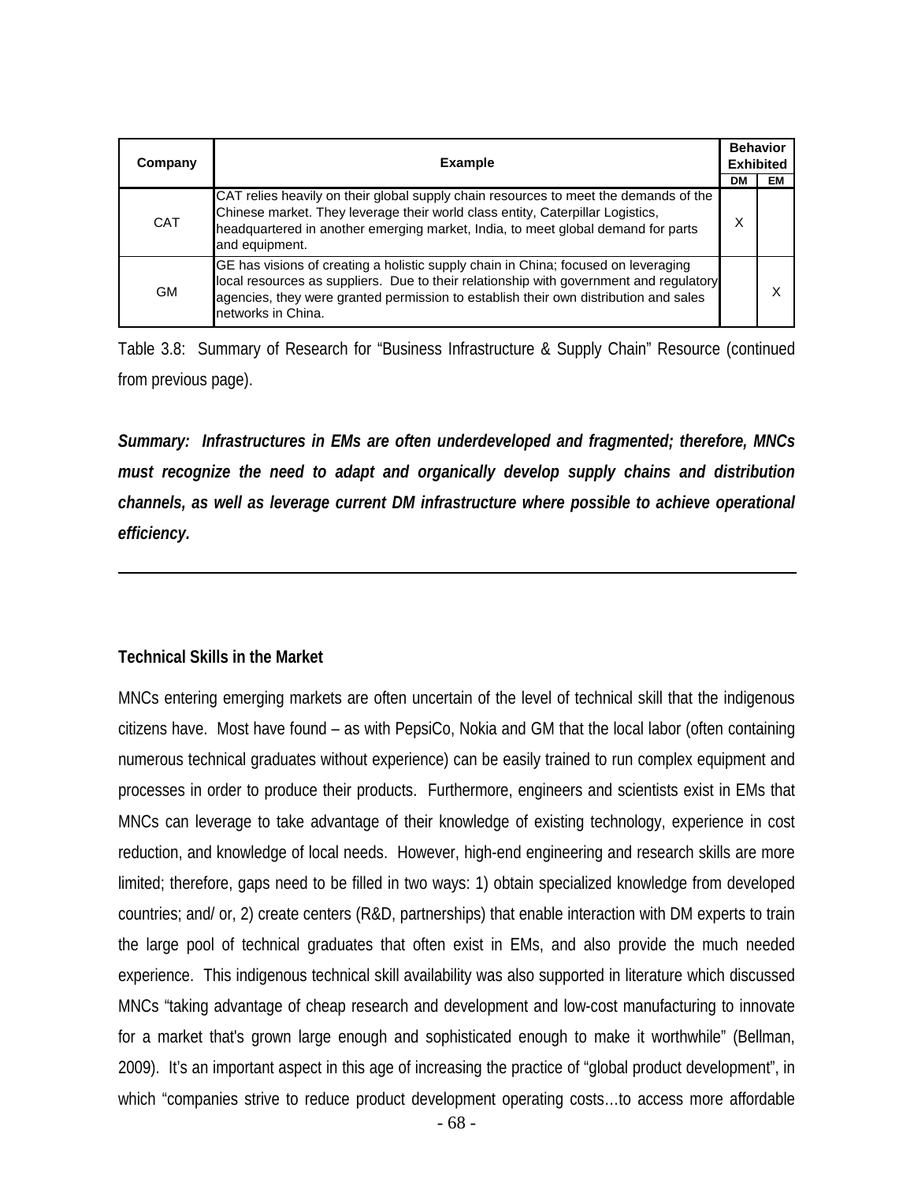| Company | Example | Behavior Exhibited | |
|---|---|---|---|
| | | DM | EM |
| CAT | CAT relies heavily on their global supply chain resources to meet the demands of the Chinese market. They leverage their world class entity, Caterpillar Logistics, headquartered in another emerging market, India, to meet global demand for parts and equipment. | X | |
| GM | GE has visions of creating a holistic supply chain in China; focused on leveraging local resources as suppliers. Due to their relationship with government and regulatory agencies, they were granted permission to establish their own distribution and sales networks in China. | | X |

Table 3.8: Summary of Research for "Business Infrastructure & Supply Chain" Resource (continued from previous page).

***Summary: Infrastructures in EMs are often underdeveloped and fragmented; therefore, MNCs must recognize the need to adapt and organically develop supply chains and distribution channels, as well as leverage current DM infrastructure where possible to achieve operational efficiency.***

---

### Technical Skills in the Market

MNCs entering emerging markets are often uncertain of the level of technical skill that the indigenous citizens have. Most have found – as with PepsiCo, Nokia and GM that the local labor (often containing numerous technical graduates without experience) can be easily trained to run complex equipment and processes in order to produce their products. Furthermore, engineers and scientists exist in EMs that MNCs can leverage to take advantage of their knowledge of existing technology, experience in cost reduction, and knowledge of local needs. However, high-end engineering and research skills are more limited; therefore, gaps need to be filled in two ways: 1) obtain specialized knowledge from developed countries; and/ or, 2) create centers (R&D, partnerships) that enable interaction with DM experts to train the large pool of technical graduates that often exist in EMs, and also provide the much needed experience. This indigenous technical skill availability was also supported in literature which discussed MNCs "taking advantage of cheap research and development and low-cost manufacturing to innovate for a market that's grown large enough and sophisticated enough to make it worthwhile" (Bellman, 2009). It's an important aspect in this age of increasing the practice of "global product development", in which "companies strive to reduce product development operating costs…to access more affordable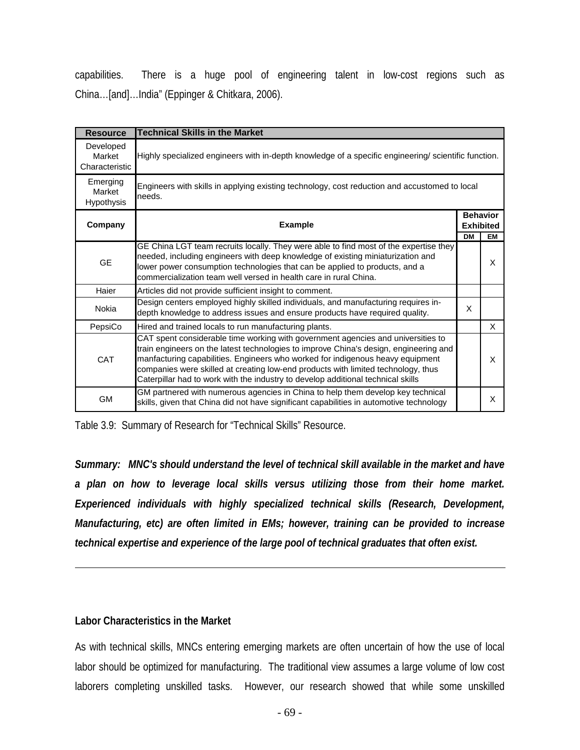capabilities. There is a huge pool of engineering talent in low-cost regions such as China…[and]…India" (Eppinger & Chitkara, 2006).

| Resource | Technical Skills in the Market | | |
|---|---|---|---|
| Developed Market Characteristic | Highly specialized engineers with in-depth knowledge of a specific engineering/ scientific function. | | |
| Emerging Market Hypothesis | Engineers with skills in applying existing technology, cost reduction and accustomed to local needs. | | |
| Company | Example | Behavior Exhibited | |
| | | DM | EM |
| GE | GE China LGT team recruits locally. They were able to find most of the expertise they needed, including engineers with deep knowledge of existing miniaturization and lower power consumption technologies that can be applied to products, and a commercialization team well versed in health care in rural China. | | X |
| Haier | Articles did not provide sufficient insight to comment. | | |
| Nokia | Design centers employed highly skilled individuals, and manufacturing requires in-depth knowledge to address issues and ensure products have required quality. | X | |
| PepsiCo | Hired and trained locals to run manufacturing plants. | | X |
| CAT | CAT spent considerable time working with government agencies and universities to train engineers on the latest technologies to improve China's design, engineering and manfacturing capabilities. Engineers who worked for indigenous heavy equipment companies were skilled at creating low-end products with limited technology, thus Caterpillar had to work with the industry to develop additional technical skills | | X |
| GM | GM partnered with numerous agencies in China to help them develop key technical skills, given that China did not have significant capabilities in automotive technology | | X |

Table 3.9: Summary of Research for "Technical Skills" Resource.

***Summary: MNC's should understand the level of technical skill available in the market and have a plan on how to leverage local skills versus utilizing those from their home market. Experienced individuals with highly specialized technical skills (Research, Development, Manufacturing, etc) are often limited in EMs; however, training can be provided to increase technical expertise and experience of the large pool of technical graduates that often exist.***

---

**Labor Characteristics in the Market**

As with technical skills, MNCs entering emerging markets are often uncertain of how the use of local labor should be optimized for manufacturing. The traditional view assumes a large volume of low cost laborers completing unskilled tasks. However, our research showed that while some unskilled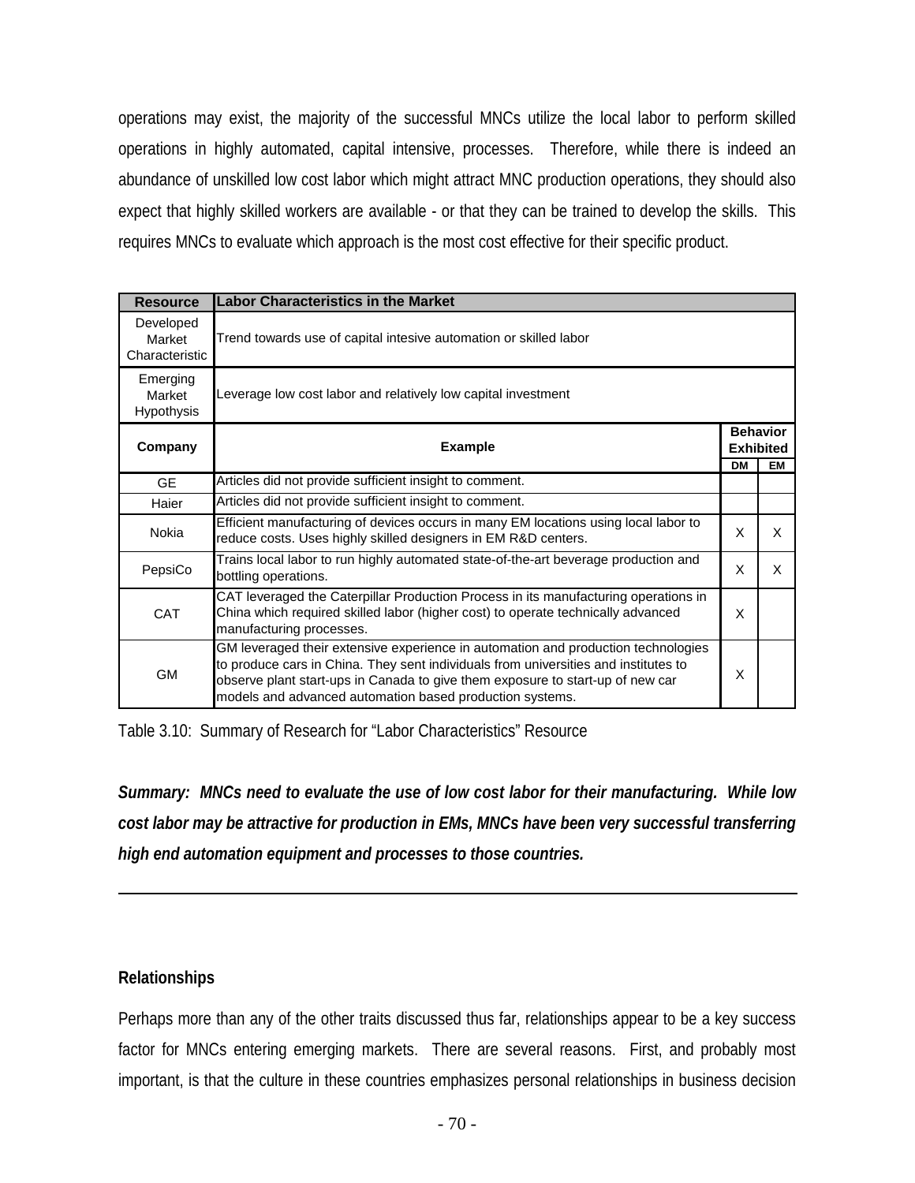operations may exist, the majority of the successful MNCs utilize the local labor to perform skilled operations in highly automated, capital intensive, processes. Therefore, while there is indeed an abundance of unskilled low cost labor which might attract MNC production operations, they should also expect that highly skilled workers are available - or that they can be trained to develop the skills. This requires MNCs to evaluate which approach is the most cost effective for their specific product.

| Resource | Labor Characteristics in the Market | | |
|---|---|---|---|
| Developed Market Characteristic | Trend towards use of capital intesive automation or skilled labor | | |
| Emerging Market Hypothysis | Leverage low cost labor and relatively low capital investment | | |
| **Company** | **Example** | **Behavior Exhibited** | |
| | | **DM** | **EM** |
| GE | Articles did not provide sufficient insight to comment. | | |
| Haier | Articles did not provide sufficient insight to comment. | | |
| Nokia | Efficient manufacturing of devices occurs in many EM locations using local labor to reduce costs. Uses highly skilled designers in EM R&D centers. | X | X |
| PepsiCo | Trains local labor to run highly automated state-of-the-art beverage production and bottling operations. | X | X |
| CAT | CAT leveraged the Caterpillar Production Process in its manufacturing operations in China which required skilled labor (higher cost) to operate technically advanced manufacturing processes. | X | |
| GM | GM leveraged their extensive experience in automation and production technologies to produce cars in China. They sent individuals from universities and institutes to observe plant start-ups in Canada to give them exposure to start-up of new car models and advanced automation based production systems. | X | |

Table 3.10: Summary of Research for "Labor Characteristics" Resource

***Summary: MNCs need to evaluate the use of low cost labor for their manufacturing. While low cost labor may be attractive for production in EMs, MNCs have been very successful transferring high end automation equipment and processes to those countries.***

---

**Relationships**

Perhaps more than any of the other traits discussed thus far, relationships appear to be a key success factor for MNCs entering emerging markets. There are several reasons. First, and probably most important, is that the culture in these countries emphasizes personal relationships in business decision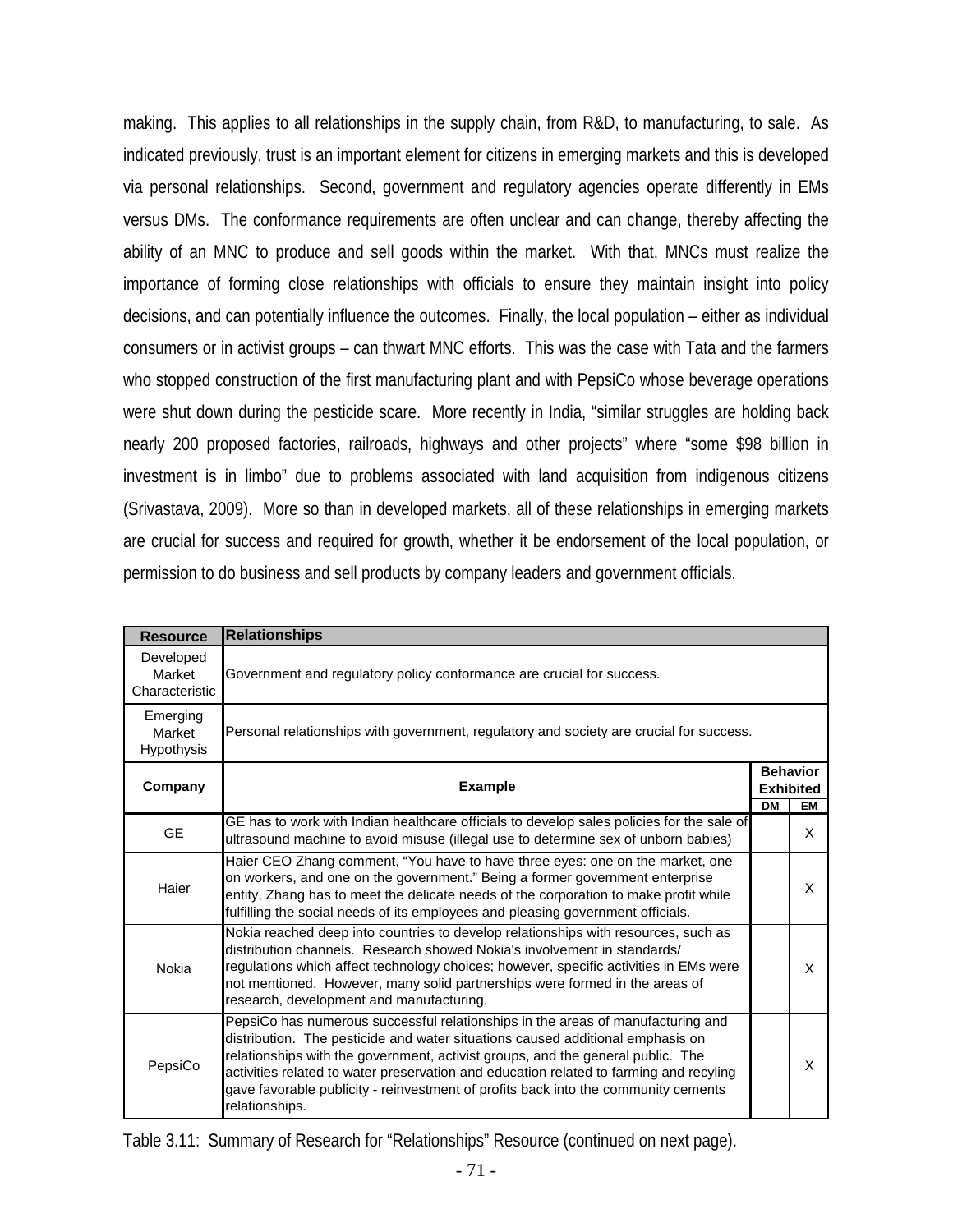making. This applies to all relationships in the supply chain, from R&D, to manufacturing, to sale. As indicated previously, trust is an important element for citizens in emerging markets and this is developed via personal relationships. Second, government and regulatory agencies operate differently in EMs versus DMs. The conformance requirements are often unclear and can change, thereby affecting the ability of an MNC to produce and sell goods within the market. With that, MNCs must realize the importance of forming close relationships with officials to ensure they maintain insight into policy decisions, and can potentially influence the outcomes. Finally, the local population – either as individual consumers or in activist groups – can thwart MNC efforts. This was the case with Tata and the farmers who stopped construction of the first manufacturing plant and with PepsiCo whose beverage operations were shut down during the pesticide scare. More recently in India, "similar struggles are holding back nearly 200 proposed factories, railroads, highways and other projects" where "some $98 billion in investment is in limbo" due to problems associated with land acquisition from indigenous citizens (Srivastava, 2009). More so than in developed markets, all of these relationships in emerging markets are crucial for success and required for growth, whether it be endorsement of the local population, or permission to do business and sell products by company leaders and government officials.

| **Resource** | **Relationships** | | |
|---|---|---|---|
| Developed Market Characteristic | Government and regulatory policy conformance are crucial for success. | | |
| Emerging Market Hypothysis | Personal relationships with government, regulatory and society are crucial for success. | | |
| **Company** | **Example** | **Behavior Exhibited** | |
| | | **DM** | **EM** |
| GE | GE has to work with Indian healthcare officials to develop sales policies for the sale of ultrasound machine to avoid misuse (illegal use to determine sex of unborn babies) | | X |
| Haier | Haier CEO Zhang comment, "You have to have three eyes: one on the market, one on workers, and one on the government." Being a former government enterprise entity, Zhang has to meet the delicate needs of the corporation to make profit while fulfilling the social needs of its employees and pleasing government officials. | | X |
| Nokia | Nokia reached deep into countries to develop relationships with resources, such as distribution channels. Research showed Nokia's involvement in standards/ regulations which affect technology choices; however, specific activities in EMs were not mentioned. However, many solid partnerships were formed in the areas of research, development and manufacturing. | | X |
| PepsiCo | PepsiCo has numerous successful relationships in the areas of manufacturing and distribution. The pesticide and water situations caused additional emphasis on relationships with the government, activist groups, and the general public. The activities related to water preservation and education related to farming and recyling gave favorable publicity - reinvestment of profits back into the community cements relationships. | | X |

Table 3.11: Summary of Research for "Relationships" Resource (continued on next page).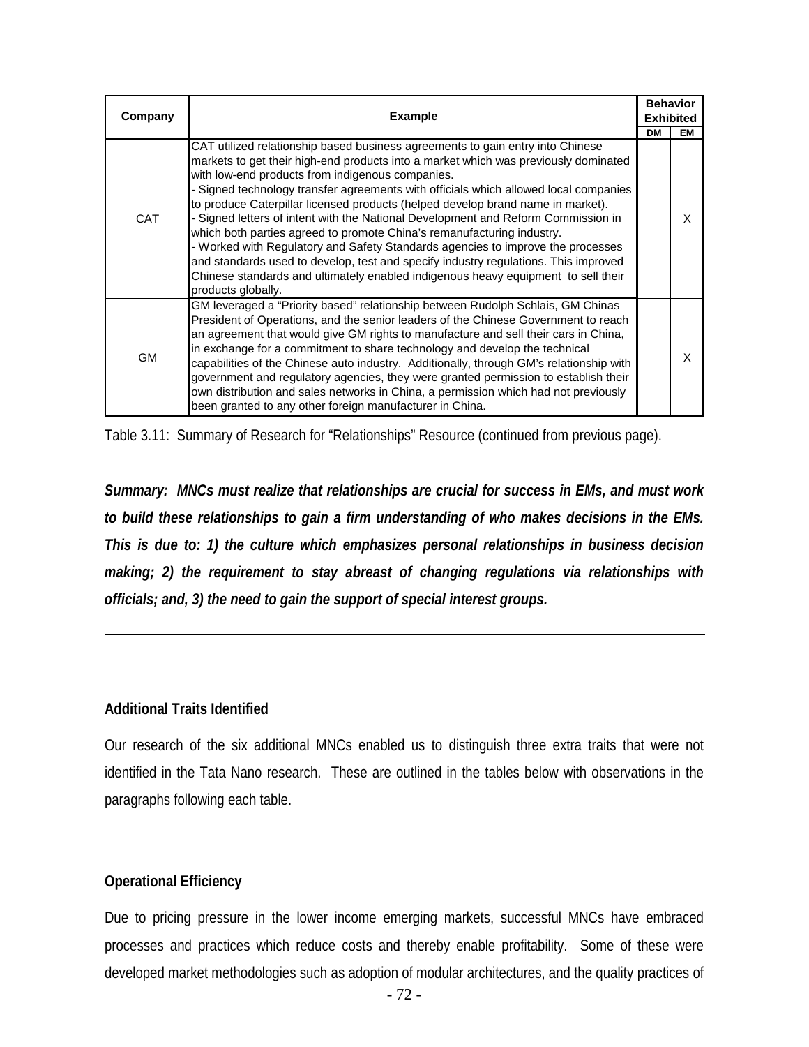| Company | Example | Behavior Exhibited | |
|---|---|---|---|
| | | DM | EM |
| CAT | CAT utilized relationship based business agreements to gain entry into Chinese markets to get their high-end products into a market which was previously dominated with low-end products from indigenous companies.<br>- Signed technology transfer agreements with officials which allowed local companies to produce Caterpillar licensed products (helped develop brand name in market).<br>- Signed letters of intent with the National Development and Reform Commission in which both parties agreed to promote China's remanufacturing industry.<br>- Worked with Regulatory and Safety Standards agencies to improve the processes and standards used to develop, test and specify industry regulations. This improved Chinese standards and ultimately enabled indigenous heavy equipment to sell their products globally. | | X |
| GM | GM leveraged a "Priority based" relationship between Rudolph Schlais, GM Chinas President of Operations, and the senior leaders of the Chinese Government to reach an agreement that would give GM rights to manufacture and sell their cars in China, in exchange for a commitment to share technology and develop the technical capabilities of the Chinese auto industry. Additionally, through GM's relationship with government and regulatory agencies, they were granted permission to establish their own distribution and sales networks in China, a permission which had not previously been granted to any other foreign manufacturer in China. | | X |

Table 3.11: Summary of Research for "Relationships" Resource (continued from previous page).

***Summary: MNCs must realize that relationships are crucial for success in EMs, and must work to build these relationships to gain a firm understanding of who makes decisions in the EMs. This is due to: 1) the culture which emphasizes personal relationships in business decision making; 2) the requirement to stay abreast of changing regulations via relationships with officials; and, 3) the need to gain the support of special interest groups.***

---

### Additional Traits Identified

Our research of the six additional MNCs enabled us to distinguish three extra traits that were not identified in the Tata Nano research. These are outlined in the tables below with observations in the paragraphs following each table.

### Operational Efficiency

Due to pricing pressure in the lower income emerging markets, successful MNCs have embraced processes and practices which reduce costs and thereby enable profitability. Some of these were developed market methodologies such as adoption of modular architectures, and the quality practices of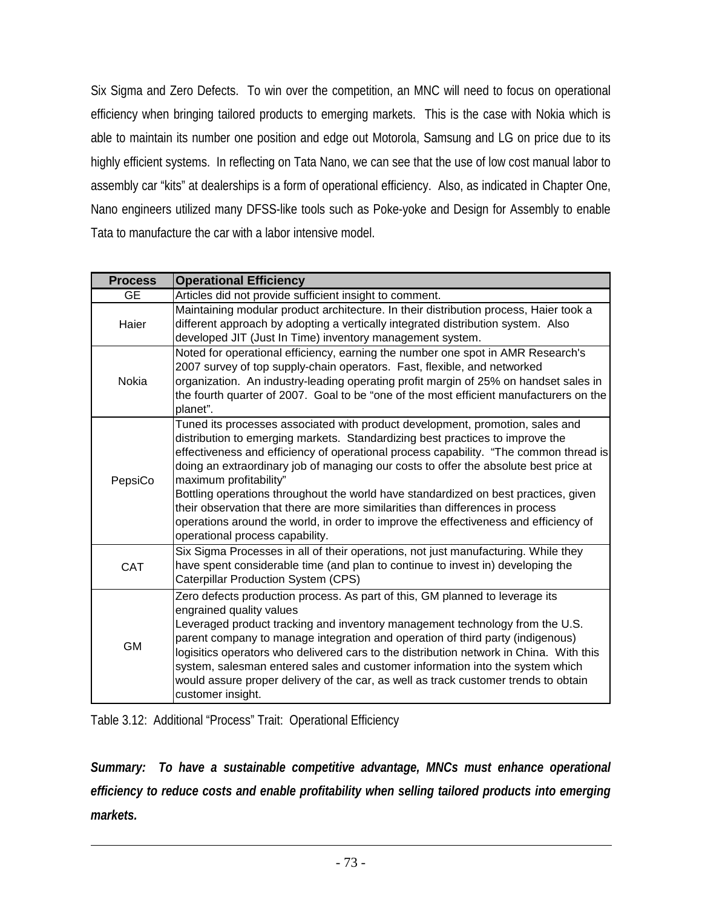Six Sigma and Zero Defects. To win over the competition, an MNC will need to focus on operational efficiency when bringing tailored products to emerging markets. This is the case with Nokia which is able to maintain its number one position and edge out Motorola, Samsung and LG on price due to its highly efficient systems. In reflecting on Tata Nano, we can see that the use of low cost manual labor to assembly car "kits" at dealerships is a form of operational efficiency. Also, as indicated in Chapter One, Nano engineers utilized many DFSS-like tools such as Poke-yoke and Design for Assembly to enable Tata to manufacture the car with a labor intensive model.

| Process | Operational Efficiency |
|---|---|
| GE | Articles did not provide sufficient insight to comment. |
| Haier | Maintaining modular product architecture. In their distribution process, Haier took a different approach by adopting a vertically integrated distribution system. Also developed JIT (Just In Time) inventory management system. |
| Nokia | Noted for operational efficiency, earning the number one spot in AMR Research's 2007 survey of top supply-chain operators. Fast, flexible, and networked organization. An industry-leading operating profit margin of 25% on handset sales in the fourth quarter of 2007. Goal to be "one of the most efficient manufacturers on the planet". |
| PepsiCo | Tuned its processes associated with product development, promotion, sales and distribution to emerging markets. Standardizing best practices to improve the effectiveness and efficiency of operational process capability. "The common thread is doing an extraordinary job of managing our costs to offer the absolute best price at maximum profitability"<br>Bottling operations throughout the world have standardized on best practices, given their observation that there are more similarities than differences in process operations around the world, in order to improve the effectiveness and efficiency of operational process capability. |
| CAT | Six Sigma Processes in all of their operations, not just manufacturing. While they have spent considerable time (and plan to continue to invest in) developing the Caterpillar Production System (CPS) |
| GM | Zero defects production process. As part of this, GM planned to leverage its engrained quality values<br>Leveraged product tracking and inventory management technology from the U.S. parent company to manage integration and operation of third party (indigenous) logisitics operators who delivered cars to the distribution network in China. With this system, salesman entered sales and customer information into the system which would assure proper delivery of the car, as well as track customer trends to obtain customer insight. |

Table 3.12: Additional "Process" Trait: Operational Efficiency

***Summary: To have a sustainable competitive advantage, MNCs must enhance operational efficiency to reduce costs and enable profitability when selling tailored products into emerging markets.***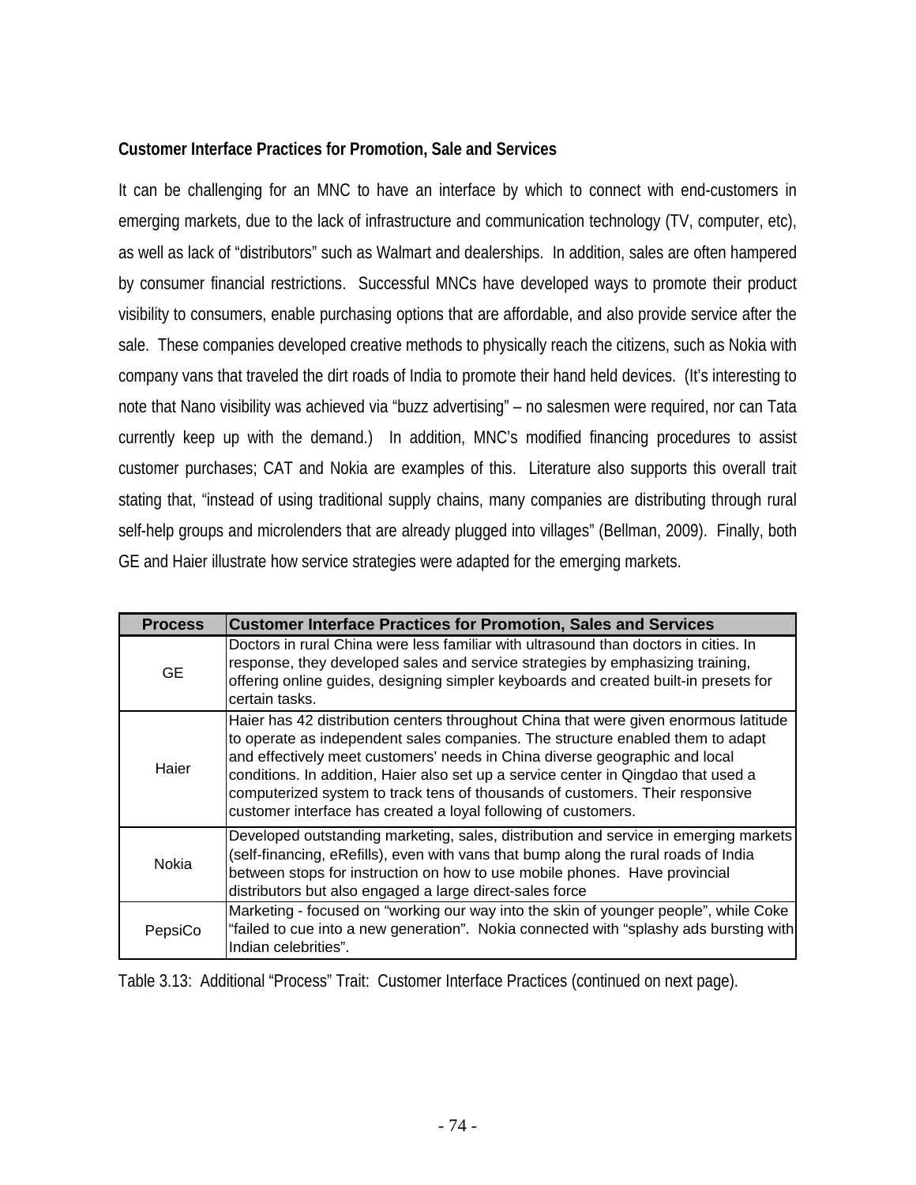### Customer Interface Practices for Promotion, Sale and Services

It can be challenging for an MNC to have an interface by which to connect with end-customers in emerging markets, due to the lack of infrastructure and communication technology (TV, computer, etc), as well as lack of "distributors" such as Walmart and dealerships. In addition, sales are often hampered by consumer financial restrictions. Successful MNCs have developed ways to promote their product visibility to consumers, enable purchasing options that are affordable, and also provide service after the sale. These companies developed creative methods to physically reach the citizens, such as Nokia with company vans that traveled the dirt roads of India to promote their hand held devices. (It's interesting to note that Nano visibility was achieved via "buzz advertising" – no salesmen were required, nor can Tata currently keep up with the demand.) In addition, MNC's modified financing procedures to assist customer purchases; CAT and Nokia are examples of this. Literature also supports this overall trait stating that, "instead of using traditional supply chains, many companies are distributing through rural self-help groups and microlenders that are already plugged into villages" (Bellman, 2009). Finally, both GE and Haier illustrate how service strategies were adapted for the emerging markets.

| Process | Customer Interface Practices for Promotion, Sales and Services |
|---|---|
| GE | Doctors in rural China were less familiar with ultrasound than doctors in cities. In response, they developed sales and service strategies by emphasizing training, offering online guides, designing simpler keyboards and created built-in presets for certain tasks. |
| Haier | Haier has 42 distribution centers throughout China that were given enormous latitude to operate as independent sales companies. The structure enabled them to adapt and effectively meet customers' needs in China diverse geographic and local conditions. In addition, Haier also set up a service center in Qingdao that used a computerized system to track tens of thousands of customers. Their responsive customer interface has created a loyal following of customers. |
| Nokia | Developed outstanding marketing, sales, distribution and service in emerging markets (self-financing, eRefills), even with vans that bump along the rural roads of India between stops for instruction on how to use mobile phones. Have provincial distributors but also engaged a large direct-sales force |
| PepsiCo | Marketing - focused on "working our way into the skin of younger people", while Coke "failed to cue into a new generation". Nokia connected with "splashy ads bursting with Indian celebrities". |

Table 3.13: Additional "Process" Trait: Customer Interface Practices (continued on next page).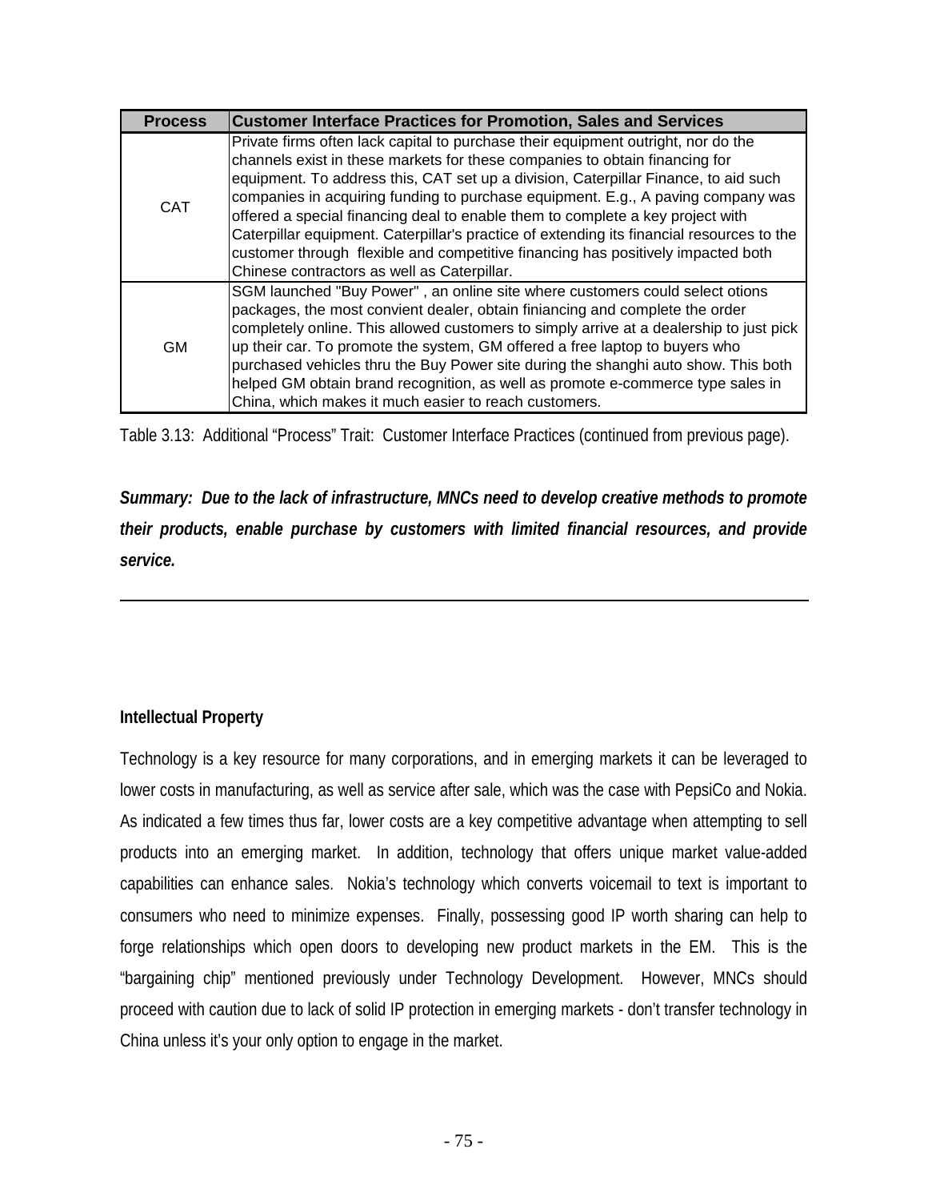| Process | Customer Interface Practices for Promotion, Sales and Services |
|---|---|
| CAT | Private firms often lack capital to purchase their equipment outright, nor do the channels exist in these markets for these companies to obtain financing for equipment. To address this, CAT set up a division, Caterpillar Finance, to aid such companies in acquiring funding to purchase equipment. E.g., A paving company was offered a special financing deal to enable them to complete a key project with Caterpillar equipment. Caterpillar's practice of extending its financial resources to the customer through flexible and competitive financing has positively impacted both Chinese contractors as well as Caterpillar. |
| GM | SGM launched "Buy Power" , an online site where customers could select otions packages, the most convient dealer, obtain finiancing and complete the order completely online. This allowed customers to simply arrive at a dealership to just pick up their car. To promote the system, GM offered a free laptop to buyers who purchased vehicles thru the Buy Power site during the shanghi auto show. This both helped GM obtain brand recognition, as well as promote e-commerce type sales in China, which makes it much easier to reach customers. |

Table 3.13: Additional "Process" Trait: Customer Interface Practices (continued from previous page).

***Summary: Due to the lack of infrastructure, MNCs need to develop creative methods to promote their products, enable purchase by customers with limited financial resources, and provide service.***

---

**Intellectual Property**

Technology is a key resource for many corporations, and in emerging markets it can be leveraged to lower costs in manufacturing, as well as service after sale, which was the case with PepsiCo and Nokia. As indicated a few times thus far, lower costs are a key competitive advantage when attempting to sell products into an emerging market. In addition, technology that offers unique market value-added capabilities can enhance sales. Nokia's technology which converts voicemail to text is important to consumers who need to minimize expenses. Finally, possessing good IP worth sharing can help to forge relationships which open doors to developing new product markets in the EM. This is the "bargaining chip" mentioned previously under Technology Development. However, MNCs should proceed with caution due to lack of solid IP protection in emerging markets - don't transfer technology in China unless it's your only option to engage in the market.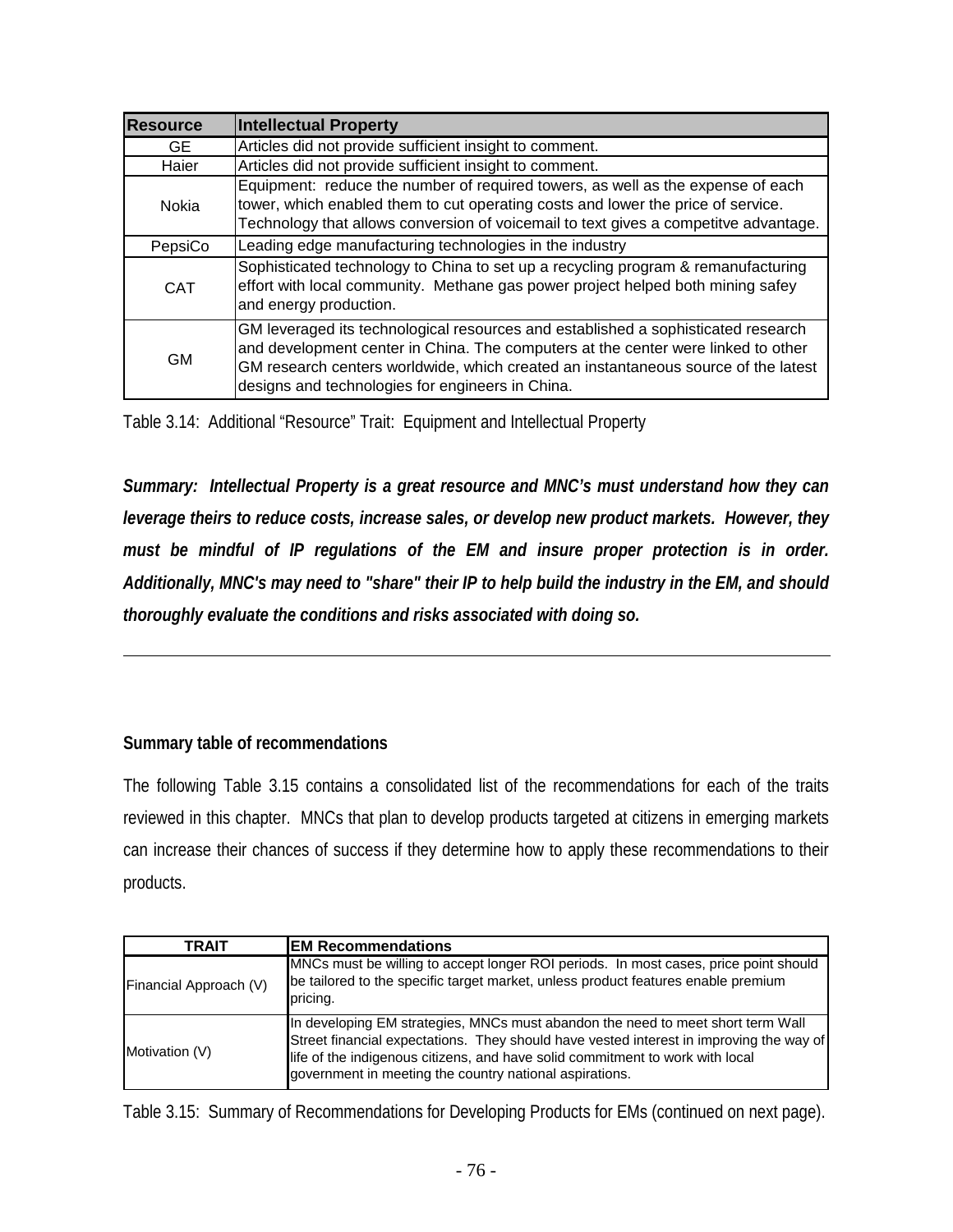| Resource | Intellectual Property |
| --- | --- |
| GE | Articles did not provide sufficient insight to comment. |
| Haier | Articles did not provide sufficient insight to comment. |
| Nokia | Equipment: reduce the number of required towers, as well as the expense of each tower, which enabled them to cut operating costs and lower the price of service. Technology that allows conversion of voicemail to text gives a competitve advantage. |
| PepsiCo | Leading edge manufacturing technologies in the industry |
| CAT | Sophisticated technology to China to set up a recycling program & remanufacturing effort with local community. Methane gas power project helped both mining safey and energy production. |
| GM | GM leveraged its technological resources and established a sophisticated research and development center in China. The computers at the center were linked to other GM research centers worldwide, which created an instantaneous source of the latest designs and technologies for engineers in China. |

Table 3.14: Additional “Resource” Trait: Equipment and Intellectual Property

***Summary: Intellectual Property is a great resource and MNC’s must understand how they can leverage theirs to reduce costs, increase sales, or develop new product markets. However, they must be mindful of IP regulations of the EM and insure proper protection is in order. Additionally, MNC's may need to "share" their IP to help build the industry in the EM, and should thoroughly evaluate the conditions and risks associated with doing so.***

---

**Summary table of recommendations**

The following Table 3.15 contains a consolidated list of the recommendations for each of the traits reviewed in this chapter. MNCs that plan to develop products targeted at citizens in emerging markets can increase their chances of success if they determine how to apply these recommendations to their products.

| TRAIT | EM Recommendations |
| --- | --- |
| Financial Approach (V) | MNCs must be willing to accept longer ROI periods. In most cases, price point should be tailored to the specific target market, unless product features enable premium pricing. |
| Motivation (V) | In developing EM strategies, MNCs must abandon the need to meet short term Wall Street financial expectations. They should have vested interest in improving the way of life of the indigenous citizens, and have solid commitment to work with local government in meeting the country national aspirations. |

Table 3.15: Summary of Recommendations for Developing Products for EMs (continued on next page).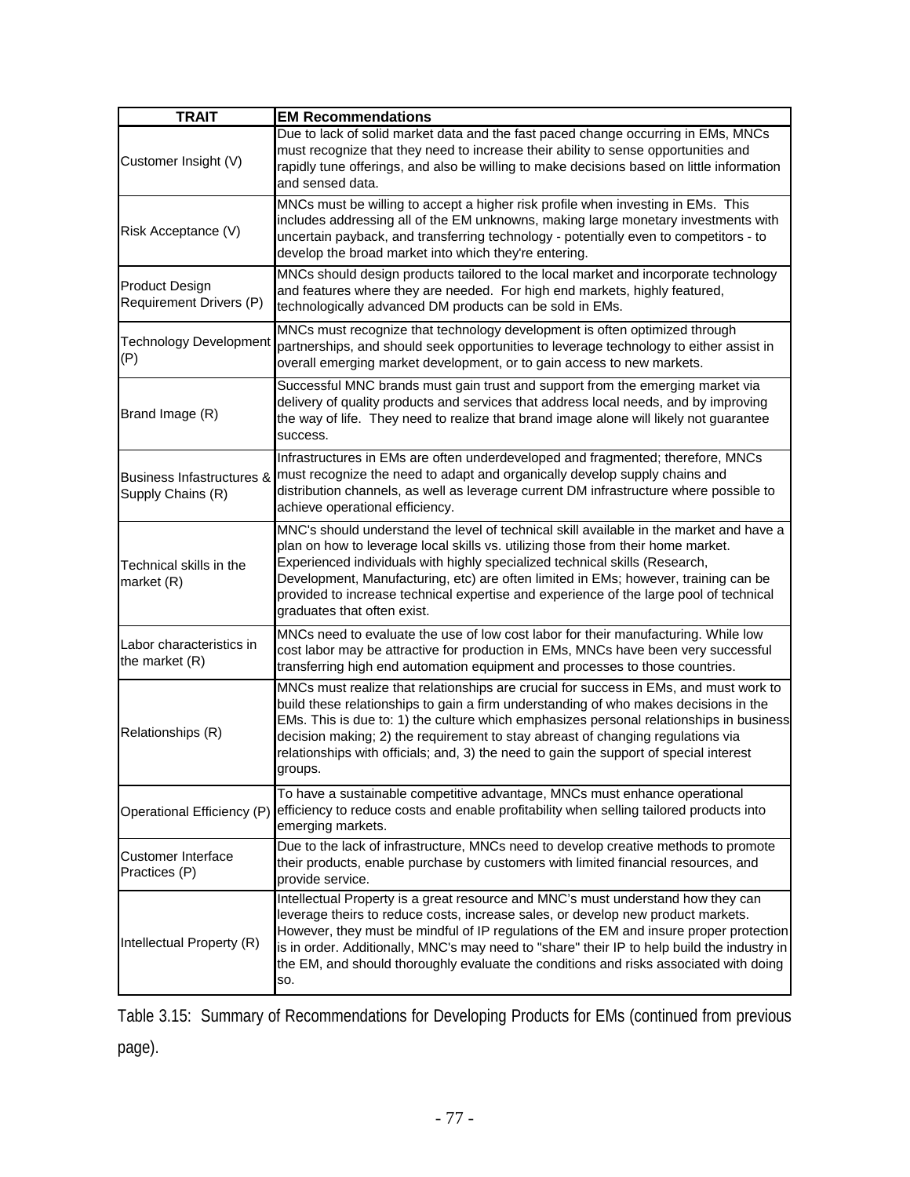| TRAIT | EM Recommendations |
|---|---|
| Customer Insight (V) | Due to lack of solid market data and the fast paced change occurring in EMs, MNCs must recognize that they need to increase their ability to sense opportunities and rapidly tune offerings, and also be willing to make decisions based on little information and sensed data. |
| Risk Acceptance (V) | MNCs must be willing to accept a higher risk profile when investing in EMs. This includes addressing all of the EM unknowns, making large monetary investments with uncertain payback, and transferring technology - potentially even to competitors - to develop the broad market into which they're entering. |
| Product Design Requirement Drivers (P) | MNCs should design products tailored to the local market and incorporate technology and features where they are needed. For high end markets, highly featured, technologically advanced DM products can be sold in EMs. |
| Technology Development (P) | MNCs must recognize that technology development is often optimized through partnerships, and should seek opportunities to leverage technology to either assist in overall emerging market development, or to gain access to new markets. |
| Brand Image (R) | Successful MNC brands must gain trust and support from the emerging market via delivery of quality products and services that address local needs, and by improving the way of life. They need to realize that brand image alone will likely not guarantee success. |
| Business Infastructures & Supply Chains (R) | Infrastructures in EMs are often underdeveloped and fragmented; therefore, MNCs must recognize the need to adapt and organically develop supply chains and distribution channels, as well as leverage current DM infrastructure where possible to achieve operational efficiency. |
| Technical skills in the market (R) | MNC's should understand the level of technical skill available in the market and have a plan on how to leverage local skills vs. utilizing those from their home market. Experienced individuals with highly specialized technical skills (Research, Development, Manufacturing, etc) are often limited in EMs; however, training can be provided to increase technical expertise and experience of the large pool of technical graduates that often exist. |
| Labor characteristics in the market (R) | MNCs need to evaluate the use of low cost labor for their manufacturing. While low cost labor may be attractive for production in EMs, MNCs have been very successful transferring high end automation equipment and processes to those countries. |
| Relationships (R) | MNCs must realize that relationships are crucial for success in EMs, and must work to build these relationships to gain a firm understanding of who makes decisions in the EMs. This is due to: 1) the culture which emphasizes personal relationships in business decision making; 2) the requirement to stay abreast of changing regulations via relationships with officials; and, 3) the need to gain the support of special interest groups. |
| Operational Efficiency (P) | To have a sustainable competitive advantage, MNCs must enhance operational efficiency to reduce costs and enable profitability when selling tailored products into emerging markets. |
| Customer Interface Practices (P) | Due to the lack of infrastructure, MNCs need to develop creative methods to promote their products, enable purchase by customers with limited financial resources, and provide service. |
| Intellectual Property (R) | Intellectual Property is a great resource and MNC's must understand how they can leverage theirs to reduce costs, increase sales, or develop new product markets. However, they must be mindful of IP regulations of the EM and insure proper protection is in order. Additionally, MNC's may need to "share" their IP to help build the industry in the EM, and should thoroughly evaluate the conditions and risks associated with doing so. |

Table 3.15: Summary of Recommendations for Developing Products for EMs (continued from previous page).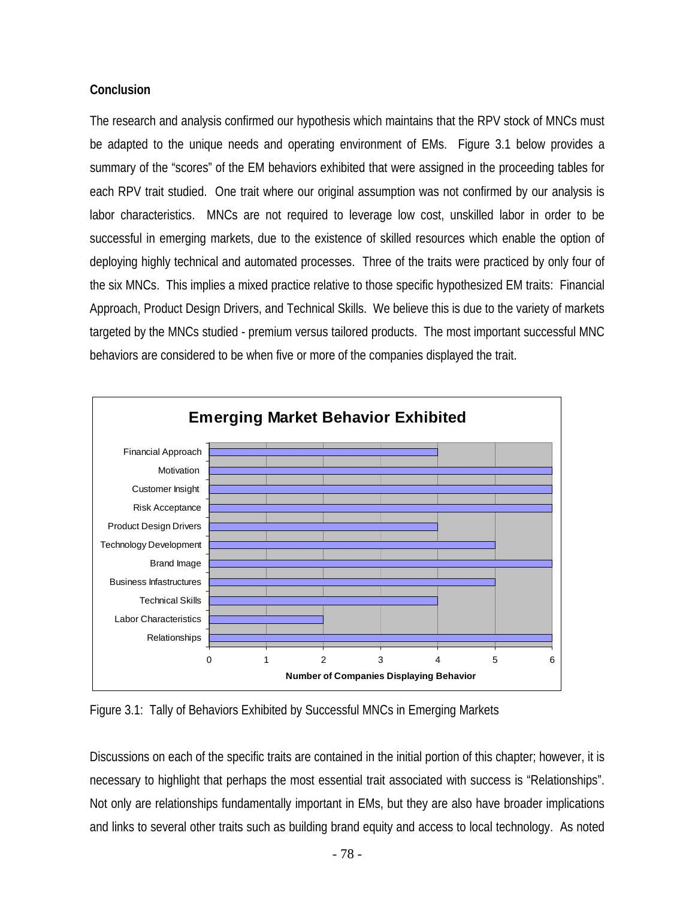**Conclusion**

The research and analysis confirmed our hypothesis which maintains that the RPV stock of MNCs must be adapted to the unique needs and operating environment of EMs. Figure 3.1 below provides a summary of the "scores" of the EM behaviors exhibited that were assigned in the proceeding tables for each RPV trait studied. One trait where our original assumption was not confirmed by our analysis is labor characteristics. MNCs are not required to leverage low cost, unskilled labor in order to be successful in emerging markets, due to the existence of skilled resources which enable the option of deploying highly technical and automated processes. Three of the traits were practiced by only four of the six MNCs. This implies a mixed practice relative to those specific hypothesized EM traits: Financial Approach, Product Design Drivers, and Technical Skills. We believe this is due to the variety of markets targeted by the MNCs studied - premium versus tailored products. The most important successful MNC behaviors are considered to be when five or more of the companies displayed the trait.

Emerging Market Behavior Exhibited

Financial Approach
Motivation
Customer Insight
Risk Acceptance
Product Design Drivers
Technology Development
Brand Image
Business Infastructures
Technical Skills
Labor Characteristics
Relationships

0 1 2 3 4 5 6

Number of Companies Displaying Behavior

Figure 3.1: Tally of Behaviors Exhibited by Successful MNCs in Emerging Markets

Discussions on each of the specific traits are contained in the initial portion of this chapter; however, it is necessary to highlight that perhaps the most essential trait associated with success is "Relationships". Not only are relationships fundamentally important in EMs, but they are also have broader implications and links to several other traits such as building brand equity and access to local technology. As noted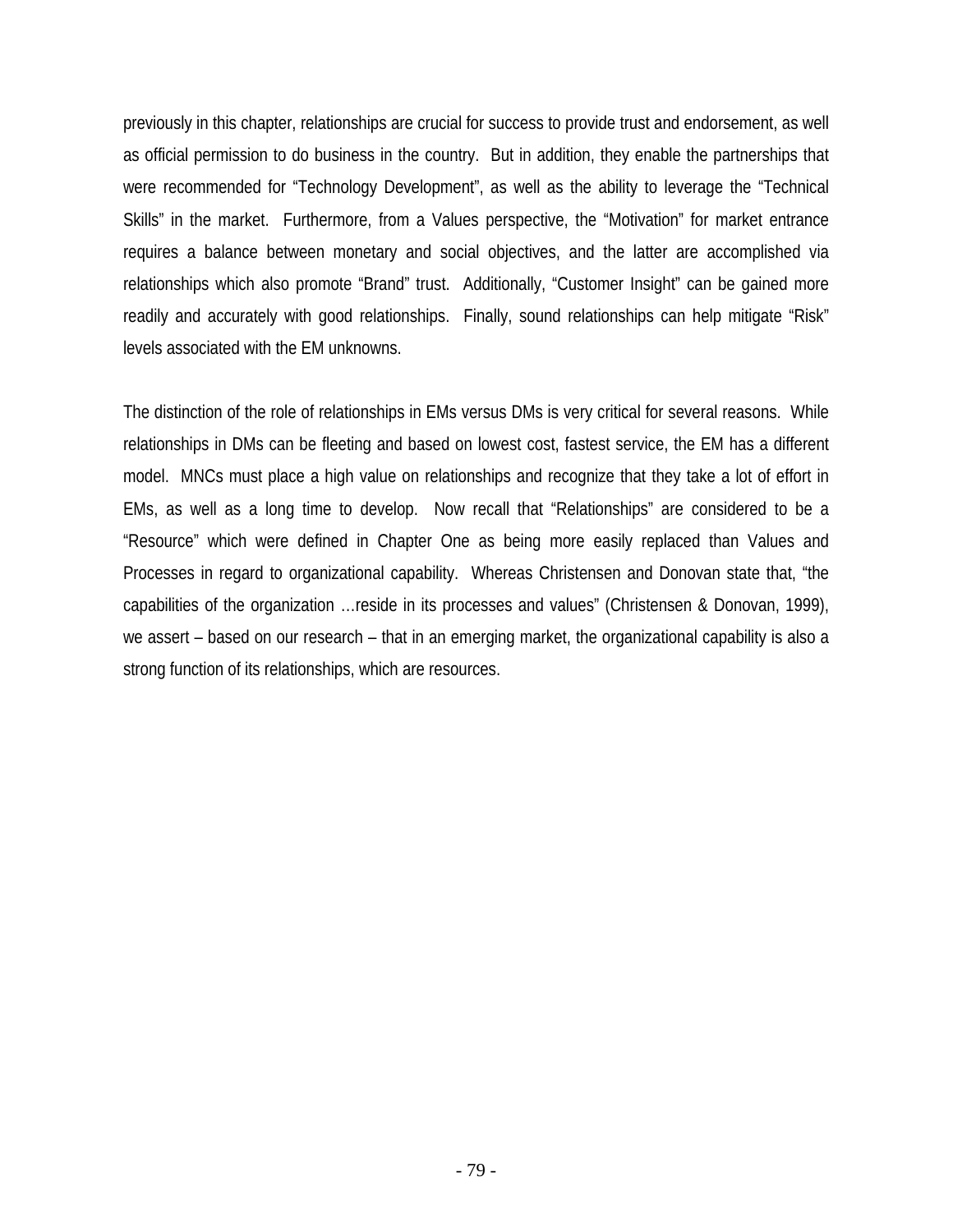previously in this chapter, relationships are crucial for success to provide trust and endorsement, as well as official permission to do business in the country. But in addition, they enable the partnerships that were recommended for "Technology Development", as well as the ability to leverage the "Technical Skills" in the market. Furthermore, from a Values perspective, the "Motivation" for market entrance requires a balance between monetary and social objectives, and the latter are accomplished via relationships which also promote "Brand" trust. Additionally, "Customer Insight" can be gained more readily and accurately with good relationships. Finally, sound relationships can help mitigate "Risk" levels associated with the EM unknowns.

The distinction of the role of relationships in EMs versus DMs is very critical for several reasons. While relationships in DMs can be fleeting and based on lowest cost, fastest service, the EM has a different model. MNCs must place a high value on relationships and recognize that they take a lot of effort in EMs, as well as a long time to develop. Now recall that "Relationships" are considered to be a "Resource" which were defined in Chapter One as being more easily replaced than Values and Processes in regard to organizational capability. Whereas Christensen and Donovan state that, "the capabilities of the organization …reside in its processes and values" (Christensen & Donovan, 1999), we assert – based on our research – that in an emerging market, the organizational capability is also a strong function of its relationships, which are resources.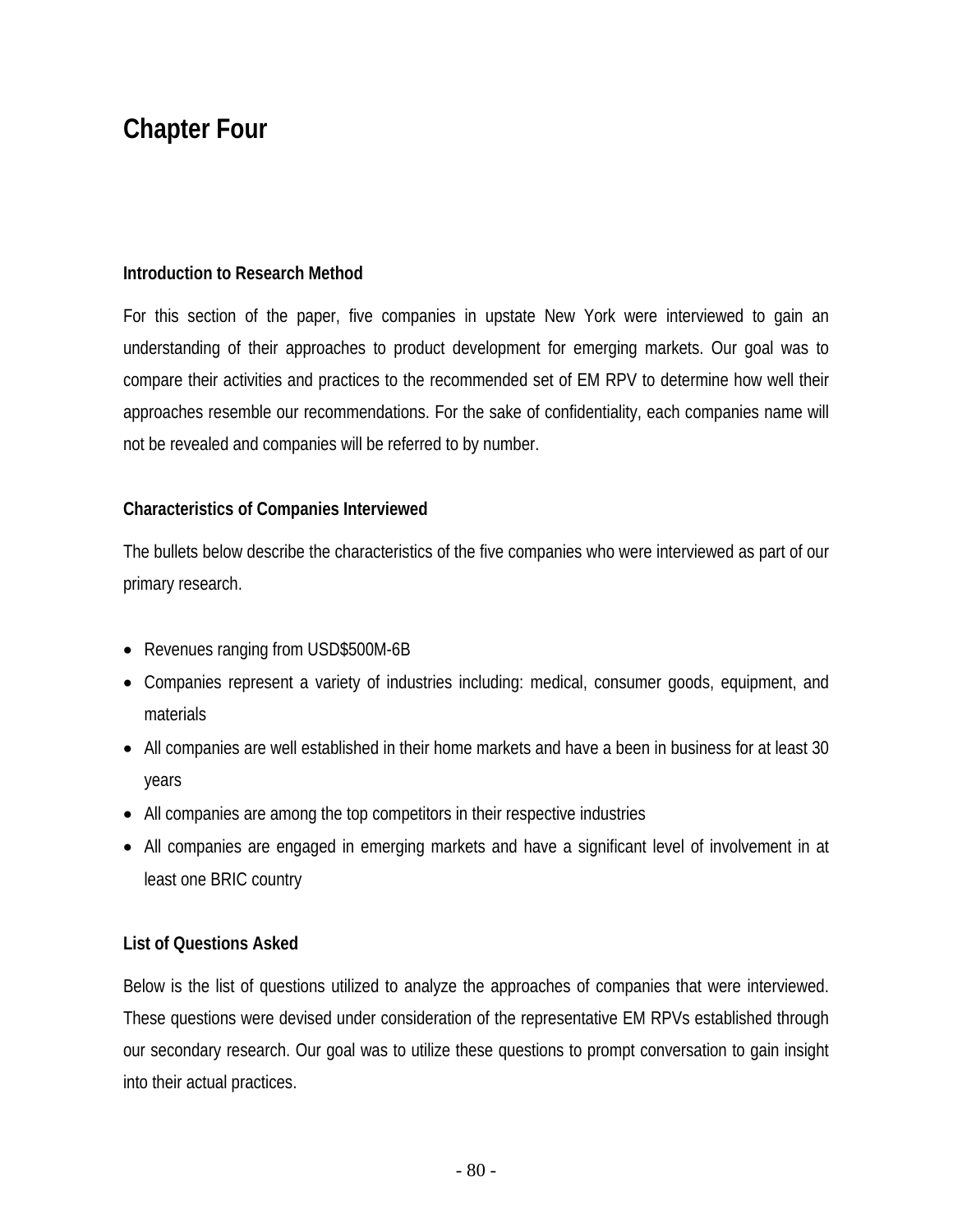# Chapter Four

### Introduction to Research Method

For this section of the paper, five companies in upstate New York were interviewed to gain an understanding of their approaches to product development for emerging markets. Our goal was to compare their activities and practices to the recommended set of EM RPV to determine how well their approaches resemble our recommendations. For the sake of confidentiality, each companies name will not be revealed and companies will be referred to by number.

### Characteristics of Companies Interviewed

The bullets below describe the characteristics of the five companies who were interviewed as part of our primary research.

- Revenues ranging from USD$500M-6B
- Companies represent a variety of industries including: medical, consumer goods, equipment, and materials
- All companies are well established in their home markets and have a been in business for at least 30 years
- All companies are among the top competitors in their respective industries
- All companies are engaged in emerging markets and have a significant level of involvement in at least one BRIC country

### List of Questions Asked

Below is the list of questions utilized to analyze the approaches of companies that were interviewed. These questions were devised under consideration of the representative EM RPVs established through our secondary research. Our goal was to utilize these questions to prompt conversation to gain insight into their actual practices.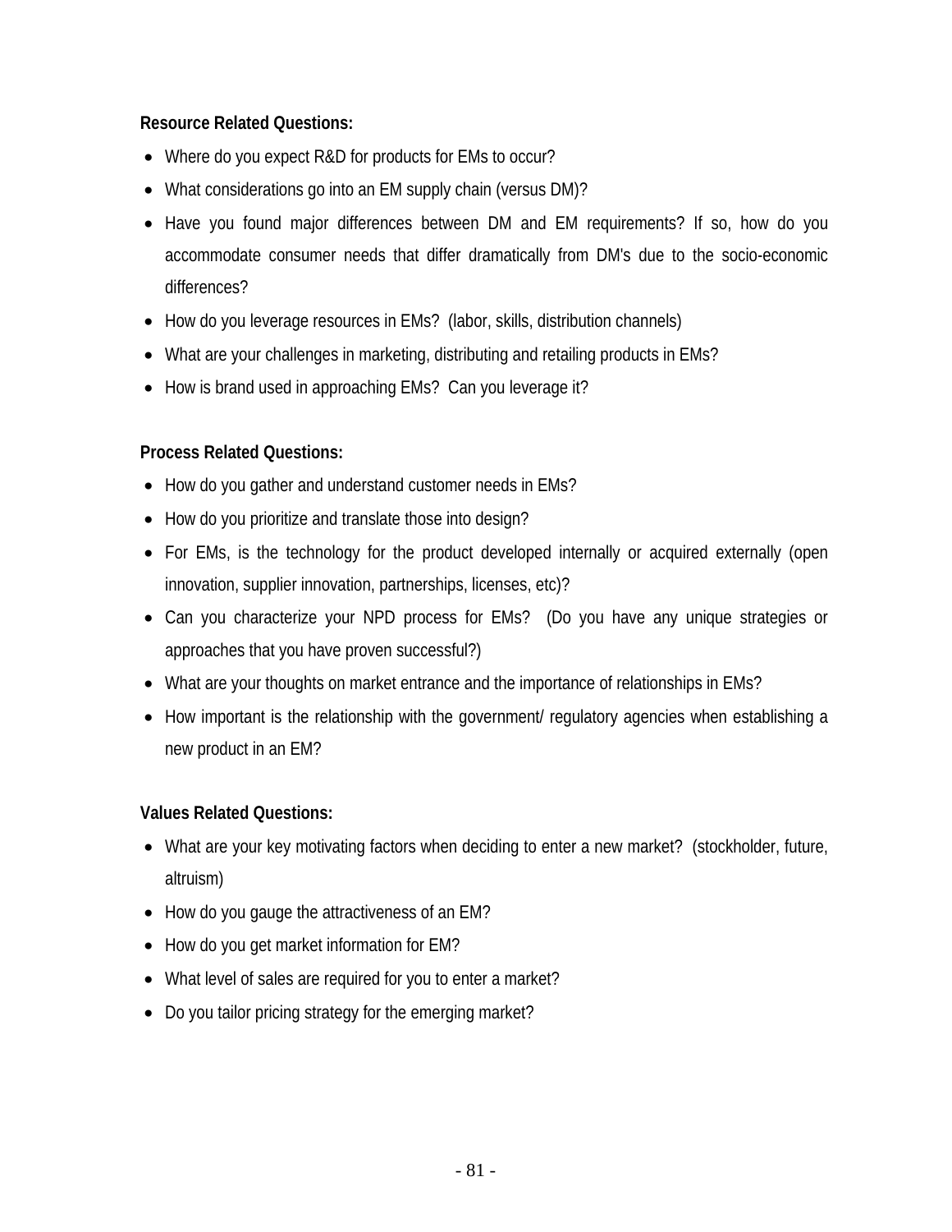**Resource Related Questions:**

- Where do you expect R&D for products for EMs to occur?
- What considerations go into an EM supply chain (versus DM)?
- Have you found major differences between DM and EM requirements? If so, how do you accommodate consumer needs that differ dramatically from DM's due to the socio-economic differences?
- How do you leverage resources in EMs? (labor, skills, distribution channels)
- What are your challenges in marketing, distributing and retailing products in EMs?
- How is brand used in approaching EMs? Can you leverage it?

**Process Related Questions:**

- How do you gather and understand customer needs in EMs?
- How do you prioritize and translate those into design?
- For EMs, is the technology for the product developed internally or acquired externally (open innovation, supplier innovation, partnerships, licenses, etc)?
- Can you characterize your NPD process for EMs? (Do you have any unique strategies or approaches that you have proven successful?)
- What are your thoughts on market entrance and the importance of relationships in EMs?
- How important is the relationship with the government/ regulatory agencies when establishing a new product in an EM?

**Values Related Questions:**

- What are your key motivating factors when deciding to enter a new market? (stockholder, future, altruism)
- How do you gauge the attractiveness of an EM?
- How do you get market information for EM?
- What level of sales are required for you to enter a market?
- Do you tailor pricing strategy for the emerging market?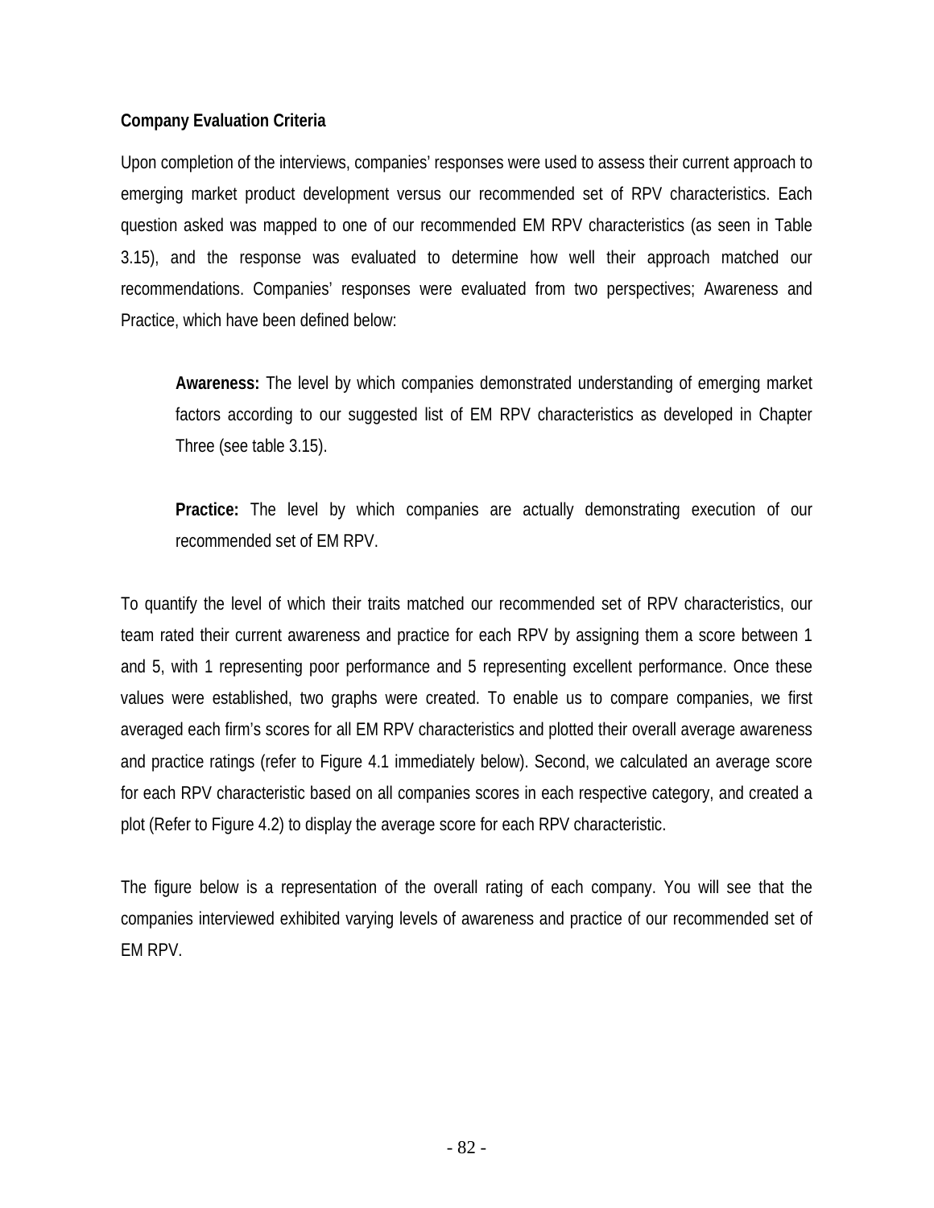**Company Evaluation Criteria**

Upon completion of the interviews, companies' responses were used to assess their current approach to emerging market product development versus our recommended set of RPV characteristics. Each question asked was mapped to one of our recommended EM RPV characteristics (as seen in Table 3.15), and the response was evaluated to determine how well their approach matched our recommendations. Companies' responses were evaluated from two perspectives; Awareness and Practice, which have been defined below:

> **Awareness:** The level by which companies demonstrated understanding of emerging market factors according to our suggested list of EM RPV characteristics as developed in Chapter Three (see table 3.15).
>
> **Practice:** The level by which companies are actually demonstrating execution of our recommended set of EM RPV.

To quantify the level of which their traits matched our recommended set of RPV characteristics, our team rated their current awareness and practice for each RPV by assigning them a score between 1 and 5, with 1 representing poor performance and 5 representing excellent performance. Once these values were established, two graphs were created. To enable us to compare companies, we first averaged each firm's scores for all EM RPV characteristics and plotted their overall average awareness and practice ratings (refer to Figure 4.1 immediately below). Second, we calculated an average score for each RPV characteristic based on all companies scores in each respective category, and created a plot (Refer to Figure 4.2) to display the average score for each RPV characteristic.

The figure below is a representation of the overall rating of each company. You will see that the companies interviewed exhibited varying levels of awareness and practice of our recommended set of EM RPV.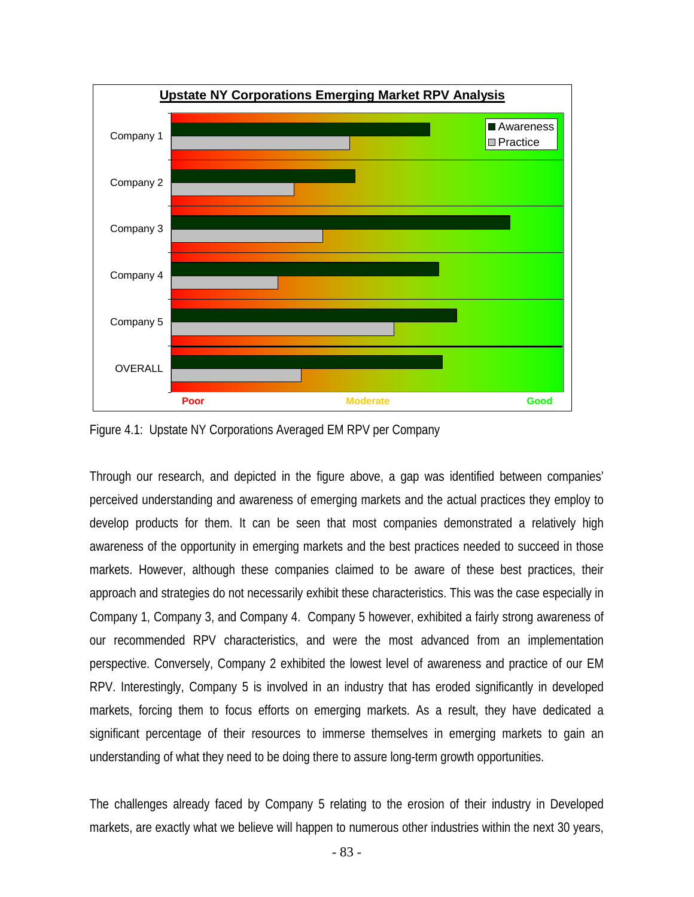Upstate NY Corporations Emerging Market RPV Analysis

Company 1

Company 2

Company 3

Company 4

Company 5

OVERALL

Awareness
Practice

Poor
Moderate
Good

Figure 4.1: Upstate NY Corporations Averaged EM RPV per Company

Through our research, and depicted in the figure above, a gap was identified between companies' perceived understanding and awareness of emerging markets and the actual practices they employ to develop products for them. It can be seen that most companies demonstrated a relatively high awareness of the opportunity in emerging markets and the best practices needed to succeed in those markets. However, although these companies claimed to be aware of these best practices, their approach and strategies do not necessarily exhibit these characteristics. This was the case especially in Company 1, Company 3, and Company 4. Company 5 however, exhibited a fairly strong awareness of our recommended RPV characteristics, and were the most advanced from an implementation perspective. Conversely, Company 2 exhibited the lowest level of awareness and practice of our EM RPV. Interestingly, Company 5 is involved in an industry that has eroded significantly in developed markets, forcing them to focus efforts on emerging markets. As a result, they have dedicated a significant percentage of their resources to immerse themselves in emerging markets to gain an understanding of what they need to be doing there to assure long-term growth opportunities.

The challenges already faced by Company 5 relating to the erosion of their industry in Developed markets, are exactly what we believe will happen to numerous other industries within the next 30 years,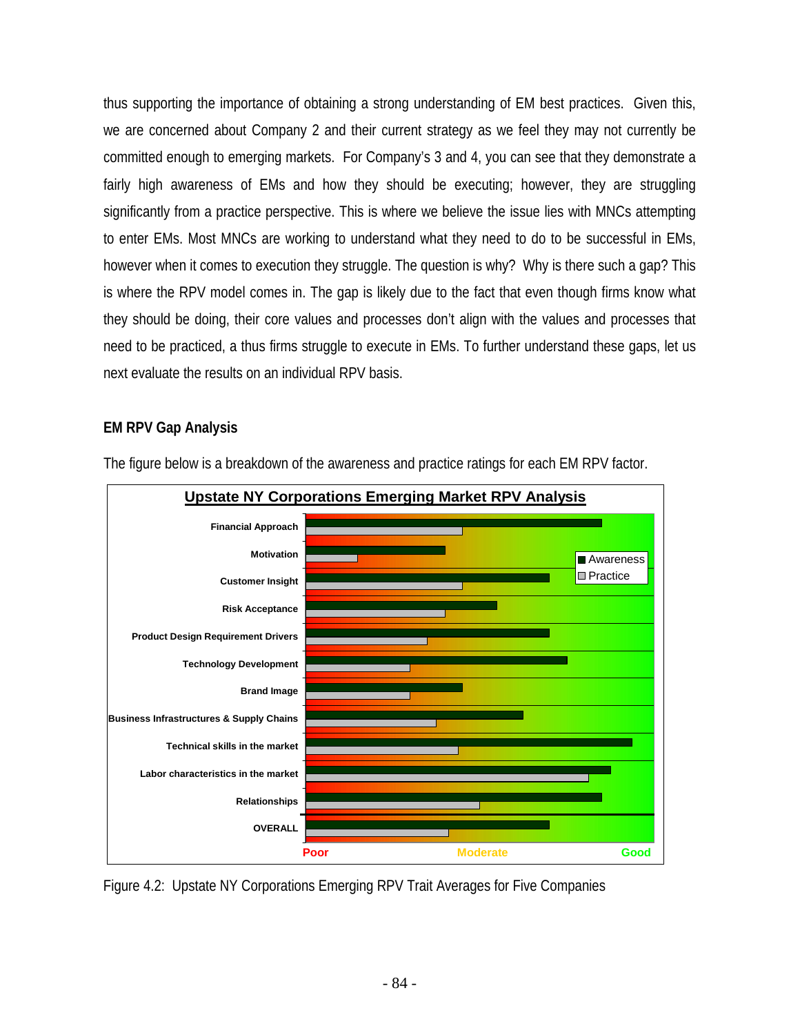thus supporting the importance of obtaining a strong understanding of EM best practices. Given this, we are concerned about Company 2 and their current strategy as we feel they may not currently be committed enough to emerging markets. For Company's 3 and 4, you can see that they demonstrate a fairly high awareness of EMs and how they should be executing; however, they are struggling significantly from a practice perspective. This is where we believe the issue lies with MNCs attempting to enter EMs. Most MNCs are working to understand what they need to do to be successful in EMs, however when it comes to execution they struggle. The question is why? Why is there such a gap? This is where the RPV model comes in. The gap is likely due to the fact that even though firms know what they should be doing, their core values and processes don't align with the values and processes that need to be practiced, a thus firms struggle to execute in EMs. To further understand these gaps, let us next evaluate the results on an individual RPV basis.

### EM RPV Gap Analysis

The figure below is a breakdown of the awareness and practice ratings for each EM RPV factor.

Upstate NY Corporations Emerging Market RPV Analysis

Financial Approach
Motivation
Customer Insight
Risk Acceptance
Product Design Requirement Drivers
Technology Development
Brand Image
Business Infrastructures & Supply Chains
Technical skills in the market
Labor characteristics in the market
Relationships
OVERALL

Awareness
Practice

Poor
Moderate
Good

Figure 4.2: Upstate NY Corporations Emerging RPV Trait Averages for Five Companies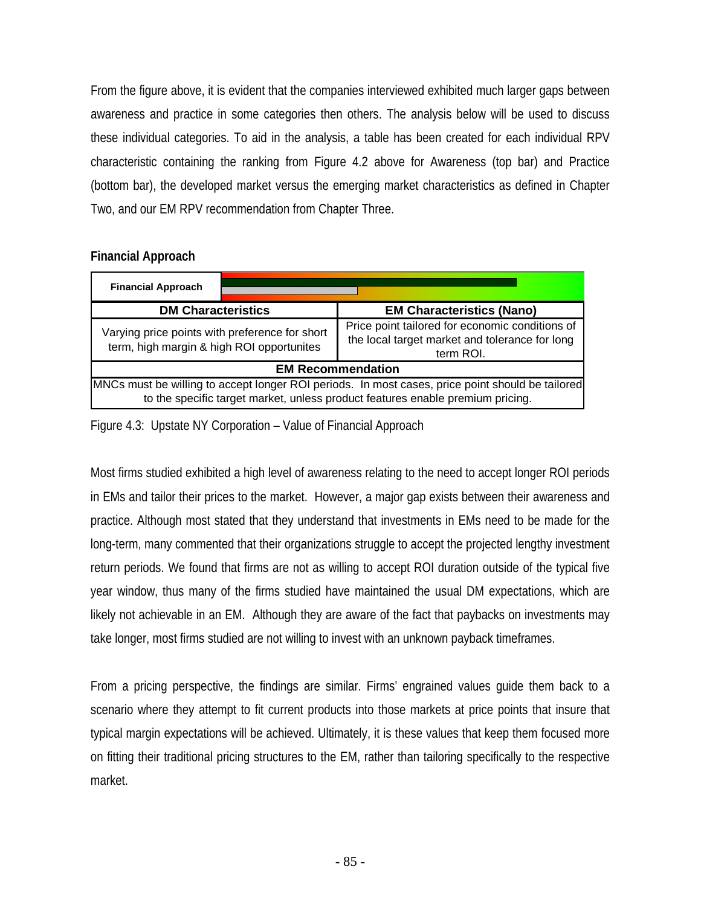From the figure above, it is evident that the companies interviewed exhibited much larger gaps between awareness and practice in some categories then others. The analysis below will be used to discuss these individual categories. To aid in the analysis, a table has been created for each individual RPV characteristic containing the ranking from Figure 4.2 above for Awareness (top bar) and Practice (bottom bar), the developed market versus the emerging market characteristics as defined in Chapter Two, and our EM RPV recommendation from Chapter Three.

**Financial Approach**

| Financial Approach | |
|---|---|
| **DM Characteristics** | **EM Characteristics (Nano)** |
| Varying price points with preference for short term, high margin & high ROI opportunites | Price point tailored for economic conditions of the local target market and tolerance for long term ROI. |
| **EM Recommendation** | |
| MNCs must be willing to accept longer ROI periods. In most cases, price point should be tailored to the specific target market, unless product features enable premium pricing. | |

Figure 4.3: Upstate NY Corporation – Value of Financial Approach

Most firms studied exhibited a high level of awareness relating to the need to accept longer ROI periods in EMs and tailor their prices to the market. However, a major gap exists between their awareness and practice. Although most stated that they understand that investments in EMs need to be made for the long-term, many commented that their organizations struggle to accept the projected lengthy investment return periods. We found that firms are not as willing to accept ROI duration outside of the typical five year window, thus many of the firms studied have maintained the usual DM expectations, which are likely not achievable in an EM. Although they are aware of the fact that paybacks on investments may take longer, most firms studied are not willing to invest with an unknown payback timeframes.

From a pricing perspective, the findings are similar. Firms' engrained values guide them back to a scenario where they attempt to fit current products into those markets at price points that insure that typical margin expectations will be achieved. Ultimately, it is these values that keep them focused more on fitting their traditional pricing structures to the EM, rather than tailoring specifically to the respective market.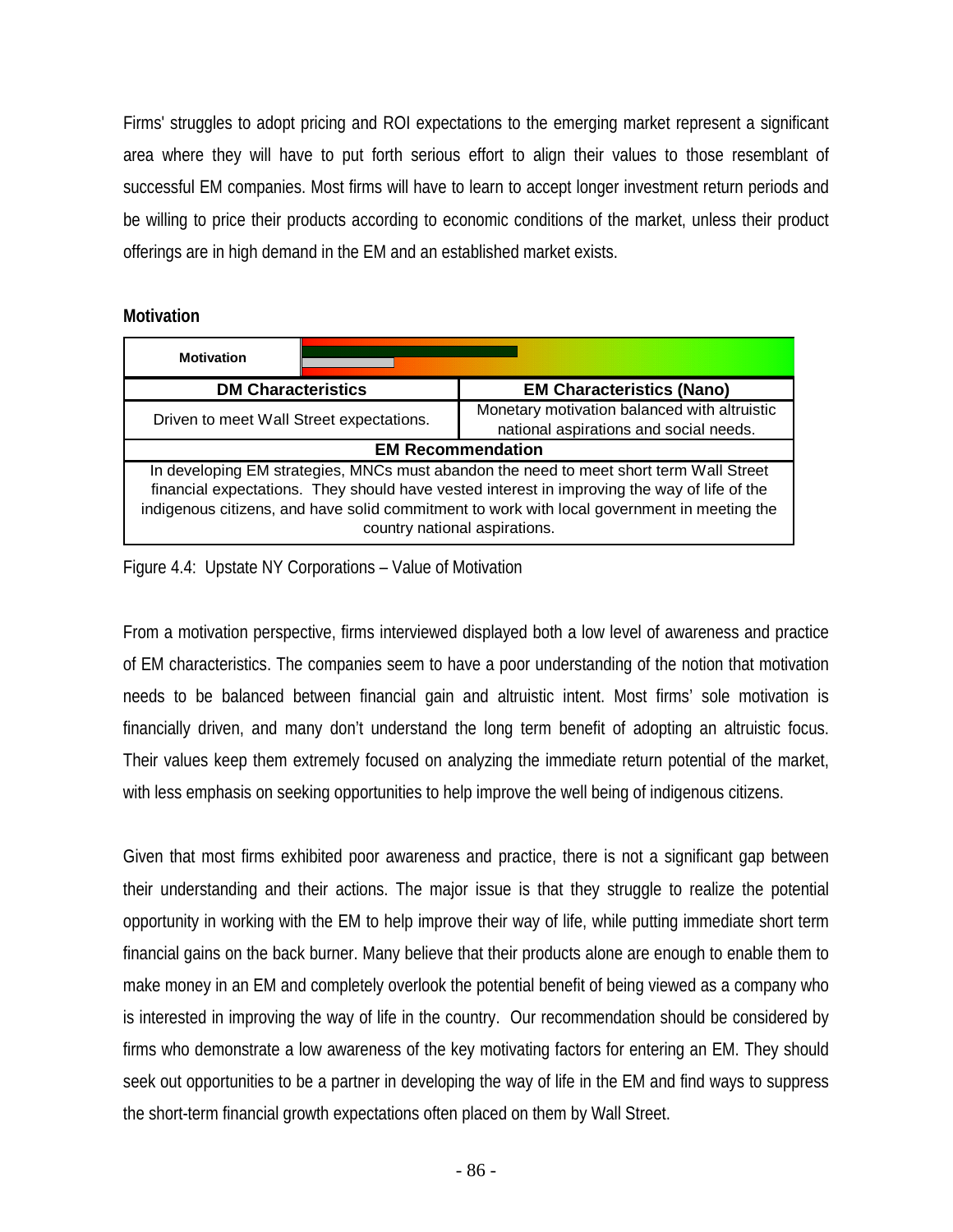Firms' struggles to adopt pricing and ROI expectations to the emerging market represent a significant area where they will have to put forth serious effort to align their values to those resemblant of successful EM companies. Most firms will have to learn to accept longer investment return periods and be willing to price their products according to economic conditions of the market, unless their product offerings are in high demand in the EM and an established market exists.

**Motivation**

| Motivation | |
|---|---|
| **DM Characteristics** | **EM Characteristics (Nano)** |
| Driven to meet Wall Street expectations. | Monetary motivation balanced with altruistic national aspirations and social needs. |
| **EM Recommendation** | |
| In developing EM strategies, MNCs must abandon the need to meet short term Wall Street financial expectations. They should have vested interest in improving the way of life of the indigenous citizens, and have solid commitment to work with local government in meeting the country national aspirations. | |

Figure 4.4: Upstate NY Corporations – Value of Motivation

From a motivation perspective, firms interviewed displayed both a low level of awareness and practice of EM characteristics. The companies seem to have a poor understanding of the notion that motivation needs to be balanced between financial gain and altruistic intent. Most firms' sole motivation is financially driven, and many don't understand the long term benefit of adopting an altruistic focus. Their values keep them extremely focused on analyzing the immediate return potential of the market, with less emphasis on seeking opportunities to help improve the well being of indigenous citizens.

Given that most firms exhibited poor awareness and practice, there is not a significant gap between their understanding and their actions. The major issue is that they struggle to realize the potential opportunity in working with the EM to help improve their way of life, while putting immediate short term financial gains on the back burner. Many believe that their products alone are enough to enable them to make money in an EM and completely overlook the potential benefit of being viewed as a company who is interested in improving the way of life in the country. Our recommendation should be considered by firms who demonstrate a low awareness of the key motivating factors for entering an EM. They should seek out opportunities to be a partner in developing the way of life in the EM and find ways to suppress the short-term financial growth expectations often placed on them by Wall Street.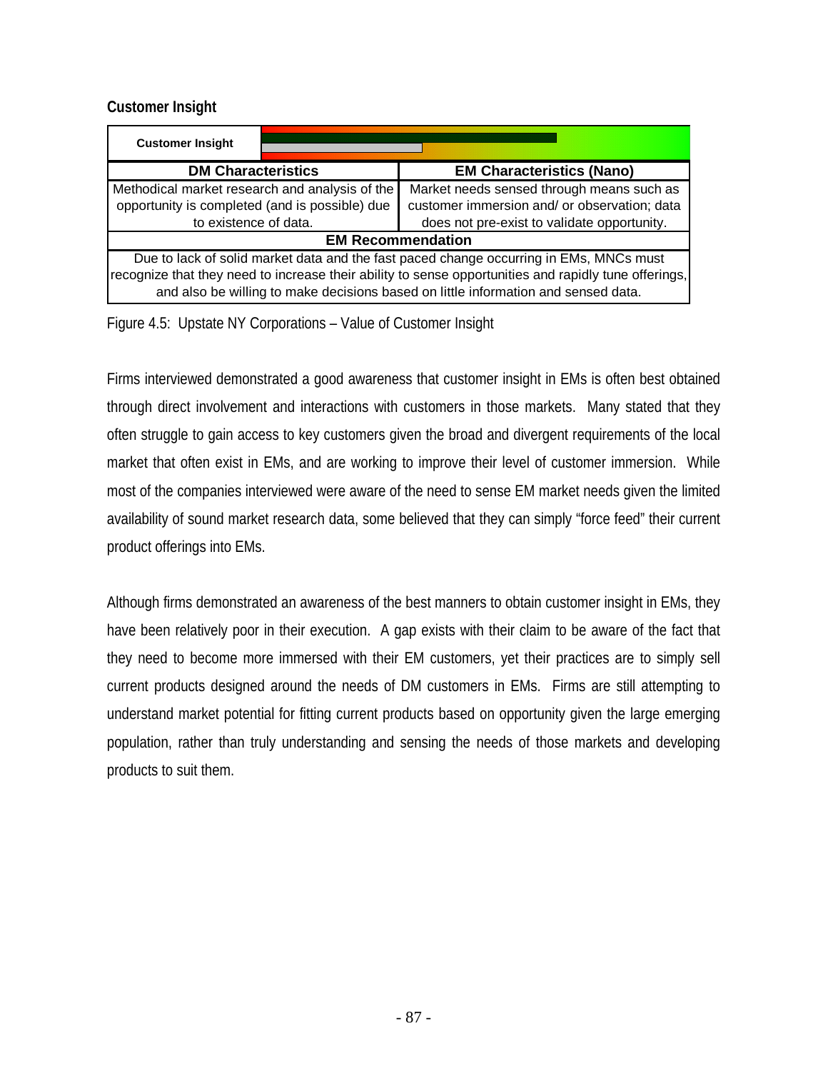### Customer Insight

| Customer Insight | |
|---|---|
| **DM Characteristics** | **EM Characteristics (Nano)** |
| Methodical market research and analysis of the opportunity is completed (and is possible) due to existence of data. | Market needs sensed through means such as customer immersion and/ or observation; data does not pre-exist to validate opportunity. |
| **EM Recommendation** | |
| Due to lack of solid market data and the fast paced change occurring in EMs, MNCs must recognize that they need to increase their ability to sense opportunities and rapidly tune offerings, and also be willing to make decisions based on little information and sensed data. | |

Figure 4.5: Upstate NY Corporations – Value of Customer Insight

Firms interviewed demonstrated a good awareness that customer insight in EMs is often best obtained through direct involvement and interactions with customers in those markets. Many stated that they often struggle to gain access to key customers given the broad and divergent requirements of the local market that often exist in EMs, and are working to improve their level of customer immersion. While most of the companies interviewed were aware of the need to sense EM market needs given the limited availability of sound market research data, some believed that they can simply "force feed" their current product offerings into EMs.

Although firms demonstrated an awareness of the best manners to obtain customer insight in EMs, they have been relatively poor in their execution. A gap exists with their claim to be aware of the fact that they need to become more immersed with their EM customers, yet their practices are to simply sell current products designed around the needs of DM customers in EMs. Firms are still attempting to understand market potential for fitting current products based on opportunity given the large emerging population, rather than truly understanding and sensing the needs of those markets and developing products to suit them.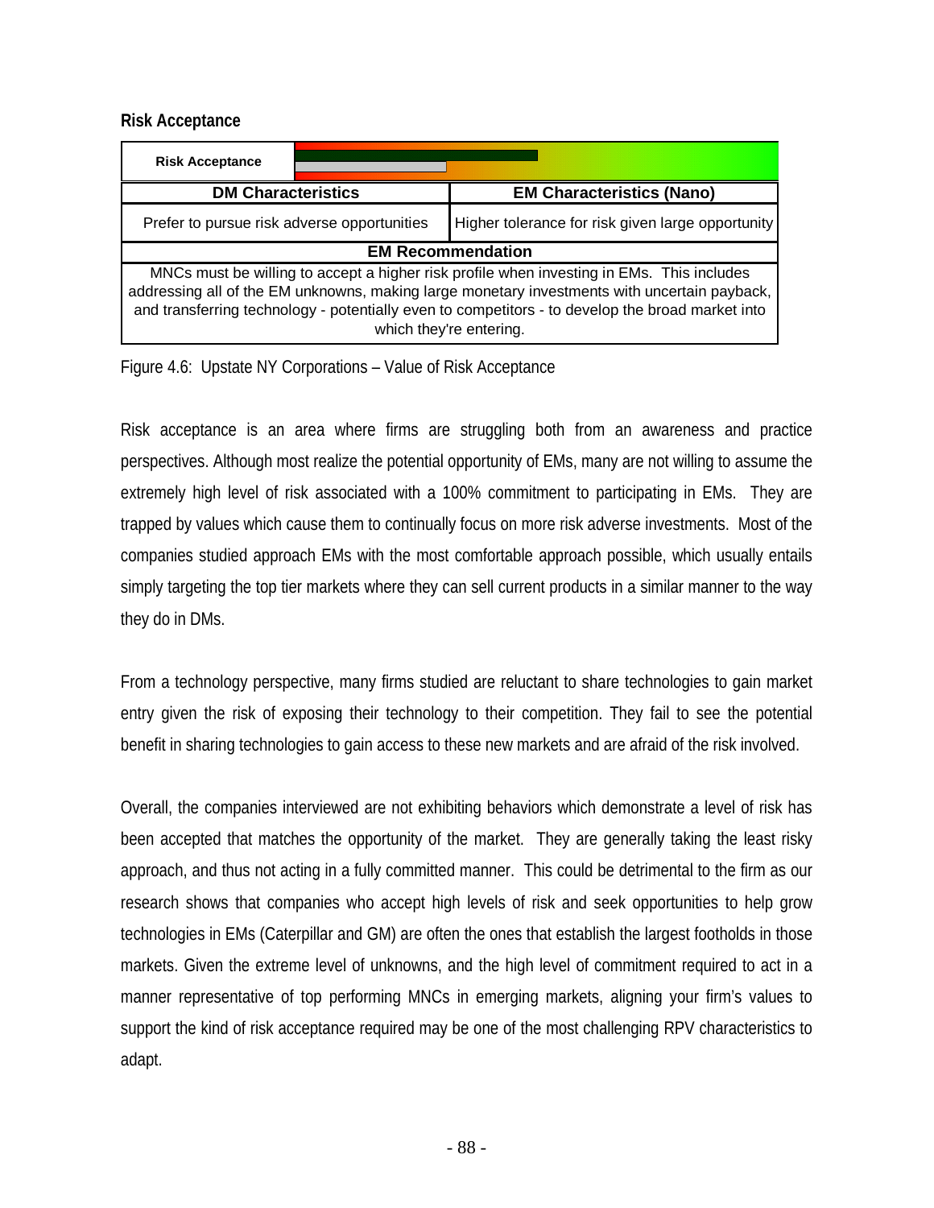### Risk Acceptance

| Risk Acceptance | |
|---|---|
| **DM Characteristics** | **EM Characteristics (Nano)** |
| Prefer to pursue risk adverse opportunities | Higher tolerance for risk given large opportunity |
| **EM Recommendation** | |
| MNCs must be willing to accept a higher risk profile when investing in EMs. This includes addressing all of the EM unknowns, making large monetary investments with uncertain payback, and transferring technology - potentially even to competitors - to develop the broad market into which they're entering. | |

Figure 4.6: Upstate NY Corporations – Value of Risk Acceptance

Risk acceptance is an area where firms are struggling both from an awareness and practice perspectives. Although most realize the potential opportunity of EMs, many are not willing to assume the extremely high level of risk associated with a 100% commitment to participating in EMs. They are trapped by values which cause them to continually focus on more risk adverse investments. Most of the companies studied approach EMs with the most comfortable approach possible, which usually entails simply targeting the top tier markets where they can sell current products in a similar manner to the way they do in DMs.

From a technology perspective, many firms studied are reluctant to share technologies to gain market entry given the risk of exposing their technology to their competition. They fail to see the potential benefit in sharing technologies to gain access to these new markets and are afraid of the risk involved.

Overall, the companies interviewed are not exhibiting behaviors which demonstrate a level of risk has been accepted that matches the opportunity of the market. They are generally taking the least risky approach, and thus not acting in a fully committed manner. This could be detrimental to the firm as our research shows that companies who accept high levels of risk and seek opportunities to help grow technologies in EMs (Caterpillar and GM) are often the ones that establish the largest footholds in those markets. Given the extreme level of unknowns, and the high level of commitment required to act in a manner representative of top performing MNCs in emerging markets, aligning your firm's values to support the kind of risk acceptance required may be one of the most challenging RPV characteristics to adapt.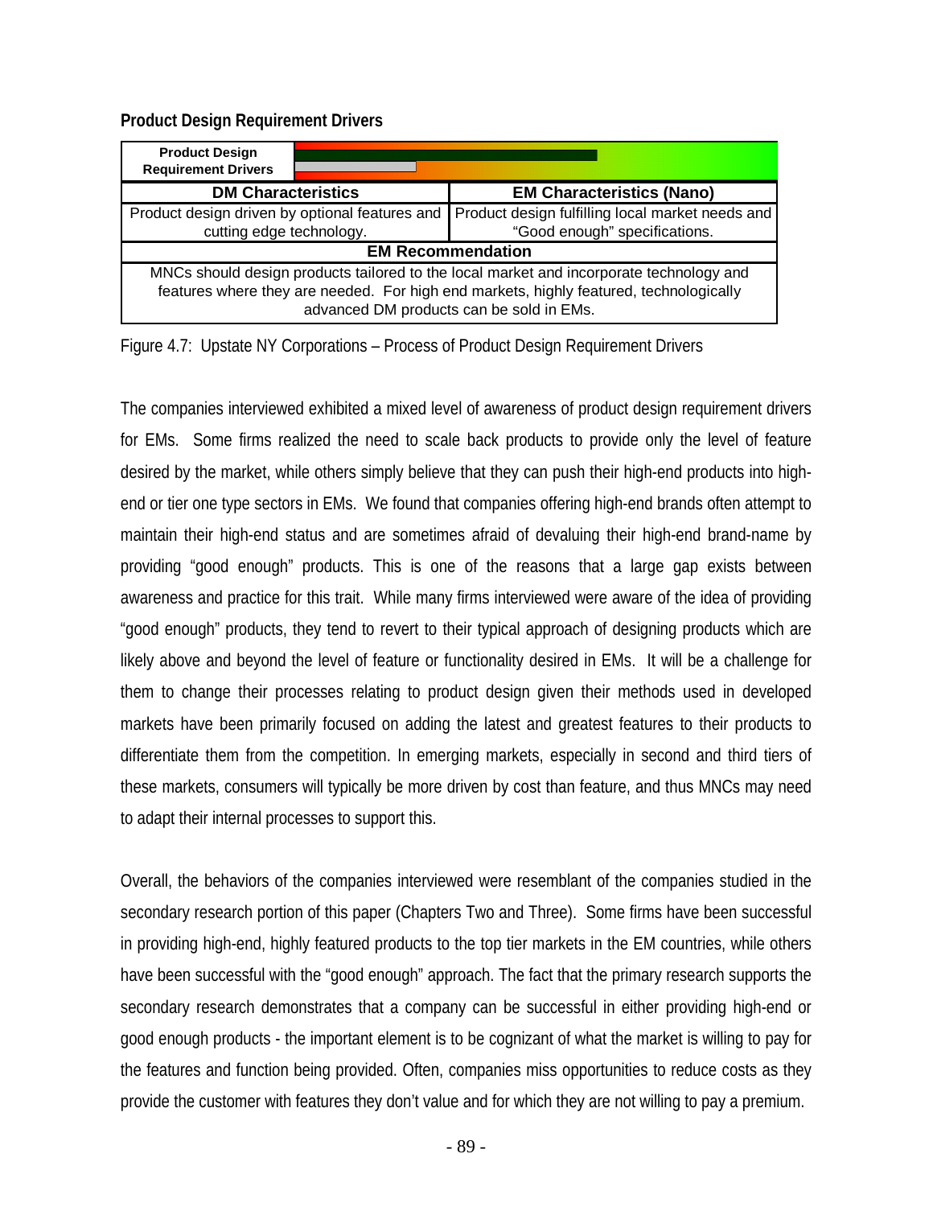**Product Design Requirement Drivers**

| Product Design Requirement Drivers | |
|---|---|
| **DM Characteristics** | **EM Characteristics (Nano)** |
| Product design driven by optional features and cutting edge technology. | Product design fulfilling local market needs and "Good enough" specifications. |
| **EM Recommendation** | |
| MNCs should design products tailored to the local market and incorporate technology and features where they are needed. For high end markets, highly featured, technologically advanced DM products can be sold in EMs. | |

Figure 4.7: Upstate NY Corporations – Process of Product Design Requirement Drivers

The companies interviewed exhibited a mixed level of awareness of product design requirement drivers for EMs. Some firms realized the need to scale back products to provide only the level of feature desired by the market, while others simply believe that they can push their high-end products into high-end or tier one type sectors in EMs. We found that companies offering high-end brands often attempt to maintain their high-end status and are sometimes afraid of devaluing their high-end brand-name by providing "good enough" products. This is one of the reasons that a large gap exists between awareness and practice for this trait. While many firms interviewed were aware of the idea of providing "good enough" products, they tend to revert to their typical approach of designing products which are likely above and beyond the level of feature or functionality desired in EMs. It will be a challenge for them to change their processes relating to product design given their methods used in developed markets have been primarily focused on adding the latest and greatest features to their products to differentiate them from the competition. In emerging markets, especially in second and third tiers of these markets, consumers will typically be more driven by cost than feature, and thus MNCs may need to adapt their internal processes to support this.

Overall, the behaviors of the companies interviewed were resemblant of the companies studied in the secondary research portion of this paper (Chapters Two and Three). Some firms have been successful in providing high-end, highly featured products to the top tier markets in the EM countries, while others have been successful with the "good enough" approach. The fact that the primary research supports the secondary research demonstrates that a company can be successful in either providing high-end or good enough products - the important element is to be cognizant of what the market is willing to pay for the features and function being provided. Often, companies miss opportunities to reduce costs as they provide the customer with features they don't value and for which they are not willing to pay a premium.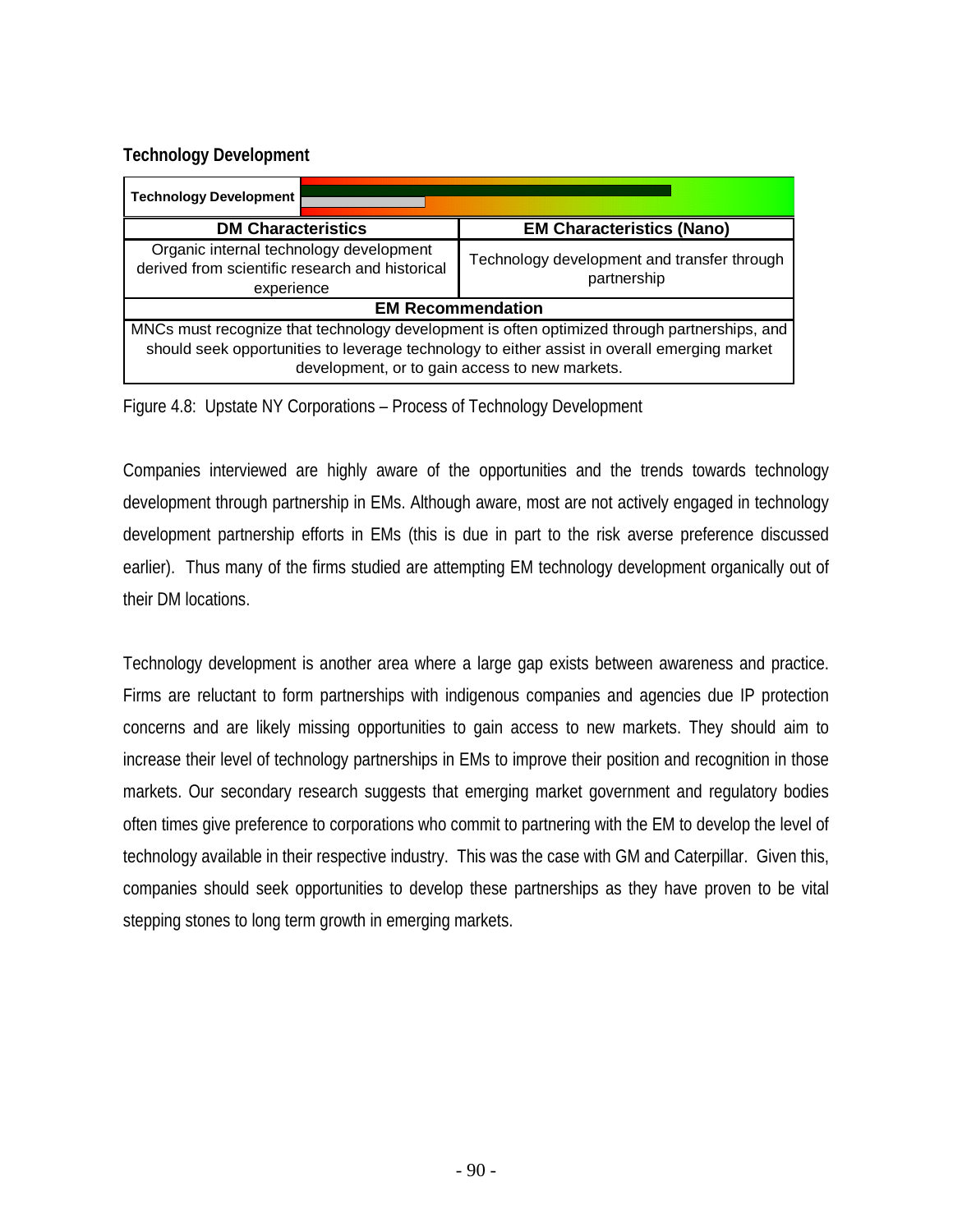### Technology Development

| Technology Development | |
|---|---|
| **DM Characteristics** | **EM Characteristics (Nano)** |
| Organic internal technology development derived from scientific research and historical experience | Technology development and transfer through partnership |
| **EM Recommendation** | |
| MNCs must recognize that technology development is often optimized through partnerships, and should seek opportunities to leverage technology to either assist in overall emerging market development, or to gain access to new markets. | |

Figure 4.8: Upstate NY Corporations – Process of Technology Development

Companies interviewed are highly aware of the opportunities and the trends towards technology development through partnership in EMs. Although aware, most are not actively engaged in technology development partnership efforts in EMs (this is due in part to the risk averse preference discussed earlier). Thus many of the firms studied are attempting EM technology development organically out of their DM locations.

Technology development is another area where a large gap exists between awareness and practice. Firms are reluctant to form partnerships with indigenous companies and agencies due IP protection concerns and are likely missing opportunities to gain access to new markets. They should aim to increase their level of technology partnerships in EMs to improve their position and recognition in those markets. Our secondary research suggests that emerging market government and regulatory bodies often times give preference to corporations who commit to partnering with the EM to develop the level of technology available in their respective industry. This was the case with GM and Caterpillar. Given this, companies should seek opportunities to develop these partnerships as they have proven to be vital stepping stones to long term growth in emerging markets.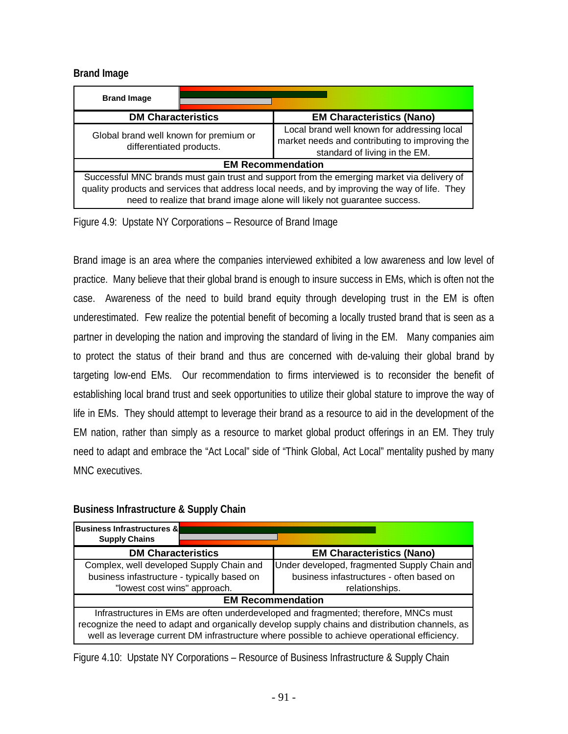### Brand Image

| Brand Image | |
|---|---|
| **DM Characteristics** | **EM Characteristics (Nano)** |
| Global brand well known for premium or differentiated products. | Local brand well known for addressing local market needs and contributing to improving the standard of living in the EM. |
| **EM Recommendation** | |
| Successful MNC brands must gain trust and support from the emerging market via delivery of quality products and services that address local needs, and by improving the way of life. They need to realize that brand image alone will likely not guarantee success. | |

Figure 4.9: Upstate NY Corporations – Resource of Brand Image

Brand image is an area where the companies interviewed exhibited a low awareness and low level of practice. Many believe that their global brand is enough to insure success in EMs, which is often not the case. Awareness of the need to build brand equity through developing trust in the EM is often underestimated. Few realize the potential benefit of becoming a locally trusted brand that is seen as a partner in developing the nation and improving the standard of living in the EM. Many companies aim to protect the status of their brand and thus are concerned with de-valuing their global brand by targeting low-end EMs. Our recommendation to firms interviewed is to reconsider the benefit of establishing local brand trust and seek opportunities to utilize their global stature to improve the way of life in EMs. They should attempt to leverage their brand as a resource to aid in the development of the EM nation, rather than simply as a resource to market global product offerings in an EM. They truly need to adapt and embrace the "Act Local" side of "Think Global, Act Local" mentality pushed by many MNC executives.

### Business Infrastructure & Supply Chain

| Business Infrastructures & Supply Chains | |
|---|---|
| **DM Characteristics** | **EM Characteristics (Nano)** |
| Complex, well developed Supply Chain and business infastructure - typically based on "lowest cost wins" approach. | Under developed, fragmented Supply Chain and business infastructures - often based on relationships. |
| **EM Recommendation** | |
| Infrastructures in EMs are often underdeveloped and fragmented; therefore, MNCs must recognize the need to adapt and organically develop supply chains and distribution channels, as well as leverage current DM infrastructure where possible to achieve operational efficiency. | |

Figure 4.10: Upstate NY Corporations – Resource of Business Infrastructure & Supply Chain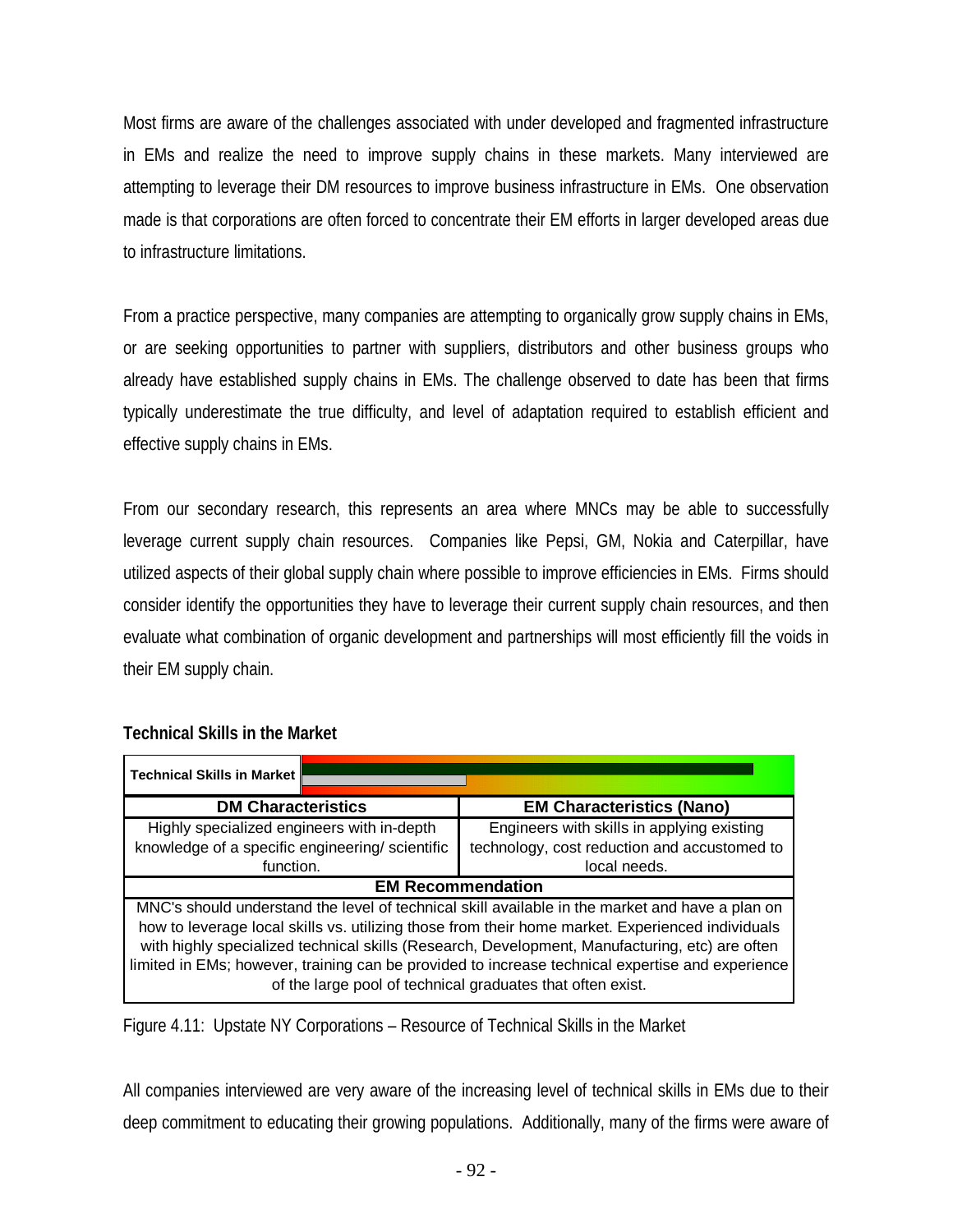Most firms are aware of the challenges associated with under developed and fragmented infrastructure in EMs and realize the need to improve supply chains in these markets. Many interviewed are attempting to leverage their DM resources to improve business infrastructure in EMs. One observation made is that corporations are often forced to concentrate their EM efforts in larger developed areas due to infrastructure limitations.

From a practice perspective, many companies are attempting to organically grow supply chains in EMs, or are seeking opportunities to partner with suppliers, distributors and other business groups who already have established supply chains in EMs. The challenge observed to date has been that firms typically underestimate the true difficulty, and level of adaptation required to establish efficient and effective supply chains in EMs.

From our secondary research, this represents an area where MNCs may be able to successfully leverage current supply chain resources. Companies like Pepsi, GM, Nokia and Caterpillar, have utilized aspects of their global supply chain where possible to improve efficiencies in EMs. Firms should consider identify the opportunities they have to leverage their current supply chain resources, and then evaluate what combination of organic development and partnerships will most efficiently fill the voids in their EM supply chain.

### Technical Skills in the Market

| Technical Skills in Market | |
|---|---|
| **DM Characteristics** | **EM Characteristics (Nano)** |
| Highly specialized engineers with in-depth knowledge of a specific engineering/ scientific function. | Engineers with skills in applying existing technology, cost reduction and accustomed to local needs. |
| **EM Recommendation** | |
| MNC's should understand the level of technical skill available in the market and have a plan on how to leverage local skills vs. utilizing those from their home market. Experienced individuals with highly specialized technical skills (Research, Development, Manufacturing, etc) are often limited in EMs; however, training can be provided to increase technical expertise and experience of the large pool of technical graduates that often exist. | |

Figure 4.11: Upstate NY Corporations – Resource of Technical Skills in the Market

All companies interviewed are very aware of the increasing level of technical skills in EMs due to their deep commitment to educating their growing populations. Additionally, many of the firms were aware of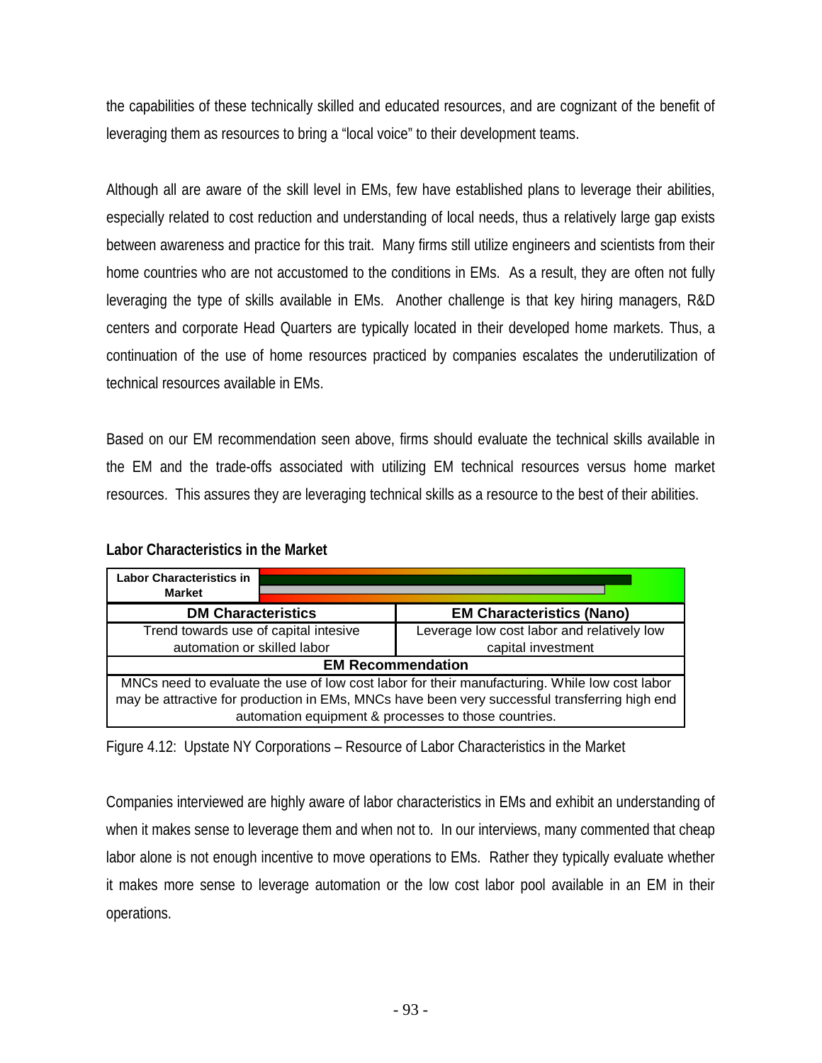the capabilities of these technically skilled and educated resources, and are cognizant of the benefit of leveraging them as resources to bring a "local voice" to their development teams.

Although all are aware of the skill level in EMs, few have established plans to leverage their abilities, especially related to cost reduction and understanding of local needs, thus a relatively large gap exists between awareness and practice for this trait. Many firms still utilize engineers and scientists from their home countries who are not accustomed to the conditions in EMs. As a result, they are often not fully leveraging the type of skills available in EMs. Another challenge is that key hiring managers, R&D centers and corporate Head Quarters are typically located in their developed home markets. Thus, a continuation of the use of home resources practiced by companies escalates the underutilization of technical resources available in EMs.

Based on our EM recommendation seen above, firms should evaluate the technical skills available in the EM and the trade-offs associated with utilizing EM technical resources versus home market resources. This assures they are leveraging technical skills as a resource to the best of their abilities.

**Labor Characteristics in the Market**

| Labor Characteristics in Market | |
|---|---|
| **DM Characteristics** | **EM Characteristics (Nano)** |
| Trend towards use of capital intesive automation or skilled labor | Leverage low cost labor and relatively low capital investment |
| **EM Recommendation** | |
| MNCs need to evaluate the use of low cost labor for their manufacturing. While low cost labor may be attractive for production in EMs, MNCs have been very successful transferring high end automation equipment & processes to those countries. | |

Figure 4.12: Upstate NY Corporations – Resource of Labor Characteristics in the Market

Companies interviewed are highly aware of labor characteristics in EMs and exhibit an understanding of when it makes sense to leverage them and when not to. In our interviews, many commented that cheap labor alone is not enough incentive to move operations to EMs. Rather they typically evaluate whether it makes more sense to leverage automation or the low cost labor pool available in an EM in their operations.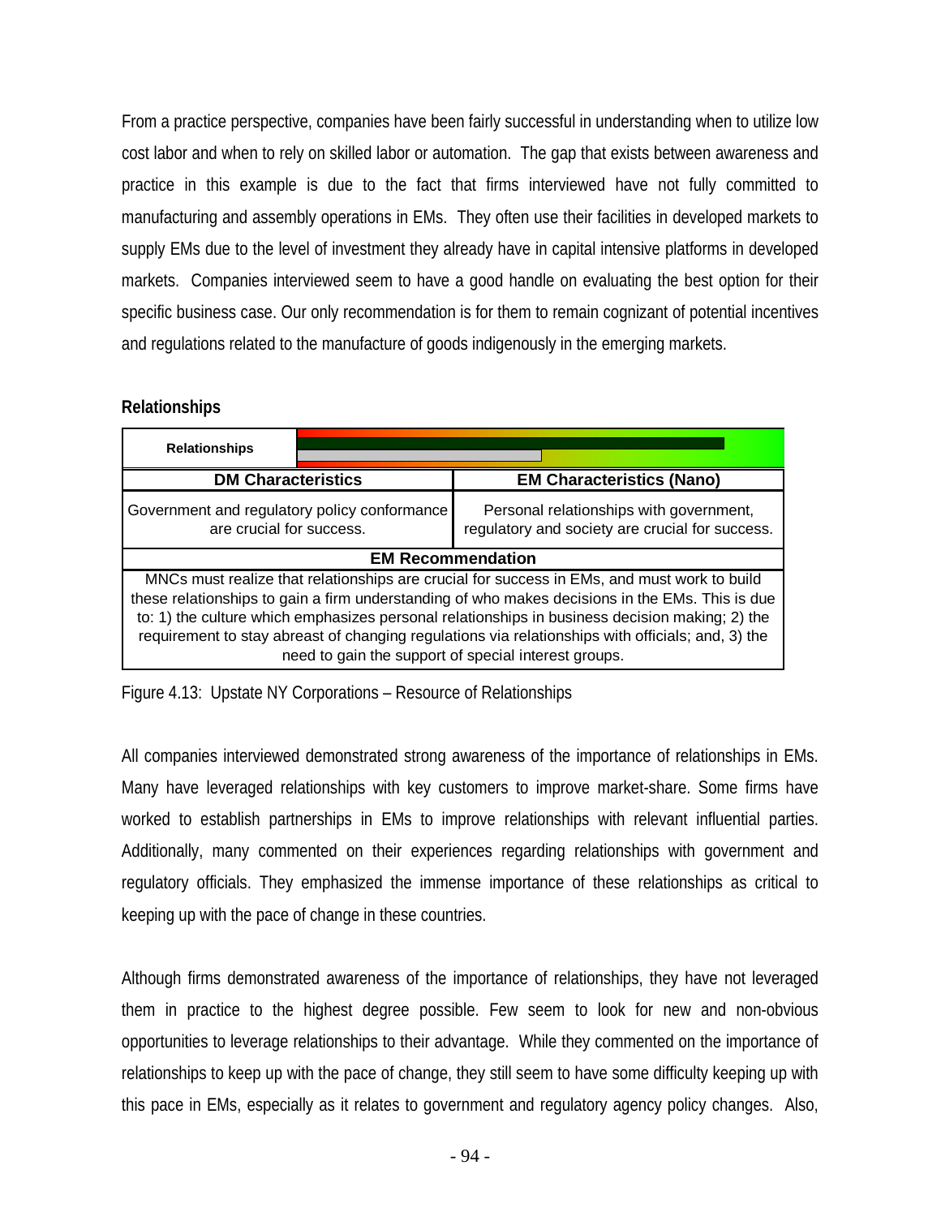From a practice perspective, companies have been fairly successful in understanding when to utilize low cost labor and when to rely on skilled labor or automation. The gap that exists between awareness and practice in this example is due to the fact that firms interviewed have not fully committed to manufacturing and assembly operations in EMs. They often use their facilities in developed markets to supply EMs due to the level of investment they already have in capital intensive platforms in developed markets. Companies interviewed seem to have a good handle on evaluating the best option for their specific business case. Our only recommendation is for them to remain cognizant of potential incentives and regulations related to the manufacture of goods indigenously in the emerging markets.

### Relationships

| Relationships | |
|---|---|
| **DM Characteristics** | **EM Characteristics (Nano)** |
| Government and regulatory policy conformance are crucial for success. | Personal relationships with government, regulatory and society are crucial for success. |
| **EM Recommendation** | |
| MNCs must realize that relationships are crucial for success in EMs, and must work to build these relationships to gain a firm understanding of who makes decisions in the EMs. This is due to: 1) the culture which emphasizes personal relationships in business decision making; 2) the requirement to stay abreast of changing regulations via relationships with officials; and, 3) the need to gain the support of special interest groups. | |

Figure 4.13: Upstate NY Corporations – Resource of Relationships

All companies interviewed demonstrated strong awareness of the importance of relationships in EMs. Many have leveraged relationships with key customers to improve market-share. Some firms have worked to establish partnerships in EMs to improve relationships with relevant influential parties. Additionally, many commented on their experiences regarding relationships with government and regulatory officials. They emphasized the immense importance of these relationships as critical to keeping up with the pace of change in these countries.

Although firms demonstrated awareness of the importance of relationships, they have not leveraged them in practice to the highest degree possible. Few seem to look for new and non-obvious opportunities to leverage relationships to their advantage. While they commented on the importance of relationships to keep up with the pace of change, they still seem to have some difficulty keeping up with this pace in EMs, especially as it relates to government and regulatory agency policy changes. Also,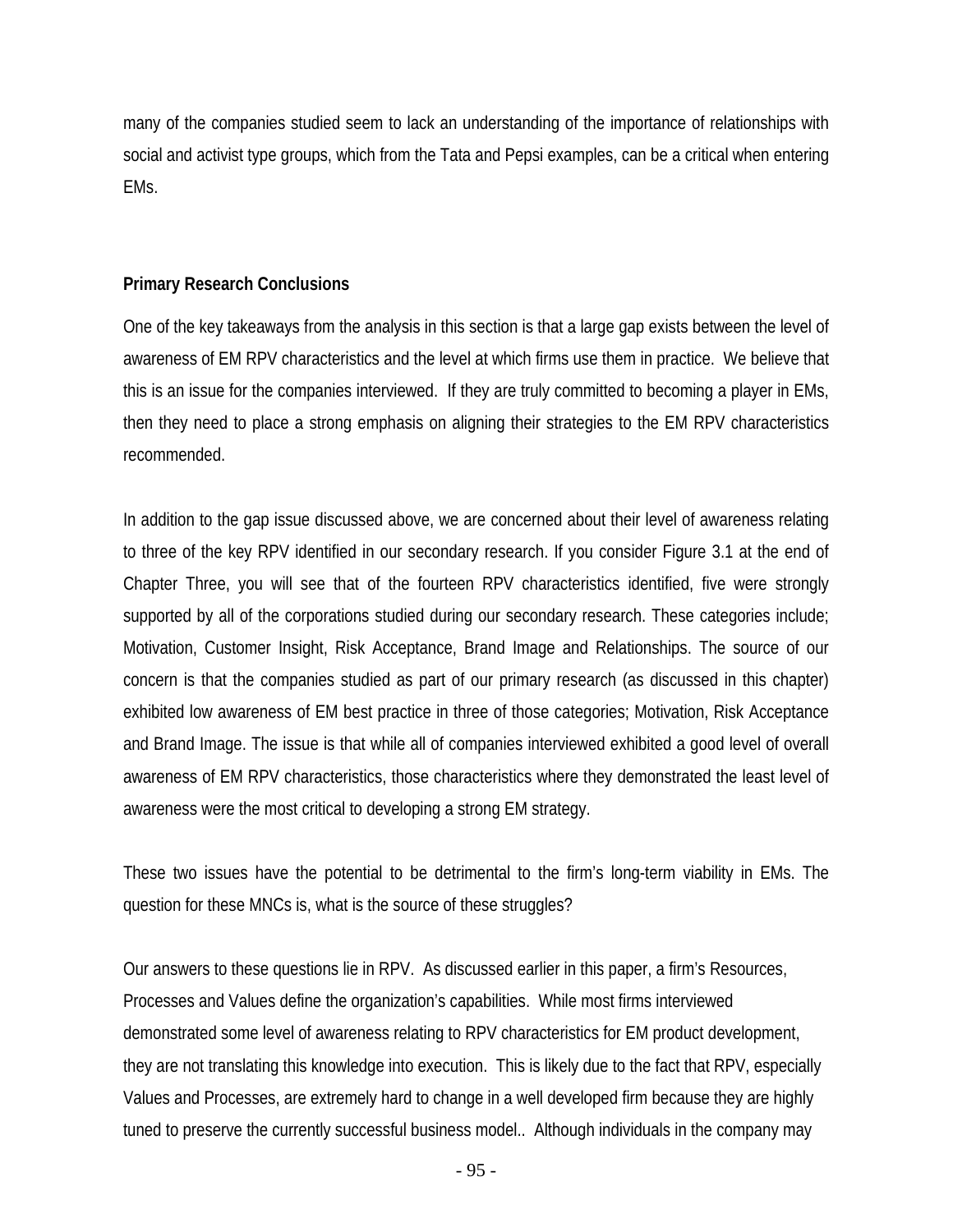many of the companies studied seem to lack an understanding of the importance of relationships with social and activist type groups, which from the Tata and Pepsi examples, can be a critical when entering EMs.

**Primary Research Conclusions**

One of the key takeaways from the analysis in this section is that a large gap exists between the level of awareness of EM RPV characteristics and the level at which firms use them in practice. We believe that this is an issue for the companies interviewed. If they are truly committed to becoming a player in EMs, then they need to place a strong emphasis on aligning their strategies to the EM RPV characteristics recommended.

In addition to the gap issue discussed above, we are concerned about their level of awareness relating to three of the key RPV identified in our secondary research. If you consider Figure 3.1 at the end of Chapter Three, you will see that of the fourteen RPV characteristics identified, five were strongly supported by all of the corporations studied during our secondary research. These categories include; Motivation, Customer Insight, Risk Acceptance, Brand Image and Relationships. The source of our concern is that the companies studied as part of our primary research (as discussed in this chapter) exhibited low awareness of EM best practice in three of those categories; Motivation, Risk Acceptance and Brand Image. The issue is that while all of companies interviewed exhibited a good level of overall awareness of EM RPV characteristics, those characteristics where they demonstrated the least level of awareness were the most critical to developing a strong EM strategy.

These two issues have the potential to be detrimental to the firm's long-term viability in EMs. The question for these MNCs is, what is the source of these struggles?

Our answers to these questions lie in RPV. As discussed earlier in this paper, a firm's Resources, Processes and Values define the organization's capabilities. While most firms interviewed demonstrated some level of awareness relating to RPV characteristics for EM product development, they are not translating this knowledge into execution. This is likely due to the fact that RPV, especially Values and Processes, are extremely hard to change in a well developed firm because they are highly tuned to preserve the currently successful business model.. Although individuals in the company may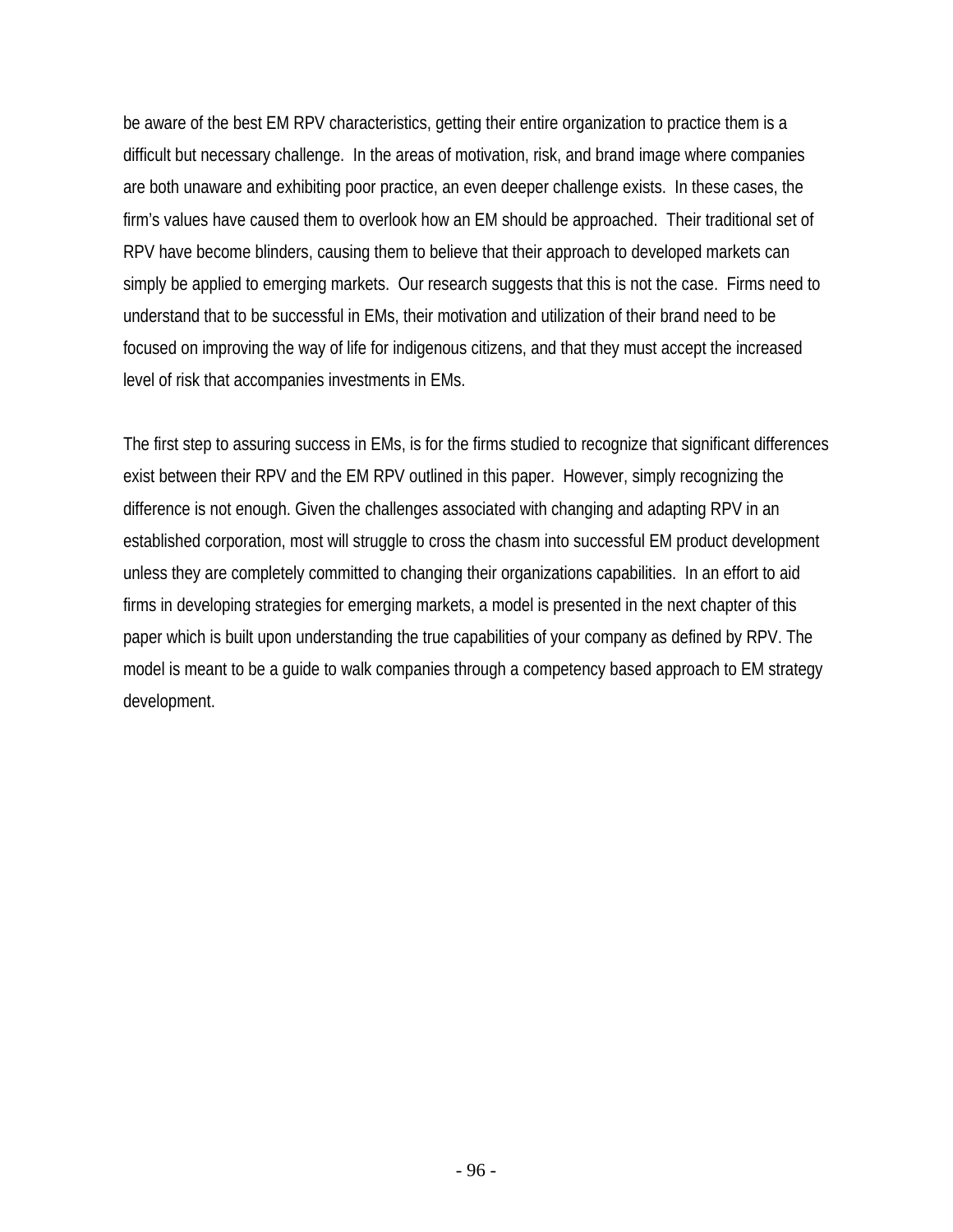be aware of the best EM RPV characteristics, getting their entire organization to practice them is a difficult but necessary challenge. In the areas of motivation, risk, and brand image where companies are both unaware and exhibiting poor practice, an even deeper challenge exists. In these cases, the firm's values have caused them to overlook how an EM should be approached. Their traditional set of RPV have become blinders, causing them to believe that their approach to developed markets can simply be applied to emerging markets. Our research suggests that this is not the case. Firms need to understand that to be successful in EMs, their motivation and utilization of their brand need to be focused on improving the way of life for indigenous citizens, and that they must accept the increased level of risk that accompanies investments in EMs.

The first step to assuring success in EMs, is for the firms studied to recognize that significant differences exist between their RPV and the EM RPV outlined in this paper. However, simply recognizing the difference is not enough. Given the challenges associated with changing and adapting RPV in an established corporation, most will struggle to cross the chasm into successful EM product development unless they are completely committed to changing their organizations capabilities. In an effort to aid firms in developing strategies for emerging markets, a model is presented in the next chapter of this paper which is built upon understanding the true capabilities of your company as defined by RPV. The model is meant to be a guide to walk companies through a competency based approach to EM strategy development.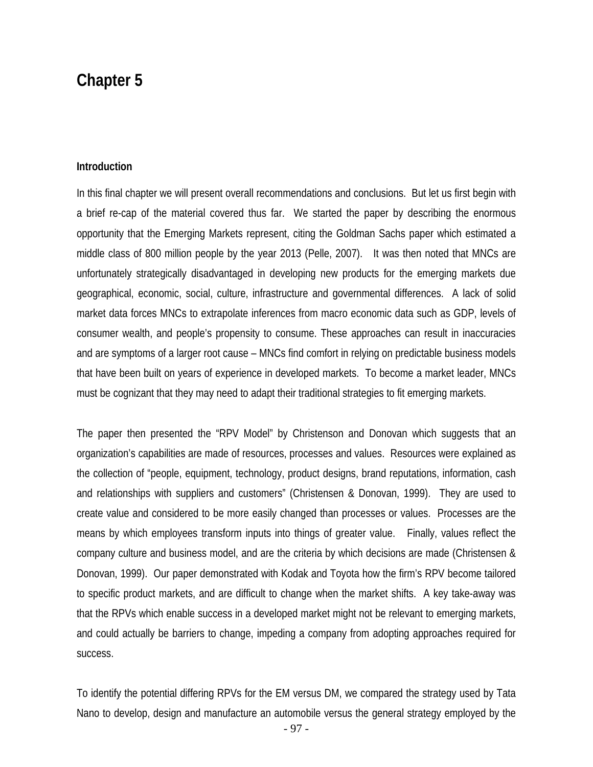# Chapter 5

### Introduction

In this final chapter we will present overall recommendations and conclusions. But let us first begin with a brief re-cap of the material covered thus far. We started the paper by describing the enormous opportunity that the Emerging Markets represent, citing the Goldman Sachs paper which estimated a middle class of 800 million people by the year 2013 (Pelle, 2007). It was then noted that MNCs are unfortunately strategically disadvantaged in developing new products for the emerging markets due geographical, economic, social, culture, infrastructure and governmental differences. A lack of solid market data forces MNCs to extrapolate inferences from macro economic data such as GDP, levels of consumer wealth, and people's propensity to consume. These approaches can result in inaccuracies and are symptoms of a larger root cause – MNCs find comfort in relying on predictable business models that have been built on years of experience in developed markets. To become a market leader, MNCs must be cognizant that they may need to adapt their traditional strategies to fit emerging markets.

The paper then presented the "RPV Model" by Christenson and Donovan which suggests that an organization's capabilities are made of resources, processes and values. Resources were explained as the collection of "people, equipment, technology, product designs, brand reputations, information, cash and relationships with suppliers and customers" (Christensen & Donovan, 1999). They are used to create value and considered to be more easily changed than processes or values. Processes are the means by which employees transform inputs into things of greater value. Finally, values reflect the company culture and business model, and are the criteria by which decisions are made (Christensen & Donovan, 1999). Our paper demonstrated with Kodak and Toyota how the firm's RPV become tailored to specific product markets, and are difficult to change when the market shifts. A key take-away was that the RPVs which enable success in a developed market might not be relevant to emerging markets, and could actually be barriers to change, impeding a company from adopting approaches required for success.

To identify the potential differing RPVs for the EM versus DM, we compared the strategy used by Tata Nano to develop, design and manufacture an automobile versus the general strategy employed by the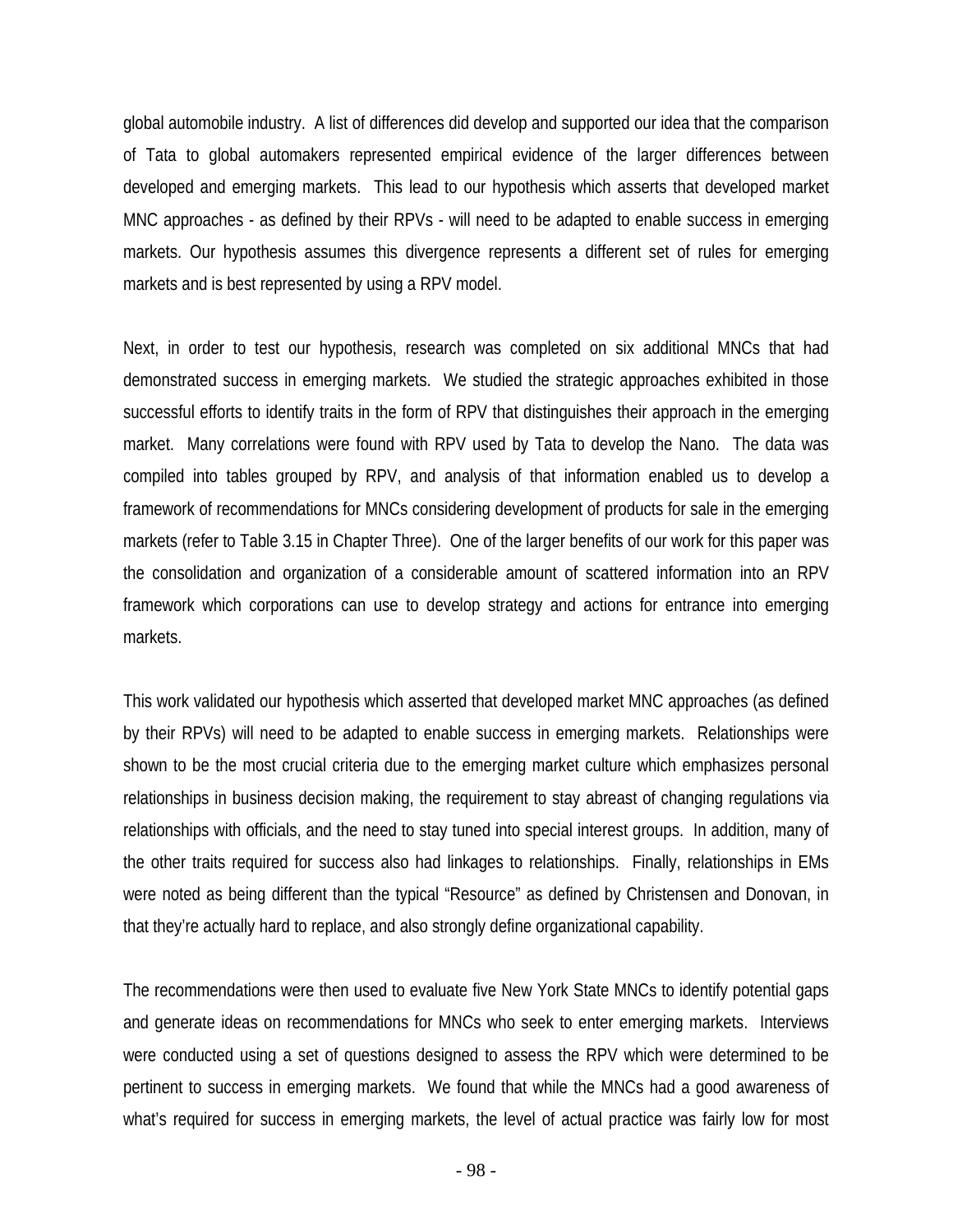global automobile industry. A list of differences did develop and supported our idea that the comparison of Tata to global automakers represented empirical evidence of the larger differences between developed and emerging markets. This lead to our hypothesis which asserts that developed market MNC approaches - as defined by their RPVs - will need to be adapted to enable success in emerging markets. Our hypothesis assumes this divergence represents a different set of rules for emerging markets and is best represented by using a RPV model.

Next, in order to test our hypothesis, research was completed on six additional MNCs that had demonstrated success in emerging markets. We studied the strategic approaches exhibited in those successful efforts to identify traits in the form of RPV that distinguishes their approach in the emerging market. Many correlations were found with RPV used by Tata to develop the Nano. The data was compiled into tables grouped by RPV, and analysis of that information enabled us to develop a framework of recommendations for MNCs considering development of products for sale in the emerging markets (refer to Table 3.15 in Chapter Three). One of the larger benefits of our work for this paper was the consolidation and organization of a considerable amount of scattered information into an RPV framework which corporations can use to develop strategy and actions for entrance into emerging markets.

This work validated our hypothesis which asserted that developed market MNC approaches (as defined by their RPVs) will need to be adapted to enable success in emerging markets. Relationships were shown to be the most crucial criteria due to the emerging market culture which emphasizes personal relationships in business decision making, the requirement to stay abreast of changing regulations via relationships with officials, and the need to stay tuned into special interest groups. In addition, many of the other traits required for success also had linkages to relationships. Finally, relationships in EMs were noted as being different than the typical "Resource" as defined by Christensen and Donovan, in that they're actually hard to replace, and also strongly define organizational capability.

The recommendations were then used to evaluate five New York State MNCs to identify potential gaps and generate ideas on recommendations for MNCs who seek to enter emerging markets. Interviews were conducted using a set of questions designed to assess the RPV which were determined to be pertinent to success in emerging markets. We found that while the MNCs had a good awareness of what's required for success in emerging markets, the level of actual practice was fairly low for most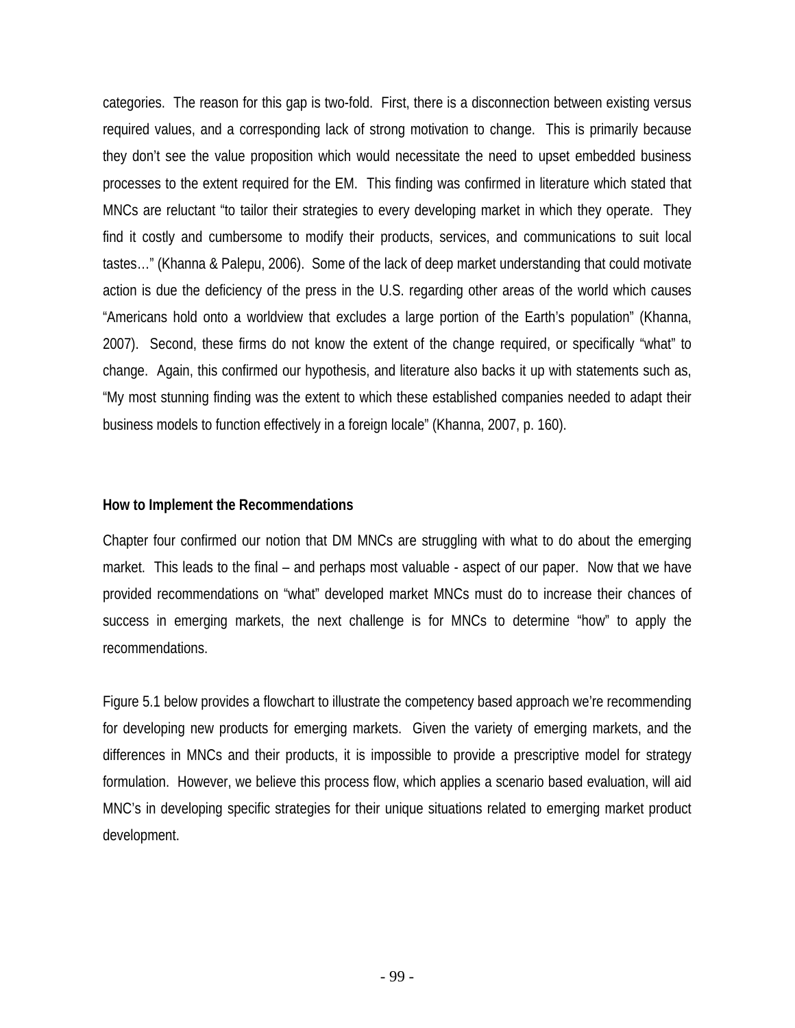categories. The reason for this gap is two-fold. First, there is a disconnection between existing versus required values, and a corresponding lack of strong motivation to change. This is primarily because they don't see the value proposition which would necessitate the need to upset embedded business processes to the extent required for the EM. This finding was confirmed in literature which stated that MNCs are reluctant "to tailor their strategies to every developing market in which they operate. They find it costly and cumbersome to modify their products, services, and communications to suit local tastes…" (Khanna & Palepu, 2006). Some of the lack of deep market understanding that could motivate action is due the deficiency of the press in the U.S. regarding other areas of the world which causes "Americans hold onto a worldview that excludes a large portion of the Earth's population" (Khanna, 2007). Second, these firms do not know the extent of the change required, or specifically "what" to change. Again, this confirmed our hypothesis, and literature also backs it up with statements such as, "My most stunning finding was the extent to which these established companies needed to adapt their business models to function effectively in a foreign locale" (Khanna, 2007, p. 160).

**How to Implement the Recommendations**

Chapter four confirmed our notion that DM MNCs are struggling with what to do about the emerging market. This leads to the final – and perhaps most valuable - aspect of our paper. Now that we have provided recommendations on "what" developed market MNCs must do to increase their chances of success in emerging markets, the next challenge is for MNCs to determine "how" to apply the recommendations.

Figure 5.1 below provides a flowchart to illustrate the competency based approach we're recommending for developing new products for emerging markets. Given the variety of emerging markets, and the differences in MNCs and their products, it is impossible to provide a prescriptive model for strategy formulation. However, we believe this process flow, which applies a scenario based evaluation, will aid MNC's in developing specific strategies for their unique situations related to emerging market product development.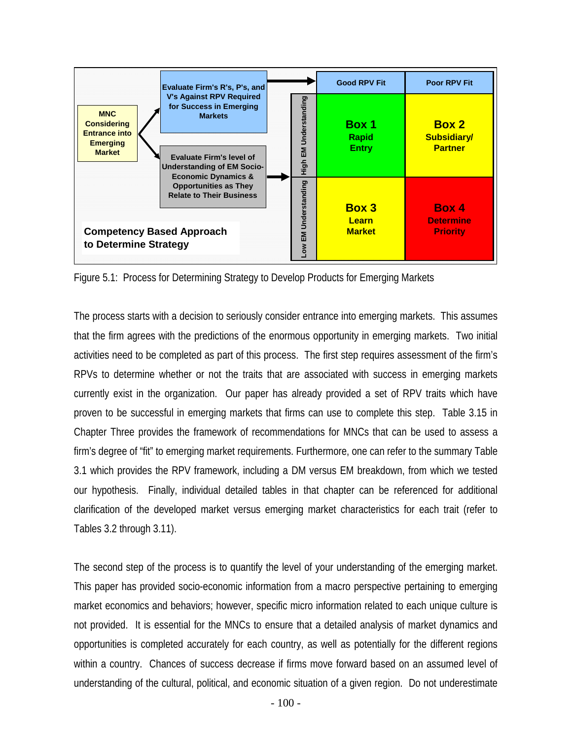MNC Considering Entrance into Emerging Market

Evaluate Firm's R's, P's, and V's Against RPV Required for Success in Emerging Markets

Evaluate Firm's level of Understanding of EM Socio-Economic Dynamics & Opportunities as They Relate to Their Business

Competency Based Approach to Determine Strategy

Good RPV Fit

Poor RPV Fit

High EM Understanding

Low EM Understanding

Box 1 Rapid Entry

Box 2 Subsidiary/ Partner

Box 3 Learn Market

Box 4 Determine Priority

Figure 5.1: Process for Determining Strategy to Develop Products for Emerging Markets

The process starts with a decision to seriously consider entrance into emerging markets. This assumes that the firm agrees with the predictions of the enormous opportunity in emerging markets. Two initial activities need to be completed as part of this process. The first step requires assessment of the firm's RPVs to determine whether or not the traits that are associated with success in emerging markets currently exist in the organization. Our paper has already provided a set of RPV traits which have proven to be successful in emerging markets that firms can use to complete this step. Table 3.15 in Chapter Three provides the framework of recommendations for MNCs that can be used to assess a firm's degree of "fit" to emerging market requirements. Furthermore, one can refer to the summary Table 3.1 which provides the RPV framework, including a DM versus EM breakdown, from which we tested our hypothesis. Finally, individual detailed tables in that chapter can be referenced for additional clarification of the developed market versus emerging market characteristics for each trait (refer to Tables 3.2 through 3.11).

The second step of the process is to quantify the level of your understanding of the emerging market. This paper has provided socio-economic information from a macro perspective pertaining to emerging market economics and behaviors; however, specific micro information related to each unique culture is not provided. It is essential for the MNCs to ensure that a detailed analysis of market dynamics and opportunities is completed accurately for each country, as well as potentially for the different regions within a country. Chances of success decrease if firms move forward based on an assumed level of understanding of the cultural, political, and economic situation of a given region. Do not underestimate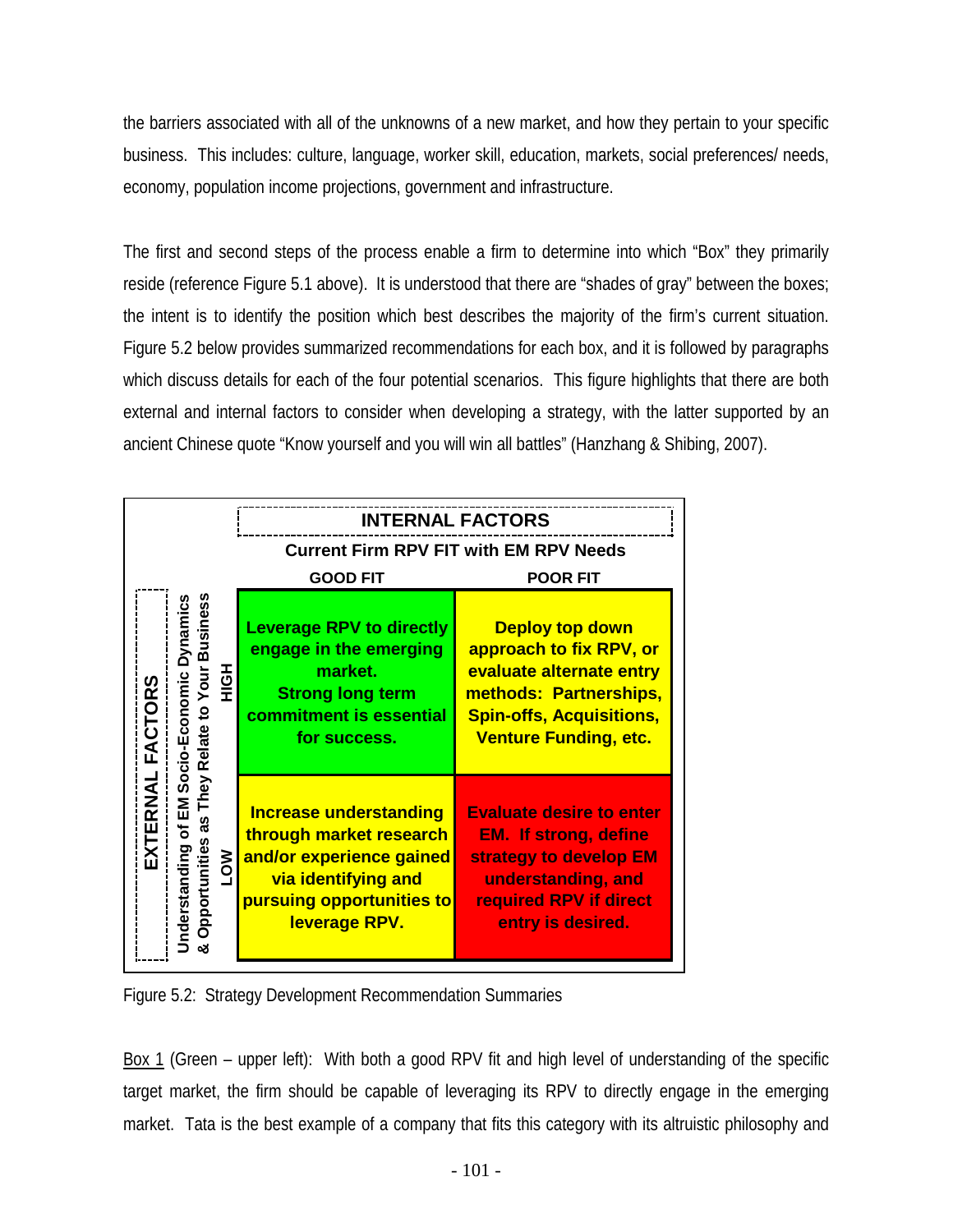the barriers associated with all of the unknowns of a new market, and how they pertain to your specific business. This includes: culture, language, worker skill, education, markets, social preferences/ needs, economy, population income projections, government and infrastructure.

The first and second steps of the process enable a firm to determine into which "Box" they primarily reside (reference Figure 5.1 above). It is understood that there are "shades of gray" between the boxes; the intent is to identify the position which best describes the majority of the firm's current situation. Figure 5.2 below provides summarized recommendations for each box, and it is followed by paragraphs which discuss details for each of the four potential scenarios. This figure highlights that there are both external and internal factors to consider when developing a strategy, with the latter supported by an ancient Chinese quote "Know yourself and you will win all battles" (Hanzhang & Shibing, 2007).

| EXTERNAL FACTORS: Understanding of EM Socio-Economic Dynamics & Opportunities as They Relate to Your Business | INTERNAL FACTORS: Current Firm RPV FIT with EM RPV Needs — GOOD FIT | INTERNAL FACTORS: Current Firm RPV FIT with EM RPV Needs — POOR FIT |
|---|---|---|
| HIGH | Leverage RPV to directly engage in the emerging market. Strong long term commitment is essential for success. | Deploy top down approach to fix RPV, or evaluate alternate entry methods: Partnerships, Spin-offs, Acquisitions, Venture Funding, etc. |
| LOW | Increase understanding through market research and/or experience gained via identifying and pursuing opportunities to leverage RPV. | Evaluate desire to enter EM. If strong, define strategy to develop EM understanding, and required RPV if direct entry is desired. |

Figure 5.2: Strategy Development Recommendation Summaries

Box 1 (Green – upper left): With both a good RPV fit and high level of understanding of the specific target market, the firm should be capable of leveraging its RPV to directly engage in the emerging market. Tata is the best example of a company that fits this category with its altruistic philosophy and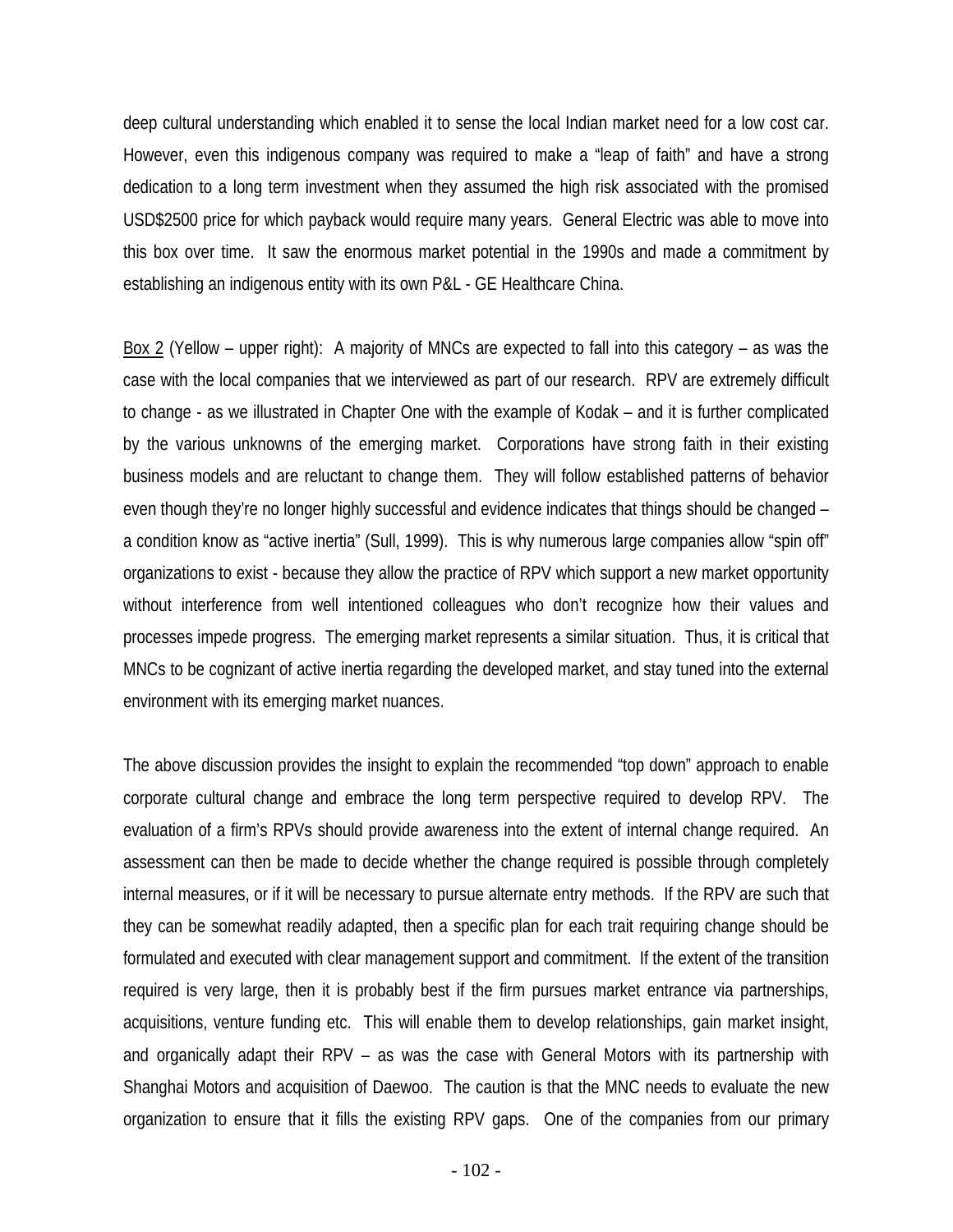deep cultural understanding which enabled it to sense the local Indian market need for a low cost car. However, even this indigenous company was required to make a "leap of faith" and have a strong dedication to a long term investment when they assumed the high risk associated with the promised USD$2500 price for which payback would require many years. General Electric was able to move into this box over time. It saw the enormous market potential in the 1990s and made a commitment by establishing an indigenous entity with its own P&L - GE Healthcare China.

<u>Box 2</u> (Yellow – upper right): A majority of MNCs are expected to fall into this category – as was the case with the local companies that we interviewed as part of our research. RPV are extremely difficult to change - as we illustrated in Chapter One with the example of Kodak – and it is further complicated by the various unknowns of the emerging market. Corporations have strong faith in their existing business models and are reluctant to change them. They will follow established patterns of behavior even though they're no longer highly successful and evidence indicates that things should be changed – a condition know as "active inertia" (Sull, 1999). This is why numerous large companies allow "spin off" organizations to exist - because they allow the practice of RPV which support a new market opportunity without interference from well intentioned colleagues who don't recognize how their values and processes impede progress. The emerging market represents a similar situation. Thus, it is critical that MNCs to be cognizant of active inertia regarding the developed market, and stay tuned into the external environment with its emerging market nuances.

The above discussion provides the insight to explain the recommended "top down" approach to enable corporate cultural change and embrace the long term perspective required to develop RPV. The evaluation of a firm's RPVs should provide awareness into the extent of internal change required. An assessment can then be made to decide whether the change required is possible through completely internal measures, or if it will be necessary to pursue alternate entry methods. If the RPV are such that they can be somewhat readily adapted, then a specific plan for each trait requiring change should be formulated and executed with clear management support and commitment. If the extent of the transition required is very large, then it is probably best if the firm pursues market entrance via partnerships, acquisitions, venture funding etc. This will enable them to develop relationships, gain market insight, and organically adapt their RPV – as was the case with General Motors with its partnership with Shanghai Motors and acquisition of Daewoo. The caution is that the MNC needs to evaluate the new organization to ensure that it fills the existing RPV gaps. One of the companies from our primary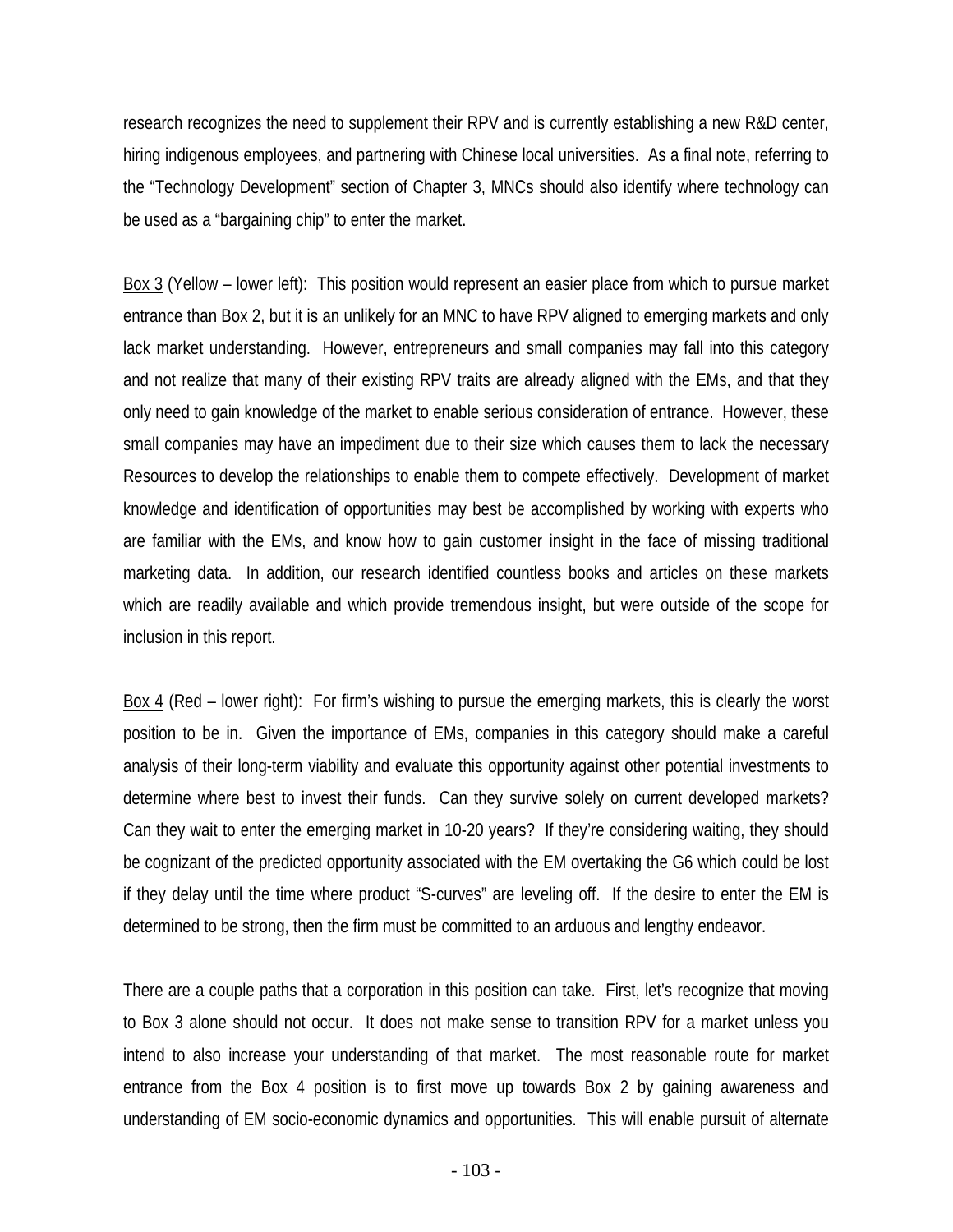research recognizes the need to supplement their RPV and is currently establishing a new R&D center, hiring indigenous employees, and partnering with Chinese local universities. As a final note, referring to the "Technology Development" section of Chapter 3, MNCs should also identify where technology can be used as a "bargaining chip" to enter the market.

<u>Box 3</u> (Yellow – lower left): This position would represent an easier place from which to pursue market entrance than Box 2, but it is an unlikely for an MNC to have RPV aligned to emerging markets and only lack market understanding. However, entrepreneurs and small companies may fall into this category and not realize that many of their existing RPV traits are already aligned with the EMs, and that they only need to gain knowledge of the market to enable serious consideration of entrance. However, these small companies may have an impediment due to their size which causes them to lack the necessary Resources to develop the relationships to enable them to compete effectively. Development of market knowledge and identification of opportunities may best be accomplished by working with experts who are familiar with the EMs, and know how to gain customer insight in the face of missing traditional marketing data. In addition, our research identified countless books and articles on these markets which are readily available and which provide tremendous insight, but were outside of the scope for inclusion in this report.

<u>Box 4</u> (Red – lower right): For firm's wishing to pursue the emerging markets, this is clearly the worst position to be in. Given the importance of EMs, companies in this category should make a careful analysis of their long-term viability and evaluate this opportunity against other potential investments to determine where best to invest their funds. Can they survive solely on current developed markets? Can they wait to enter the emerging market in 10-20 years? If they're considering waiting, they should be cognizant of the predicted opportunity associated with the EM overtaking the G6 which could be lost if they delay until the time where product "S-curves" are leveling off. If the desire to enter the EM is determined to be strong, then the firm must be committed to an arduous and lengthy endeavor.

There are a couple paths that a corporation in this position can take. First, let's recognize that moving to Box 3 alone should not occur. It does not make sense to transition RPV for a market unless you intend to also increase your understanding of that market. The most reasonable route for market entrance from the Box 4 position is to first move up towards Box 2 by gaining awareness and understanding of EM socio-economic dynamics and opportunities. This will enable pursuit of alternate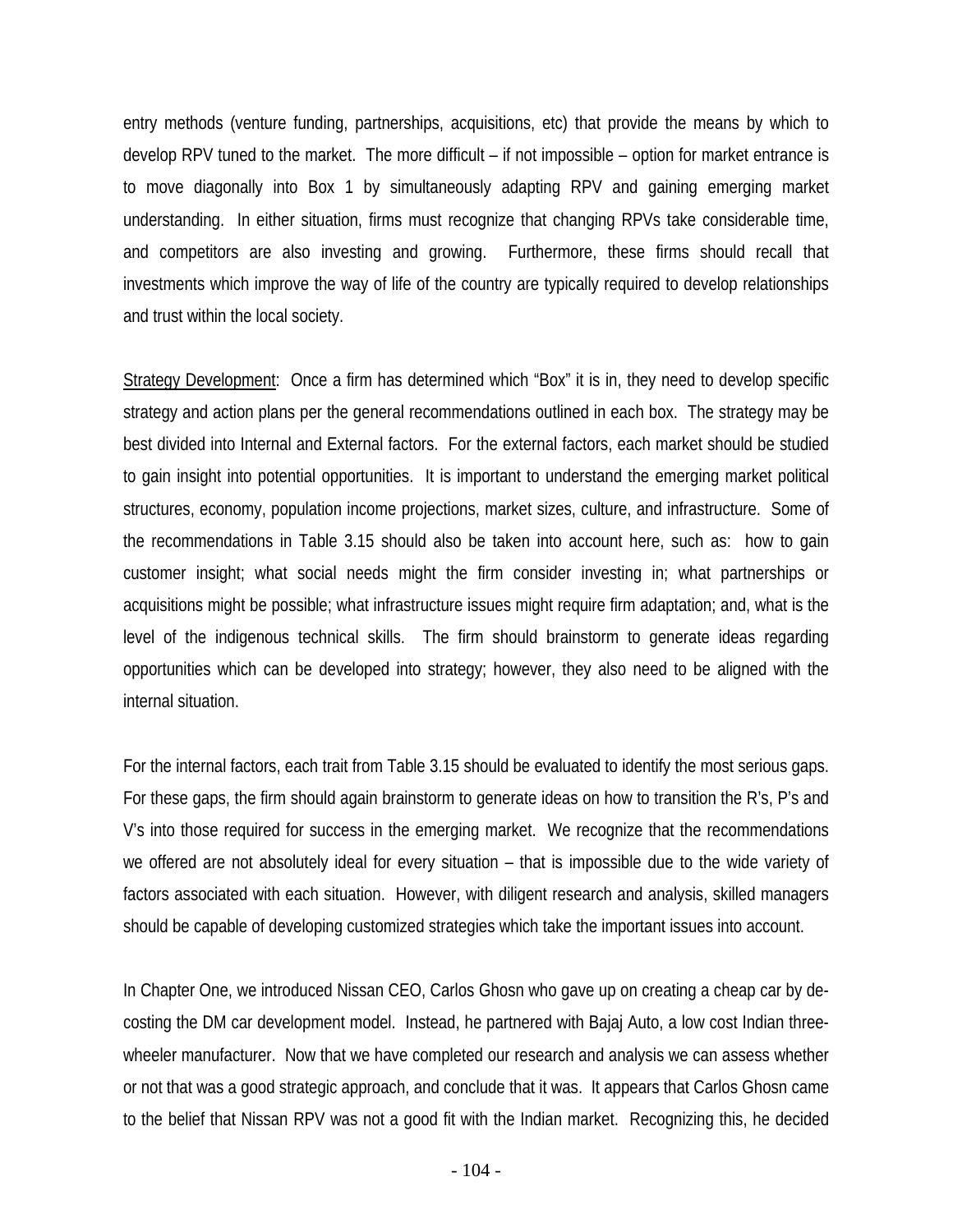entry methods (venture funding, partnerships, acquisitions, etc) that provide the means by which to develop RPV tuned to the market. The more difficult – if not impossible – option for market entrance is to move diagonally into Box 1 by simultaneously adapting RPV and gaining emerging market understanding. In either situation, firms must recognize that changing RPVs take considerable time, and competitors are also investing and growing. Furthermore, these firms should recall that investments which improve the way of life of the country are typically required to develop relationships and trust within the local society.

<u>Strategy Development</u>: Once a firm has determined which "Box" it is in, they need to develop specific strategy and action plans per the general recommendations outlined in each box. The strategy may be best divided into Internal and External factors. For the external factors, each market should be studied to gain insight into potential opportunities. It is important to understand the emerging market political structures, economy, population income projections, market sizes, culture, and infrastructure. Some of the recommendations in Table 3.15 should also be taken into account here, such as: how to gain customer insight; what social needs might the firm consider investing in; what partnerships or acquisitions might be possible; what infrastructure issues might require firm adaptation; and, what is the level of the indigenous technical skills. The firm should brainstorm to generate ideas regarding opportunities which can be developed into strategy; however, they also need to be aligned with the internal situation.

For the internal factors, each trait from Table 3.15 should be evaluated to identify the most serious gaps. For these gaps, the firm should again brainstorm to generate ideas on how to transition the R's, P's and V's into those required for success in the emerging market. We recognize that the recommendations we offered are not absolutely ideal for every situation – that is impossible due to the wide variety of factors associated with each situation. However, with diligent research and analysis, skilled managers should be capable of developing customized strategies which take the important issues into account.

In Chapter One, we introduced Nissan CEO, Carlos Ghosn who gave up on creating a cheap car by de-costing the DM car development model. Instead, he partnered with Bajaj Auto, a low cost Indian three-wheeler manufacturer. Now that we have completed our research and analysis we can assess whether or not that was a good strategic approach, and conclude that it was. It appears that Carlos Ghosn came to the belief that Nissan RPV was not a good fit with the Indian market. Recognizing this, he decided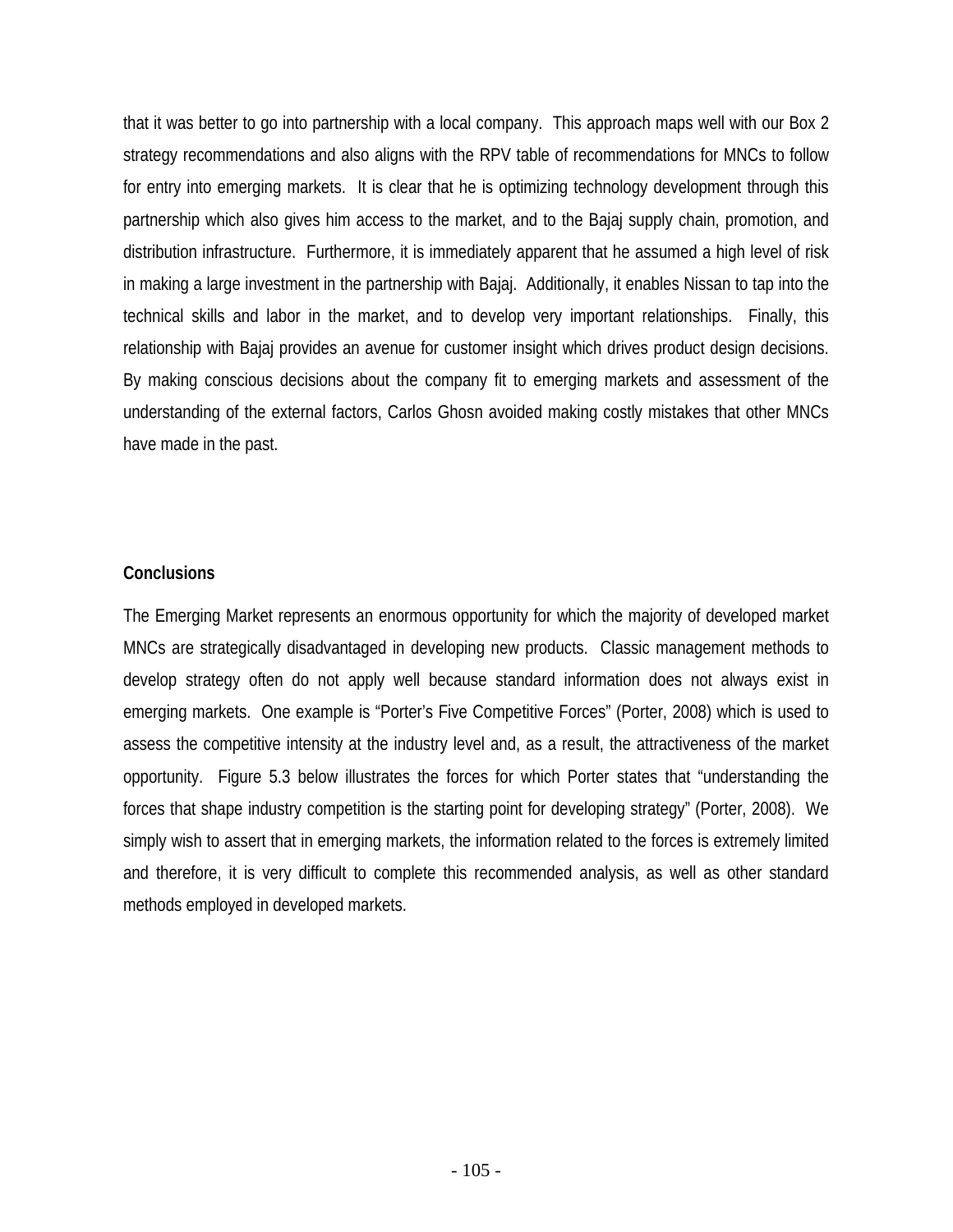that it was better to go into partnership with a local company. This approach maps well with our Box 2 strategy recommendations and also aligns with the RPV table of recommendations for MNCs to follow for entry into emerging markets. It is clear that he is optimizing technology development through this partnership which also gives him access to the market, and to the Bajaj supply chain, promotion, and distribution infrastructure. Furthermore, it is immediately apparent that he assumed a high level of risk in making a large investment in the partnership with Bajaj. Additionally, it enables Nissan to tap into the technical skills and labor in the market, and to develop very important relationships. Finally, this relationship with Bajaj provides an avenue for customer insight which drives product design decisions. By making conscious decisions about the company fit to emerging markets and assessment of the understanding of the external factors, Carlos Ghosn avoided making costly mistakes that other MNCs have made in the past.

## Conclusions

The Emerging Market represents an enormous opportunity for which the majority of developed market MNCs are strategically disadvantaged in developing new products. Classic management methods to develop strategy often do not apply well because standard information does not always exist in emerging markets. One example is "Porter's Five Competitive Forces" (Porter, 2008) which is used to assess the competitive intensity at the industry level and, as a result, the attractiveness of the market opportunity. Figure 5.3 below illustrates the forces for which Porter states that "understanding the forces that shape industry competition is the starting point for developing strategy" (Porter, 2008). We simply wish to assert that in emerging markets, the information related to the forces is extremely limited and therefore, it is very difficult to complete this recommended analysis, as well as other standard methods employed in developed markets.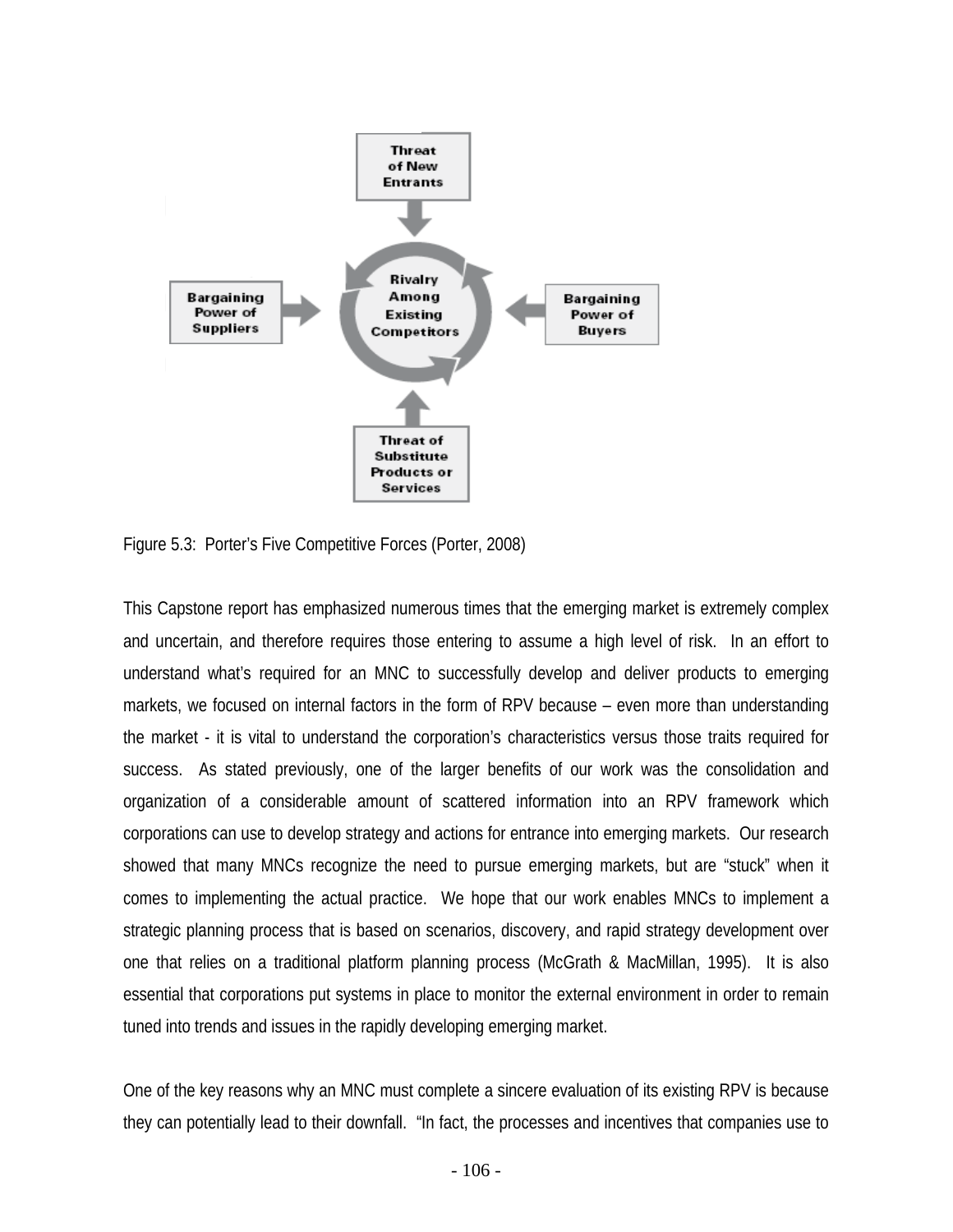Threat of New Entrants

Bargaining Power of Suppliers

Rivalry Among Existing Competitors

Bargaining Power of Buyers

Threat of Substitute Products or Services

Figure 5.3: Porter's Five Competitive Forces (Porter, 2008)

This Capstone report has emphasized numerous times that the emerging market is extremely complex and uncertain, and therefore requires those entering to assume a high level of risk. In an effort to understand what's required for an MNC to successfully develop and deliver products to emerging markets, we focused on internal factors in the form of RPV because – even more than understanding the market - it is vital to understand the corporation's characteristics versus those traits required for success. As stated previously, one of the larger benefits of our work was the consolidation and organization of a considerable amount of scattered information into an RPV framework which corporations can use to develop strategy and actions for entrance into emerging markets. Our research showed that many MNCs recognize the need to pursue emerging markets, but are "stuck" when it comes to implementing the actual practice. We hope that our work enables MNCs to implement a strategic planning process that is based on scenarios, discovery, and rapid strategy development over one that relies on a traditional platform planning process (McGrath & MacMillan, 1995). It is also essential that corporations put systems in place to monitor the external environment in order to remain tuned into trends and issues in the rapidly developing emerging market.

One of the key reasons why an MNC must complete a sincere evaluation of its existing RPV is because they can potentially lead to their downfall. "In fact, the processes and incentives that companies use to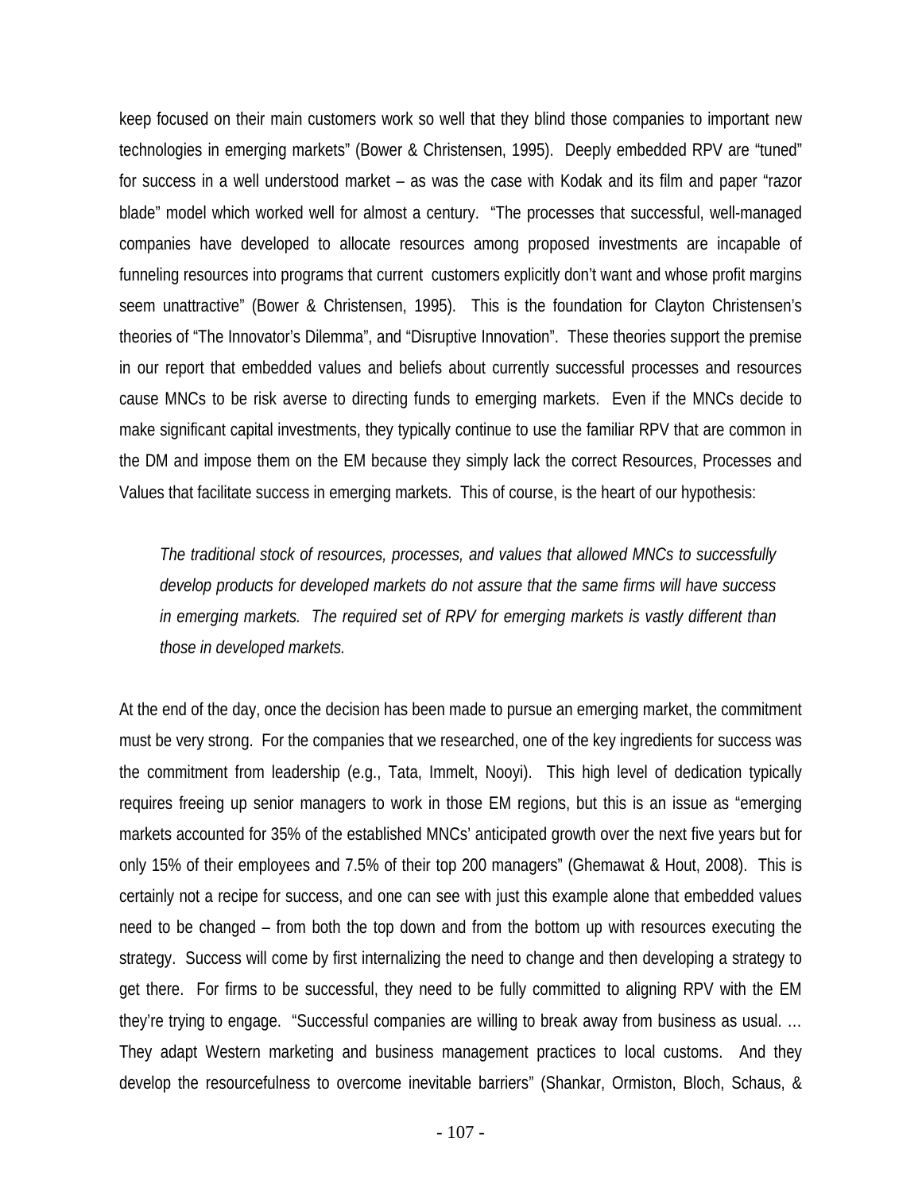keep focused on their main customers work so well that they blind those companies to important new technologies in emerging markets" (Bower & Christensen, 1995). Deeply embedded RPV are "tuned" for success in a well understood market – as was the case with Kodak and its film and paper "razor blade" model which worked well for almost a century. "The processes that successful, well-managed companies have developed to allocate resources among proposed investments are incapable of funneling resources into programs that current customers explicitly don't want and whose profit margins seem unattractive" (Bower & Christensen, 1995). This is the foundation for Clayton Christensen's theories of "The Innovator's Dilemma", and "Disruptive Innovation". These theories support the premise in our report that embedded values and beliefs about currently successful processes and resources cause MNCs to be risk averse to directing funds to emerging markets. Even if the MNCs decide to make significant capital investments, they typically continue to use the familiar RPV that are common in the DM and impose them on the EM because they simply lack the correct Resources, Processes and Values that facilitate success in emerging markets. This of course, is the heart of our hypothesis:

> *The traditional stock of resources, processes, and values that allowed MNCs to successfully develop products for developed markets do not assure that the same firms will have success in emerging markets. The required set of RPV for emerging markets is vastly different than those in developed markets.*

At the end of the day, once the decision has been made to pursue an emerging market, the commitment must be very strong. For the companies that we researched, one of the key ingredients for success was the commitment from leadership (e.g., Tata, Immelt, Nooyi). This high level of dedication typically requires freeing up senior managers to work in those EM regions, but this is an issue as "emerging markets accounted for 35% of the established MNCs' anticipated growth over the next five years but for only 15% of their employees and 7.5% of their top 200 managers" (Ghemawat & Hout, 2008). This is certainly not a recipe for success, and one can see with just this example alone that embedded values need to be changed – from both the top down and from the bottom up with resources executing the strategy. Success will come by first internalizing the need to change and then developing a strategy to get there. For firms to be successful, they need to be fully committed to aligning RPV with the EM they're trying to engage. "Successful companies are willing to break away from business as usual. … They adapt Western marketing and business management practices to local customs. And they develop the resourcefulness to overcome inevitable barriers" (Shankar, Ormiston, Bloch, Schaus, &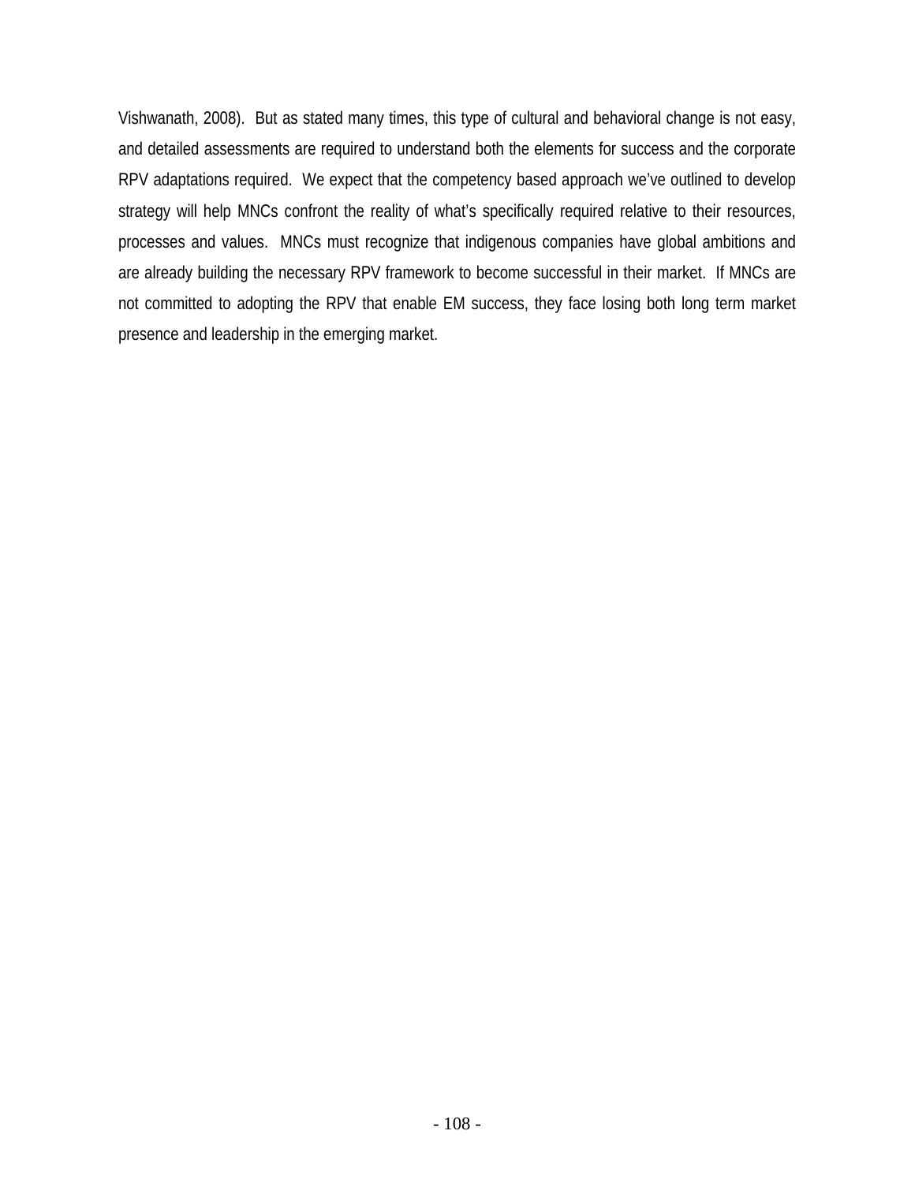Vishwanath, 2008). But as stated many times, this type of cultural and behavioral change is not easy, and detailed assessments are required to understand both the elements for success and the corporate RPV adaptations required. We expect that the competency based approach we've outlined to develop strategy will help MNCs confront the reality of what's specifically required relative to their resources, processes and values. MNCs must recognize that indigenous companies have global ambitions and are already building the necessary RPV framework to become successful in their market. If MNCs are not committed to adopting the RPV that enable EM success, they face losing both long term market presence and leadership in the emerging market.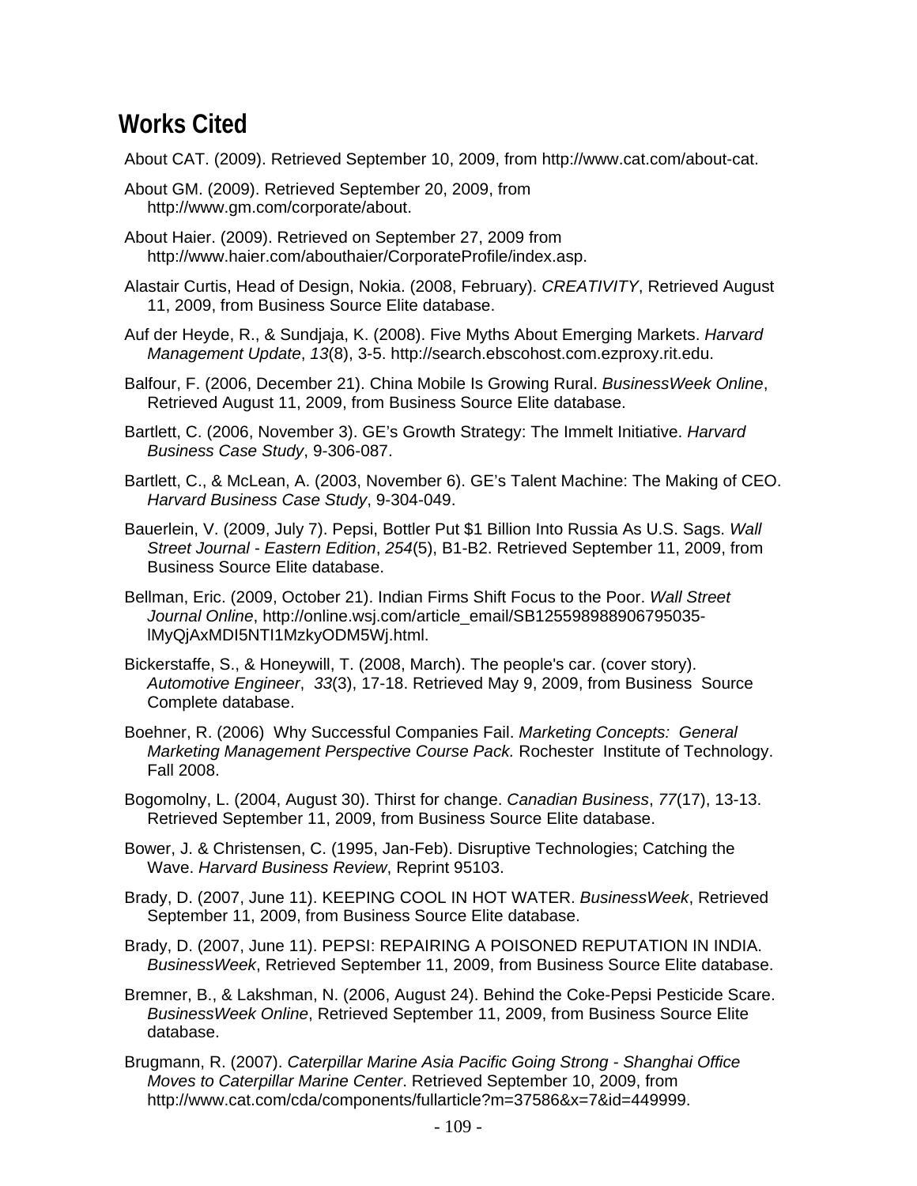## Works Cited

About CAT. (2009). Retrieved September 10, 2009, from http://www.cat.com/about-cat.

About GM. (2009). Retrieved September 20, 2009, from http://www.gm.com/corporate/about.

About Haier. (2009). Retrieved on September 27, 2009 from http://www.haier.com/abouthaier/CorporateProfile/index.asp.

Alastair Curtis, Head of Design, Nokia. (2008, February). *CREATIVITY*, Retrieved August 11, 2009, from Business Source Elite database.

Auf der Heyde, R., & Sundjaja, K. (2008). Five Myths About Emerging Markets. *Harvard Management Update*, *13*(8), 3-5. http://search.ebscohost.com.ezproxy.rit.edu.

Balfour, F. (2006, December 21). China Mobile Is Growing Rural. *BusinessWeek Online*, Retrieved August 11, 2009, from Business Source Elite database.

Bartlett, C. (2006, November 3). GE's Growth Strategy: The Immelt Initiative. *Harvard Business Case Study*, 9-306-087.

Bartlett, C., & McLean, A. (2003, November 6). GE's Talent Machine: The Making of CEO. *Harvard Business Case Study*, 9-304-049.

Bauerlein, V. (2009, July 7). Pepsi, Bottler Put $1 Billion Into Russia As U.S. Sags. *Wall Street Journal - Eastern Edition*, *254*(5), B1-B2. Retrieved September 11, 2009, from Business Source Elite database.

Bellman, Eric. (2009, October 21). Indian Firms Shift Focus to the Poor. *Wall Street Journal Online*, http://online.wsj.com/article_email/SB125598988906795035-lMyQjAxMDI5NTI1MzkyODM5Wj.html.

Bickerstaffe, S., & Honeywill, T. (2008, March). The people's car. (cover story). *Automotive Engineer*, *33*(3), 17-18. Retrieved May 9, 2009, from Business Source Complete database.

Boehner, R. (2006) Why Successful Companies Fail. *Marketing Concepts: General Marketing Management Perspective Course Pack.* Rochester Institute of Technology. Fall 2008.

Bogomolny, L. (2004, August 30). Thirst for change. *Canadian Business*, *77*(17), 13-13. Retrieved September 11, 2009, from Business Source Elite database.

Bower, J. & Christensen, C. (1995, Jan-Feb). Disruptive Technologies; Catching the Wave. *Harvard Business Review*, Reprint 95103.

Brady, D. (2007, June 11). KEEPING COOL IN HOT WATER. *BusinessWeek*, Retrieved September 11, 2009, from Business Source Elite database.

Brady, D. (2007, June 11). PEPSI: REPAIRING A POISONED REPUTATION IN INDIA. *BusinessWeek*, Retrieved September 11, 2009, from Business Source Elite database.

Bremner, B., & Lakshman, N. (2006, August 24). Behind the Coke-Pepsi Pesticide Scare. *BusinessWeek Online*, Retrieved September 11, 2009, from Business Source Elite database.

Brugmann, R. (2007). *Caterpillar Marine Asia Pacific Going Strong - Shanghai Office Moves to Caterpillar Marine Center*. Retrieved September 10, 2009, from http://www.cat.com/cda/components/fullarticle?m=37586&x=7&id=449999.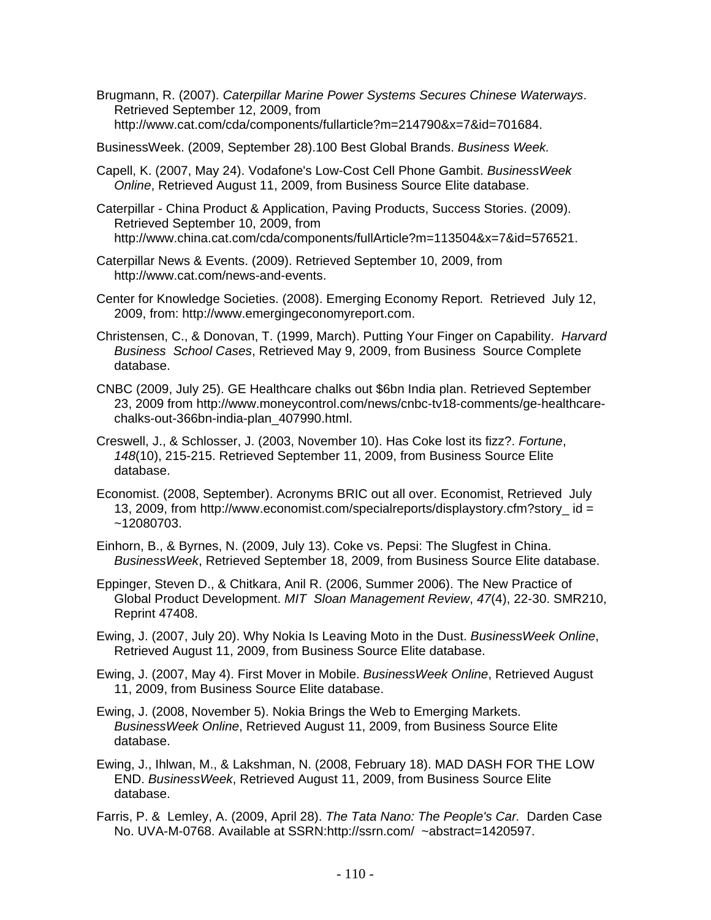Brugmann, R. (2007). *Caterpillar Marine Power Systems Secures Chinese Waterways*. Retrieved September 12, 2009, from http://www.cat.com/cda/components/fullarticle?m=214790&x=7&id=701684.

BusinessWeek. (2009, September 28).100 Best Global Brands. *Business Week.*

Capell, K. (2007, May 24). Vodafone's Low-Cost Cell Phone Gambit. *BusinessWeek Online*, Retrieved August 11, 2009, from Business Source Elite database.

Caterpillar - China Product & Application, Paving Products, Success Stories. (2009). Retrieved September 10, 2009, from http://www.china.cat.com/cda/components/fullArticle?m=113504&x=7&id=576521.

Caterpillar News & Events. (2009). Retrieved September 10, 2009, from http://www.cat.com/news-and-events.

Center for Knowledge Societies. (2008). Emerging Economy Report. Retrieved July 12, 2009, from: http://www.emergingeconomyreport.com.

Christensen, C., & Donovan, T. (1999, March). Putting Your Finger on Capability. *Harvard Business School Cases*, Retrieved May 9, 2009, from Business Source Complete database.

CNBC (2009, July 25). GE Healthcare chalks out $6bn India plan. Retrieved September 23, 2009 from http://www.moneycontrol.com/news/cnbc-tv18-comments/ge-healthcare-chalks-out-366bn-india-plan_407990.html.

Creswell, J., & Schlosser, J. (2003, November 10). Has Coke lost its fizz?. *Fortune*, *148*(10), 215-215. Retrieved September 11, 2009, from Business Source Elite database.

Economist. (2008, September). Acronyms BRIC out all over. Economist, Retrieved July 13, 2009, from http://www.economist.com/specialreports/displaystory.cfm?story_ id = ~12080703.

Einhorn, B., & Byrnes, N. (2009, July 13). Coke vs. Pepsi: The Slugfest in China. *BusinessWeek*, Retrieved September 18, 2009, from Business Source Elite database.

Eppinger, Steven D., & Chitkara, Anil R. (2006, Summer 2006). The New Practice of Global Product Development. *MIT Sloan Management Review*, *47*(4), 22-30. SMR210, Reprint 47408.

Ewing, J. (2007, July 20). Why Nokia Is Leaving Moto in the Dust. *BusinessWeek Online*, Retrieved August 11, 2009, from Business Source Elite database.

Ewing, J. (2007, May 4). First Mover in Mobile. *BusinessWeek Online*, Retrieved August 11, 2009, from Business Source Elite database.

Ewing, J. (2008, November 5). Nokia Brings the Web to Emerging Markets. *BusinessWeek Online*, Retrieved August 11, 2009, from Business Source Elite database.

Ewing, J., Ihlwan, M., & Lakshman, N. (2008, February 18). MAD DASH FOR THE LOW END. *BusinessWeek*, Retrieved August 11, 2009, from Business Source Elite database.

Farris, P. & Lemley, A. (2009, April 28). *The Tata Nano: The People's Car.* Darden Case No. UVA-M-0768. Available at SSRN:http://ssrn.com/ ~abstract=1420597.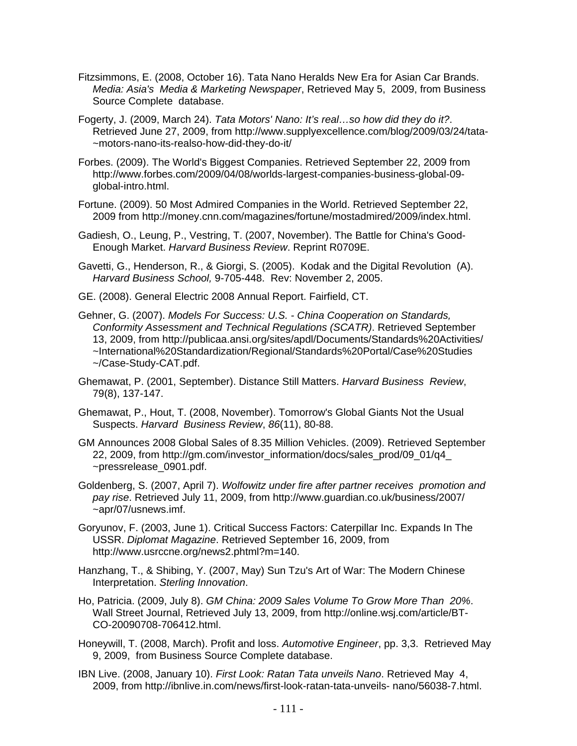Fitzsimmons, E. (2008, October 16). Tata Nano Heralds New Era for Asian Car Brands. *Media: Asia's Media & Marketing Newspaper*, Retrieved May 5, 2009, from Business Source Complete database.

Fogerty, J. (2009, March 24). *Tata Motors' Nano: It's real…so how did they do it?*. Retrieved June 27, 2009, from http://www.supplyexcellence.com/blog/2009/03/24/tata-~motors-nano-its-realso-how-did-they-do-it/

Forbes. (2009). The World's Biggest Companies. Retrieved September 22, 2009 from http://www.forbes.com/2009/04/08/worlds-largest-companies-business-global-09-global-intro.html.

Fortune. (2009). 50 Most Admired Companies in the World. Retrieved September 22, 2009 from http://money.cnn.com/magazines/fortune/mostadmired/2009/index.html.

Gadiesh, O., Leung, P., Vestring, T. (2007, November). The Battle for China's Good-Enough Market. *Harvard Business Review*. Reprint R0709E.

Gavetti, G., Henderson, R., & Giorgi, S. (2005). Kodak and the Digital Revolution (A). *Harvard Business School,* 9-705-448. Rev: November 2, 2005.

GE. (2008). General Electric 2008 Annual Report. Fairfield, CT.

Gehner, G. (2007). *Models For Success: U.S. - China Cooperation on Standards, Conformity Assessment and Technical Regulations (SCATR)*. Retrieved September 13, 2009, from http://publicaa.ansi.org/sites/apdl/Documents/Standards%20Activities/~International%20Standardization/Regional/Standards%20Portal/Case%20Studies~/Case-Study-CAT.pdf.

Ghemawat, P. (2001, September). Distance Still Matters. *Harvard Business Review*, 79(8), 137-147.

Ghemawat, P., Hout, T. (2008, November). Tomorrow's Global Giants Not the Usual Suspects. *Harvard Business Review*, *86*(11), 80-88.

GM Announces 2008 Global Sales of 8.35 Million Vehicles. (2009). Retrieved September 22, 2009, from http://gm.com/investor_information/docs/sales_prod/09_01/q4_~pressrelease_0901.pdf.

Goldenberg, S. (2007, April 7). *Wolfowitz under fire after partner receives promotion and pay rise*. Retrieved July 11, 2009, from http://www.guardian.co.uk/business/2007/~apr/07/usnews.imf.

Goryunov, F. (2003, June 1). Critical Success Factors: Caterpillar Inc. Expands In The USSR. *Diplomat Magazine*. Retrieved September 16, 2009, from http://www.usrccne.org/news2.phtml?m=140.

Hanzhang, T., & Shibing, Y. (2007, May) Sun Tzu's Art of War: The Modern Chinese Interpretation. *Sterling Innovation*.

Ho, Patricia. (2009, July 8). *GM China: 2009 Sales Volume To Grow More Than 20%*. Wall Street Journal, Retrieved July 13, 2009, from http://online.wsj.com/article/BT-CO-20090708-706412.html.

Honeywill, T. (2008, March). Profit and loss. *Automotive Engineer*, pp. 3,3. Retrieved May 9, 2009, from Business Source Complete database.

IBN Live. (2008, January 10). *First Look: Ratan Tata unveils Nano*. Retrieved May 4, 2009, from http://ibnlive.in.com/news/first-look-ratan-tata-unveils- nano/56038-7.html.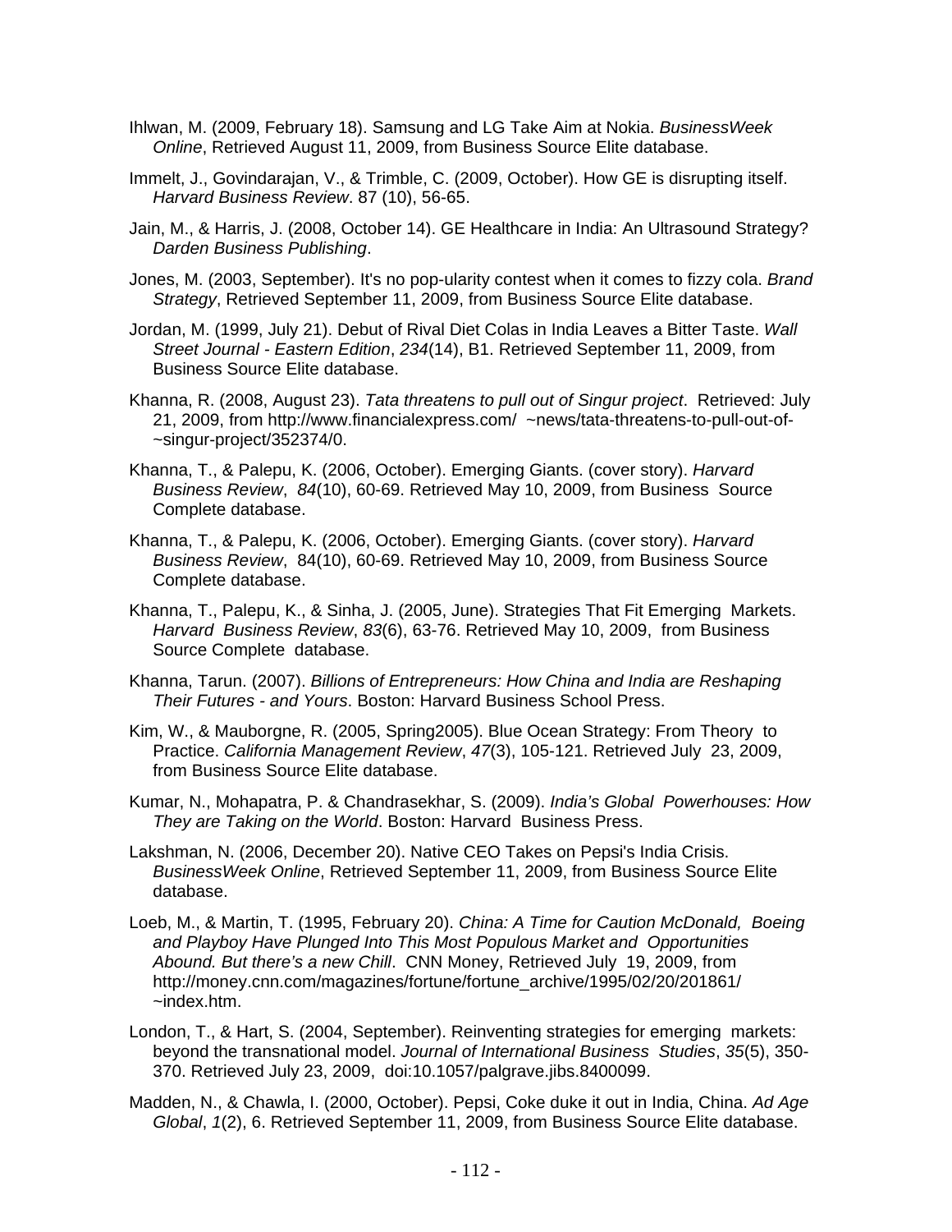Ihlwan, M. (2009, February 18). Samsung and LG Take Aim at Nokia. *BusinessWeek Online*, Retrieved August 11, 2009, from Business Source Elite database.

Immelt, J., Govindarajan, V., & Trimble, C. (2009, October). How GE is disrupting itself. *Harvard Business Review*. 87 (10), 56-65.

Jain, M., & Harris, J. (2008, October 14). GE Healthcare in India: An Ultrasound Strategy? *Darden Business Publishing*.

Jones, M. (2003, September). It's no pop-ularity contest when it comes to fizzy cola. *Brand Strategy*, Retrieved September 11, 2009, from Business Source Elite database.

Jordan, M. (1999, July 21). Debut of Rival Diet Colas in India Leaves a Bitter Taste. *Wall Street Journal - Eastern Edition*, *234*(14), B1. Retrieved September 11, 2009, from Business Source Elite database.

Khanna, R. (2008, August 23). *Tata threatens to pull out of Singur project*. Retrieved: July 21, 2009, from http://www.financialexpress.com/ ~news/tata-threatens-to-pull-out-of-~singur-project/352374/0.

Khanna, T., & Palepu, K. (2006, October). Emerging Giants. (cover story). *Harvard Business Review*, *84*(10), 60-69. Retrieved May 10, 2009, from Business Source Complete database.

Khanna, T., & Palepu, K. (2006, October). Emerging Giants. (cover story). *Harvard Business Review*, 84(10), 60-69. Retrieved May 10, 2009, from Business Source Complete database.

Khanna, T., Palepu, K., & Sinha, J. (2005, June). Strategies That Fit Emerging Markets. *Harvard Business Review*, *83*(6), 63-76. Retrieved May 10, 2009, from Business Source Complete database.

Khanna, Tarun. (2007). *Billions of Entrepreneurs: How China and India are Reshaping Their Futures - and Yours*. Boston: Harvard Business School Press.

Kim, W., & Mauborgne, R. (2005, Spring2005). Blue Ocean Strategy: From Theory to Practice. *California Management Review*, *47*(3), 105-121. Retrieved July 23, 2009, from Business Source Elite database.

Kumar, N., Mohapatra, P. & Chandrasekhar, S. (2009). *India's Global Powerhouses: How They are Taking on the World*. Boston: Harvard Business Press.

Lakshman, N. (2006, December 20). Native CEO Takes on Pepsi's India Crisis. *BusinessWeek Online*, Retrieved September 11, 2009, from Business Source Elite database.

Loeb, M., & Martin, T. (1995, February 20). *China: A Time for Caution McDonald, Boeing and Playboy Have Plunged Into This Most Populous Market and Opportunities Abound. But there's a new Chill*. CNN Money, Retrieved July 19, 2009, from http://money.cnn.com/magazines/fortune/fortune_archive/1995/02/20/201861/ ~index.htm.

London, T., & Hart, S. (2004, September). Reinventing strategies for emerging markets: beyond the transnational model. *Journal of International Business Studies*, *35*(5), 350-370. Retrieved July 23, 2009, doi:10.1057/palgrave.jibs.8400099.

Madden, N., & Chawla, I. (2000, October). Pepsi, Coke duke it out in India, China. *Ad Age Global*, *1*(2), 6. Retrieved September 11, 2009, from Business Source Elite database.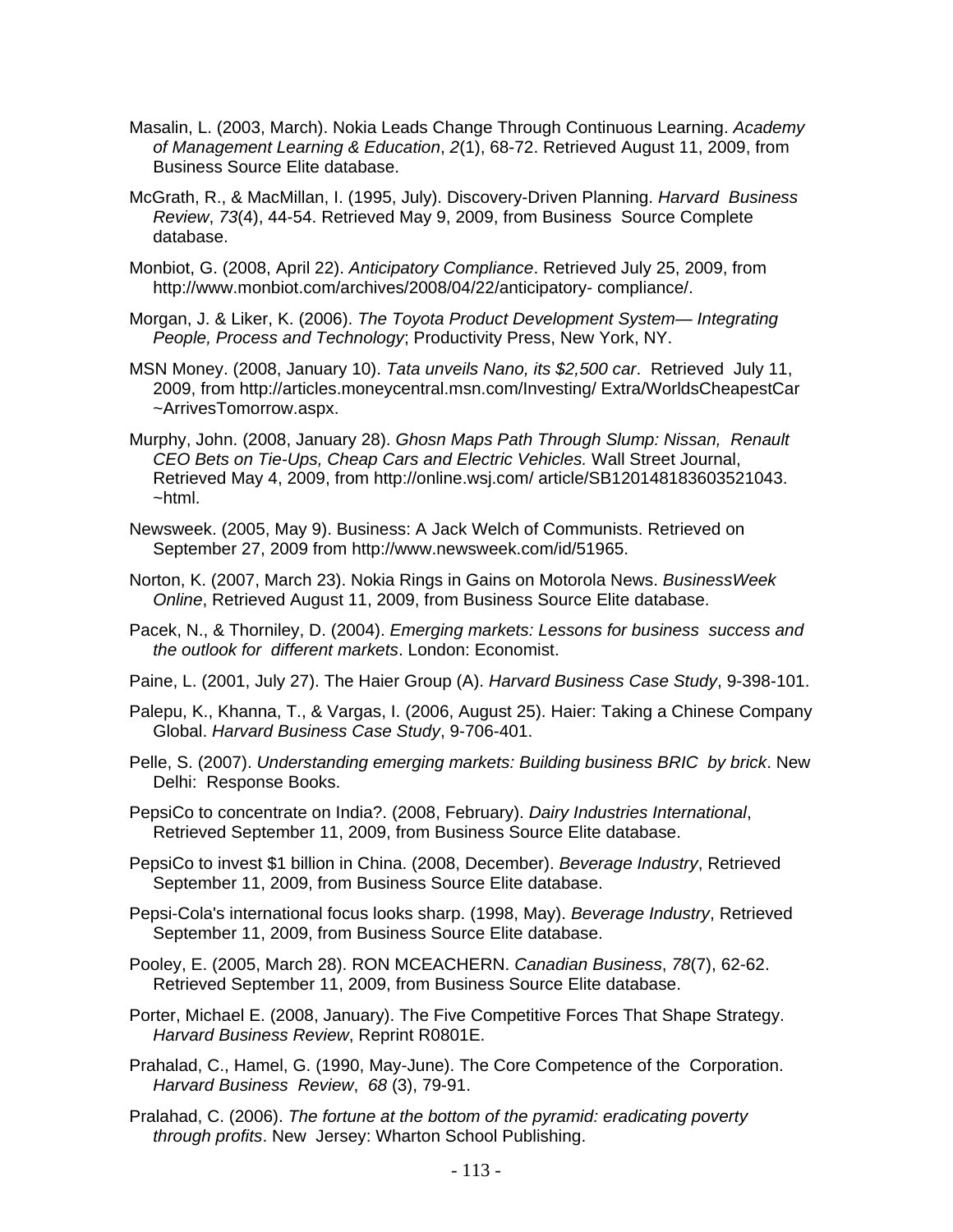Masalin, L. (2003, March). Nokia Leads Change Through Continuous Learning. *Academy of Management Learning & Education*, *2*(1), 68-72. Retrieved August 11, 2009, from Business Source Elite database.

McGrath, R., & MacMillan, I. (1995, July). Discovery-Driven Planning. *Harvard Business Review*, *73*(4), 44-54. Retrieved May 9, 2009, from Business Source Complete database.

Monbiot, G. (2008, April 22). *Anticipatory Compliance*. Retrieved July 25, 2009, from http://www.monbiot.com/archives/2008/04/22/anticipatory- compliance/.

Morgan, J. & Liker, K. (2006). *The Toyota Product Development System— Integrating People, Process and Technology*; Productivity Press, New York, NY.

MSN Money. (2008, January 10). *Tata unveils Nano, its $2,500 car*. Retrieved July 11, 2009, from http://articles.moneycentral.msn.com/Investing/ Extra/WorldsCheapestCar ~ArrivesTomorrow.aspx.

Murphy, John. (2008, January 28). *Ghosn Maps Path Through Slump: Nissan, Renault CEO Bets on Tie-Ups, Cheap Cars and Electric Vehicles.* Wall Street Journal, Retrieved May 4, 2009, from http://online.wsj.com/ article/SB120148183603521043. ~html.

Newsweek. (2005, May 9). Business: A Jack Welch of Communists. Retrieved on September 27, 2009 from http://www.newsweek.com/id/51965.

Norton, K. (2007, March 23). Nokia Rings in Gains on Motorola News. *BusinessWeek Online*, Retrieved August 11, 2009, from Business Source Elite database.

Pacek, N., & Thorniley, D. (2004). *Emerging markets: Lessons for business success and the outlook for different markets*. London: Economist.

Paine, L. (2001, July 27). The Haier Group (A). *Harvard Business Case Study*, 9-398-101.

Palepu, K., Khanna, T., & Vargas, I. (2006, August 25). Haier: Taking a Chinese Company Global. *Harvard Business Case Study*, 9-706-401.

Pelle, S. (2007). *Understanding emerging markets: Building business BRIC by brick*. New Delhi: Response Books.

PepsiCo to concentrate on India?. (2008, February). *Dairy Industries International*, Retrieved September 11, 2009, from Business Source Elite database.

PepsiCo to invest $1 billion in China. (2008, December). *Beverage Industry*, Retrieved September 11, 2009, from Business Source Elite database.

Pepsi-Cola's international focus looks sharp. (1998, May). *Beverage Industry*, Retrieved September 11, 2009, from Business Source Elite database.

Pooley, E. (2005, March 28). RON MCEACHERN. *Canadian Business*, *78*(7), 62-62. Retrieved September 11, 2009, from Business Source Elite database.

Porter, Michael E. (2008, January). The Five Competitive Forces That Shape Strategy. *Harvard Business Review*, Reprint R0801E.

Prahalad, C., Hamel, G. (1990, May-June). The Core Competence of the Corporation. *Harvard Business Review*, *68* (3), 79-91.

Pralahad, C. (2006). *The fortune at the bottom of the pyramid: eradicating poverty through profits*. New Jersey: Wharton School Publishing.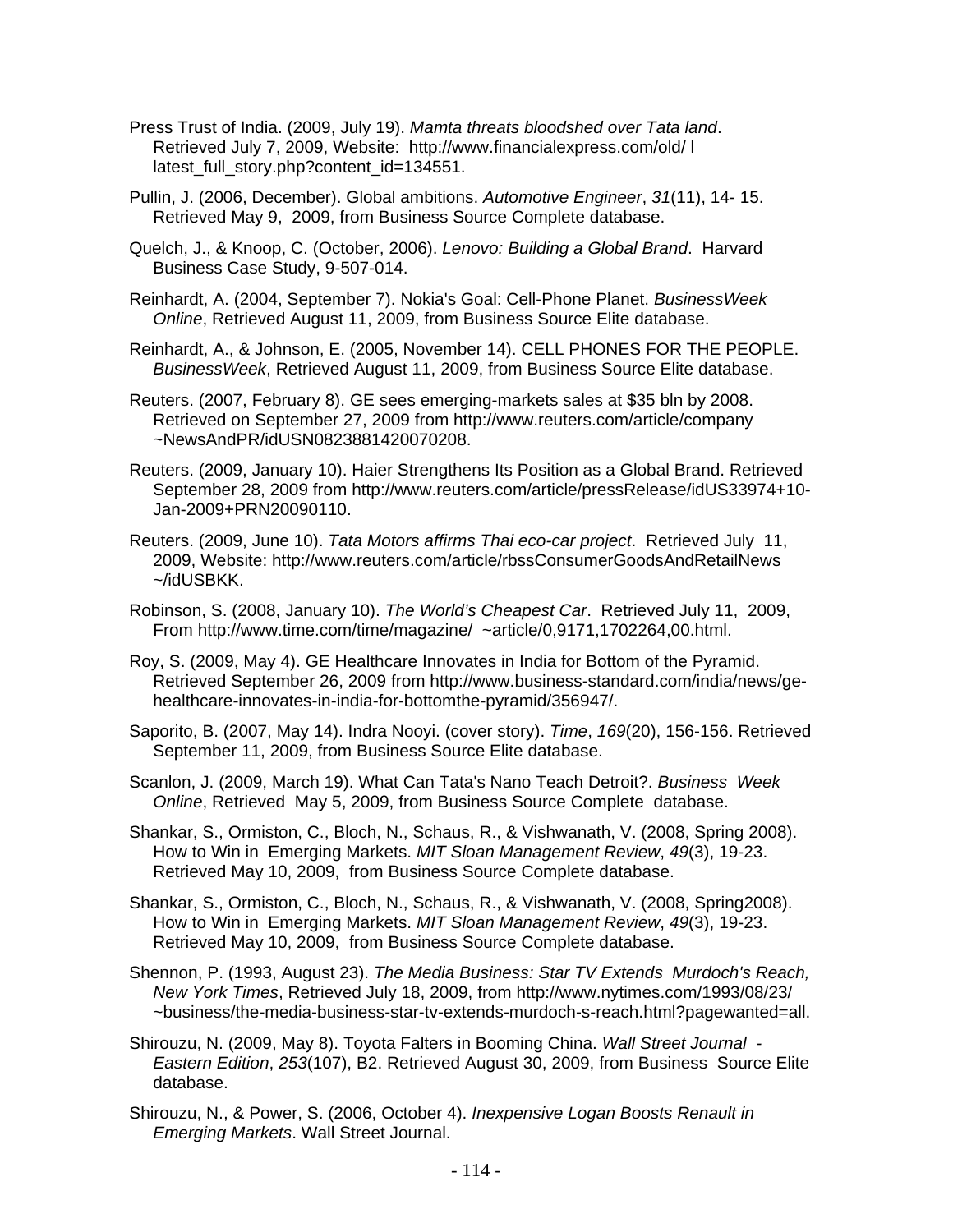Press Trust of India. (2009, July 19). *Mamta threats bloodshed over Tata land*. Retrieved July 7, 2009, Website: http://www.financialexpress.com/old/ l latest_full_story.php?content_id=134551.

Pullin, J. (2006, December). Global ambitions. *Automotive Engineer*, *31*(11), 14- 15. Retrieved May 9, 2009, from Business Source Complete database.

Quelch, J., & Knoop, C. (October, 2006). *Lenovo: Building a Global Brand*. Harvard Business Case Study, 9-507-014.

Reinhardt, A. (2004, September 7). Nokia's Goal: Cell-Phone Planet. *BusinessWeek Online*, Retrieved August 11, 2009, from Business Source Elite database.

Reinhardt, A., & Johnson, E. (2005, November 14). CELL PHONES FOR THE PEOPLE. *BusinessWeek*, Retrieved August 11, 2009, from Business Source Elite database.

Reuters. (2007, February 8). GE sees emerging-markets sales at $35 bln by 2008. Retrieved on September 27, 2009 from http://www.reuters.com/article/company ~NewsAndPR/idUSN0823881420070208.

Reuters. (2009, January 10). Haier Strengthens Its Position as a Global Brand. Retrieved September 28, 2009 from http://www.reuters.com/article/pressRelease/idUS33974+10-Jan-2009+PRN20090110.

Reuters. (2009, June 10). *Tata Motors affirms Thai eco-car project*. Retrieved July 11, 2009, Website: http://www.reuters.com/article/rbssConsumerGoodsAndRetailNews ~/idUSBKK.

Robinson, S. (2008, January 10). *The World's Cheapest Car*. Retrieved July 11, 2009, From http://www.time.com/time/magazine/ ~article/0,9171,1702264,00.html.

Roy, S. (2009, May 4). GE Healthcare Innovates in India for Bottom of the Pyramid. Retrieved September 26, 2009 from http://www.business-standard.com/india/news/ge-healthcare-innovates-in-india-for-bottomthe-pyramid/356947/.

Saporito, B. (2007, May 14). Indra Nooyi. (cover story). *Time*, *169*(20), 156-156. Retrieved September 11, 2009, from Business Source Elite database.

Scanlon, J. (2009, March 19). What Can Tata's Nano Teach Detroit?. *Business Week Online*, Retrieved May 5, 2009, from Business Source Complete database.

Shankar, S., Ormiston, C., Bloch, N., Schaus, R., & Vishwanath, V. (2008, Spring 2008). How to Win in Emerging Markets. *MIT Sloan Management Review*, *49*(3), 19-23. Retrieved May 10, 2009, from Business Source Complete database.

Shankar, S., Ormiston, C., Bloch, N., Schaus, R., & Vishwanath, V. (2008, Spring2008). How to Win in Emerging Markets. *MIT Sloan Management Review*, *49*(3), 19-23. Retrieved May 10, 2009, from Business Source Complete database.

Shennon, P. (1993, August 23). *The Media Business: Star TV Extends Murdoch's Reach, New York Times*, Retrieved July 18, 2009, from http://www.nytimes.com/1993/08/23/ ~business/the-media-business-star-tv-extends-murdoch-s-reach.html?pagewanted=all.

Shirouzu, N. (2009, May 8). Toyota Falters in Booming China. *Wall Street Journal - Eastern Edition*, *253*(107), B2. Retrieved August 30, 2009, from Business Source Elite database.

Shirouzu, N., & Power, S. (2006, October 4). *Inexpensive Logan Boosts Renault in Emerging Markets*. Wall Street Journal.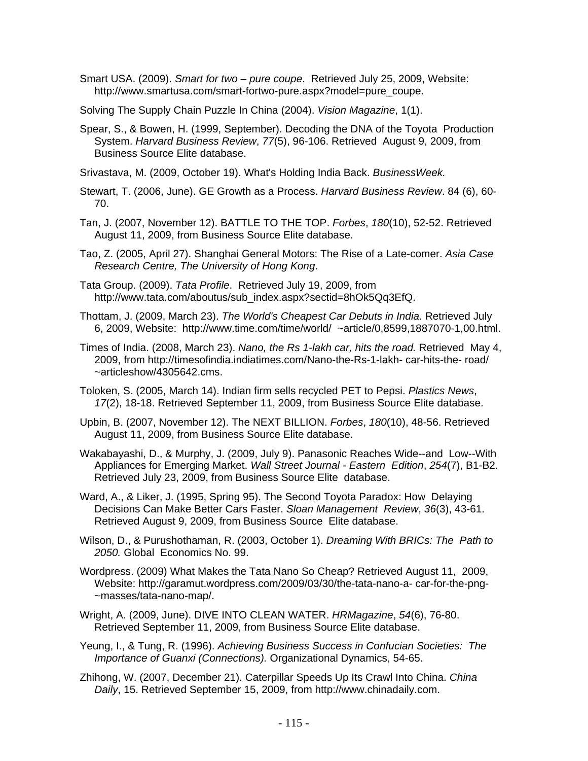Smart USA. (2009). *Smart for two – pure coupe*. Retrieved July 25, 2009, Website: http://www.smartusa.com/smart-fortwo-pure.aspx?model=pure_coupe.

Solving The Supply Chain Puzzle In China (2004). *Vision Magazine*, 1(1).

Spear, S., & Bowen, H. (1999, September). Decoding the DNA of the Toyota Production System. *Harvard Business Review*, *77*(5), 96-106. Retrieved August 9, 2009, from Business Source Elite database.

Srivastava, M. (2009, October 19). What's Holding India Back. *BusinessWeek.*

Stewart, T. (2006, June). GE Growth as a Process. *Harvard Business Review*. 84 (6), 60-70.

Tan, J. (2007, November 12). BATTLE TO THE TOP. *Forbes*, *180*(10), 52-52. Retrieved August 11, 2009, from Business Source Elite database.

Tao, Z. (2005, April 27). Shanghai General Motors: The Rise of a Late-comer. *Asia Case Research Centre, The University of Hong Kong*.

Tata Group. (2009). *Tata Profile*. Retrieved July 19, 2009, from http://www.tata.com/aboutus/sub_index.aspx?sectid=8hOk5Qq3EfQ.

Thottam, J. (2009, March 23). *The World's Cheapest Car Debuts in India.* Retrieved July 6, 2009, Website: http://www.time.com/time/world/ ~article/0,8599,1887070-1,00.html.

Times of India. (2008, March 23). *Nano, the Rs 1-lakh car, hits the road.* Retrieved May 4, 2009, from http://timesofindia.indiatimes.com/Nano-the-Rs-1-lakh- car-hits-the- road/ ~articleshow/4305642.cms.

Toloken, S. (2005, March 14). Indian firm sells recycled PET to Pepsi. *Plastics News*, *17*(2), 18-18. Retrieved September 11, 2009, from Business Source Elite database.

Upbin, B. (2007, November 12). The NEXT BILLION. *Forbes*, *180*(10), 48-56. Retrieved August 11, 2009, from Business Source Elite database.

Wakabayashi, D., & Murphy, J. (2009, July 9). Panasonic Reaches Wide--and Low--With Appliances for Emerging Market. *Wall Street Journal - Eastern Edition*, *254*(7), B1-B2. Retrieved July 23, 2009, from Business Source Elite database.

Ward, A., & Liker, J. (1995, Spring 95). The Second Toyota Paradox: How Delaying Decisions Can Make Better Cars Faster. *Sloan Management Review*, *36*(3), 43-61. Retrieved August 9, 2009, from Business Source Elite database.

Wilson, D., & Purushothaman, R. (2003, October 1). *Dreaming With BRICs: The Path to 2050.* Global Economics No. 99.

Wordpress. (2009) What Makes the Tata Nano So Cheap? Retrieved August 11, 2009, Website: http://garamut.wordpress.com/2009/03/30/the-tata-nano-a- car-for-the-png- ~masses/tata-nano-map/.

Wright, A. (2009, June). DIVE INTO CLEAN WATER. *HRMagazine*, *54*(6), 76-80. Retrieved September 11, 2009, from Business Source Elite database.

Yeung, I., & Tung, R. (1996). *Achieving Business Success in Confucian Societies: The Importance of Guanxi (Connections).* Organizational Dynamics, 54-65.

Zhihong, W. (2007, December 21). Caterpillar Speeds Up Its Crawl Into China. *China Daily*, 15. Retrieved September 15, 2009, from http://www.chinadaily.com.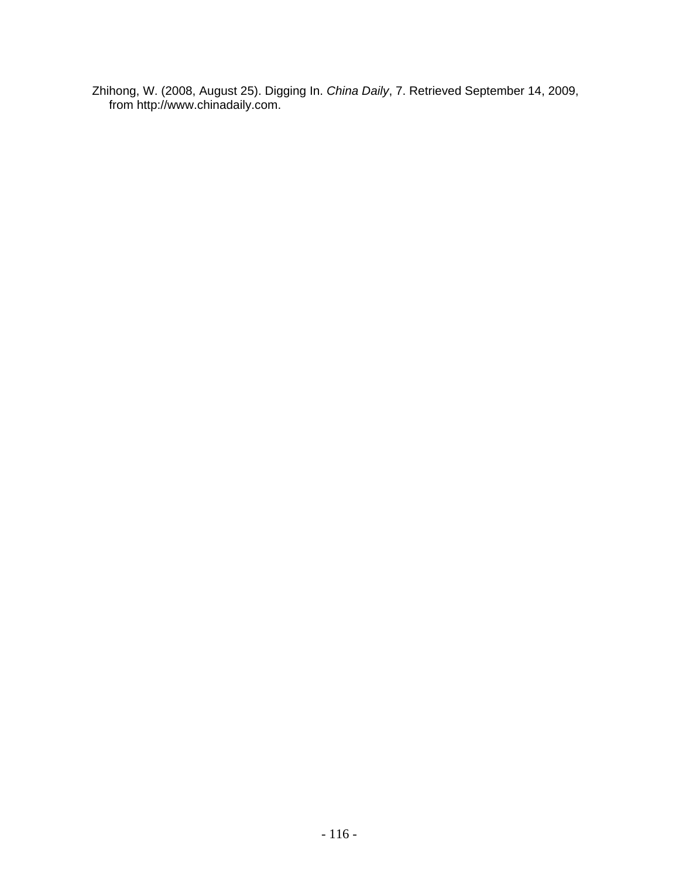Zhihong, W. (2008, August 25). Digging In. *China Daily*, 7. Retrieved September 14, 2009, from http://www.chinadaily.com.